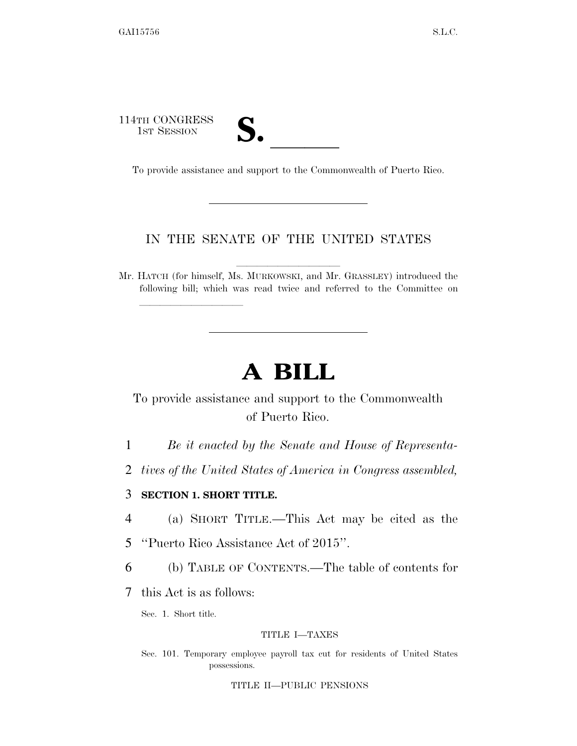114TH CONGRESS
1ST SESSION

# S. ______

To provide assistance and support to the Commonwealth of Puerto Rico.

---

IN THE SENATE OF THE UNITED STATES

Mr. HATCH (for himself, Ms. MURKOWSKI, and Mr. GRASSLEY) introduced the following bill; which was read twice and referred to the Committee on ______________

---

# A BILL

To provide assistance and support to the Commonwealth of Puerto Rico.

1 *Be it enacted by the Senate and House of Representa-*
2 *tives of the United States of America in Congress assembled,*

3 **SECTION 1. SHORT TITLE.**

4 (a) SHORT TITLE.—This Act may be cited as the
5 ''Puerto Rico Assistance Act of 2015''.

6 (b) TABLE OF CONTENTS.—The table of contents for
7 this Act is as follows:

Sec. 1. Short title.

TITLE I—TAXES

Sec. 101. Temporary employee payroll tax cut for residents of United States possessions.

TITLE II—PUBLIC PENSIONS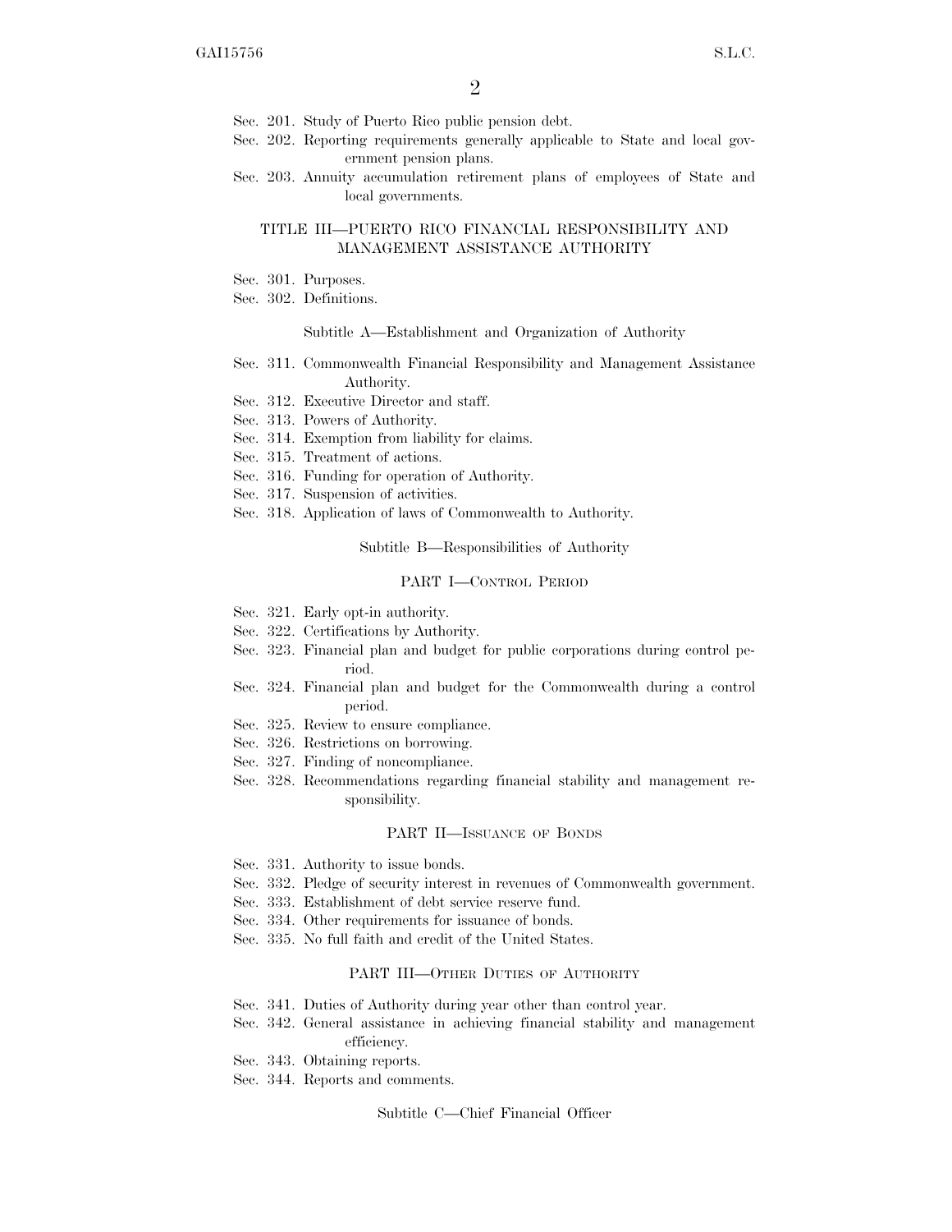Sec. 201. Study of Puerto Rico public pension debt.
Sec. 202. Reporting requirements generally applicable to State and local government pension plans.
Sec. 203. Annuity accumulation retirement plans of employees of State and local governments.

TITLE III—PUERTO RICO FINANCIAL RESPONSIBILITY AND MANAGEMENT ASSISTANCE AUTHORITY

Sec. 301. Purposes.
Sec. 302. Definitions.

Subtitle A—Establishment and Organization of Authority

Sec. 311. Commonwealth Financial Responsibility and Management Assistance Authority.
Sec. 312. Executive Director and staff.
Sec. 313. Powers of Authority.
Sec. 314. Exemption from liability for claims.
Sec. 315. Treatment of actions.
Sec. 316. Funding for operation of Authority.
Sec. 317. Suspension of activities.
Sec. 318. Application of laws of Commonwealth to Authority.

Subtitle B—Responsibilities of Authority

PART I—CONTROL PERIOD

Sec. 321. Early opt-in authority.
Sec. 322. Certifications by Authority.
Sec. 323. Financial plan and budget for public corporations during control period.
Sec. 324. Financial plan and budget for the Commonwealth during a control period.
Sec. 325. Review to ensure compliance.
Sec. 326. Restrictions on borrowing.
Sec. 327. Finding of noncompliance.
Sec. 328. Recommendations regarding financial stability and management responsibility.

PART II—ISSUANCE OF BONDS

Sec. 331. Authority to issue bonds.
Sec. 332. Pledge of security interest in revenues of Commonwealth government.
Sec. 333. Establishment of debt service reserve fund.
Sec. 334. Other requirements for issuance of bonds.
Sec. 335. No full faith and credit of the United States.

PART III—OTHER DUTIES OF AUTHORITY

Sec. 341. Duties of Authority during year other than control year.
Sec. 342. General assistance in achieving financial stability and management efficiency.
Sec. 343. Obtaining reports.
Sec. 344. Reports and comments.

Subtitle C—Chief Financial Officer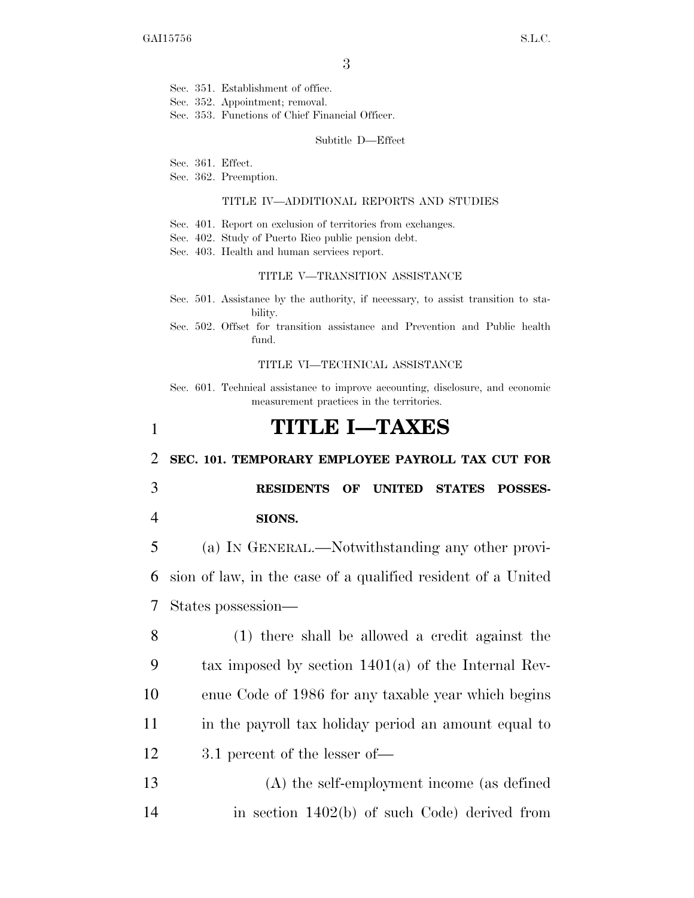Sec. 351. Establishment of office.
Sec. 352. Appointment; removal.
Sec. 353. Functions of Chief Financial Officer.

Subtitle D—Effect

Sec. 361. Effect.
Sec. 362. Preemption.

TITLE IV—ADDITIONAL REPORTS AND STUDIES

Sec. 401. Report on exclusion of territories from exchanges.
Sec. 402. Study of Puerto Rico public pension debt.
Sec. 403. Health and human services report.

TITLE V—TRANSITION ASSISTANCE

Sec. 501. Assistance by the authority, if necessary, to assist transition to stability.
Sec. 502. Offset for transition assistance and Prevention and Public health fund.

TITLE VI—TECHNICAL ASSISTANCE

Sec. 601. Technical assistance to improve accounting, disclosure, and economic measurement practices in the territories.

# TITLE I—TAXES

**SEC. 101. TEMPORARY EMPLOYEE PAYROLL TAX CUT FOR RESIDENTS OF UNITED STATES POSSESSIONS.**

(a) IN GENERAL.—Notwithstanding any other provision of law, in the case of a qualified resident of a United States possession—

(1) there shall be allowed a credit against the tax imposed by section 1401(a) of the Internal Revenue Code of 1986 for any taxable year which begins in the payroll tax holiday period an amount equal to 3.1 percent of the lesser of—

(A) the self-employment income (as defined in section 1402(b) of such Code) derived from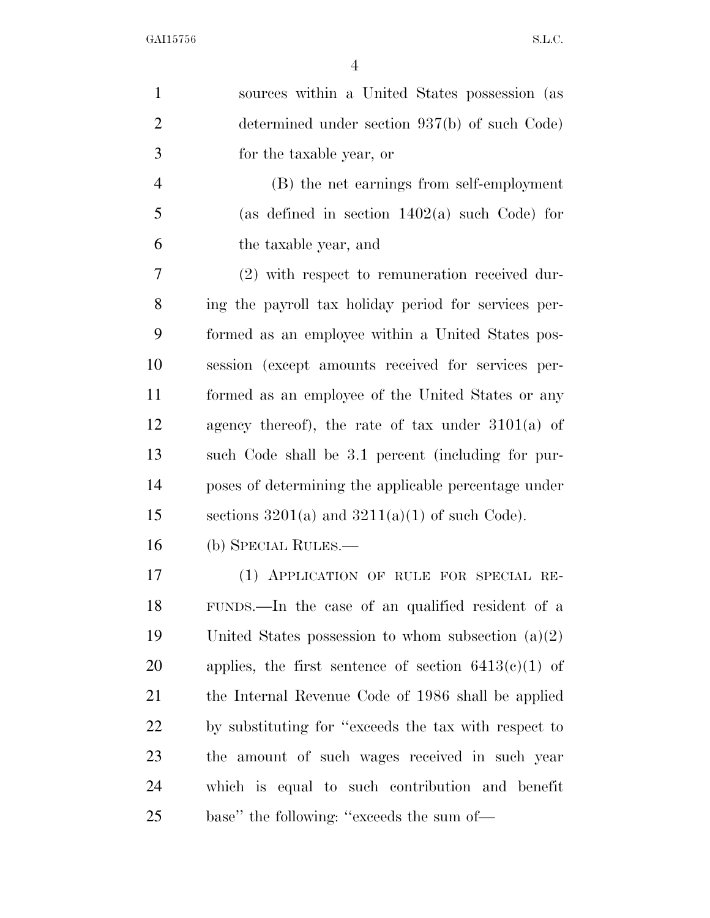sources within a United States possession (as determined under section 937(b) of such Code) for the taxable year, or

(B) the net earnings from self-employment (as defined in section 1402(a) such Code) for the taxable year, and

(2) with respect to remuneration received during the payroll tax holiday period for services performed as an employee within a United States possession (except amounts received for services performed as an employee of the United States or any agency thereof), the rate of tax under 3101(a) of such Code shall be 3.1 percent (including for purposes of determining the applicable percentage under sections 3201(a) and 3211(a)(1) of such Code).

(b) SPECIAL RULES.—

(1) APPLICATION OF RULE FOR SPECIAL REFUNDS.—In the case of an qualified resident of a United States possession to whom subsection (a)(2) applies, the first sentence of section 6413(c)(1) of the Internal Revenue Code of 1986 shall be applied by substituting for "exceeds the tax with respect to the amount of such wages received in such year which is equal to such contribution and benefit base" the following: "exceeds the sum of—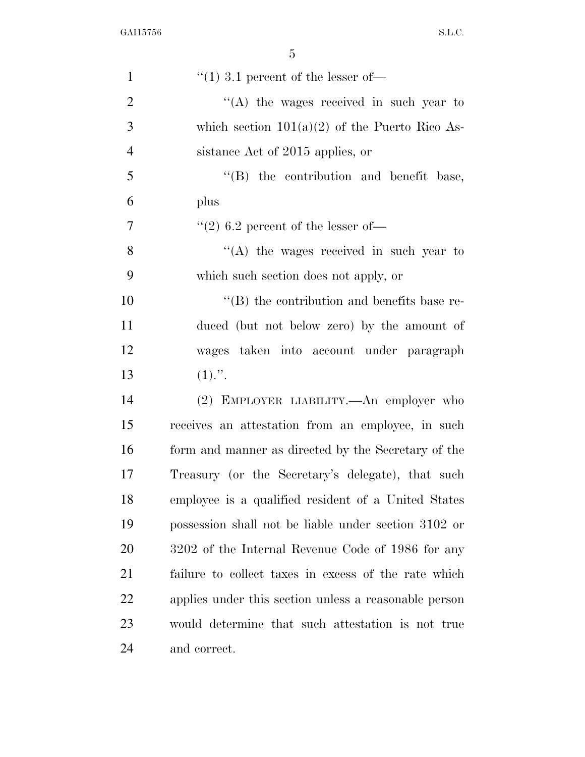"(1) 3.1 percent of the lesser of—

"(A) the wages received in such year to which section 101(a)(2) of the Puerto Rico Assistance Act of 2015 applies, or

"(B) the contribution and benefit base, plus

"(2) 6.2 percent of the lesser of—

"(A) the wages received in such year to which such section does not apply, or

"(B) the contribution and benefits base reduced (but not below zero) by the amount of wages taken into account under paragraph (1).".

(2) EMPLOYER LIABILITY.—An employer who receives an attestation from an employee, in such form and manner as directed by the Secretary of the Treasury (or the Secretary's delegate), that such employee is a qualified resident of a United States possession shall not be liable under section 3102 or 3202 of the Internal Revenue Code of 1986 for any failure to collect taxes in excess of the rate which applies under this section unless a reasonable person would determine that such attestation is not true and correct.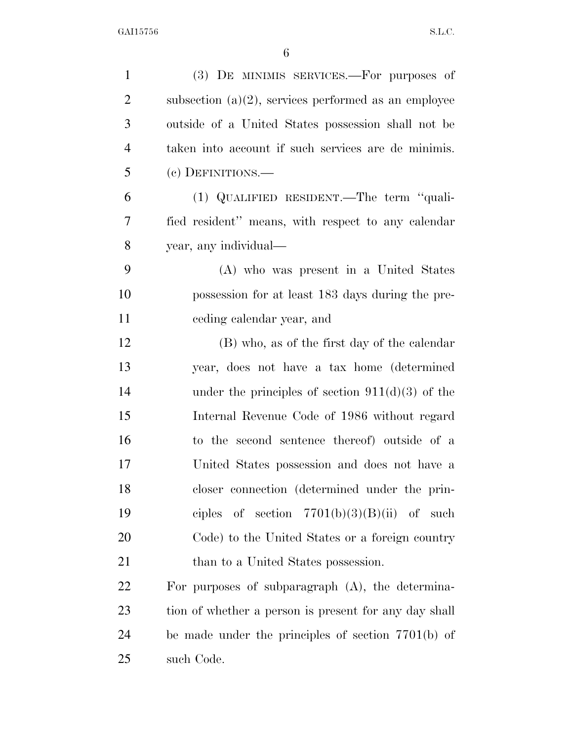(3) DE MINIMIS SERVICES.—For purposes of subsection (a)(2), services performed as an employee outside of a United States possession shall not be taken into account if such services are de minimis.

(c) DEFINITIONS.—

(1) QUALIFIED RESIDENT.—The term ''qualified resident'' means, with respect to any calendar year, any individual—

(A) who was present in a United States possession for at least 183 days during the preceding calendar year, and

(B) who, as of the first day of the calendar year, does not have a tax home (determined under the principles of section 911(d)(3) of the Internal Revenue Code of 1986 without regard to the second sentence thereof) outside of a United States possession and does not have a closer connection (determined under the principles of section 7701(b)(3)(B)(ii) of such Code) to the United States or a foreign country than to a United States possession.

For purposes of subparagraph (A), the determination of whether a person is present for any day shall be made under the principles of section 7701(b) of such Code.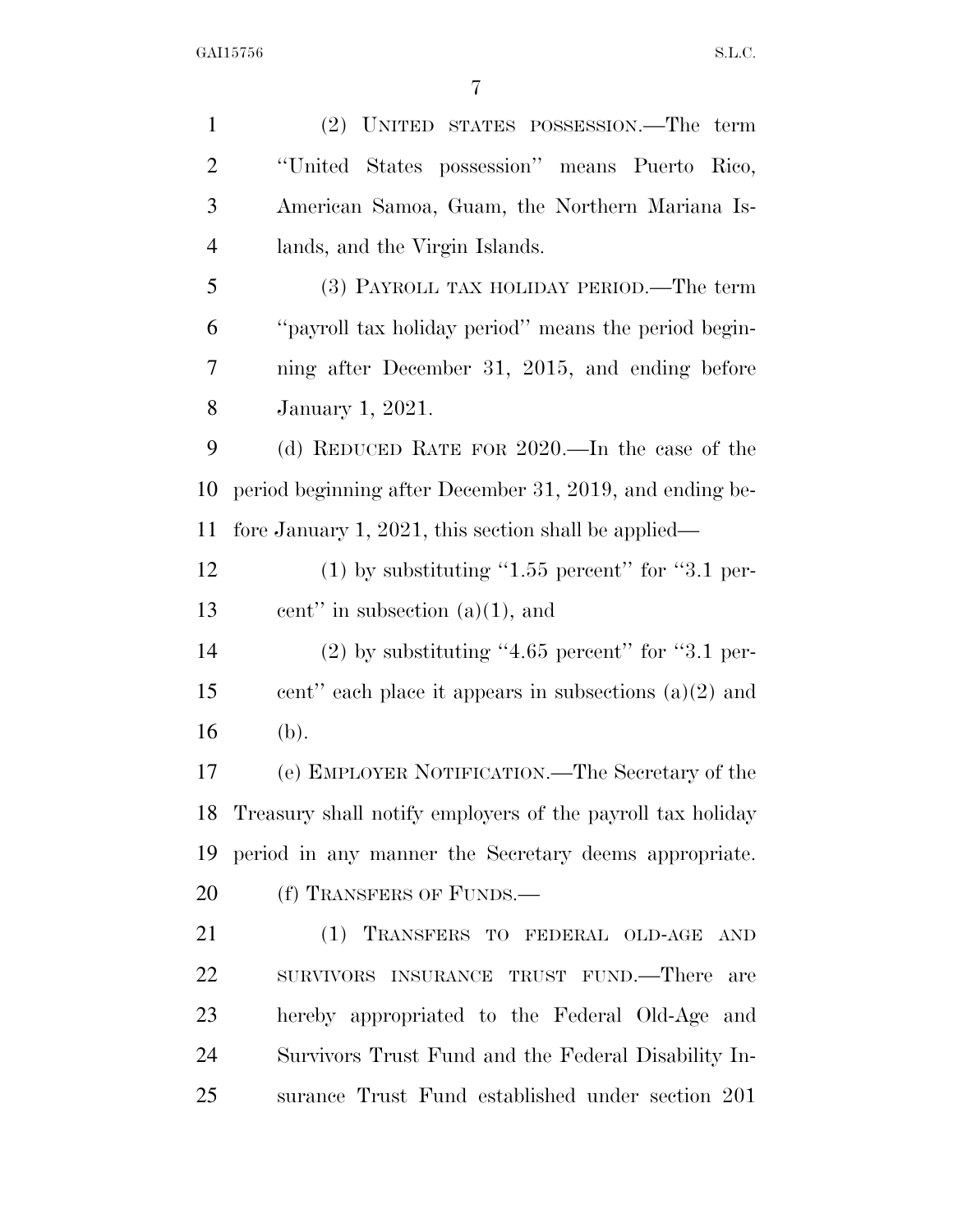(2) UNITED STATES POSSESSION.—The term ''United States possession'' means Puerto Rico, American Samoa, Guam, the Northern Mariana Islands, and the Virgin Islands.

(3) PAYROLL TAX HOLIDAY PERIOD.—The term ''payroll tax holiday period'' means the period beginning after December 31, 2015, and ending before January 1, 2021.

(d) REDUCED RATE FOR 2020.—In the case of the period beginning after December 31, 2019, and ending before January 1, 2021, this section shall be applied—

(1) by substituting ''1.55 percent'' for ''3.1 percent'' in subsection (a)(1), and

(2) by substituting ''4.65 percent'' for ''3.1 percent'' each place it appears in subsections (a)(2) and (b).

(e) EMPLOYER NOTIFICATION.—The Secretary of the Treasury shall notify employers of the payroll tax holiday period in any manner the Secretary deems appropriate.

(f) TRANSFERS OF FUNDS.—

(1) TRANSFERS TO FEDERAL OLD-AGE AND SURVIVORS INSURANCE TRUST FUND.—There are hereby appropriated to the Federal Old-Age and Survivors Trust Fund and the Federal Disability Insurance Trust Fund established under section 201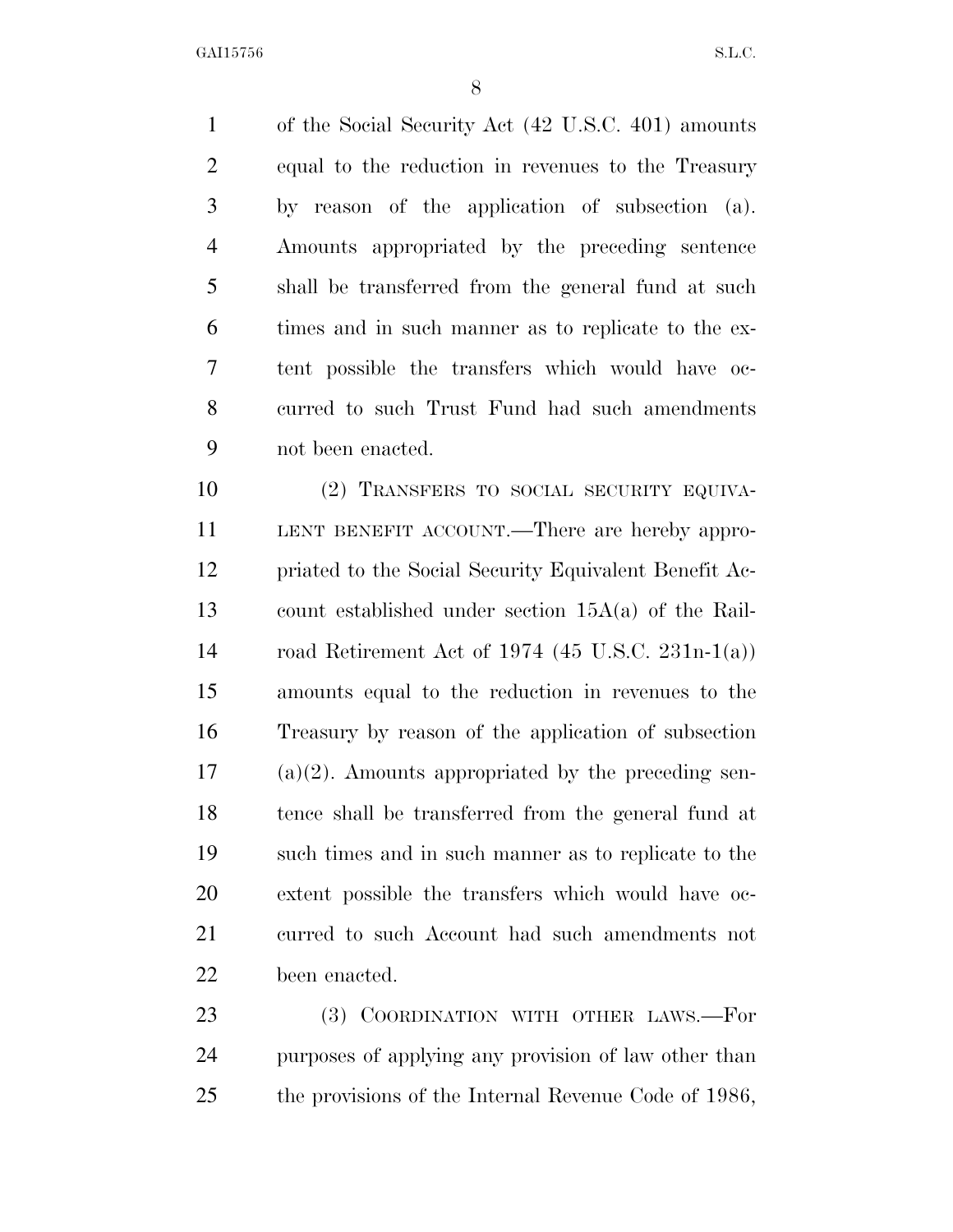of the Social Security Act (42 U.S.C. 401) amounts equal to the reduction in revenues to the Treasury by reason of the application of subsection (a). Amounts appropriated by the preceding sentence shall be transferred from the general fund at such times and in such manner as to replicate to the extent possible the transfers which would have occurred to such Trust Fund had such amendments not been enacted.

(2) TRANSFERS TO SOCIAL SECURITY EQUIVALENT BENEFIT ACCOUNT.—There are hereby appropriated to the Social Security Equivalent Benefit Account established under section 15A(a) of the Railroad Retirement Act of 1974 (45 U.S.C. 231n-1(a)) amounts equal to the reduction in revenues to the Treasury by reason of the application of subsection (a)(2). Amounts appropriated by the preceding sentence shall be transferred from the general fund at such times and in such manner as to replicate to the extent possible the transfers which would have occurred to such Account had such amendments not been enacted.

(3) COORDINATION WITH OTHER LAWS.—For purposes of applying any provision of law other than the provisions of the Internal Revenue Code of 1986,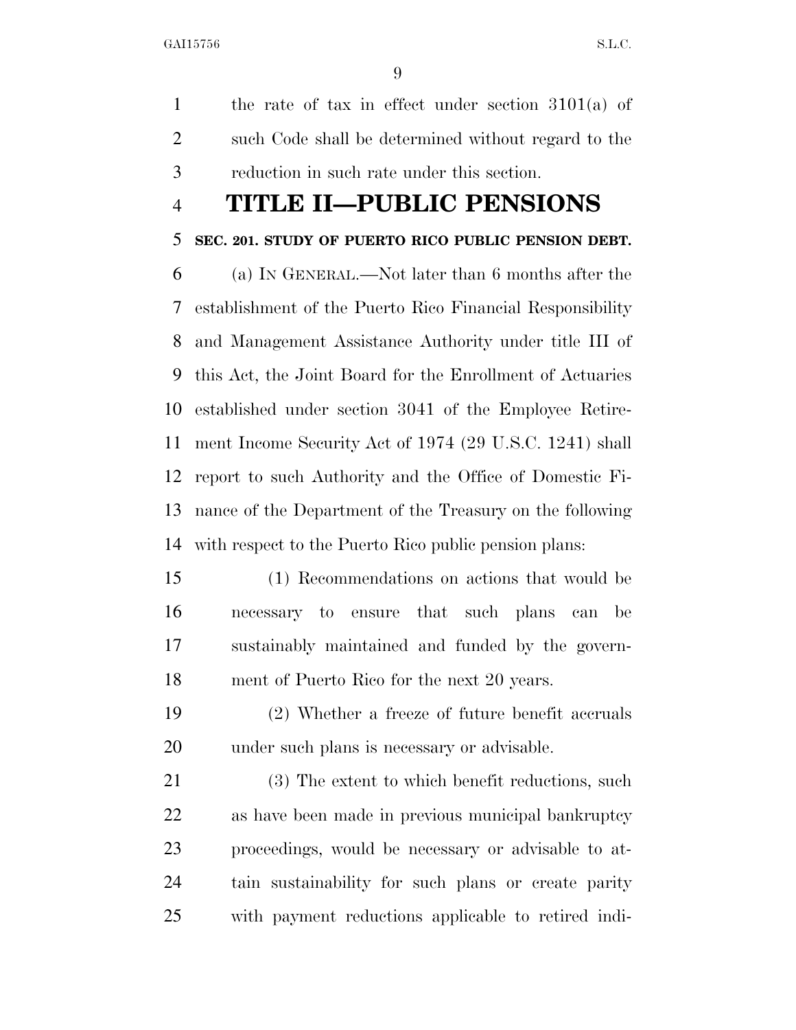the rate of tax in effect under section 3101(a) of such Code shall be determined without regard to the reduction in such rate under this section.

# TITLE II—PUBLIC PENSIONS

**SEC. 201. STUDY OF PUERTO RICO PUBLIC PENSION DEBT.**

(a) IN GENERAL.—Not later than 6 months after the establishment of the Puerto Rico Financial Responsibility and Management Assistance Authority under title III of this Act, the Joint Board for the Enrollment of Actuaries established under section 3041 of the Employee Retirement Income Security Act of 1974 (29 U.S.C. 1241) shall report to such Authority and the Office of Domestic Finance of the Department of the Treasury on the following with respect to the Puerto Rico public pension plans:

(1) Recommendations on actions that would be necessary to ensure that such plans can be sustainably maintained and funded by the government of Puerto Rico for the next 20 years.

(2) Whether a freeze of future benefit accruals under such plans is necessary or advisable.

(3) The extent to which benefit reductions, such as have been made in previous municipal bankruptcy proceedings, would be necessary or advisable to attain sustainability for such plans or create parity with payment reductions applicable to retired indi-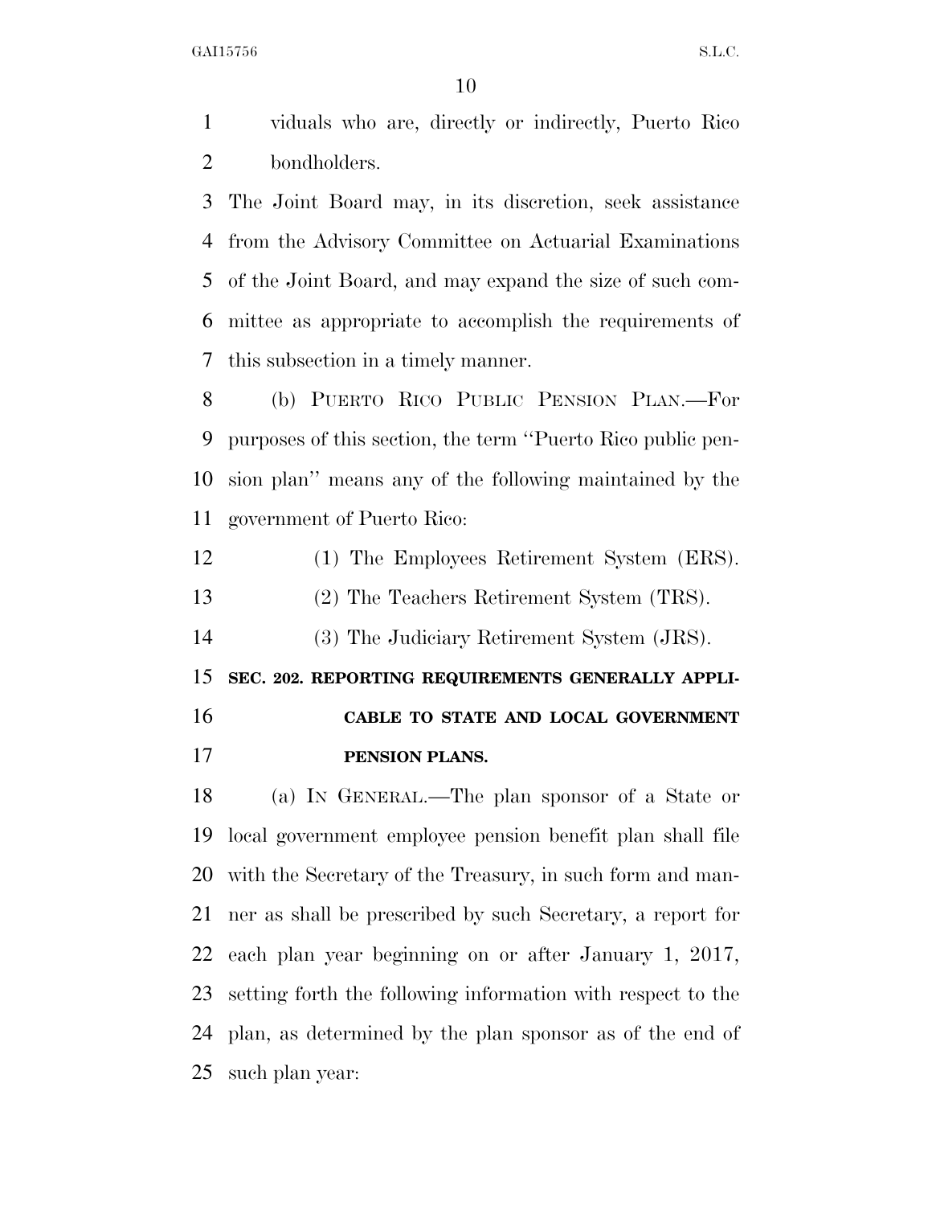viduals who are, directly or indirectly, Puerto Rico bondholders.

The Joint Board may, in its discretion, seek assistance from the Advisory Committee on Actuarial Examinations of the Joint Board, and may expand the size of such committee as appropriate to accomplish the requirements of this subsection in a timely manner.

(b) PUERTO RICO PUBLIC PENSION PLAN.—For purposes of this section, the term ''Puerto Rico public pension plan'' means any of the following maintained by the government of Puerto Rico:

(1) The Employees Retirement System (ERS).

(2) The Teachers Retirement System (TRS).

(3) The Judiciary Retirement System (JRS).

**SEC. 202. REPORTING REQUIREMENTS GENERALLY APPLICABLE TO STATE AND LOCAL GOVERNMENT PENSION PLANS.**

(a) IN GENERAL.—The plan sponsor of a State or local government employee pension benefit plan shall file with the Secretary of the Treasury, in such form and manner as shall be prescribed by such Secretary, a report for each plan year beginning on or after January 1, 2017, setting forth the following information with respect to the plan, as determined by the plan sponsor as of the end of such plan year: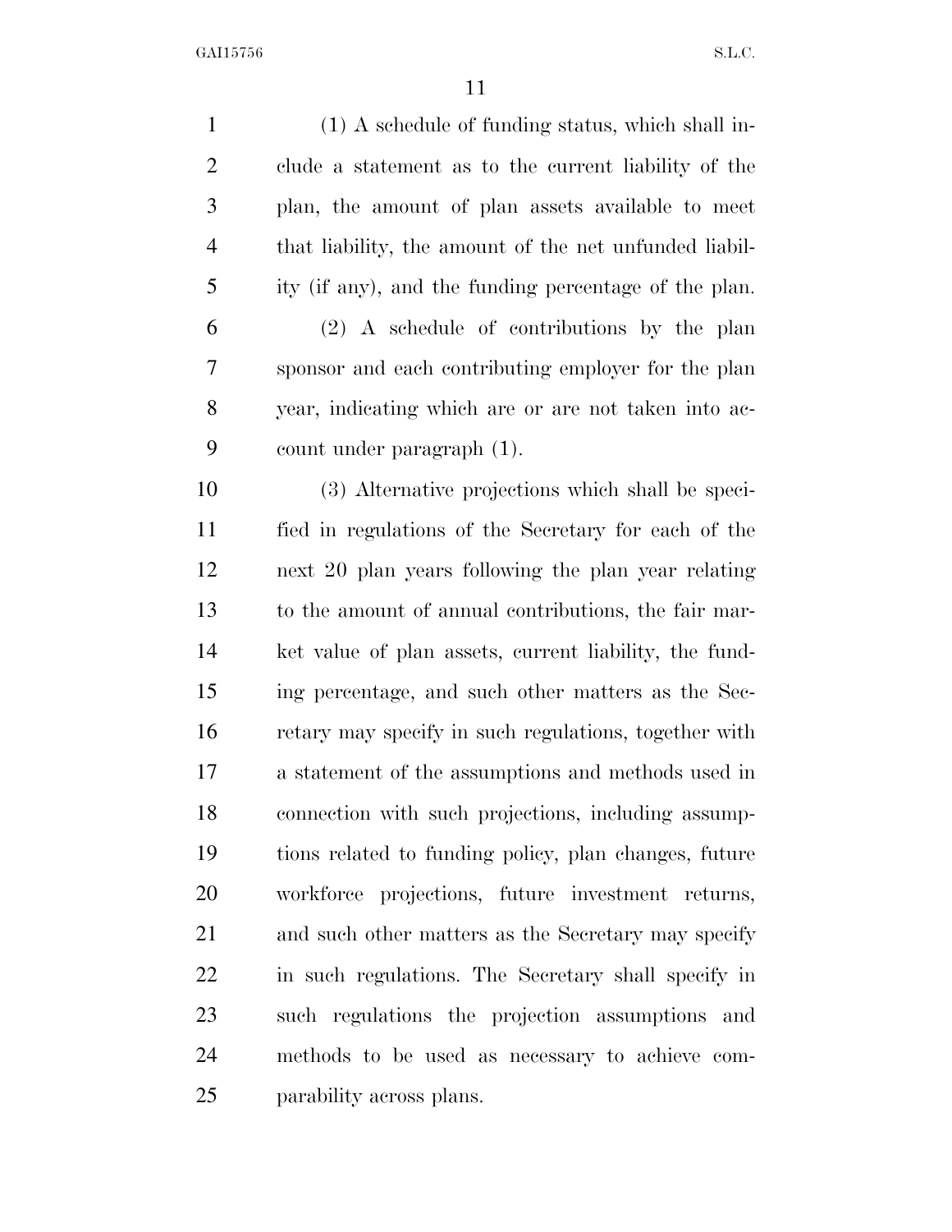(1) A schedule of funding status, which shall include a statement as to the current liability of the plan, the amount of plan assets available to meet that liability, the amount of the net unfunded liability (if any), and the funding percentage of the plan.

(2) A schedule of contributions by the plan sponsor and each contributing employer for the plan year, indicating which are or are not taken into account under paragraph (1).

(3) Alternative projections which shall be specified in regulations of the Secretary for each of the next 20 plan years following the plan year relating to the amount of annual contributions, the fair market value of plan assets, current liability, the funding percentage, and such other matters as the Secretary may specify in such regulations, together with a statement of the assumptions and methods used in connection with such projections, including assumptions related to funding policy, plan changes, future workforce projections, future investment returns, and such other matters as the Secretary may specify in such regulations. The Secretary shall specify in such regulations the projection assumptions and methods to be used as necessary to achieve comparability across plans.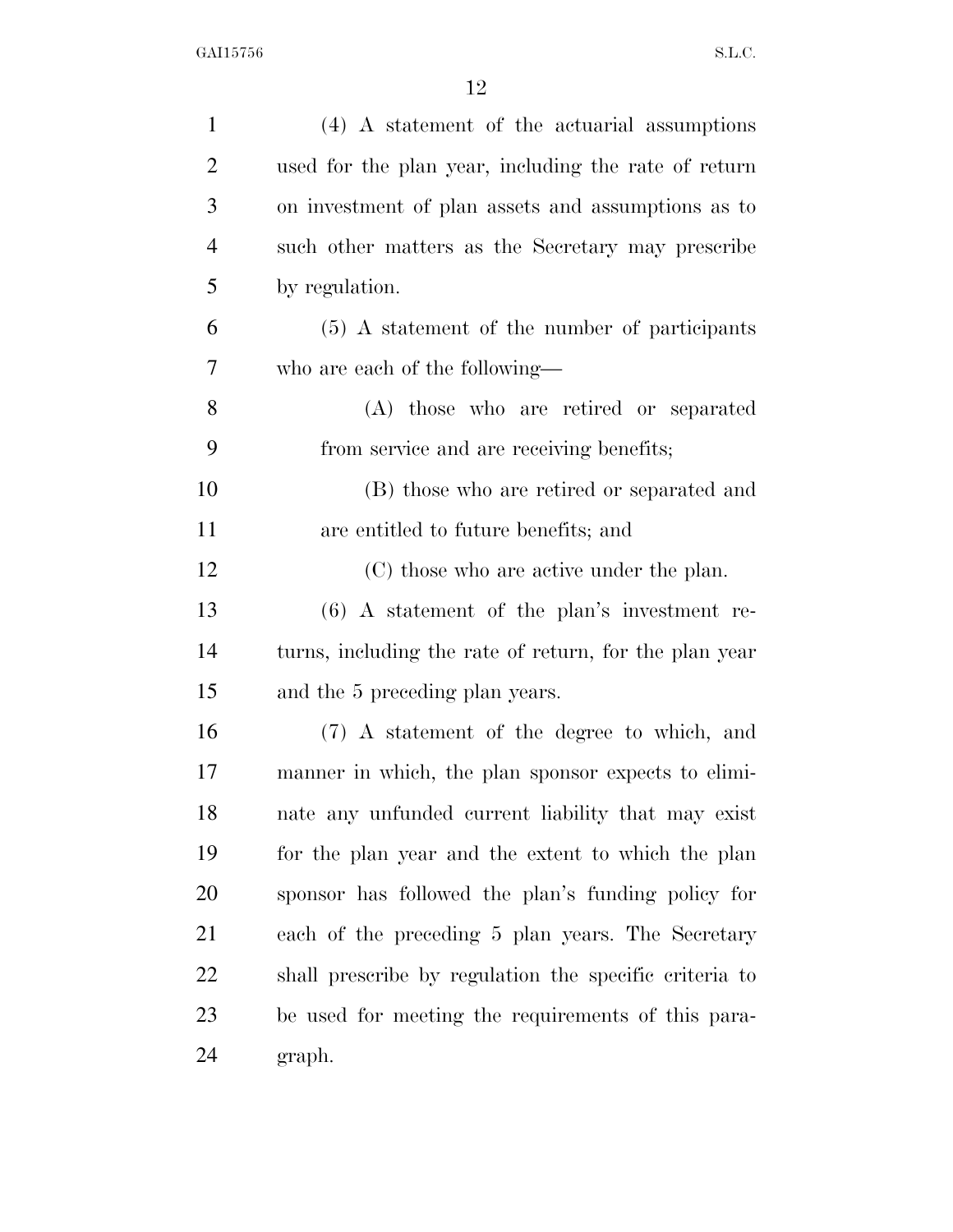(4) A statement of the actuarial assumptions used for the plan year, including the rate of return on investment of plan assets and assumptions as to such other matters as the Secretary may prescribe by regulation.

(5) A statement of the number of participants who are each of the following—

(A) those who are retired or separated from service and are receiving benefits;

(B) those who are retired or separated and are entitled to future benefits; and

(C) those who are active under the plan.

(6) A statement of the plan's investment returns, including the rate of return, for the plan year and the 5 preceding plan years.

(7) A statement of the degree to which, and manner in which, the plan sponsor expects to eliminate any unfunded current liability that may exist for the plan year and the extent to which the plan sponsor has followed the plan's funding policy for each of the preceding 5 plan years. The Secretary shall prescribe by regulation the specific criteria to be used for meeting the requirements of this paragraph.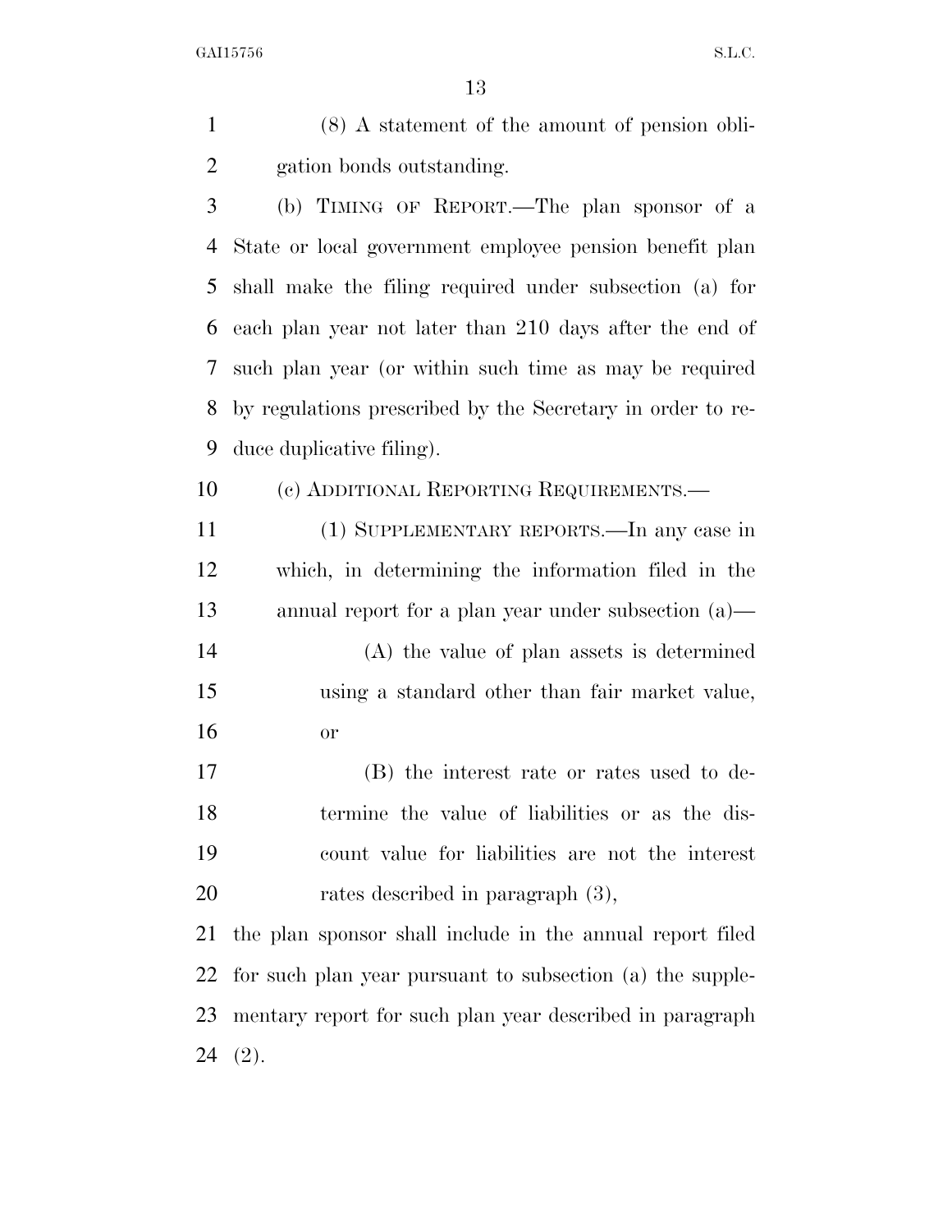(8) A statement of the amount of pension obligation bonds outstanding.

(b) Timing of Report.—The plan sponsor of a State or local government employee pension benefit plan shall make the filing required under subsection (a) for each plan year not later than 210 days after the end of such plan year (or within such time as may be required by regulations prescribed by the Secretary in order to reduce duplicative filing).

(c) Additional Reporting Requirements.—

(1) Supplementary reports.—In any case in which, in determining the information filed in the annual report for a plan year under subsection (a)—

(A) the value of plan assets is determined using a standard other than fair market value, or

(B) the interest rate or rates used to determine the value of liabilities or as the discount value for liabilities are not the interest rates described in paragraph (3),

the plan sponsor shall include in the annual report filed for such plan year pursuant to subsection (a) the supplementary report for such plan year described in paragraph (2).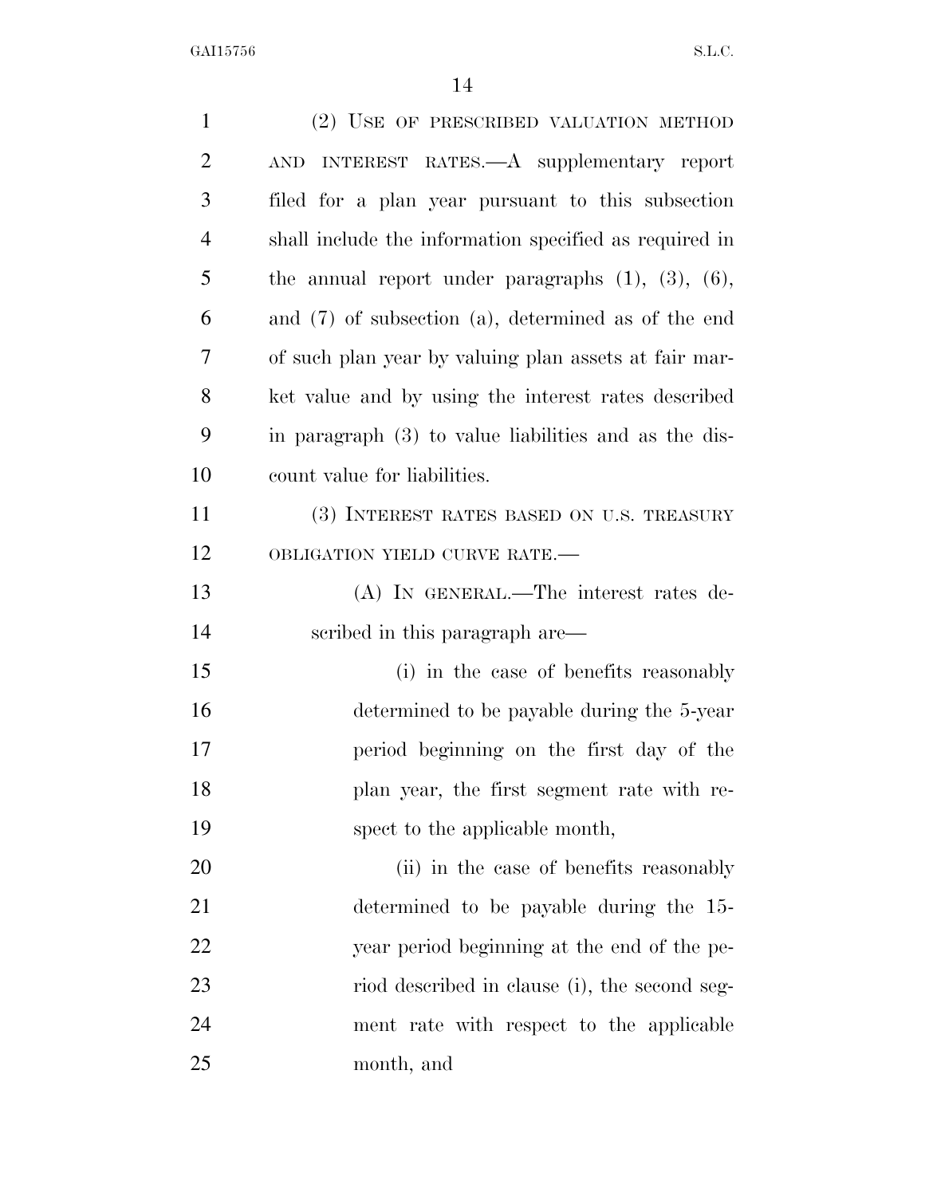(2) USE OF PRESCRIBED VALUATION METHOD AND INTEREST RATES.—A supplementary report filed for a plan year pursuant to this subsection shall include the information specified as required in the annual report under paragraphs (1), (3), (6), and (7) of subsection (a), determined as of the end of such plan year by valuing plan assets at fair market value and by using the interest rates described in paragraph (3) to value liabilities and as the discount value for liabilities.

(3) INTEREST RATES BASED ON U.S. TREASURY OBLIGATION YIELD CURVE RATE.—

(A) IN GENERAL.—The interest rates described in this paragraph are—

(i) in the case of benefits reasonably determined to be payable during the 5-year period beginning on the first day of the plan year, the first segment rate with respect to the applicable month,

(ii) in the case of benefits reasonably determined to be payable during the 15-year period beginning at the end of the period described in clause (i), the second segment rate with respect to the applicable month, and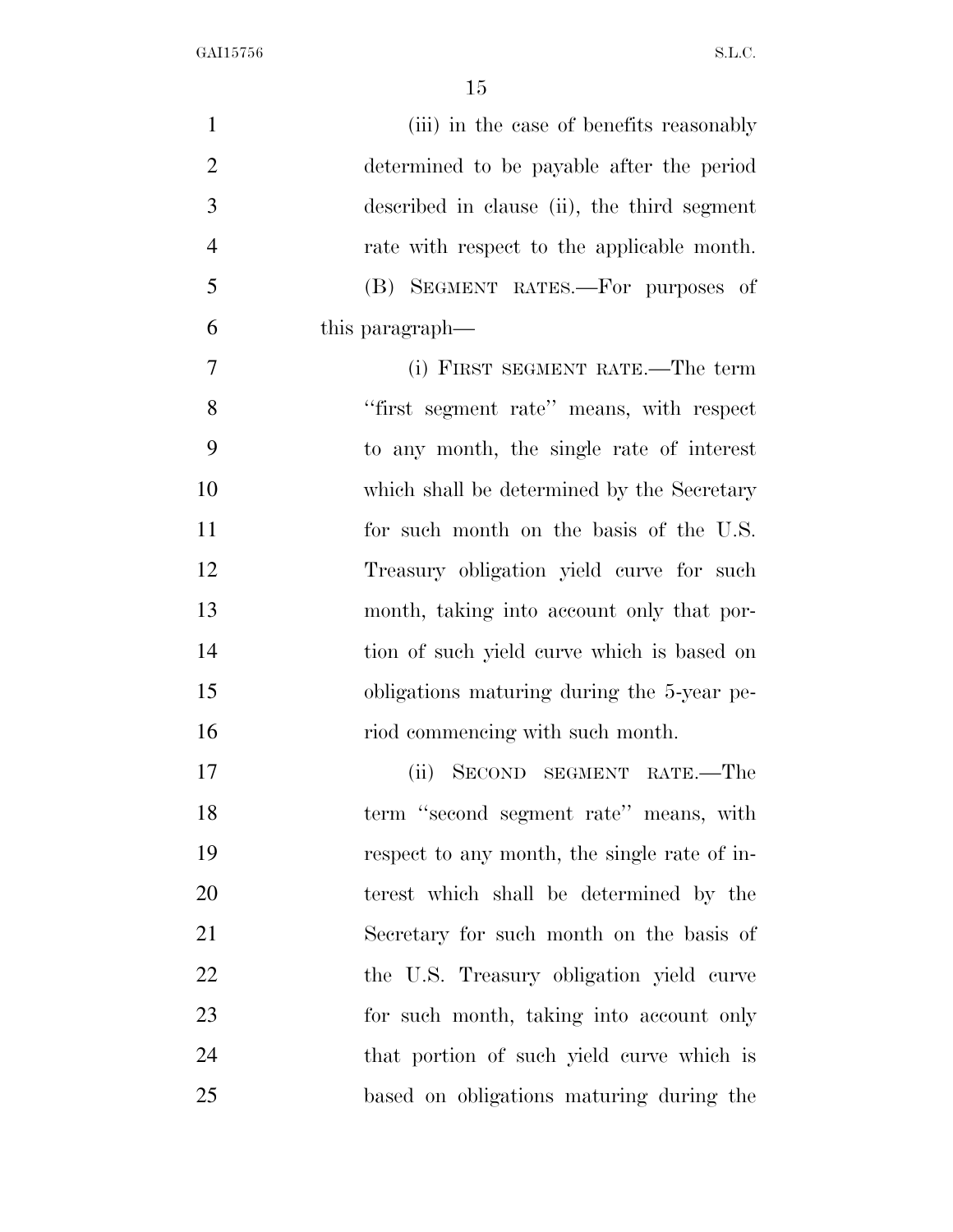(iii) in the case of benefits reasonably determined to be payable after the period described in clause (ii), the third segment rate with respect to the applicable month.

(B) SEGMENT RATES.—For purposes of this paragraph—

(i) FIRST SEGMENT RATE.—The term ''first segment rate'' means, with respect to any month, the single rate of interest which shall be determined by the Secretary for such month on the basis of the U.S. Treasury obligation yield curve for such month, taking into account only that portion of such yield curve which is based on obligations maturing during the 5-year period commencing with such month.

(ii) SECOND SEGMENT RATE.—The term ''second segment rate'' means, with respect to any month, the single rate of interest which shall be determined by the Secretary for such month on the basis of the U.S. Treasury obligation yield curve for such month, taking into account only that portion of such yield curve which is based on obligations maturing during the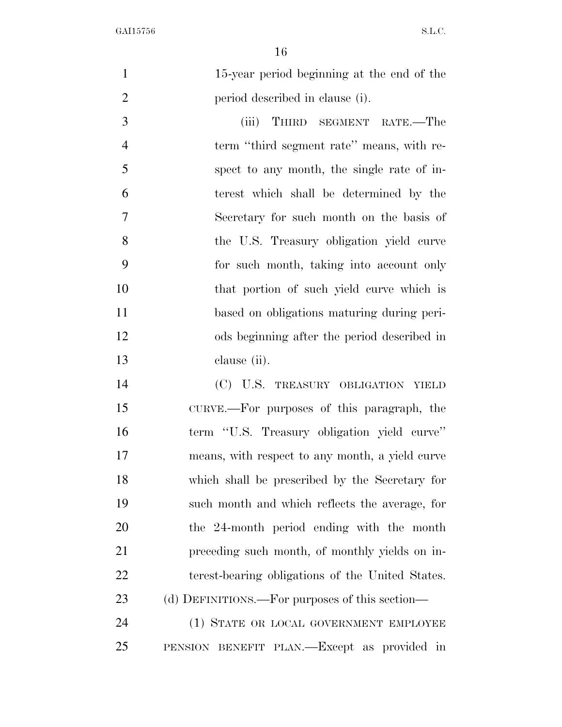15-year period beginning at the end of the period described in clause (i).

(iii) THIRD SEGMENT RATE.—The term ''third segment rate'' means, with respect to any month, the single rate of interest which shall be determined by the Secretary for such month on the basis of the U.S. Treasury obligation yield curve for such month, taking into account only that portion of such yield curve which is based on obligations maturing during periods beginning after the period described in clause (ii).

(C) U.S. TREASURY OBLIGATION YIELD CURVE.—For purposes of this paragraph, the term ''U.S. Treasury obligation yield curve'' means, with respect to any month, a yield curve which shall be prescribed by the Secretary for such month and which reflects the average, for the 24-month period ending with the month preceding such month, of monthly yields on interest-bearing obligations of the United States.

(d) DEFINITIONS.—For purposes of this section—

(1) STATE OR LOCAL GOVERNMENT EMPLOYEE PENSION BENEFIT PLAN.—Except as provided in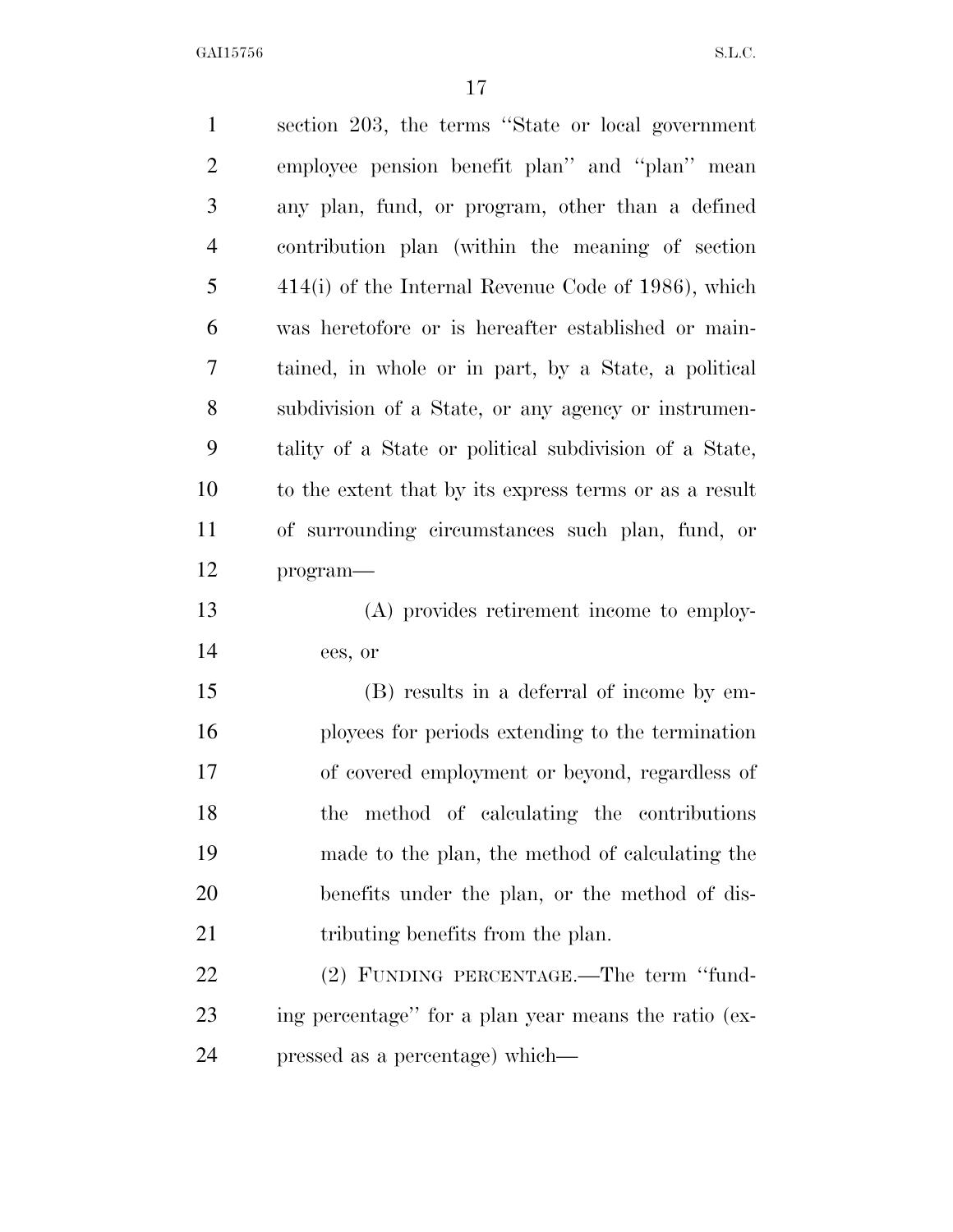section 203, the terms "State or local government employee pension benefit plan" and "plan" mean any plan, fund, or program, other than a defined contribution plan (within the meaning of section 414(i) of the Internal Revenue Code of 1986), which was heretofore or is hereafter established or maintained, in whole or in part, by a State, a political subdivision of a State, or any agency or instrumentality of a State or political subdivision of a State, to the extent that by its express terms or as a result of surrounding circumstances such plan, fund, or program—

(A) provides retirement income to employees, or

(B) results in a deferral of income by employees for periods extending to the termination of covered employment or beyond, regardless of the method of calculating the contributions made to the plan, the method of calculating the benefits under the plan, or the method of distributing benefits from the plan.

(2) FUNDING PERCENTAGE.—The term "funding percentage" for a plan year means the ratio (expressed as a percentage) which—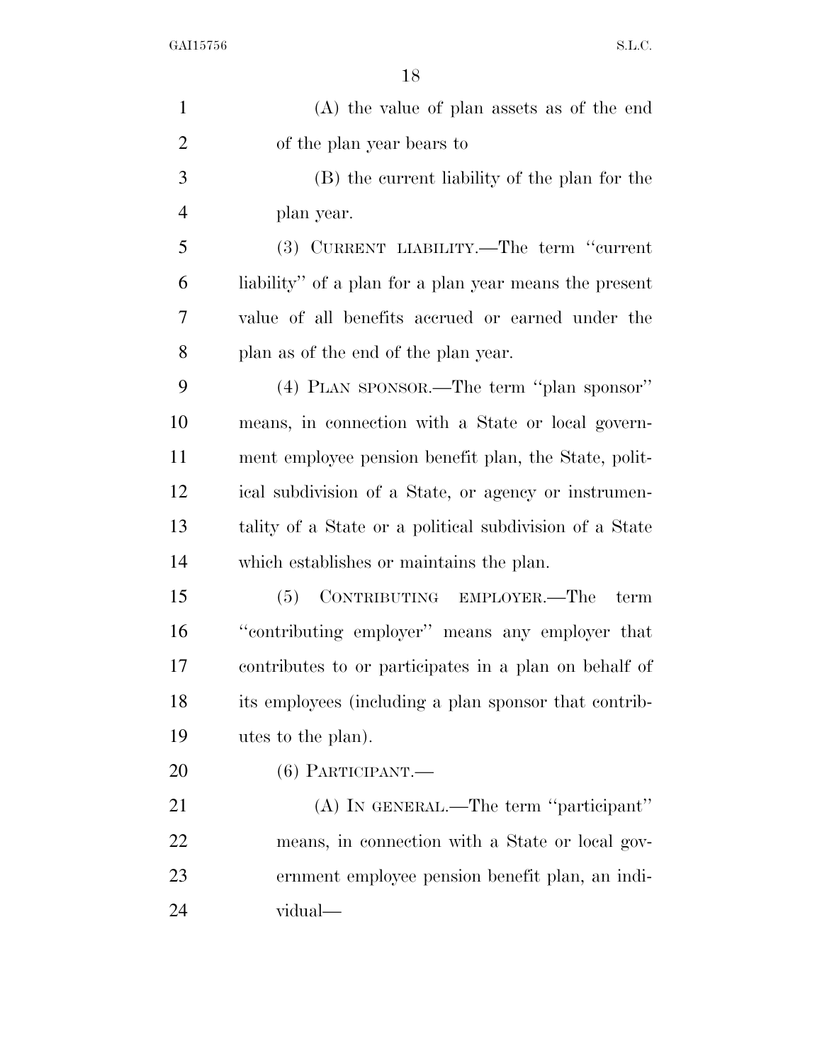(A) the value of plan assets as of the end of the plan year bears to

(B) the current liability of the plan for the plan year.

(3) CURRENT LIABILITY.—The term "current liability" of a plan for a plan year means the present value of all benefits accrued or earned under the plan as of the end of the plan year.

(4) PLAN SPONSOR.—The term "plan sponsor" means, in connection with a State or local government employee pension benefit plan, the State, political subdivision of a State, or agency or instrumentality of a State or a political subdivision of a State which establishes or maintains the plan.

(5) CONTRIBUTING EMPLOYER.—The term "contributing employer" means any employer that contributes to or participates in a plan on behalf of its employees (including a plan sponsor that contributes to the plan).

(6) PARTICIPANT.—

(A) IN GENERAL.—The term "participant" means, in connection with a State or local government employee pension benefit plan, an individual—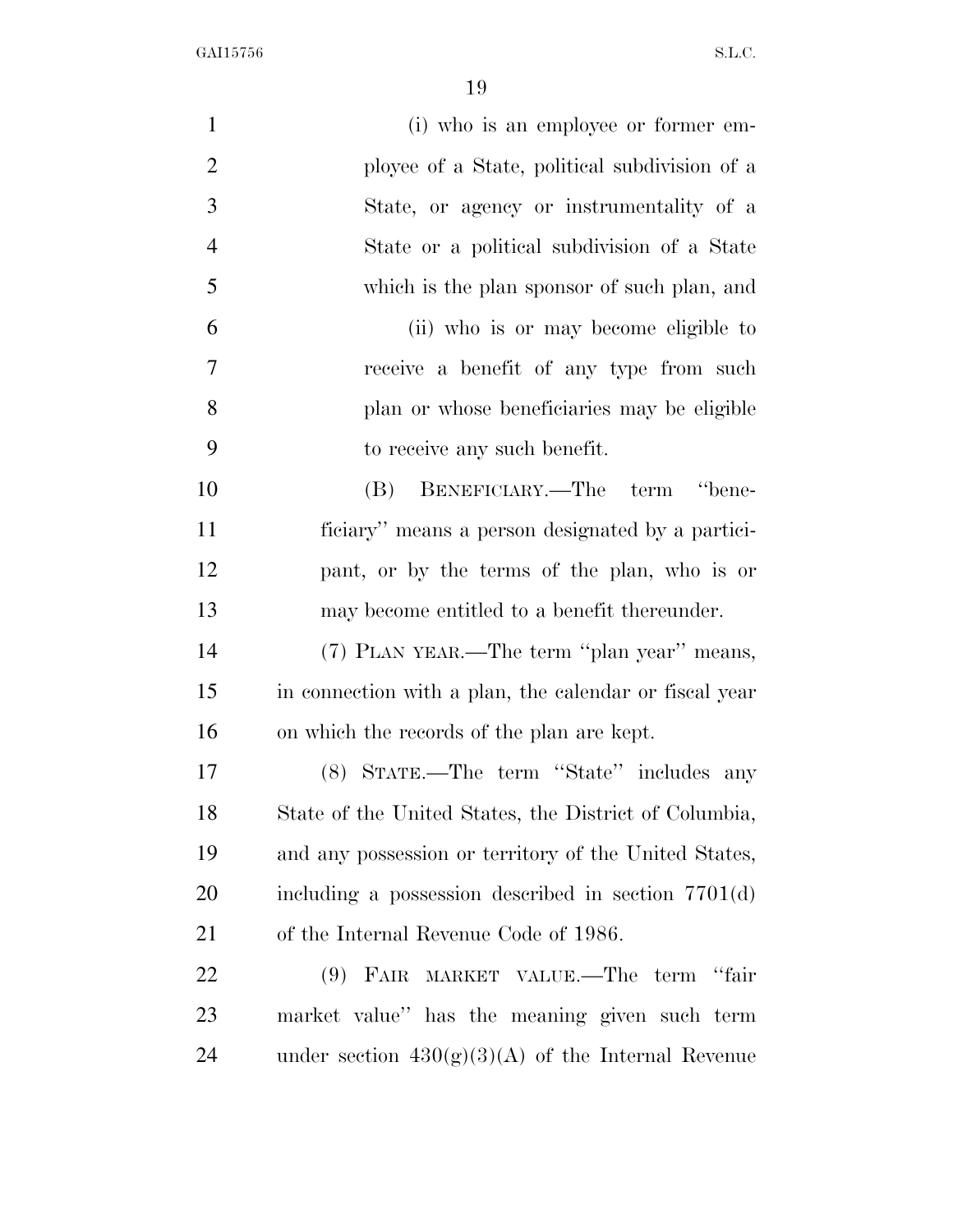(i) who is an employee or former employee of a State, political subdivision of a State, or agency or instrumentality of a State or a political subdivision of a State which is the plan sponsor of such plan, and

(ii) who is or may become eligible to receive a benefit of any type from such plan or whose beneficiaries may be eligible to receive any such benefit.

(B) BENEFICIARY.—The term "beneficiary" means a person designated by a participant, or by the terms of the plan, who is or may become entitled to a benefit thereunder.

(7) PLAN YEAR.—The term "plan year" means, in connection with a plan, the calendar or fiscal year on which the records of the plan are kept.

(8) STATE.—The term "State" includes any State of the United States, the District of Columbia, and any possession or territory of the United States, including a possession described in section 7701(d) of the Internal Revenue Code of 1986.

(9) FAIR MARKET VALUE.—The term "fair market value" has the meaning given such term under section 430(g)(3)(A) of the Internal Revenue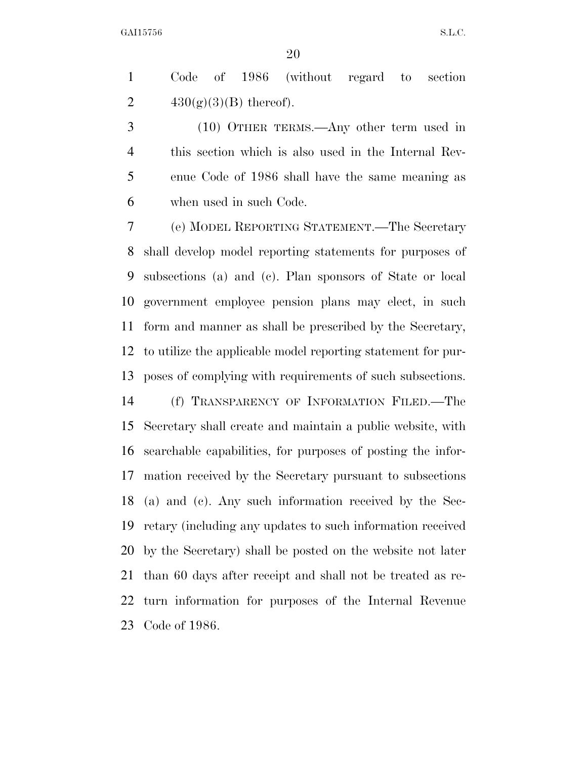Code of 1986 (without regard to section 430(g)(3)(B) thereof).

(10) OTHER TERMS.—Any other term used in this section which is also used in the Internal Revenue Code of 1986 shall have the same meaning as when used in such Code.

(e) MODEL REPORTING STATEMENT.—The Secretary shall develop model reporting statements for purposes of subsections (a) and (c). Plan sponsors of State or local government employee pension plans may elect, in such form and manner as shall be prescribed by the Secretary, to utilize the applicable model reporting statement for purposes of complying with requirements of such subsections.

(f) TRANSPARENCY OF INFORMATION FILED.—The Secretary shall create and maintain a public website, with searchable capabilities, for purposes of posting the information received by the Secretary pursuant to subsections (a) and (c). Any such information received by the Secretary (including any updates to such information received by the Secretary) shall be posted on the website not later than 60 days after receipt and shall not be treated as return information for purposes of the Internal Revenue Code of 1986.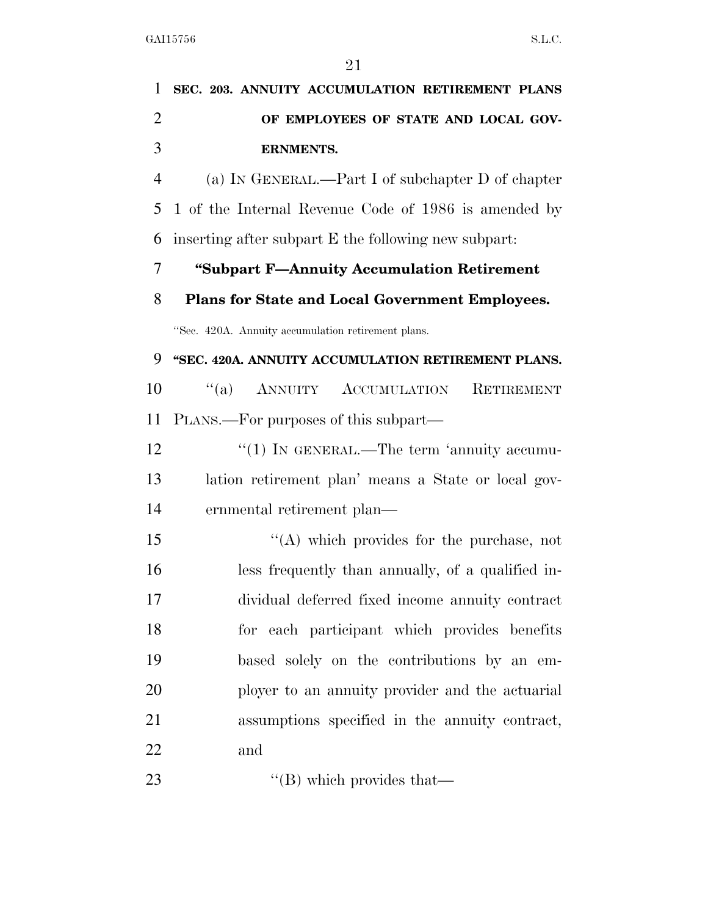**SEC. 203. ANNUITY ACCUMULATION RETIREMENT PLANS OF EMPLOYEES OF STATE AND LOCAL GOVERNMENTS.**

(a) IN GENERAL.—Part I of subchapter D of chapter 1 of the Internal Revenue Code of 1986 is amended by inserting after subpart E the following new subpart:

**"Subpart F—Annuity Accumulation Retirement Plans for State and Local Government Employees.**

"Sec. 420A. Annuity accumulation retirement plans.

**"SEC. 420A. ANNUITY ACCUMULATION RETIREMENT PLANS.**

"(a) ANNUITY ACCUMULATION RETIREMENT PLANS.—For purposes of this subpart—

"(1) IN GENERAL.—The term 'annuity accumulation retirement plan' means a State or local governmental retirement plan—

"(A) which provides for the purchase, not less frequently than annually, of a qualified individual deferred fixed income annuity contract for each participant which provides benefits based solely on the contributions by an employer to an annuity provider and the actuarial assumptions specified in the annuity contract, and

"(B) which provides that—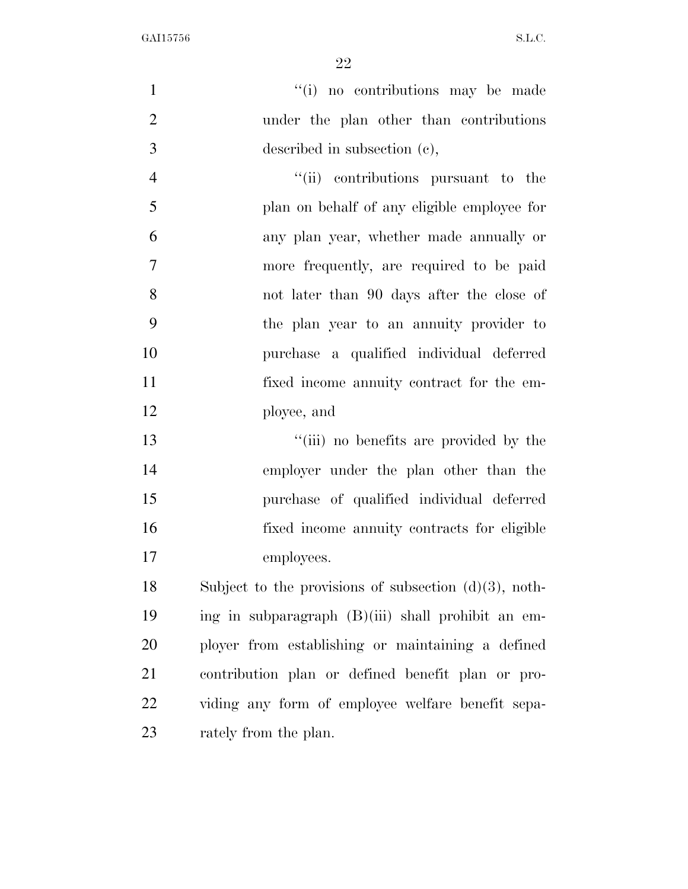''(i) no contributions may be made under the plan other than contributions described in subsection (c),

''(ii) contributions pursuant to the plan on behalf of any eligible employee for any plan year, whether made annually or more frequently, are required to be paid not later than 90 days after the close of the plan year to an annuity provider to purchase a qualified individual deferred fixed income annuity contract for the employee, and

''(iii) no benefits are provided by the employer under the plan other than the purchase of qualified individual deferred fixed income annuity contracts for eligible employees.

Subject to the provisions of subsection (d)(3), nothing in subparagraph (B)(iii) shall prohibit an employer from establishing or maintaining a defined contribution plan or defined benefit plan or providing any form of employee welfare benefit separately from the plan.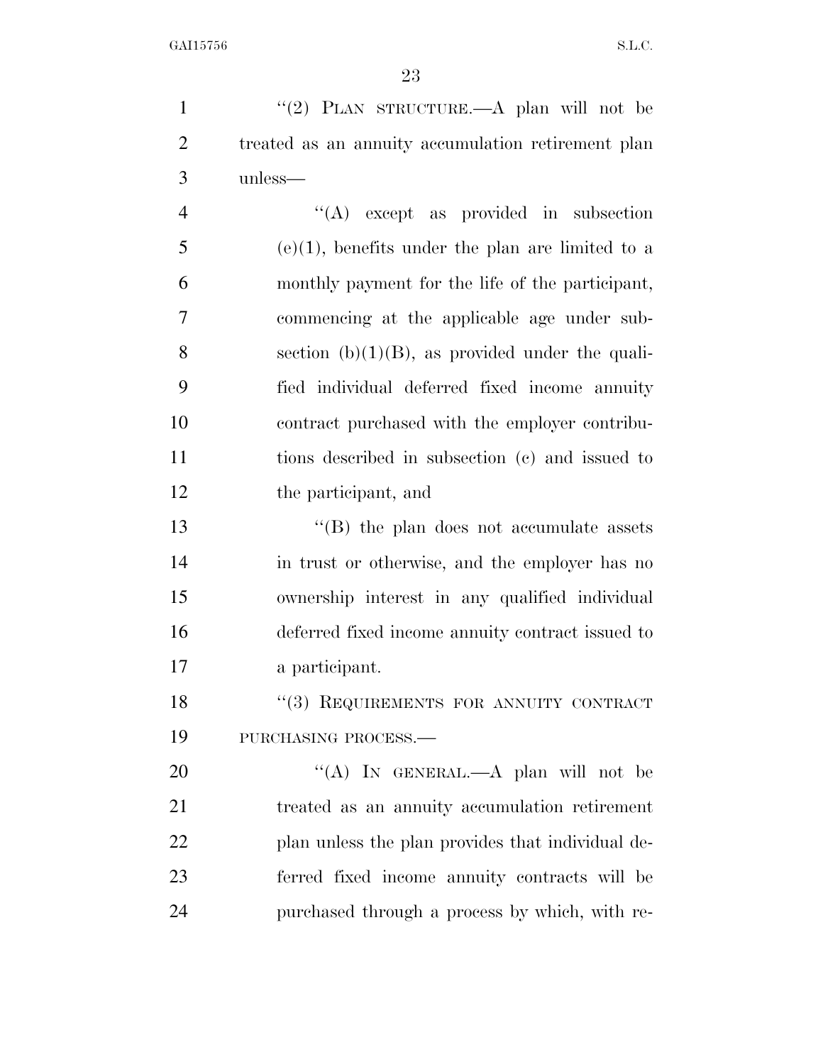''(2) PLAN STRUCTURE.—A plan will not be treated as an annuity accumulation retirement plan unless—

''(A) except as provided in subsection (e)(1), benefits under the plan are limited to a monthly payment for the life of the participant, commencing at the applicable age under subsection (b)(1)(B), as provided under the qualified individual deferred fixed income annuity contract purchased with the employer contributions described in subsection (c) and issued to the participant, and

''(B) the plan does not accumulate assets in trust or otherwise, and the employer has no ownership interest in any qualified individual deferred fixed income annuity contract issued to a participant.

''(3) REQUIREMENTS FOR ANNUITY CONTRACT PURCHASING PROCESS.—

''(A) IN GENERAL.—A plan will not be treated as an annuity accumulation retirement plan unless the plan provides that individual deferred fixed income annuity contracts will be purchased through a process by which, with re-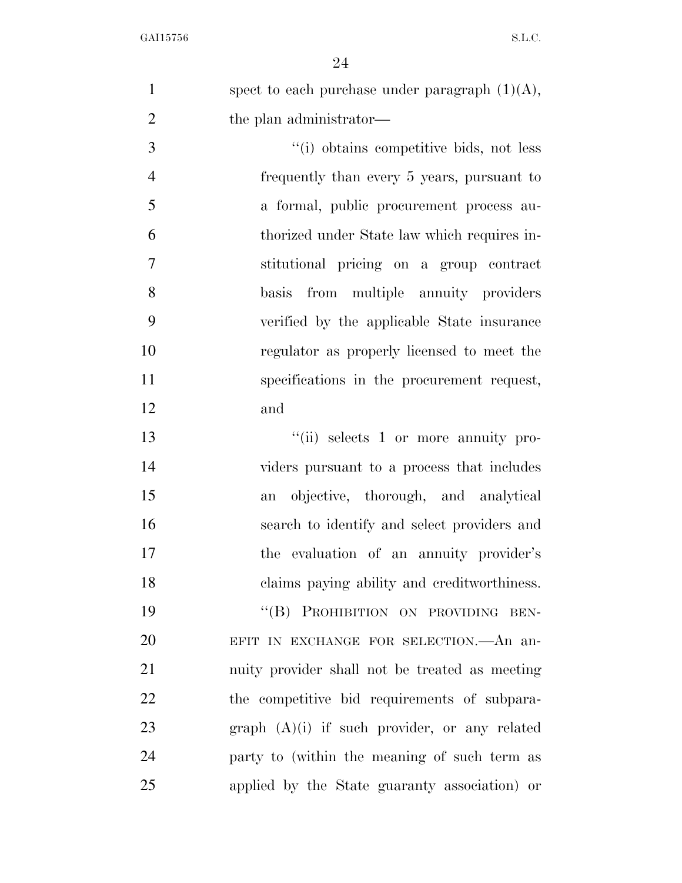spect to each purchase under paragraph (1)(A), the plan administrator—

"(i) obtains competitive bids, not less frequently than every 5 years, pursuant to a formal, public procurement process authorized under State law which requires institutional pricing on a group contract basis from multiple annuity providers verified by the applicable State insurance regulator as properly licensed to meet the specifications in the procurement request, and

"(ii) selects 1 or more annuity providers pursuant to a process that includes an objective, thorough, and analytical search to identify and select providers and the evaluation of an annuity provider's claims paying ability and creditworthiness.

"(B) PROHIBITION ON PROVIDING BENEFIT IN EXCHANGE FOR SELECTION.—An annuity provider shall not be treated as meeting the competitive bid requirements of subparagraph (A)(i) if such provider, or any related party to (within the meaning of such term as applied by the State guaranty association) or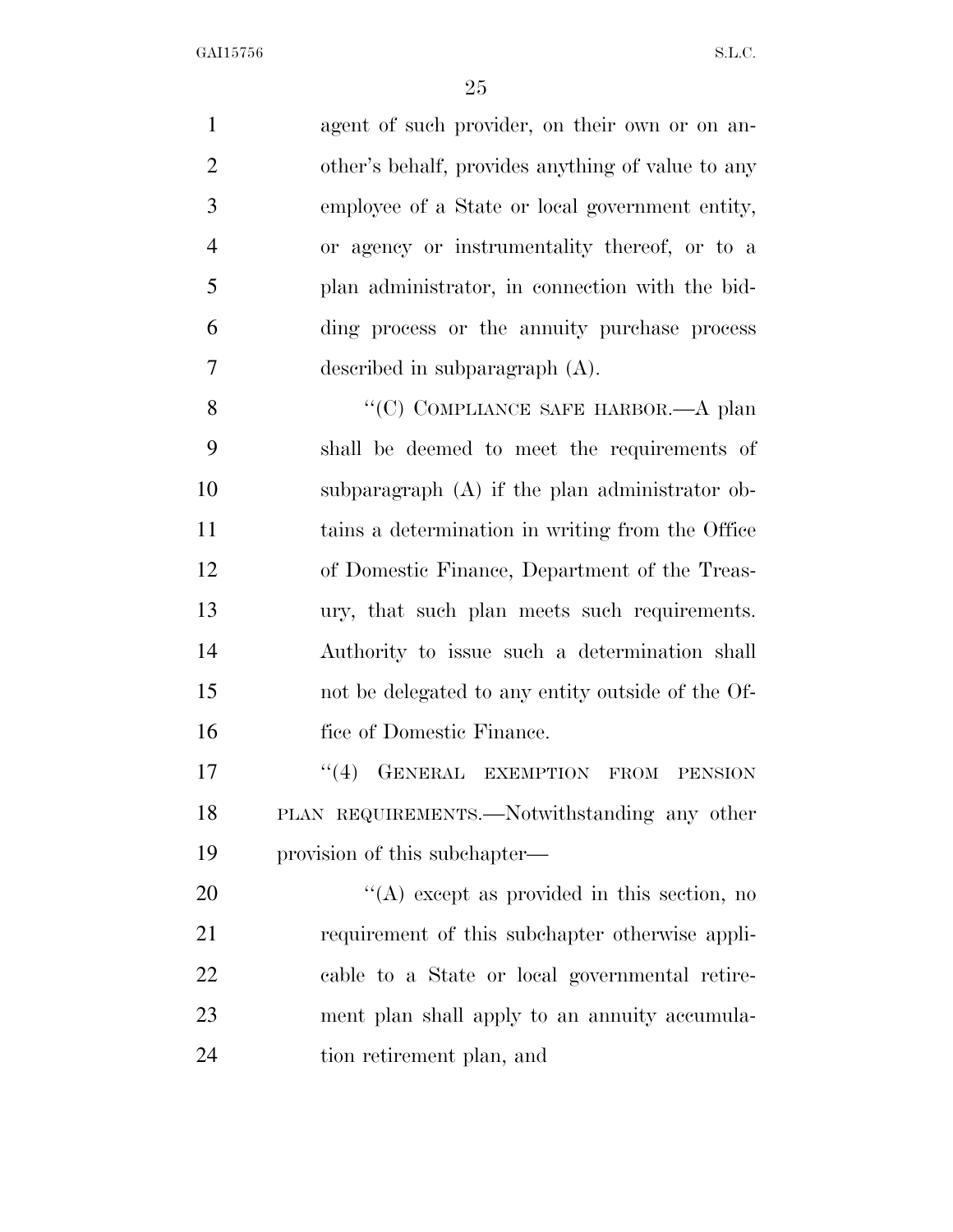agent of such provider, on their own or on another's behalf, provides anything of value to any employee of a State or local government entity, or agency or instrumentality thereof, or to a plan administrator, in connection with the bidding process or the annuity purchase process described in subparagraph (A).

"(C) COMPLIANCE SAFE HARBOR.—A plan shall be deemed to meet the requirements of subparagraph (A) if the plan administrator obtains a determination in writing from the Office of Domestic Finance, Department of the Treasury, that such plan meets such requirements. Authority to issue such a determination shall not be delegated to any entity outside of the Office of Domestic Finance.

"(4) GENERAL EXEMPTION FROM PENSION PLAN REQUIREMENTS.—Notwithstanding any other provision of this subchapter—

"(A) except as provided in this section, no requirement of this subchapter otherwise applicable to a State or local governmental retirement plan shall apply to an annuity accumulation retirement plan, and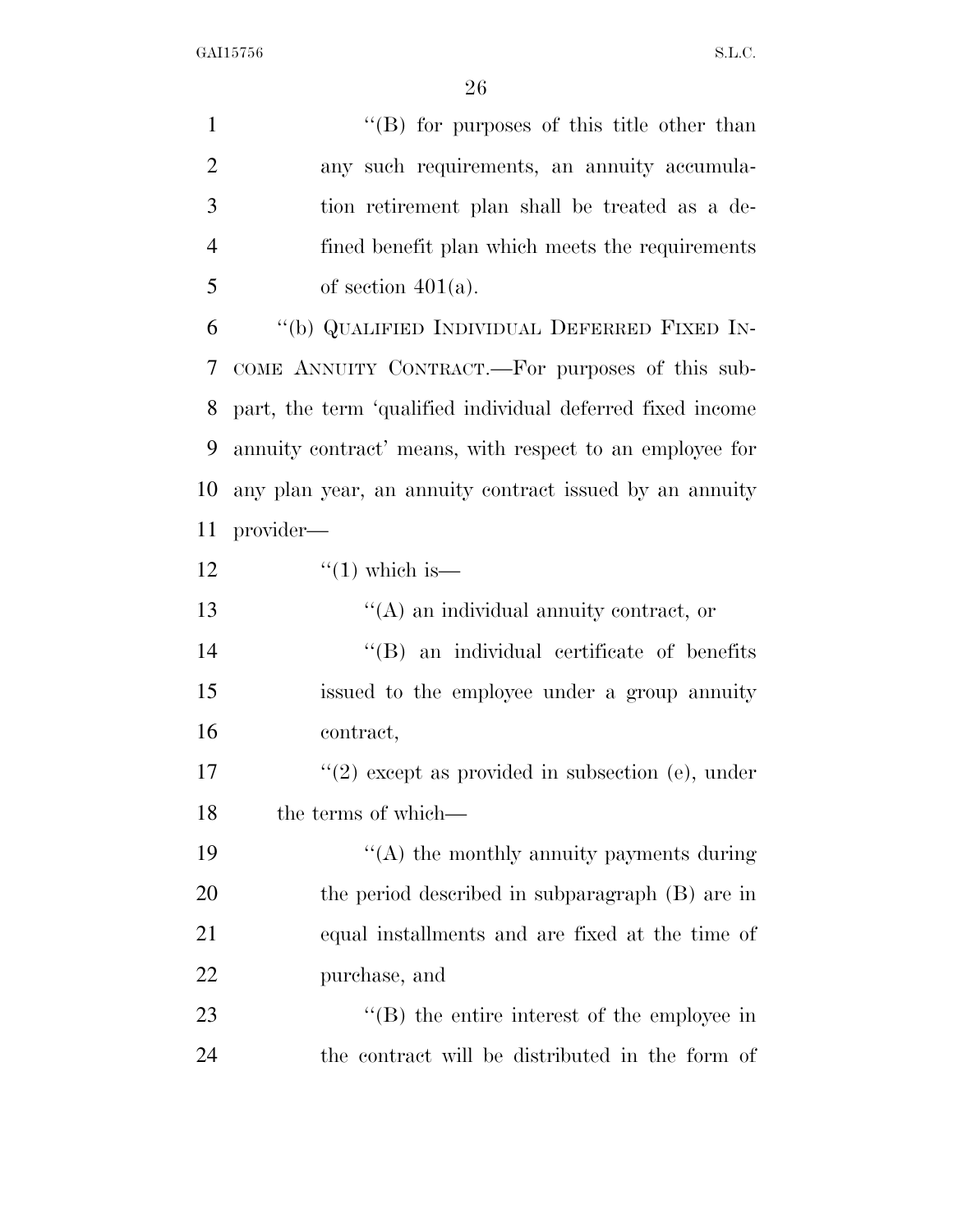"(B) for purposes of this title other than any such requirements, an annuity accumulation retirement plan shall be treated as a defined benefit plan which meets the requirements of section 401(a).

"(b) QUALIFIED INDIVIDUAL DEFERRED FIXED INCOME ANNUITY CONTRACT.—For purposes of this subpart, the term 'qualified individual deferred fixed income annuity contract' means, with respect to an employee for any plan year, an annuity contract issued by an annuity provider—

"(1) which is—

"(A) an individual annuity contract, or

"(B) an individual certificate of benefits issued to the employee under a group annuity contract,

"(2) except as provided in subsection (e), under the terms of which—

"(A) the monthly annuity payments during the period described in subparagraph (B) are in equal installments and are fixed at the time of purchase, and

"(B) the entire interest of the employee in the contract will be distributed in the form of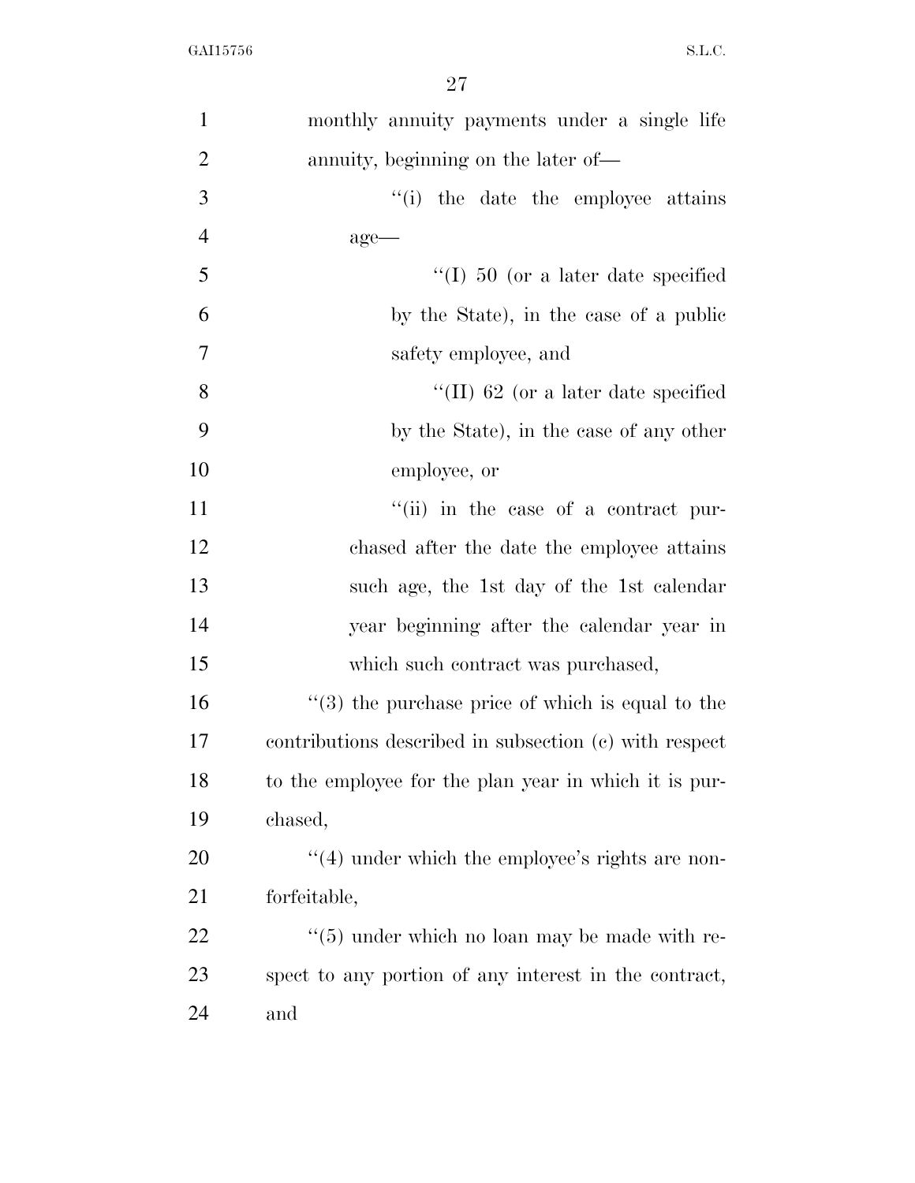monthly annuity payments under a single life annuity, beginning on the later of—

''(i) the date the employee attains age—

''(I) 50 (or a later date specified by the State), in the case of a public safety employee, and

''(II) 62 (or a later date specified by the State), in the case of any other employee, or

''(ii) in the case of a contract purchased after the date the employee attains such age, the 1st day of the 1st calendar year beginning after the calendar year in which such contract was purchased,

''(3) the purchase price of which is equal to the contributions described in subsection (c) with respect to the employee for the plan year in which it is purchased,

''(4) under which the employee's rights are nonforfeitable,

''(5) under which no loan may be made with respect to any portion of any interest in the contract, and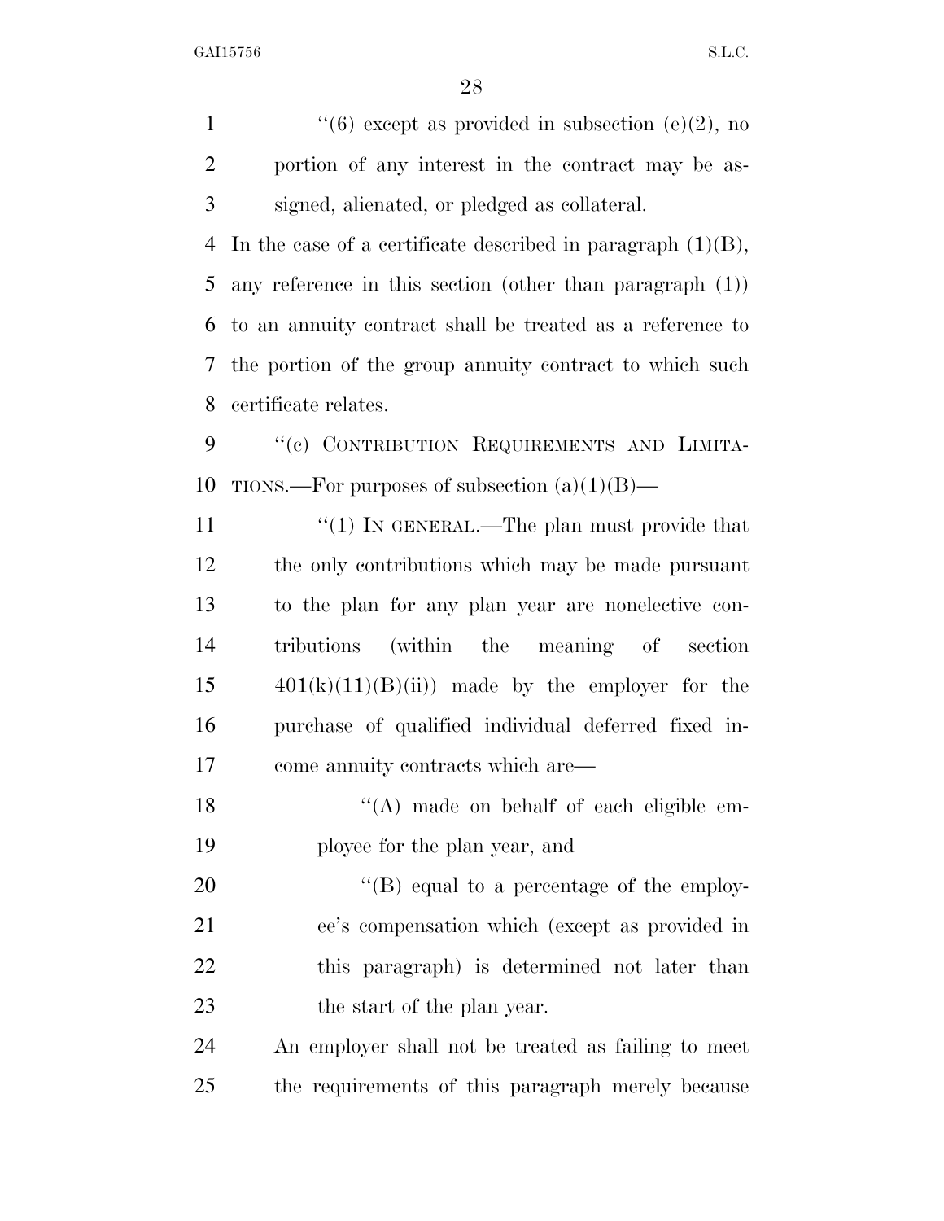"(6) except as provided in subsection (e)(2), no portion of any interest in the contract may be assigned, alienated, or pledged as collateral.

In the case of a certificate described in paragraph (1)(B), any reference in this section (other than paragraph (1)) to an annuity contract shall be treated as a reference to the portion of the group annuity contract to which such certificate relates.

"(c) CONTRIBUTION REQUIREMENTS AND LIMITATIONS.—For purposes of subsection (a)(1)(B)—

"(1) IN GENERAL.—The plan must provide that the only contributions which may be made pursuant to the plan for any plan year are nonelective contributions (within the meaning of section 401(k)(11)(B)(ii)) made by the employer for the purchase of qualified individual deferred fixed income annuity contracts which are—

"(A) made on behalf of each eligible employee for the plan year, and

"(B) equal to a percentage of the employee's compensation which (except as provided in this paragraph) is determined not later than the start of the plan year.

An employer shall not be treated as failing to meet the requirements of this paragraph merely because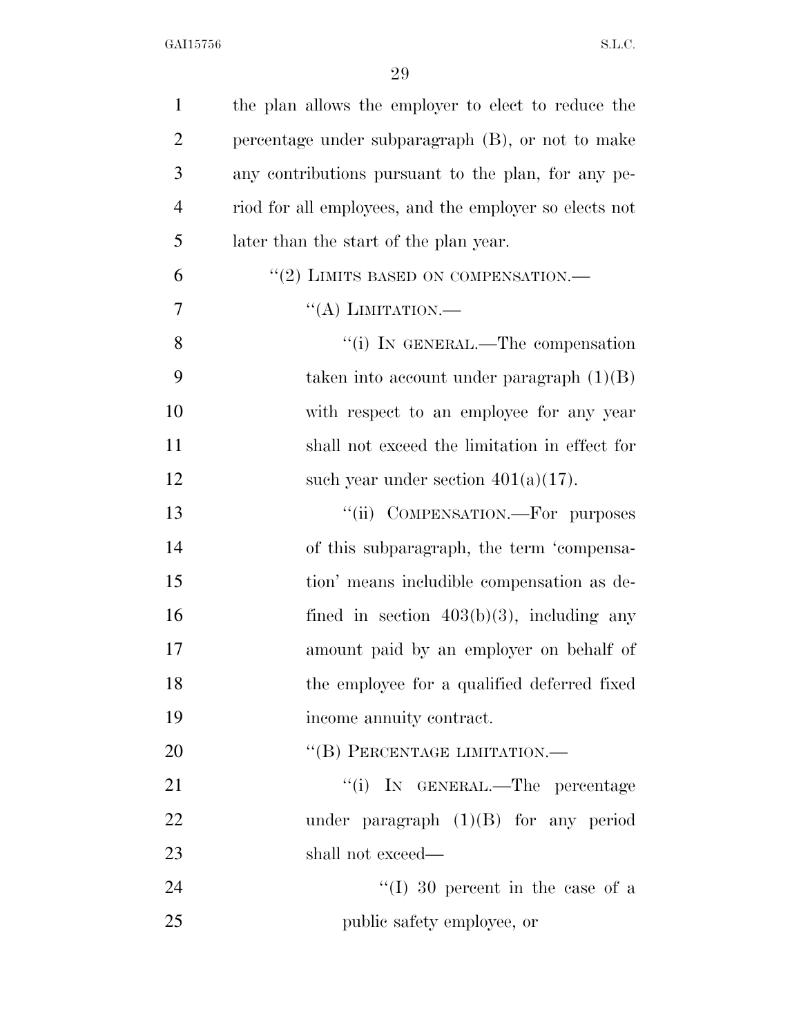the plan allows the employer to elect to reduce the percentage under subparagraph (B), or not to make any contributions pursuant to the plan, for any period for all employees, and the employer so elects not later than the start of the plan year.

"(2) LIMITS BASED ON COMPENSATION.—

"(A) LIMITATION.—

"(i) IN GENERAL.—The compensation taken into account under paragraph (1)(B) with respect to an employee for any year shall not exceed the limitation in effect for such year under section 401(a)(17).

"(ii) COMPENSATION.—For purposes of this subparagraph, the term 'compensation' means includible compensation as defined in section 403(b)(3), including any amount paid by an employer on behalf of the employee for a qualified deferred fixed income annuity contract.

"(B) PERCENTAGE LIMITATION.—

"(i) IN GENERAL.—The percentage under paragraph (1)(B) for any period shall not exceed—

"(I) 30 percent in the case of a public safety employee, or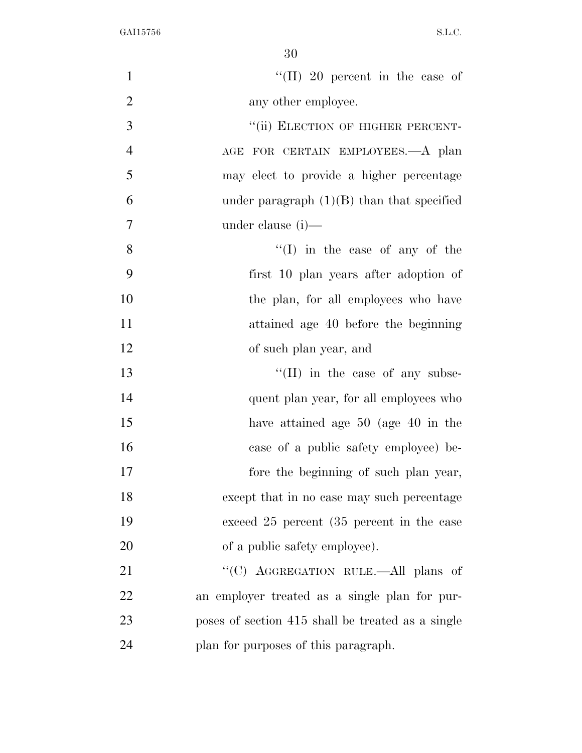"(II) 20 percent in the case of any other employee.

"(ii) ELECTION OF HIGHER PERCENTAGE FOR CERTAIN EMPLOYEES.—A plan may elect to provide a higher percentage under paragraph (1)(B) than that specified under clause (i)—

"(I) in the case of any of the first 10 plan years after adoption of the plan, for all employees who have attained age 40 before the beginning of such plan year, and

"(II) in the case of any subsequent plan year, for all employees who have attained age 50 (age 40 in the case of a public safety employee) before the beginning of such plan year,

except that in no case may such percentage exceed 25 percent (35 percent in the case of a public safety employee).

"(C) AGGREGATION RULE.—All plans of an employer treated as a single plan for purposes of section 415 shall be treated as a single plan for purposes of this paragraph.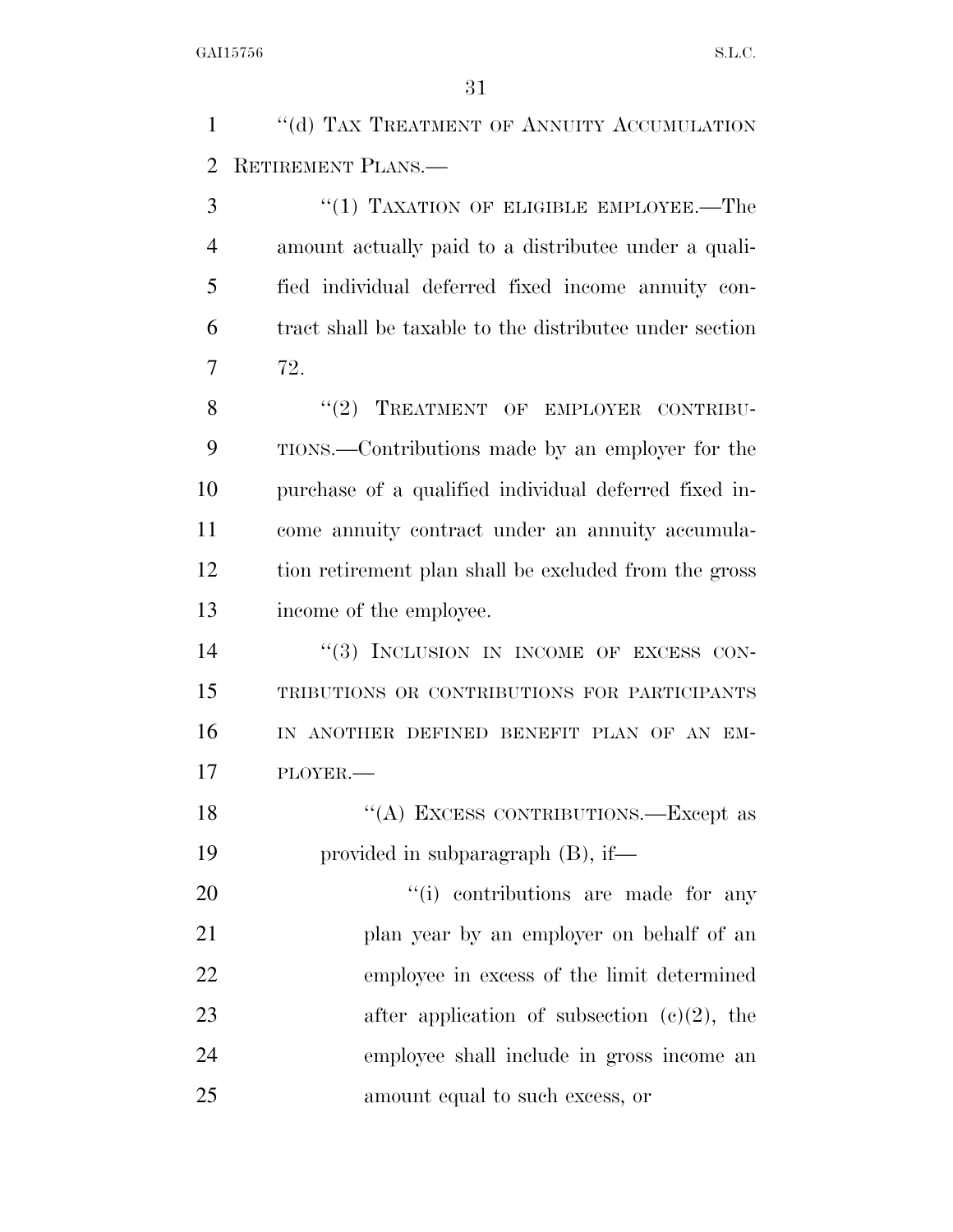"(d) TAX TREATMENT OF ANNUITY ACCUMULATION RETIREMENT PLANS.—

"(1) TAXATION OF ELIGIBLE EMPLOYEE.—The amount actually paid to a distributee under a qualified individual deferred fixed income annuity contract shall be taxable to the distributee under section 72.

"(2) TREATMENT OF EMPLOYER CONTRIBUTIONS.—Contributions made by an employer for the purchase of a qualified individual deferred fixed income annuity contract under an annuity accumulation retirement plan shall be excluded from the gross income of the employee.

"(3) INCLUSION IN INCOME OF EXCESS CONTRIBUTIONS OR CONTRIBUTIONS FOR PARTICIPANTS IN ANOTHER DEFINED BENEFIT PLAN OF AN EMPLOYER.—

"(A) EXCESS CONTRIBUTIONS.—Except as provided in subparagraph (B), if—

"(i) contributions are made for any plan year by an employer on behalf of an employee in excess of the limit determined after application of subsection (c)(2), the employee shall include in gross income an amount equal to such excess, or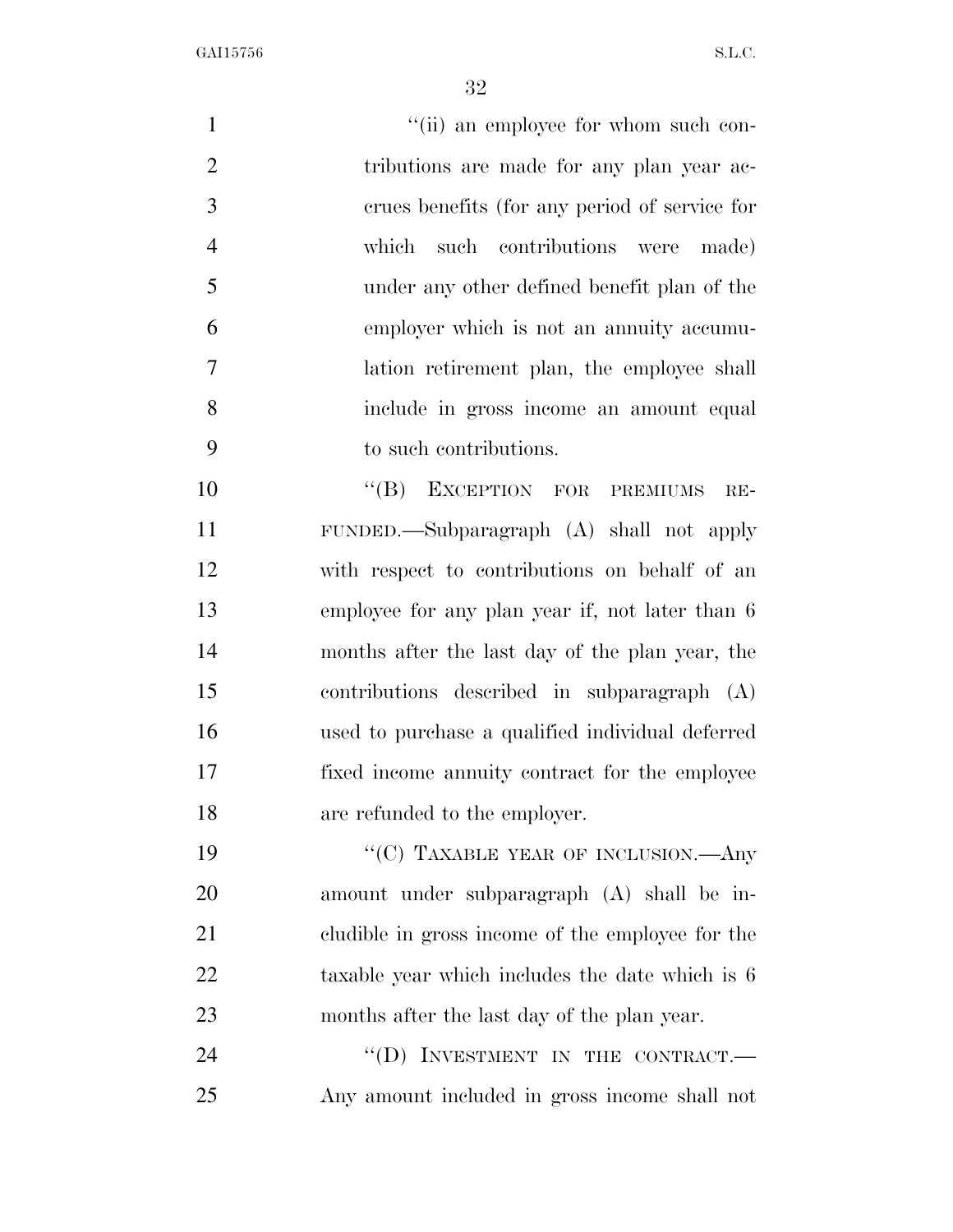"(ii) an employee for whom such contributions are made for any plan year accrues benefits (for any period of service for which such contributions were made) under any other defined benefit plan of the employer which is not an annuity accumulation retirement plan, the employee shall include in gross income an amount equal to such contributions.

"(B) EXCEPTION FOR PREMIUMS REFUNDED.—Subparagraph (A) shall not apply with respect to contributions on behalf of an employee for any plan year if, not later than 6 months after the last day of the plan year, the contributions described in subparagraph (A) used to purchase a qualified individual deferred fixed income annuity contract for the employee are refunded to the employer.

"(C) TAXABLE YEAR OF INCLUSION.—Any amount under subparagraph (A) shall be includible in gross income of the employee for the taxable year which includes the date which is 6 months after the last day of the plan year.

"(D) INVESTMENT IN THE CONTRACT.—Any amount included in gross income shall not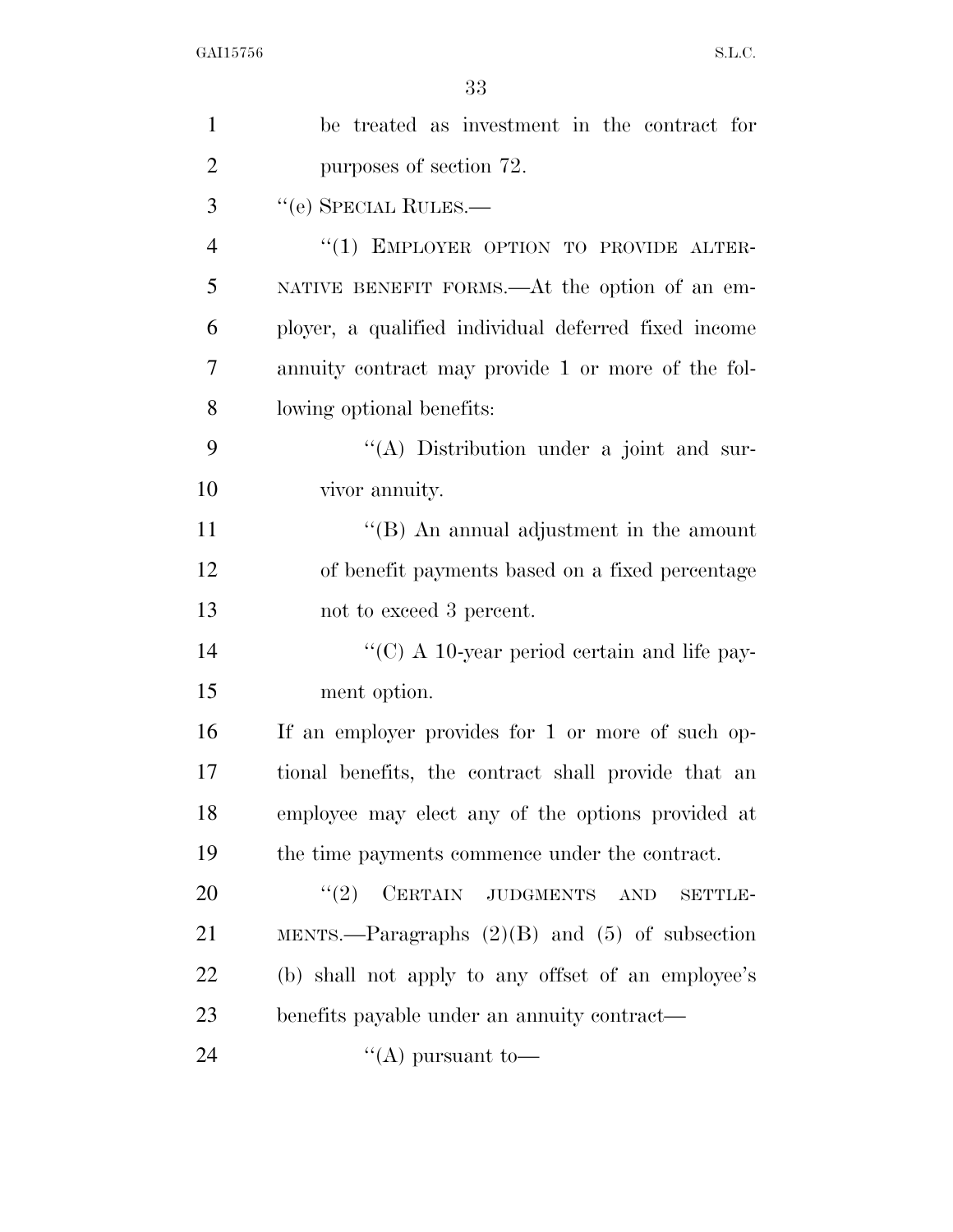be treated as investment in the contract for purposes of section 72.

''(e) SPECIAL RULES.—

''(1) EMPLOYER OPTION TO PROVIDE ALTERNATIVE BENEFIT FORMS.—At the option of an employer, a qualified individual deferred fixed income annuity contract may provide 1 or more of the following optional benefits:

''(A) Distribution under a joint and survivor annuity.

''(B) An annual adjustment in the amount of benefit payments based on a fixed percentage not to exceed 3 percent.

''(C) A 10-year period certain and life payment option.

If an employer provides for 1 or more of such optional benefits, the contract shall provide that an employee may elect any of the options provided at the time payments commence under the contract.

''(2) CERTAIN JUDGMENTS AND SETTLEMENTS.—Paragraphs (2)(B) and (5) of subsection (b) shall not apply to any offset of an employee's benefits payable under an annuity contract—

''(A) pursuant to—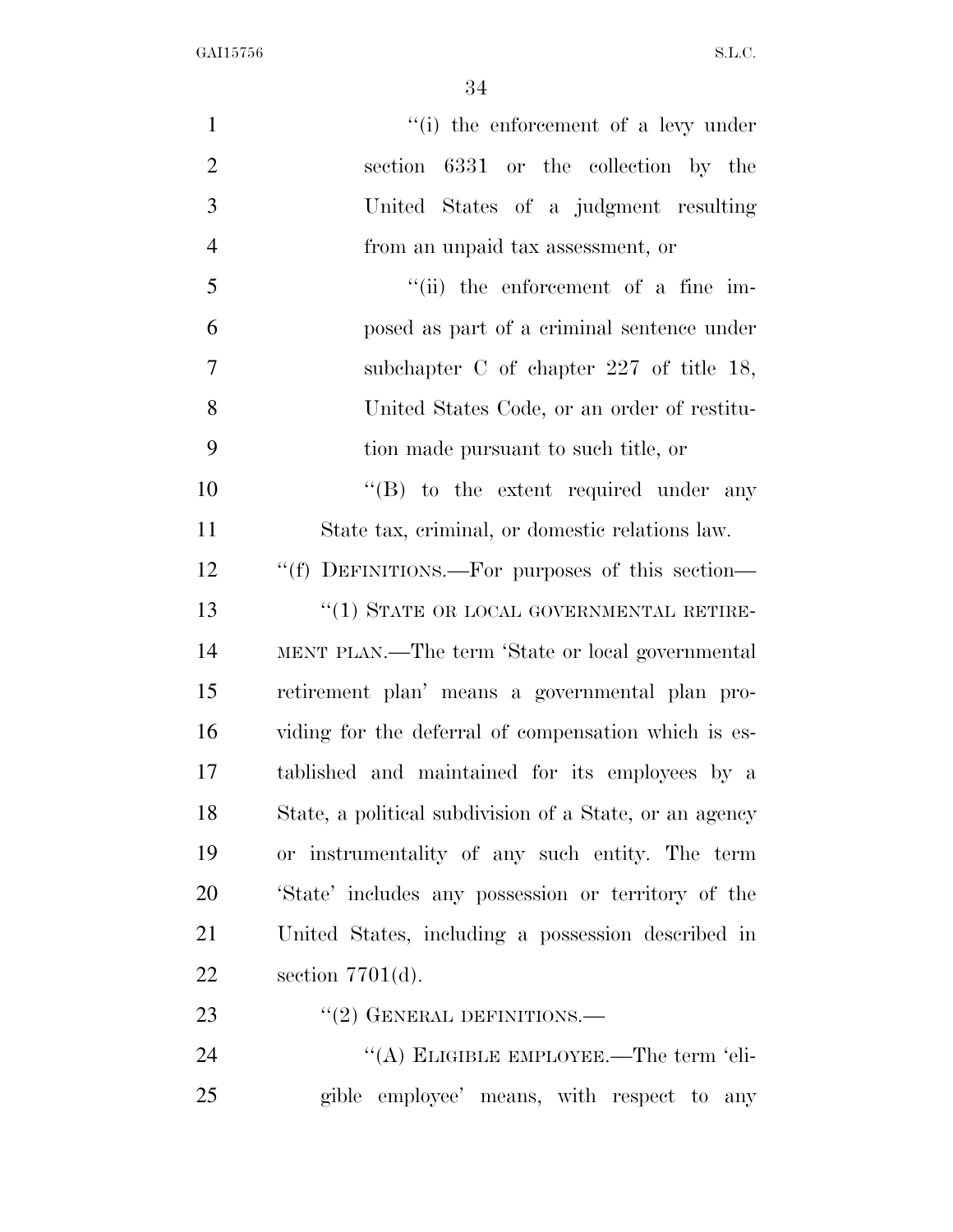''(i) the enforcement of a levy under section 6331 or the collection by the United States of a judgment resulting from an unpaid tax assessment, or

''(ii) the enforcement of a fine imposed as part of a criminal sentence under subchapter C of chapter 227 of title 18, United States Code, or an order of restitution made pursuant to such title, or

''(B) to the extent required under any State tax, criminal, or domestic relations law.

''(f) DEFINITIONS.—For purposes of this section—

''(1) STATE OR LOCAL GOVERNMENTAL RETIREMENT PLAN.—The term 'State or local governmental retirement plan' means a governmental plan providing for the deferral of compensation which is established and maintained for its employees by a State, a political subdivision of a State, or an agency or instrumentality of any such entity. The term 'State' includes any possession or territory of the United States, including a possession described in section 7701(d).

''(2) GENERAL DEFINITIONS.—

''(A) ELIGIBLE EMPLOYEE.—The term 'eligible employee' means, with respect to any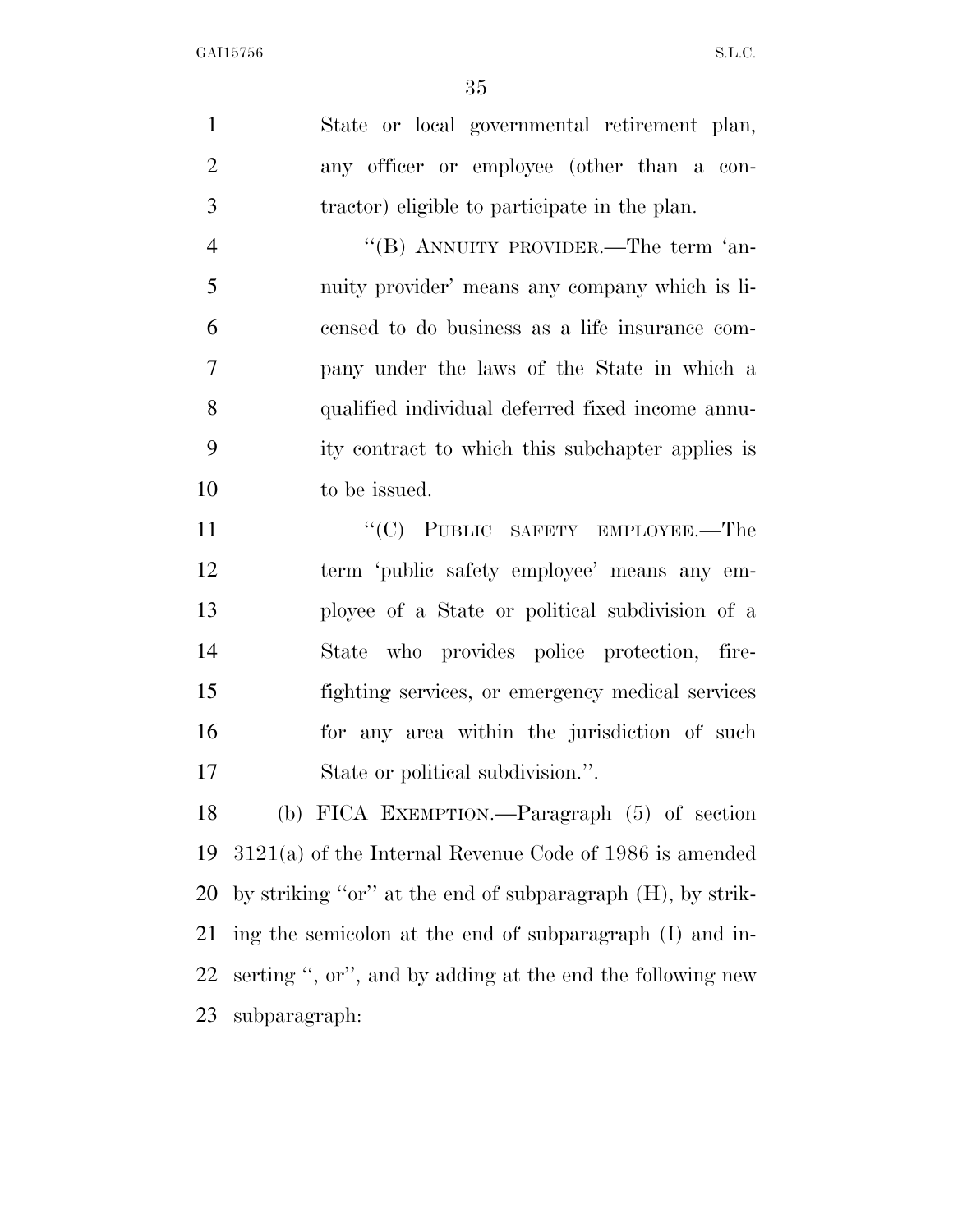State or local governmental retirement plan, any officer or employee (other than a contractor) eligible to participate in the plan.

"(B) ANNUITY PROVIDER.—The term 'annuity provider' means any company which is licensed to do business as a life insurance company under the laws of the State in which a qualified individual deferred fixed income annuity contract to which this subchapter applies is to be issued.

"(C) PUBLIC SAFETY EMPLOYEE.—The term 'public safety employee' means any employee of a State or political subdivision of a State who provides police protection, firefighting services, or emergency medical services for any area within the jurisdiction of such State or political subdivision.".

(b) FICA EXEMPTION.—Paragraph (5) of section 3121(a) of the Internal Revenue Code of 1986 is amended by striking "or" at the end of subparagraph (H), by striking the semicolon at the end of subparagraph (I) and inserting ", or", and by adding at the end the following new subparagraph: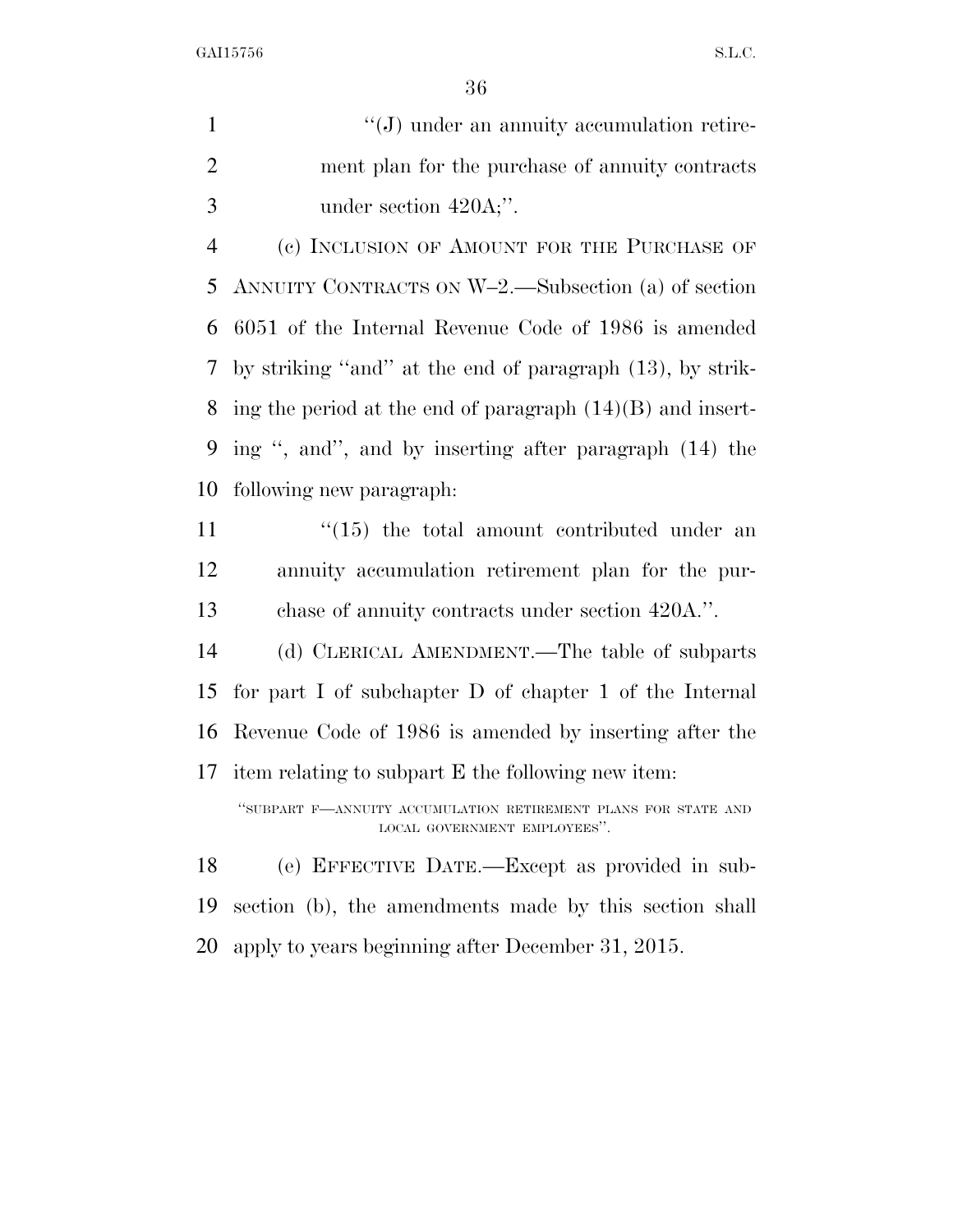"(J) under an annuity accumulation retirement plan for the purchase of annuity contracts under section 420A;".

(c) INCLUSION OF AMOUNT FOR THE PURCHASE OF ANNUITY CONTRACTS ON W–2.—Subsection (a) of section 6051 of the Internal Revenue Code of 1986 is amended by striking "and" at the end of paragraph (13), by striking the period at the end of paragraph (14)(B) and inserting ", and", and by inserting after paragraph (14) the following new paragraph:

"(15) the total amount contributed under an annuity accumulation retirement plan for the purchase of annuity contracts under section 420A.".

(d) CLERICAL AMENDMENT.—The table of subparts for part I of subchapter D of chapter 1 of the Internal Revenue Code of 1986 is amended by inserting after the item relating to subpart E the following new item:

"SUBPART F—ANNUITY ACCUMULATION RETIREMENT PLANS FOR STATE AND LOCAL GOVERNMENT EMPLOYEES".

(e) EFFECTIVE DATE.—Except as provided in subsection (b), the amendments made by this section shall apply to years beginning after December 31, 2015.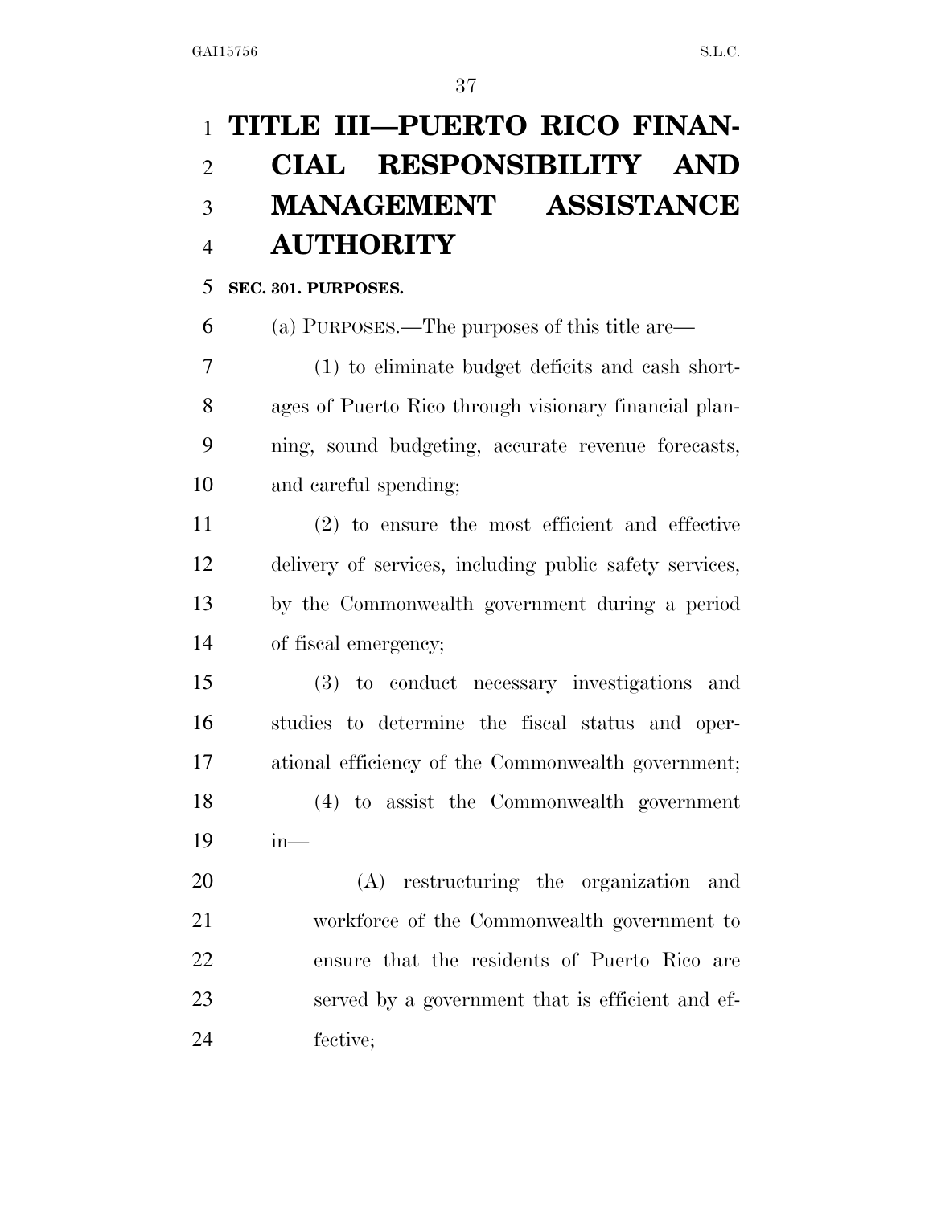# TITLE III—PUERTO RICO FINANCIAL RESPONSIBILITY AND MANAGEMENT ASSISTANCE AUTHORITY

## SEC. 301. PURPOSES.

(a) PURPOSES.—The purposes of this title are—

(1) to eliminate budget deficits and cash shortages of Puerto Rico through visionary financial planning, sound budgeting, accurate revenue forecasts, and careful spending;

(2) to ensure the most efficient and effective delivery of services, including public safety services, by the Commonwealth government during a period of fiscal emergency;

(3) to conduct necessary investigations and studies to determine the fiscal status and operational efficiency of the Commonwealth government;

(4) to assist the Commonwealth government in—

(A) restructuring the organization and workforce of the Commonwealth government to ensure that the residents of Puerto Rico are served by a government that is efficient and effective;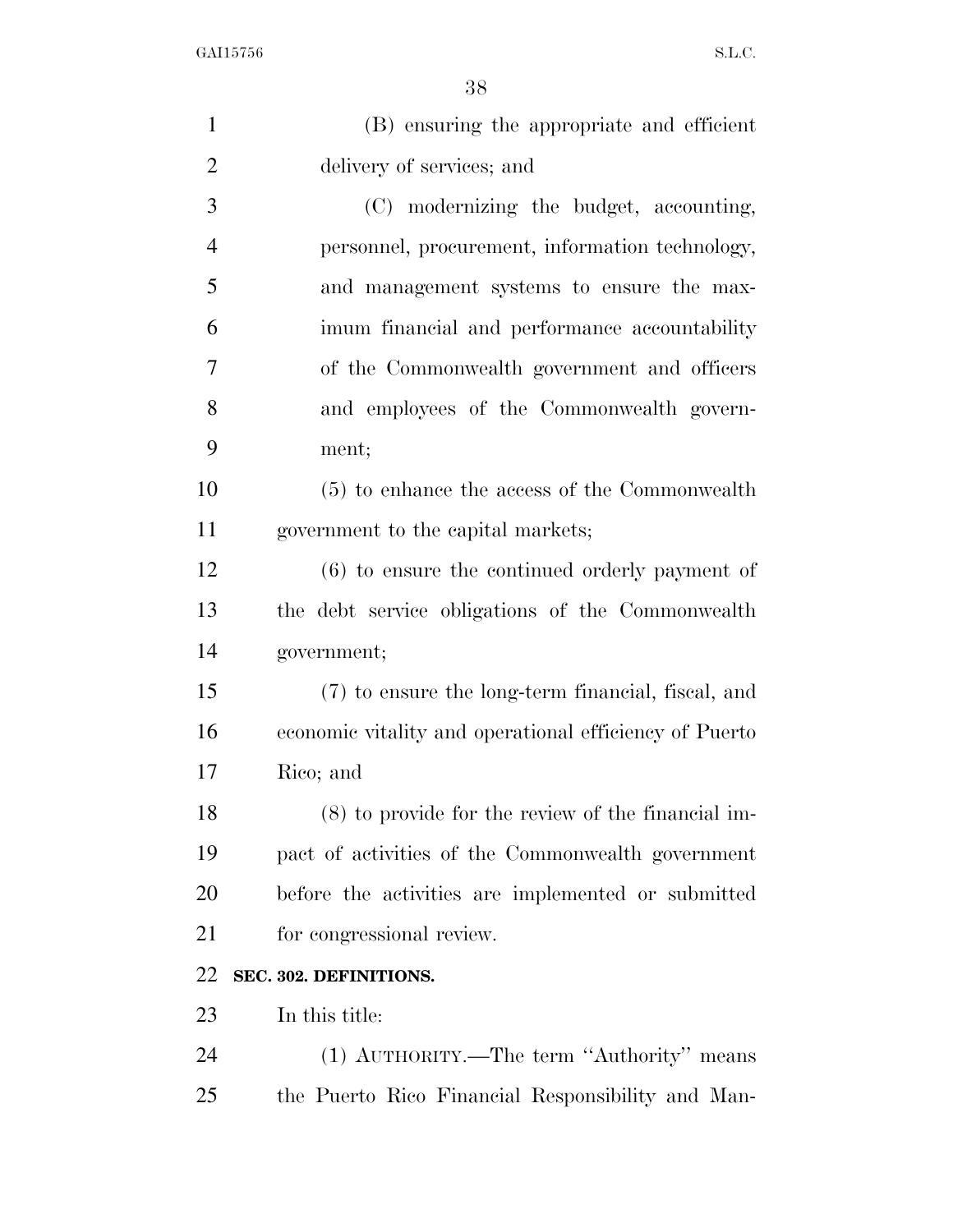(B) ensuring the appropriate and efficient delivery of services; and

(C) modernizing the budget, accounting, personnel, procurement, information technology, and management systems to ensure the maximum financial and performance accountability of the Commonwealth government and officers and employees of the Commonwealth government;

(5) to enhance the access of the Commonwealth government to the capital markets;

(6) to ensure the continued orderly payment of the debt service obligations of the Commonwealth government;

(7) to ensure the long-term financial, fiscal, and economic vitality and operational efficiency of Puerto Rico; and

(8) to provide for the review of the financial impact of activities of the Commonwealth government before the activities are implemented or submitted for congressional review.

**SEC. 302. DEFINITIONS.**

In this title:

(1) AUTHORITY.—The term ''Authority'' means the Puerto Rico Financial Responsibility and Man-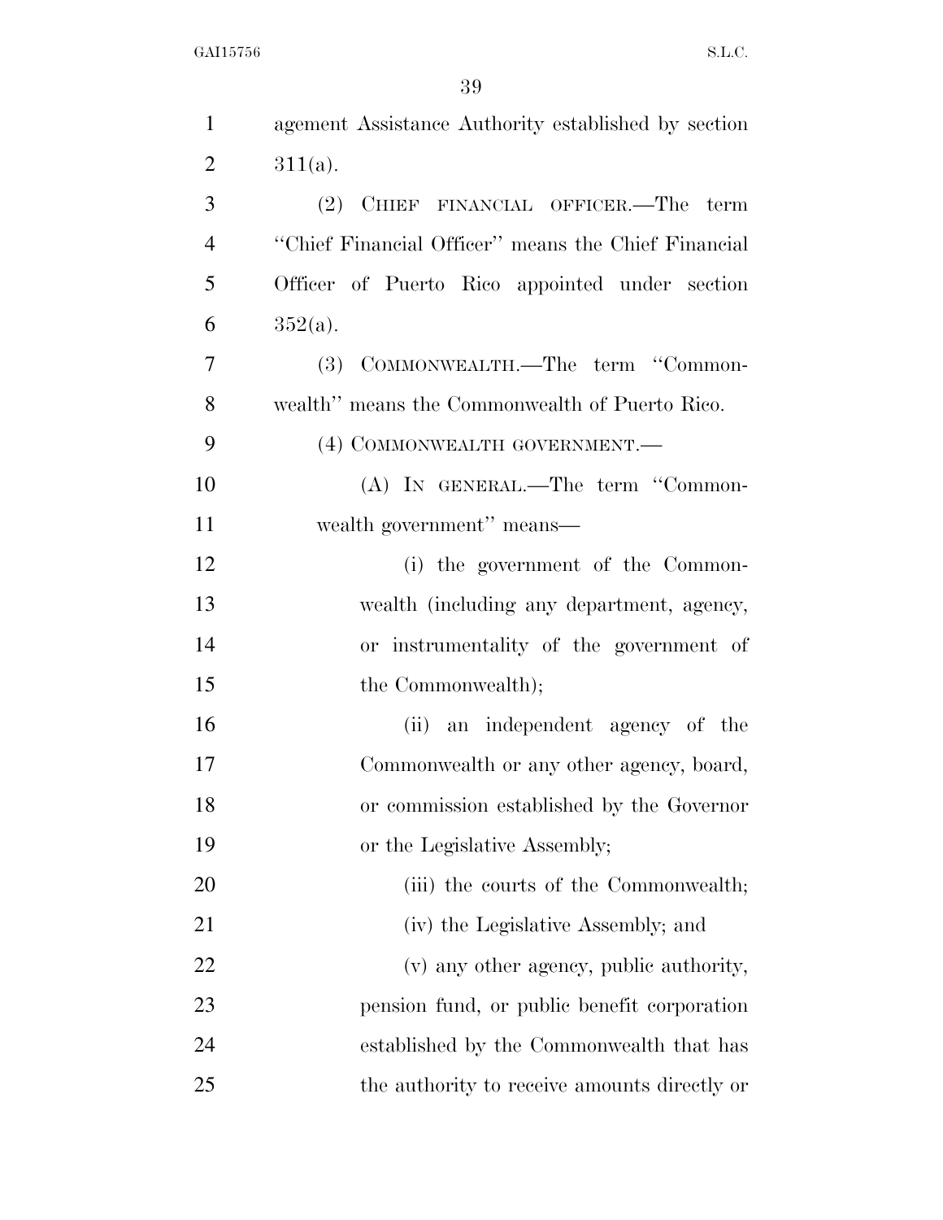agement Assistance Authority established by section 311(a).

(2) CHIEF FINANCIAL OFFICER.—The term "Chief Financial Officer" means the Chief Financial Officer of Puerto Rico appointed under section 352(a).

(3) COMMONWEALTH.—The term "Commonwealth" means the Commonwealth of Puerto Rico.

(4) COMMONWEALTH GOVERNMENT.—

(A) IN GENERAL.—The term "Commonwealth government" means—

(i) the government of the Commonwealth (including any department, agency, or instrumentality of the government of the Commonwealth);

(ii) an independent agency of the Commonwealth or any other agency, board, or commission established by the Governor or the Legislative Assembly;

(iii) the courts of the Commonwealth;

(iv) the Legislative Assembly; and

(v) any other agency, public authority, pension fund, or public benefit corporation established by the Commonwealth that has the authority to receive amounts directly or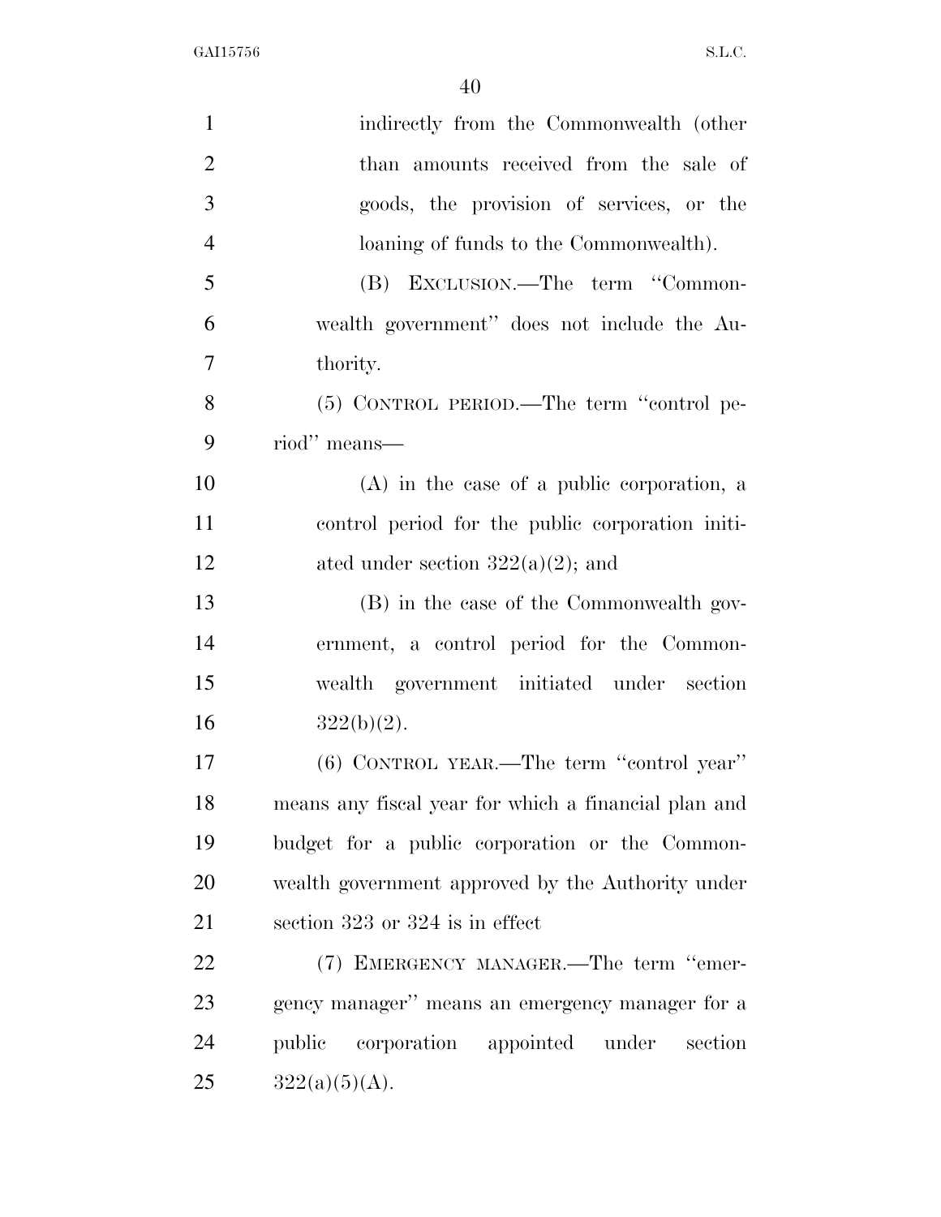indirectly from the Commonwealth (other than amounts received from the sale of goods, the provision of services, or the loaning of funds to the Commonwealth).

(B) EXCLUSION.—The term "Commonwealth government" does not include the Authority.

(5) CONTROL PERIOD.—The term "control period" means—

(A) in the case of a public corporation, a control period for the public corporation initiated under section 322(a)(2); and

(B) in the case of the Commonwealth government, a control period for the Commonwealth government initiated under section 322(b)(2).

(6) CONTROL YEAR.—The term "control year" means any fiscal year for which a financial plan and budget for a public corporation or the Commonwealth government approved by the Authority under section 323 or 324 is in effect

(7) EMERGENCY MANAGER.—The term "emergency manager" means an emergency manager for a public corporation appointed under section 322(a)(5)(A).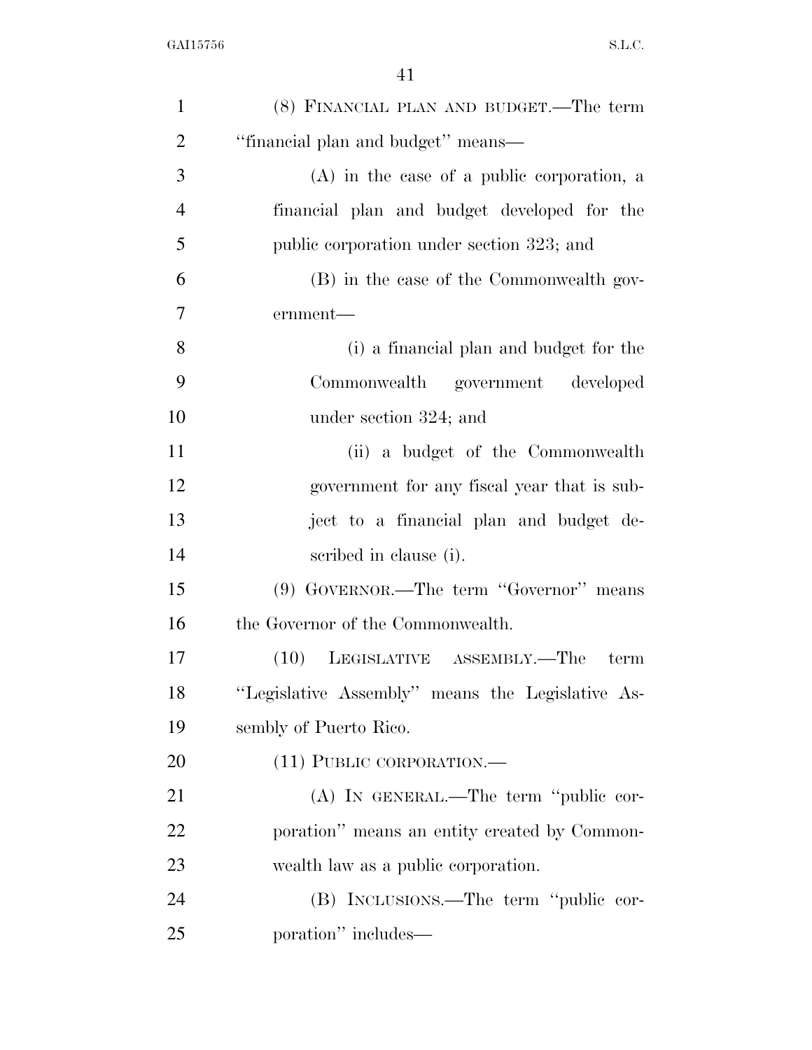(8) FINANCIAL PLAN AND BUDGET.—The term "financial plan and budget" means—

(A) in the case of a public corporation, a financial plan and budget developed for the public corporation under section 323; and

(B) in the case of the Commonwealth government—

(i) a financial plan and budget for the Commonwealth government developed under section 324; and

(ii) a budget of the Commonwealth government for any fiscal year that is subject to a financial plan and budget described in clause (i).

(9) GOVERNOR.—The term "Governor" means the Governor of the Commonwealth.

(10) LEGISLATIVE ASSEMBLY.—The term "Legislative Assembly" means the Legislative Assembly of Puerto Rico.

(11) PUBLIC CORPORATION.—

(A) IN GENERAL.—The term "public corporation" means an entity created by Commonwealth law as a public corporation.

(B) INCLUSIONS.—The term "public corporation" includes—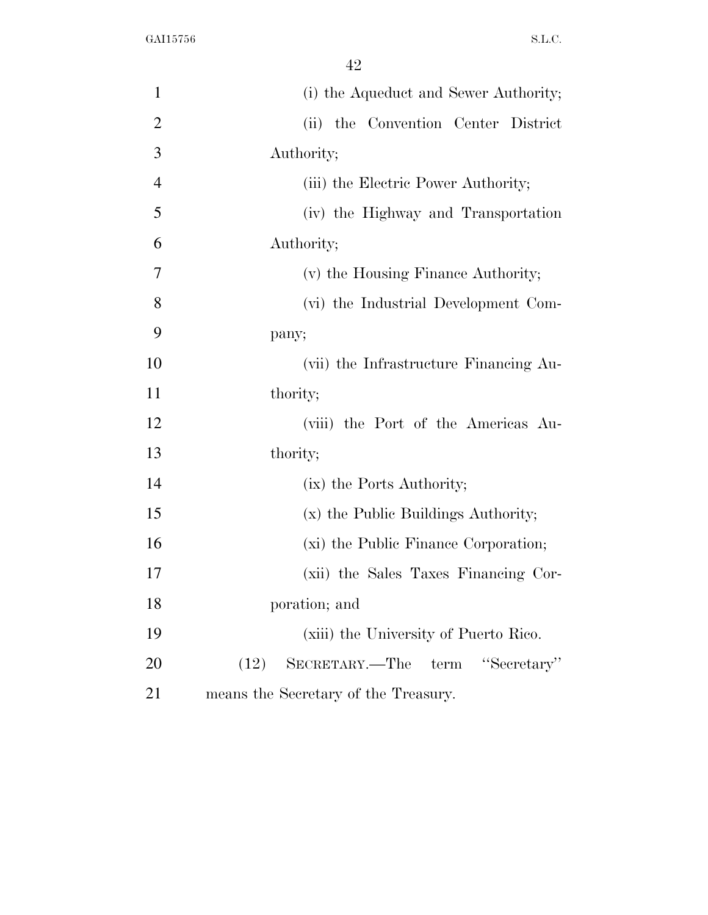(i) the Aqueduct and Sewer Authority;

(ii) the Convention Center District Authority;

(iii) the Electric Power Authority;

(iv) the Highway and Transportation Authority;

(v) the Housing Finance Authority;

(vi) the Industrial Development Company;

(vii) the Infrastructure Financing Authority;

(viii) the Port of the Americas Authority;

(ix) the Ports Authority;

(x) the Public Buildings Authority;

(xi) the Public Finance Corporation;

(xii) the Sales Taxes Financing Corporation; and

(xiii) the University of Puerto Rico.

(12) SECRETARY.—The term ''Secretary'' means the Secretary of the Treasury.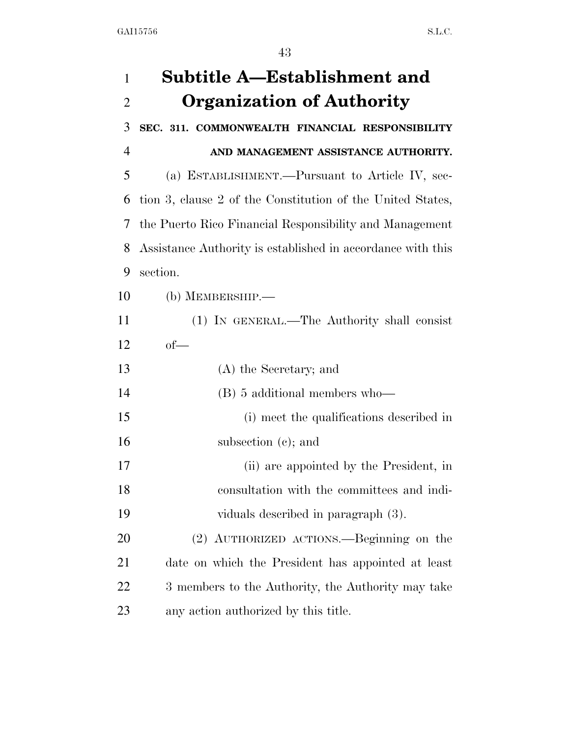# Subtitle A—Establishment and Organization of Authority

**SEC. 311. COMMONWEALTH FINANCIAL RESPONSIBILITY AND MANAGEMENT ASSISTANCE AUTHORITY.**

(a) ESTABLISHMENT.—Pursuant to Article IV, section 3, clause 2 of the Constitution of the United States, the Puerto Rico Financial Responsibility and Management Assistance Authority is established in accordance with this section.

(b) MEMBERSHIP.—

(1) IN GENERAL.—The Authority shall consist of—

(A) the Secretary; and

(B) 5 additional members who—

(i) meet the qualifications described in subsection (c); and

(ii) are appointed by the President, in consultation with the committees and individuals described in paragraph (3).

(2) AUTHORIZED ACTIONS.—Beginning on the date on which the President has appointed at least 3 members to the Authority, the Authority may take any action authorized by this title.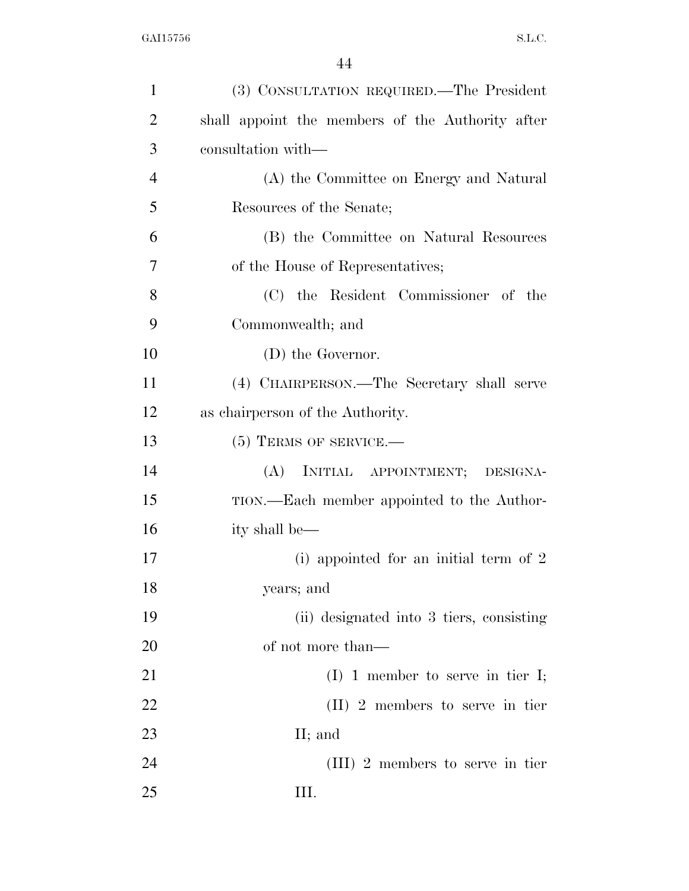(3) CONSULTATION REQUIRED.—The President shall appoint the members of the Authority after consultation with—

(A) the Committee on Energy and Natural Resources of the Senate;

(B) the Committee on Natural Resources of the House of Representatives;

(C) the Resident Commissioner of the Commonwealth; and

(D) the Governor.

(4) CHAIRPERSON.—The Secretary shall serve as chairperson of the Authority.

(5) TERMS OF SERVICE.—

(A) INITIAL APPOINTMENT; DESIGNATION.—Each member appointed to the Authority shall be—

(i) appointed for an initial term of 2 years; and

(ii) designated into 3 tiers, consisting of not more than—

(I) 1 member to serve in tier I;

(II) 2 members to serve in tier II; and

(III) 2 members to serve in tier III.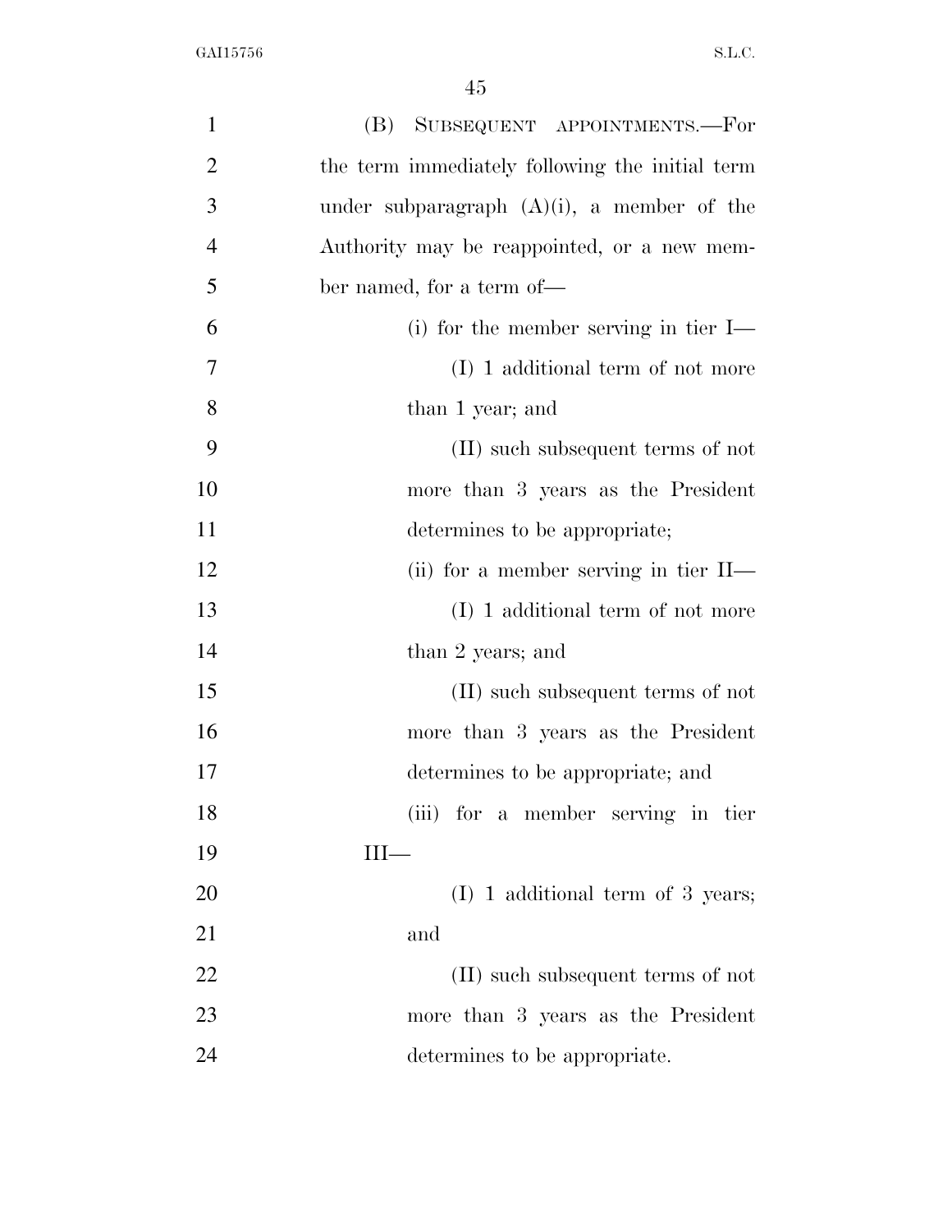(B) SUBSEQUENT APPOINTMENTS.—For the term immediately following the initial term under subparagraph (A)(i), a member of the Authority may be reappointed, or a new member named, for a term of—

(i) for the member serving in tier I—

(I) 1 additional term of not more than 1 year; and

(II) such subsequent terms of not more than 3 years as the President determines to be appropriate;

(ii) for a member serving in tier II—

(I) 1 additional term of not more than 2 years; and

(II) such subsequent terms of not more than 3 years as the President determines to be appropriate; and

(iii) for a member serving in tier III—

(I) 1 additional term of 3 years; and

(II) such subsequent terms of not more than 3 years as the President determines to be appropriate.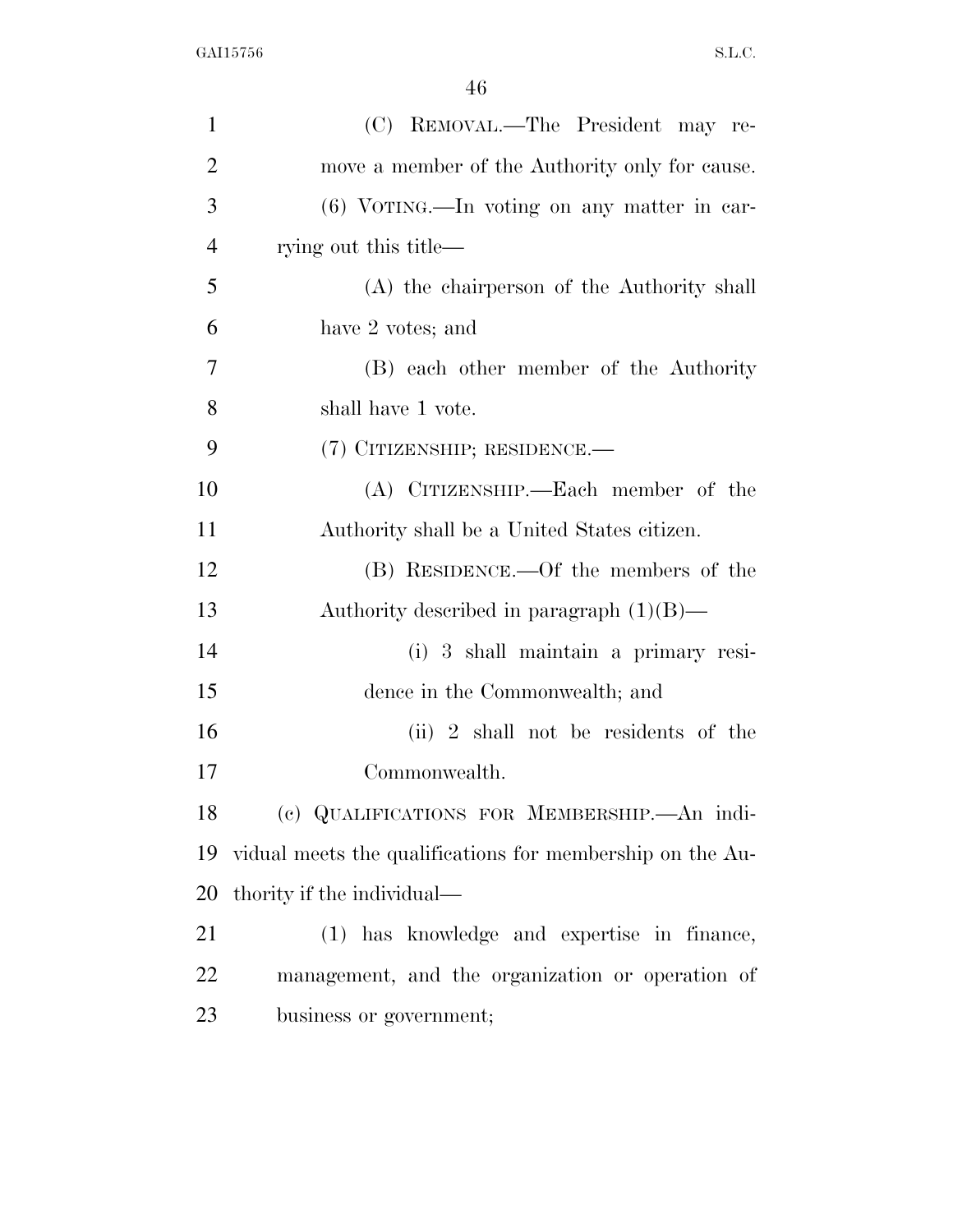(C) REMOVAL.—The President may remove a member of the Authority only for cause.

(6) VOTING.—In voting on any matter in carrying out this title—

(A) the chairperson of the Authority shall have 2 votes; and

(B) each other member of the Authority shall have 1 vote.

(7) CITIZENSHIP; RESIDENCE.—

(A) CITIZENSHIP.—Each member of the Authority shall be a United States citizen.

(B) RESIDENCE.—Of the members of the Authority described in paragraph (1)(B)—

(i) 3 shall maintain a primary residence in the Commonwealth; and

(ii) 2 shall not be residents of the Commonwealth.

(c) QUALIFICATIONS FOR MEMBERSHIP.—An individual meets the qualifications for membership on the Authority if the individual—

(1) has knowledge and expertise in finance, management, and the organization or operation of business or government;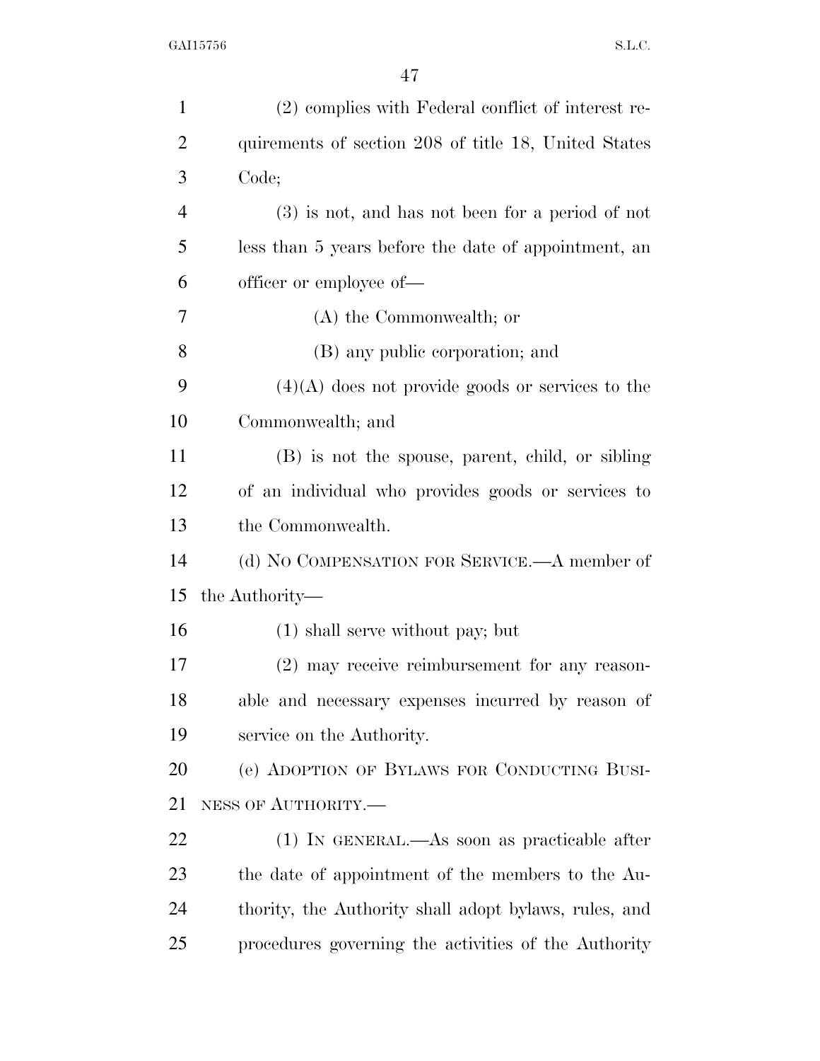(2) complies with Federal conflict of interest requirements of section 208 of title 18, United States Code;

(3) is not, and has not been for a period of not less than 5 years before the date of appointment, an officer or employee of—

(A) the Commonwealth; or

(B) any public corporation; and

(4)(A) does not provide goods or services to the Commonwealth; and

(B) is not the spouse, parent, child, or sibling of an individual who provides goods or services to the Commonwealth.

(d) NO COMPENSATION FOR SERVICE.—A member of the Authority—

(1) shall serve without pay; but

(2) may receive reimbursement for any reasonable and necessary expenses incurred by reason of service on the Authority.

(e) ADOPTION OF BYLAWS FOR CONDUCTING BUSINESS OF AUTHORITY.—

(1) IN GENERAL.—As soon as practicable after the date of appointment of the members to the Authority, the Authority shall adopt bylaws, rules, and procedures governing the activities of the Authority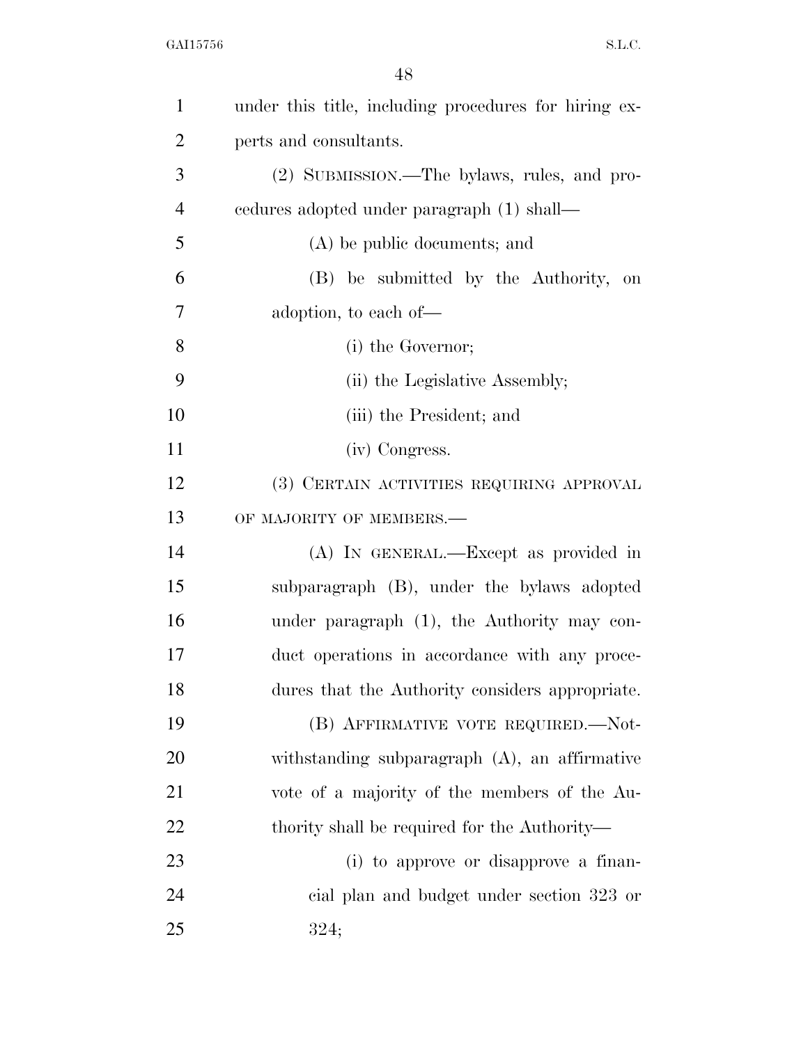under this title, including procedures for hiring experts and consultants.

(2) SUBMISSION.—The bylaws, rules, and procedures adopted under paragraph (1) shall—

(A) be public documents; and

(B) be submitted by the Authority, on adoption, to each of—

(i) the Governor;

(ii) the Legislative Assembly;

(iii) the President; and

(iv) Congress.

(3) CERTAIN ACTIVITIES REQUIRING APPROVAL OF MAJORITY OF MEMBERS.—

(A) IN GENERAL.—Except as provided in subparagraph (B), under the bylaws adopted under paragraph (1), the Authority may conduct operations in accordance with any procedures that the Authority considers appropriate.

(B) AFFIRMATIVE VOTE REQUIRED.—Notwithstanding subparagraph (A), an affirmative vote of a majority of the members of the Authority shall be required for the Authority—

(i) to approve or disapprove a financial plan and budget under section 323 or 324;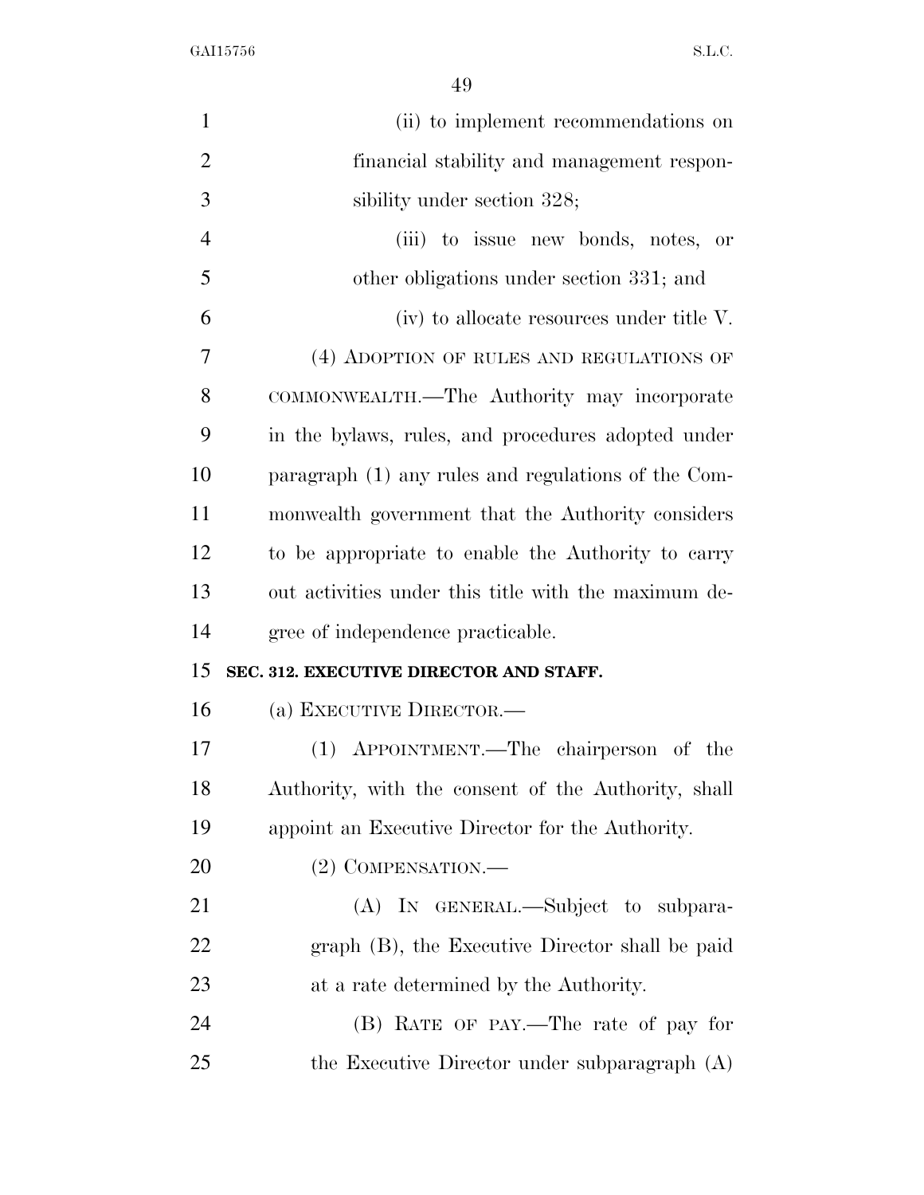(ii) to implement recommendations on financial stability and management responsibility under section 328;

(iii) to issue new bonds, notes, or other obligations under section 331; and

(iv) to allocate resources under title V.

(4) ADOPTION OF RULES AND REGULATIONS OF COMMONWEALTH.—The Authority may incorporate in the bylaws, rules, and procedures adopted under paragraph (1) any rules and regulations of the Commonwealth government that the Authority considers to be appropriate to enable the Authority to carry out activities under this title with the maximum degree of independence practicable.

**SEC. 312. EXECUTIVE DIRECTOR AND STAFF.**

(a) EXECUTIVE DIRECTOR.—

(1) APPOINTMENT.—The chairperson of the Authority, with the consent of the Authority, shall appoint an Executive Director for the Authority.

(2) COMPENSATION.—

(A) IN GENERAL.—Subject to subparagraph (B), the Executive Director shall be paid at a rate determined by the Authority.

(B) RATE OF PAY.—The rate of pay for the Executive Director under subparagraph (A)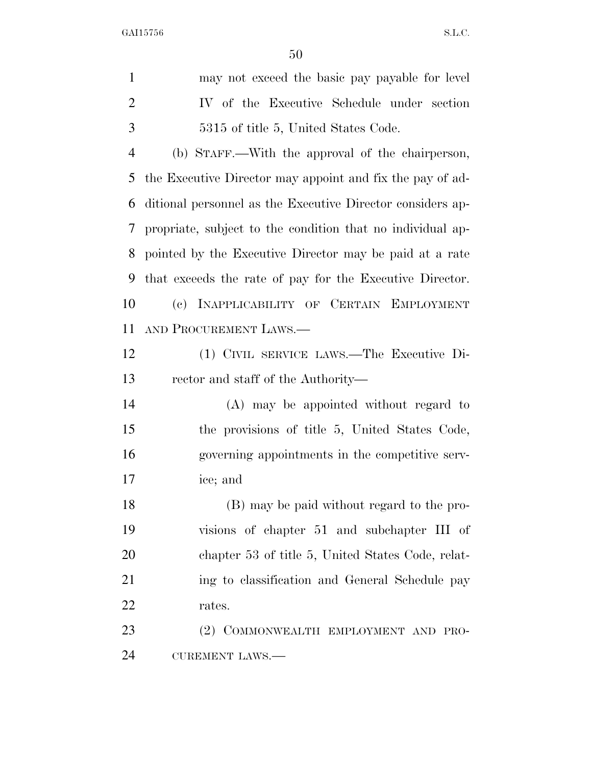may not exceed the basic pay payable for level IV of the Executive Schedule under section 5315 of title 5, United States Code.

(b) STAFF.—With the approval of the chairperson, the Executive Director may appoint and fix the pay of additional personnel as the Executive Director considers appropriate, subject to the condition that no individual appointed by the Executive Director may be paid at a rate that exceeds the rate of pay for the Executive Director.

(c) INAPPLICABILITY OF CERTAIN EMPLOYMENT AND PROCUREMENT LAWS.—

(1) CIVIL SERVICE LAWS.—The Executive Director and staff of the Authority—

(A) may be appointed without regard to the provisions of title 5, United States Code, governing appointments in the competitive service; and

(B) may be paid without regard to the provisions of chapter 51 and subchapter III of chapter 53 of title 5, United States Code, relating to classification and General Schedule pay rates.

(2) COMMONWEALTH EMPLOYMENT AND PROCUREMENT LAWS.—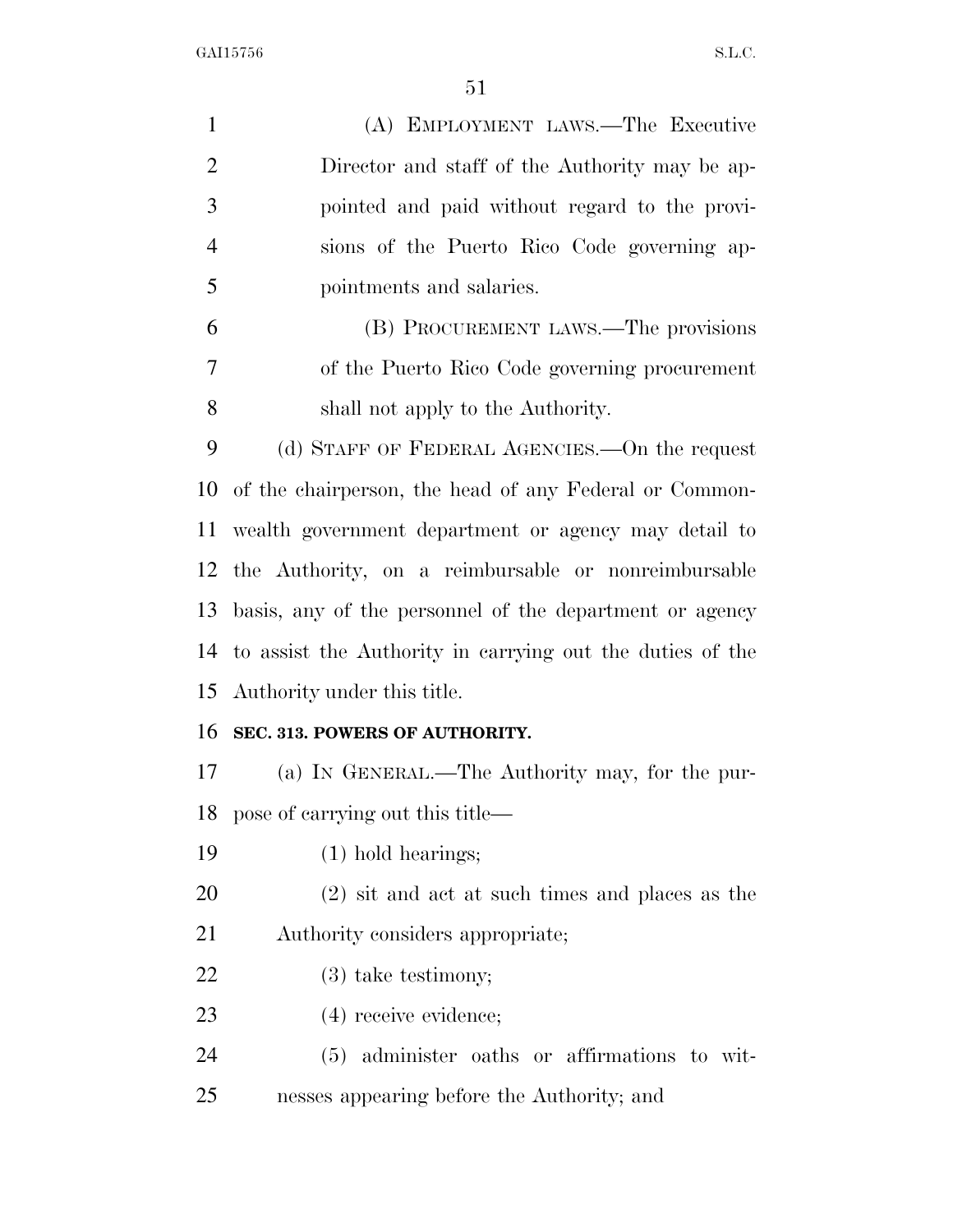(A) EMPLOYMENT LAWS.—The Executive Director and staff of the Authority may be appointed and paid without regard to the provisions of the Puerto Rico Code governing appointments and salaries.

(B) PROCUREMENT LAWS.—The provisions of the Puerto Rico Code governing procurement shall not apply to the Authority.

(d) STAFF OF FEDERAL AGENCIES.—On the request of the chairperson, the head of any Federal or Commonwealth government department or agency may detail to the Authority, on a reimbursable or nonreimbursable basis, any of the personnel of the department or agency to assist the Authority in carrying out the duties of the Authority under this title.

**SEC. 313. POWERS OF AUTHORITY.**

(a) IN GENERAL.—The Authority may, for the purpose of carrying out this title—

(1) hold hearings;

(2) sit and act at such times and places as the Authority considers appropriate;

(3) take testimony;

(4) receive evidence;

(5) administer oaths or affirmations to witnesses appearing before the Authority; and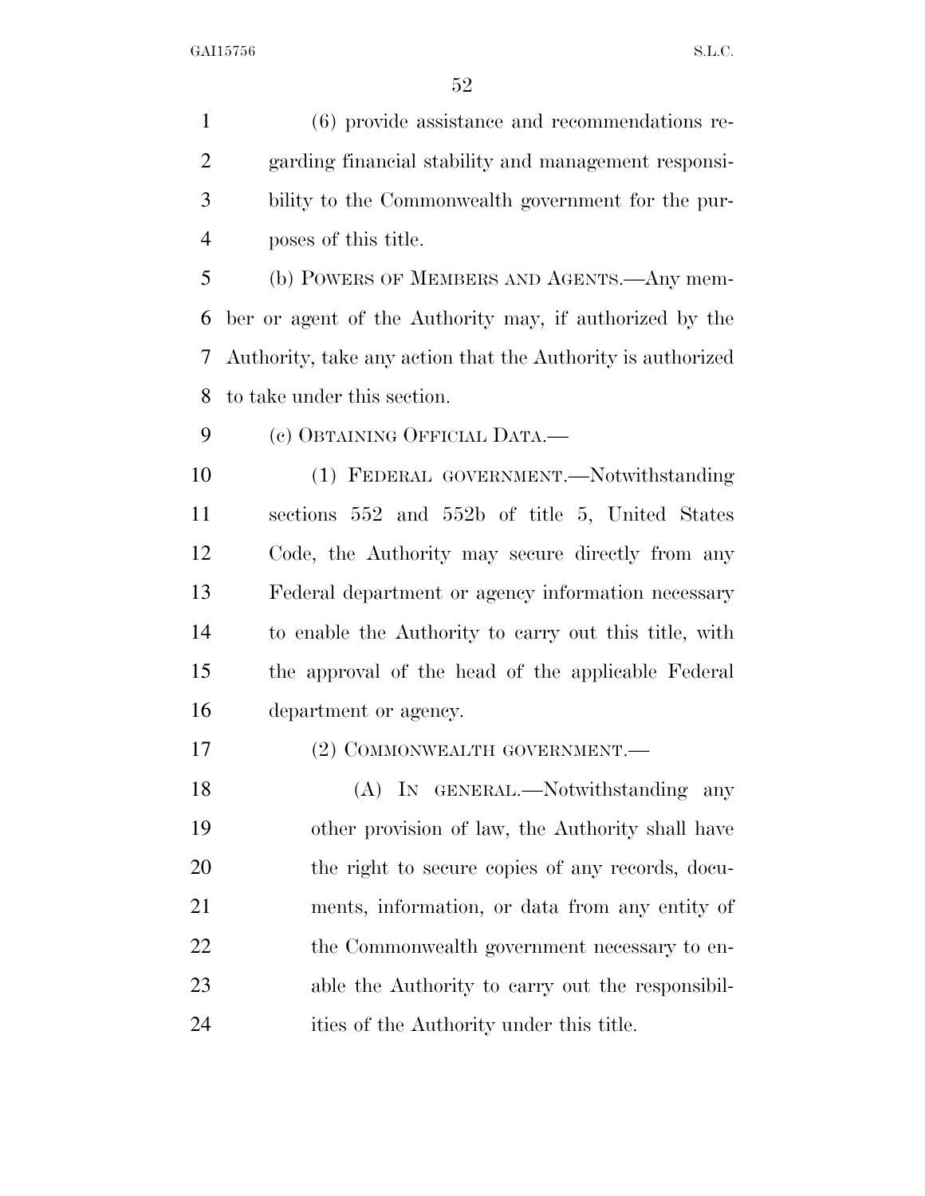(6) provide assistance and recommendations regarding financial stability and management responsibility to the Commonwealth government for the purposes of this title.

(b) POWERS OF MEMBERS AND AGENTS.—Any member or agent of the Authority may, if authorized by the Authority, take any action that the Authority is authorized to take under this section.

(c) OBTAINING OFFICIAL DATA.—

(1) FEDERAL GOVERNMENT.—Notwithstanding sections 552 and 552b of title 5, United States Code, the Authority may secure directly from any Federal department or agency information necessary to enable the Authority to carry out this title, with the approval of the head of the applicable Federal department or agency.

(2) COMMONWEALTH GOVERNMENT.—

(A) IN GENERAL.—Notwithstanding any other provision of law, the Authority shall have the right to secure copies of any records, documents, information, or data from any entity of the Commonwealth government necessary to enable the Authority to carry out the responsibilities of the Authority under this title.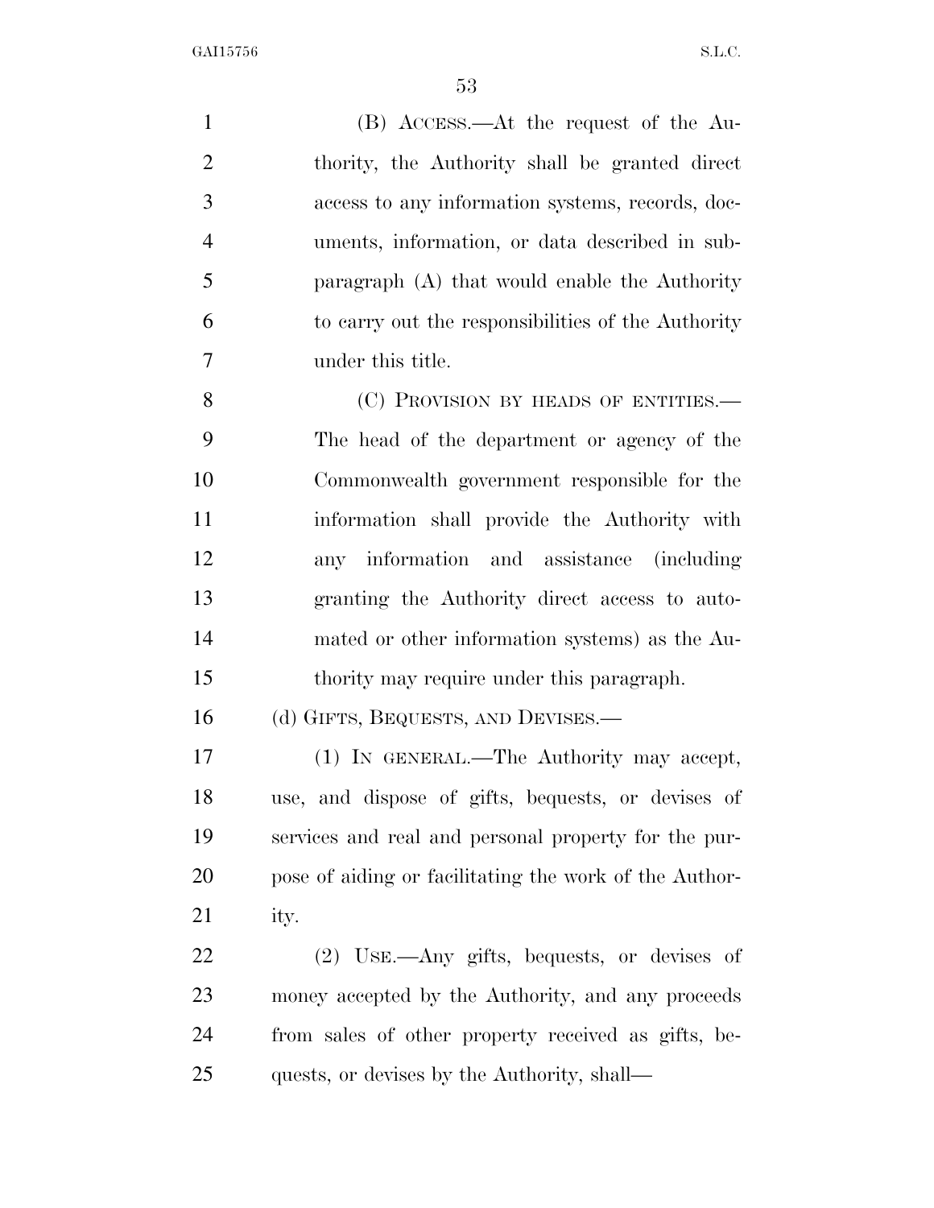(B) ACCESS.—At the request of the Authority, the Authority shall be granted direct access to any information systems, records, documents, information, or data described in subparagraph (A) that would enable the Authority to carry out the responsibilities of the Authority under this title.

(C) PROVISION BY HEADS OF ENTITIES.—The head of the department or agency of the Commonwealth government responsible for the information shall provide the Authority with any information and assistance (including granting the Authority direct access to automated or other information systems) as the Authority may require under this paragraph.

(d) GIFTS, BEQUESTS, AND DEVISES.—

(1) IN GENERAL.—The Authority may accept, use, and dispose of gifts, bequests, or devises of services and real and personal property for the purpose of aiding or facilitating the work of the Authority.

(2) USE.—Any gifts, bequests, or devises of money accepted by the Authority, and any proceeds from sales of other property received as gifts, bequests, or devises by the Authority, shall—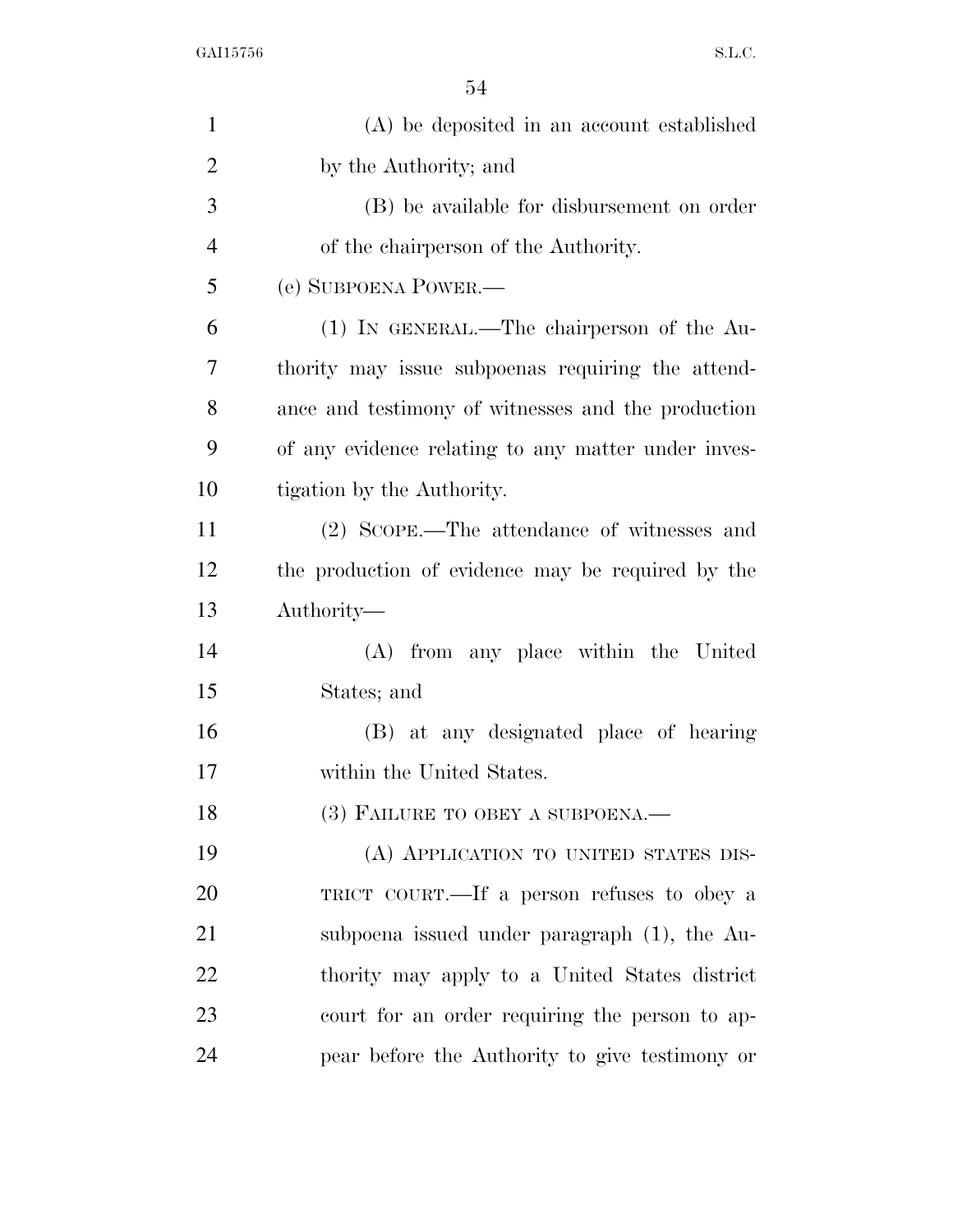(A) be deposited in an account established by the Authority; and

(B) be available for disbursement on order of the chairperson of the Authority.

(e) SUBPOENA POWER.—

(1) IN GENERAL.—The chairperson of the Authority may issue subpoenas requiring the attendance and testimony of witnesses and the production of any evidence relating to any matter under investigation by the Authority.

(2) SCOPE.—The attendance of witnesses and the production of evidence may be required by the Authority—

(A) from any place within the United States; and

(B) at any designated place of hearing within the United States.

(3) FAILURE TO OBEY A SUBPOENA.—

(A) APPLICATION TO UNITED STATES DISTRICT COURT.—If a person refuses to obey a subpoena issued under paragraph (1), the Authority may apply to a United States district court for an order requiring the person to appear before the Authority to give testimony or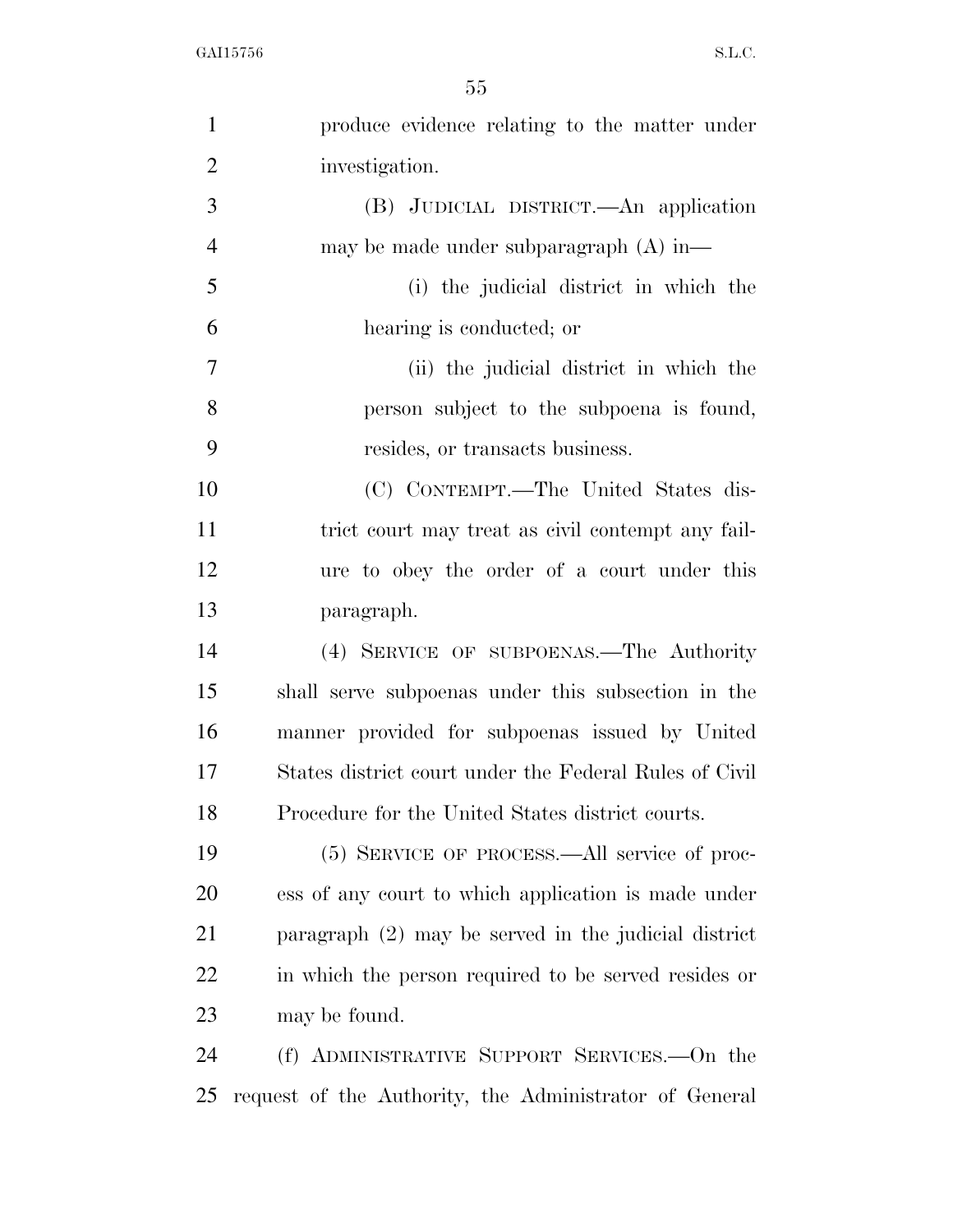produce evidence relating to the matter under investigation.

(B) JUDICIAL DISTRICT.—An application may be made under subparagraph (A) in—

(i) the judicial district in which the hearing is conducted; or

(ii) the judicial district in which the person subject to the subpoena is found, resides, or transacts business.

(C) CONTEMPT.—The United States district court may treat as civil contempt any failure to obey the order of a court under this paragraph.

(4) SERVICE OF SUBPOENAS.—The Authority shall serve subpoenas under this subsection in the manner provided for subpoenas issued by United States district court under the Federal Rules of Civil Procedure for the United States district courts.

(5) SERVICE OF PROCESS.—All service of process of any court to which application is made under paragraph (2) may be served in the judicial district in which the person required to be served resides or may be found.

(f) ADMINISTRATIVE SUPPORT SERVICES.—On the request of the Authority, the Administrator of General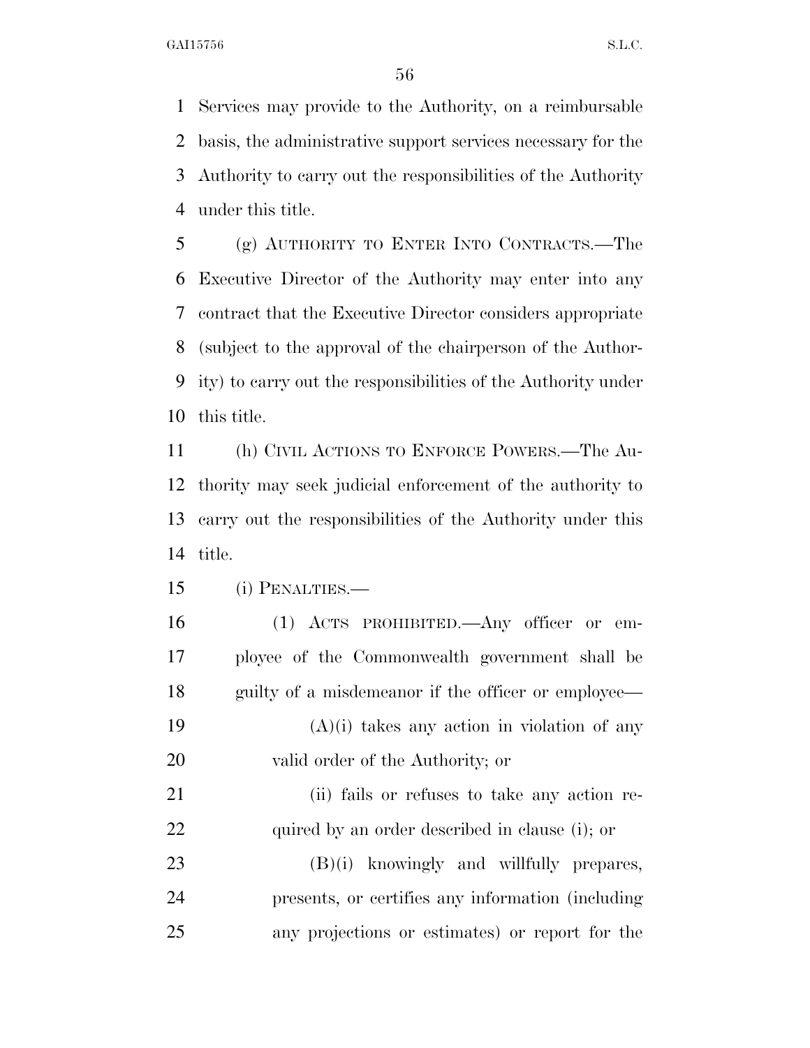Services may provide to the Authority, on a reimbursable basis, the administrative support services necessary for the Authority to carry out the responsibilities of the Authority under this title.

(g) AUTHORITY TO ENTER INTO CONTRACTS.—The Executive Director of the Authority may enter into any contract that the Executive Director considers appropriate (subject to the approval of the chairperson of the Authority) to carry out the responsibilities of the Authority under this title.

(h) CIVIL ACTIONS TO ENFORCE POWERS.—The Authority may seek judicial enforcement of the authority to carry out the responsibilities of the Authority under this title.

(i) PENALTIES.—

(1) ACTS PROHIBITED.—Any officer or employee of the Commonwealth government shall be guilty of a misdemeanor if the officer or employee—

(A)(i) takes any action in violation of any valid order of the Authority; or

(ii) fails or refuses to take any action required by an order described in clause (i); or

(B)(i) knowingly and willfully prepares, presents, or certifies any information (including any projections or estimates) or report for the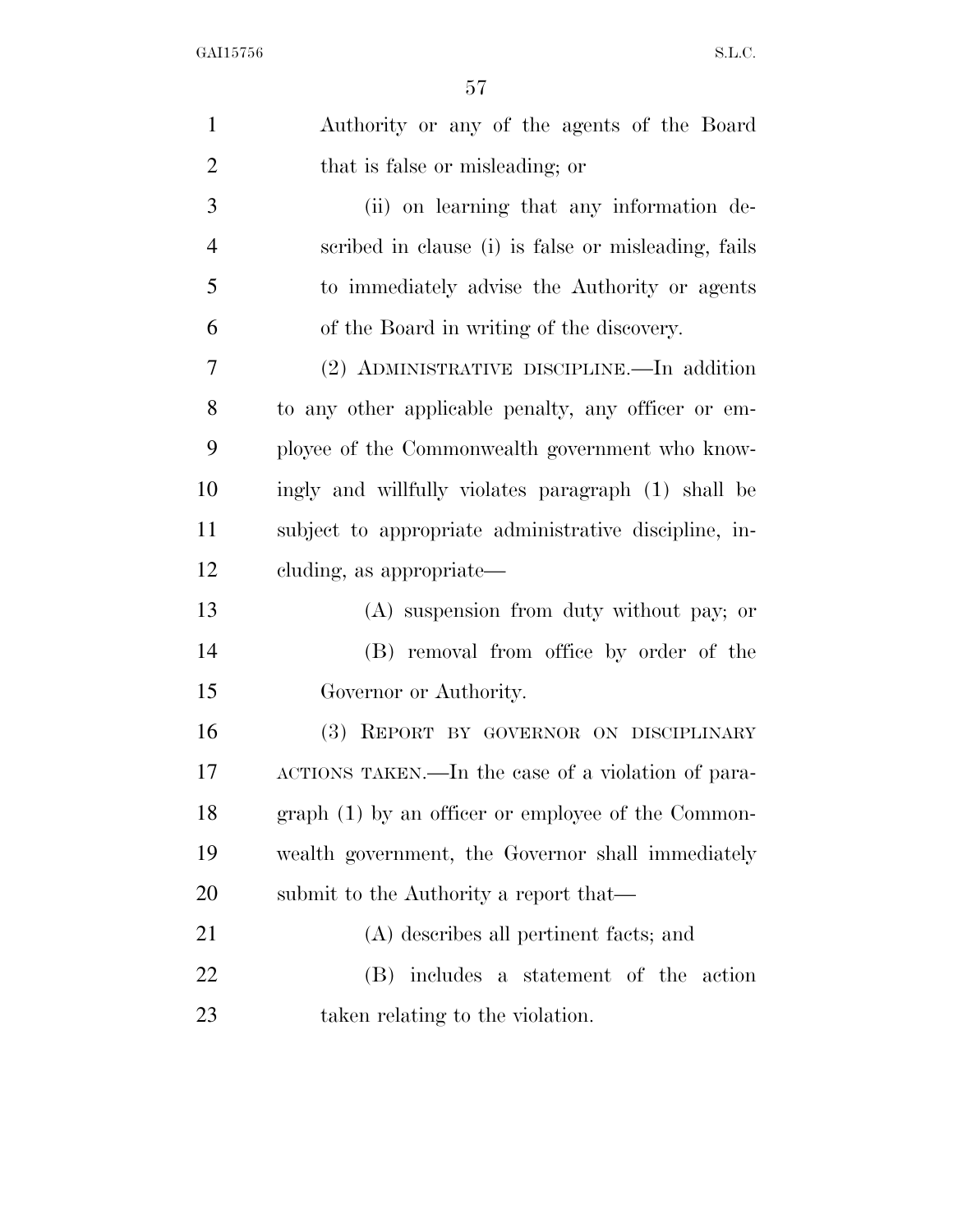Authority or any of the agents of the Board that is false or misleading; or

(ii) on learning that any information described in clause (i) is false or misleading, fails to immediately advise the Authority or agents of the Board in writing of the discovery.

(2) ADMINISTRATIVE DISCIPLINE.—In addition to any other applicable penalty, any officer or employee of the Commonwealth government who knowingly and willfully violates paragraph (1) shall be subject to appropriate administrative discipline, including, as appropriate—

(A) suspension from duty without pay; or

(B) removal from office by order of the Governor or Authority.

(3) REPORT BY GOVERNOR ON DISCIPLINARY ACTIONS TAKEN.—In the case of a violation of paragraph (1) by an officer or employee of the Commonwealth government, the Governor shall immediately submit to the Authority a report that—

(A) describes all pertinent facts; and

(B) includes a statement of the action taken relating to the violation.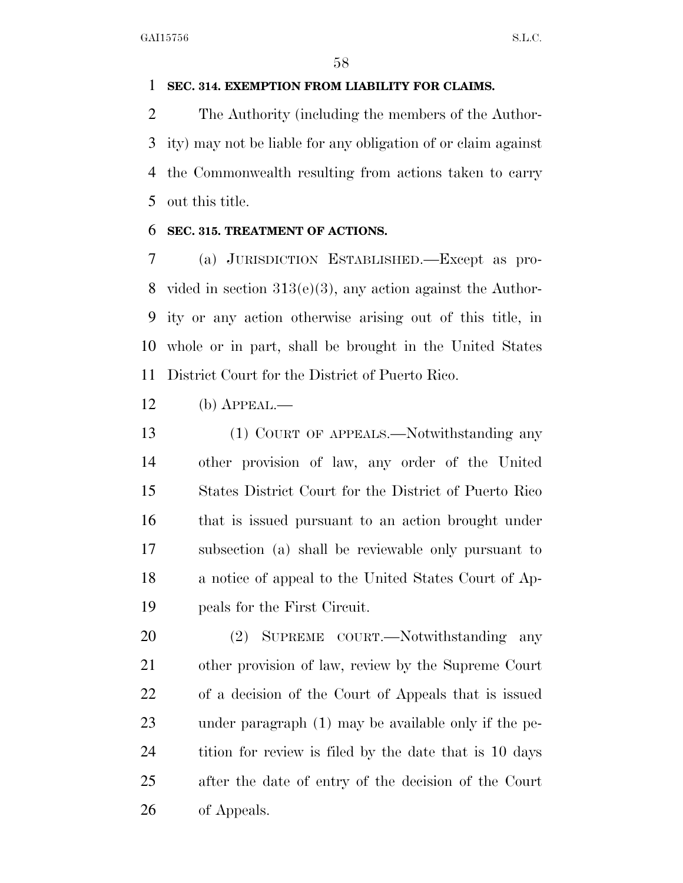### SEC. 314. EXEMPTION FROM LIABILITY FOR CLAIMS.

The Authority (including the members of the Authority) may not be liable for any obligation of or claim against the Commonwealth resulting from actions taken to carry out this title.

### SEC. 315. TREATMENT OF ACTIONS.

(a) JURISDICTION ESTABLISHED.—Except as provided in section 313(e)(3), any action against the Authority or any action otherwise arising out of this title, in whole or in part, shall be brought in the United States District Court for the District of Puerto Rico.

(b) APPEAL.—

(1) COURT OF APPEALS.—Notwithstanding any other provision of law, any order of the United States District Court for the District of Puerto Rico that is issued pursuant to an action brought under subsection (a) shall be reviewable only pursuant to a notice of appeal to the United States Court of Appeals for the First Circuit.

(2) SUPREME COURT.—Notwithstanding any other provision of law, review by the Supreme Court of a decision of the Court of Appeals that is issued under paragraph (1) may be available only if the petition for review is filed by the date that is 10 days after the date of entry of the decision of the Court of Appeals.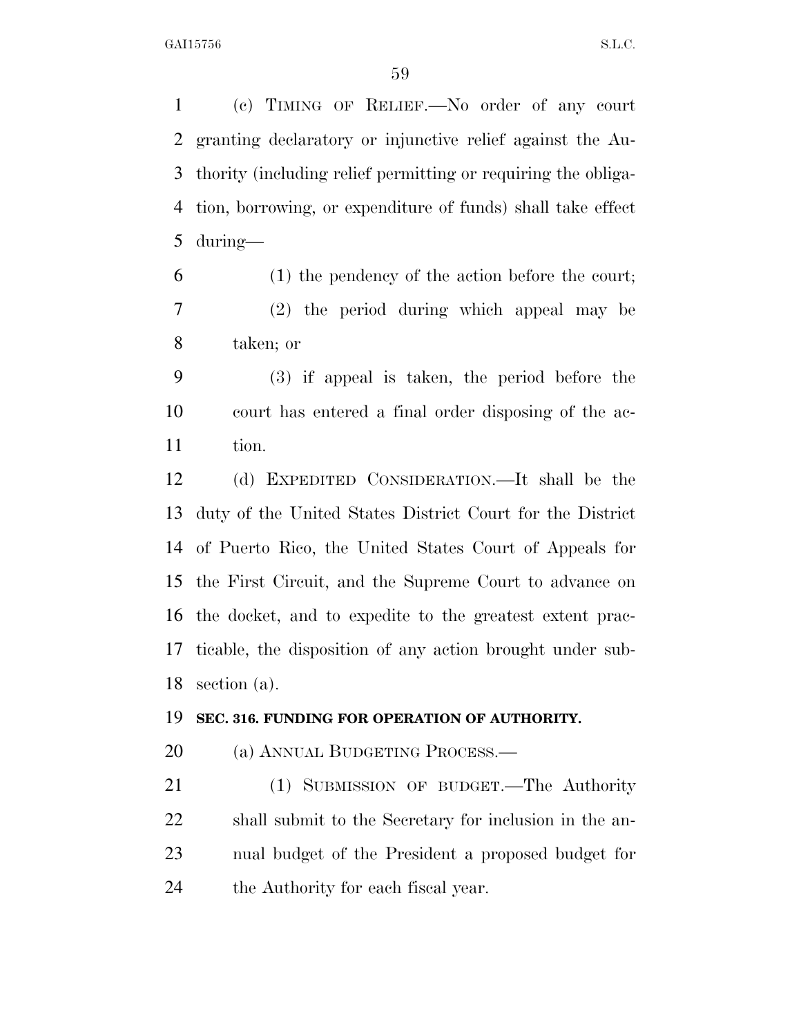(c) TIMING OF RELIEF.—No order of any court granting declaratory or injunctive relief against the Authority (including relief permitting or requiring the obligation, borrowing, or expenditure of funds) shall take effect during—

(1) the pendency of the action before the court;

(2) the period during which appeal may be taken; or

(3) if appeal is taken, the period before the court has entered a final order disposing of the action.

(d) EXPEDITED CONSIDERATION.—It shall be the duty of the United States District Court for the District of Puerto Rico, the United States Court of Appeals for the First Circuit, and the Supreme Court to advance on the docket, and to expedite to the greatest extent practicable, the disposition of any action brought under subsection (a).

**SEC. 316. FUNDING FOR OPERATION OF AUTHORITY.**

(a) ANNUAL BUDGETING PROCESS.—

(1) SUBMISSION OF BUDGET.—The Authority shall submit to the Secretary for inclusion in the annual budget of the President a proposed budget for the Authority for each fiscal year.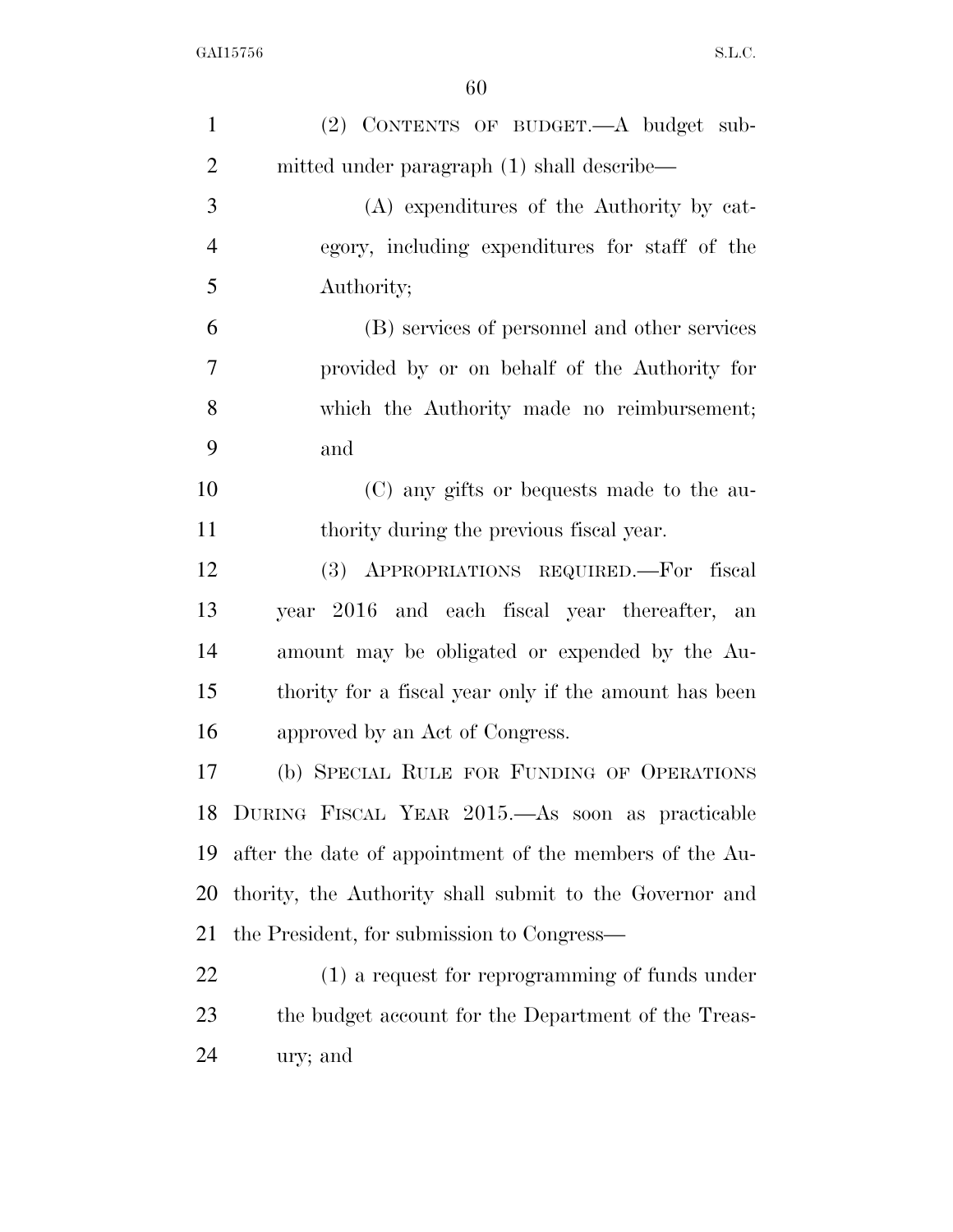(2) CONTENTS OF BUDGET.—A budget submitted under paragraph (1) shall describe—

(A) expenditures of the Authority by category, including expenditures for staff of the Authority;

(B) services of personnel and other services provided by or on behalf of the Authority for which the Authority made no reimbursement; and

(C) any gifts or bequests made to the authority during the previous fiscal year.

(3) APPROPRIATIONS REQUIRED.—For fiscal year 2016 and each fiscal year thereafter, an amount may be obligated or expended by the Authority for a fiscal year only if the amount has been approved by an Act of Congress.

(b) SPECIAL RULE FOR FUNDING OF OPERATIONS DURING FISCAL YEAR 2015.—As soon as practicable after the date of appointment of the members of the Authority, the Authority shall submit to the Governor and the President, for submission to Congress—

(1) a request for reprogramming of funds under the budget account for the Department of the Treasury; and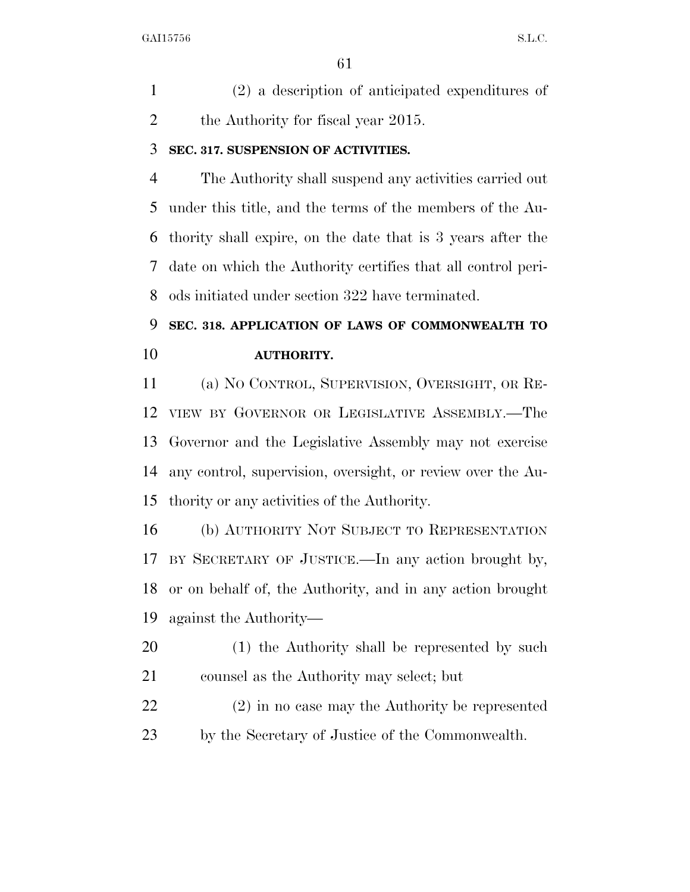(2) a description of anticipated expenditures of the Authority for fiscal year 2015.

**SEC. 317. SUSPENSION OF ACTIVITIES.**

The Authority shall suspend any activities carried out under this title, and the terms of the members of the Authority shall expire, on the date that is 3 years after the date on which the Authority certifies that all control periods initiated under section 322 have terminated.

**SEC. 318. APPLICATION OF LAWS OF COMMONWEALTH TO AUTHORITY.**

(a) NO CONTROL, SUPERVISION, OVERSIGHT, OR REVIEW BY GOVERNOR OR LEGISLATIVE ASSEMBLY.—The Governor and the Legislative Assembly may not exercise any control, supervision, oversight, or review over the Authority or any activities of the Authority.

(b) AUTHORITY NOT SUBJECT TO REPRESENTATION BY SECRETARY OF JUSTICE.—In any action brought by, or on behalf of, the Authority, and in any action brought against the Authority—

(1) the Authority shall be represented by such counsel as the Authority may select; but

(2) in no case may the Authority be represented by the Secretary of Justice of the Commonwealth.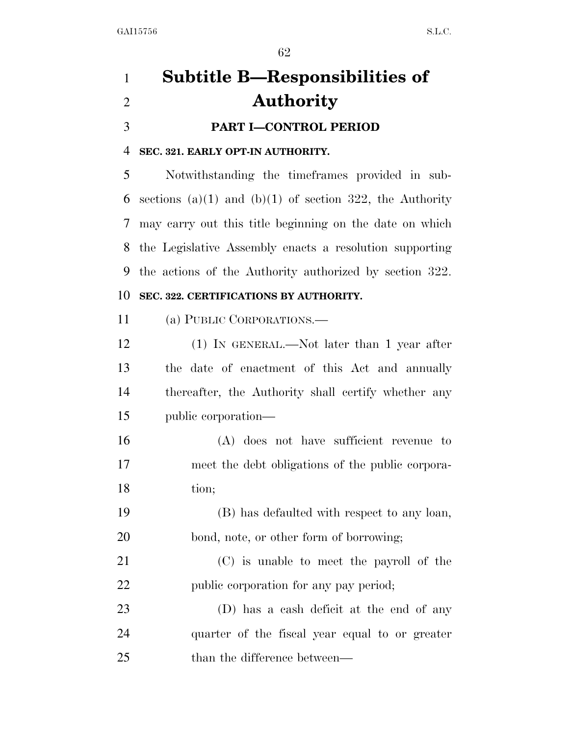# Subtitle B—Responsibilities of Authority

## PART I—CONTROL PERIOD

### SEC. 321. EARLY OPT-IN AUTHORITY.

Notwithstanding the timeframes provided in subsections (a)(1) and (b)(1) of section 322, the Authority may carry out this title beginning on the date on which the Legislative Assembly enacts a resolution supporting the actions of the Authority authorized by section 322.

### SEC. 322. CERTIFICATIONS BY AUTHORITY.

(a) PUBLIC CORPORATIONS.—

(1) IN GENERAL.—Not later than 1 year after the date of enactment of this Act and annually thereafter, the Authority shall certify whether any public corporation—

(A) does not have sufficient revenue to meet the debt obligations of the public corporation;

(B) has defaulted with respect to any loan, bond, note, or other form of borrowing;

(C) is unable to meet the payroll of the public corporation for any pay period;

(D) has a cash deficit at the end of any quarter of the fiscal year equal to or greater than the difference between—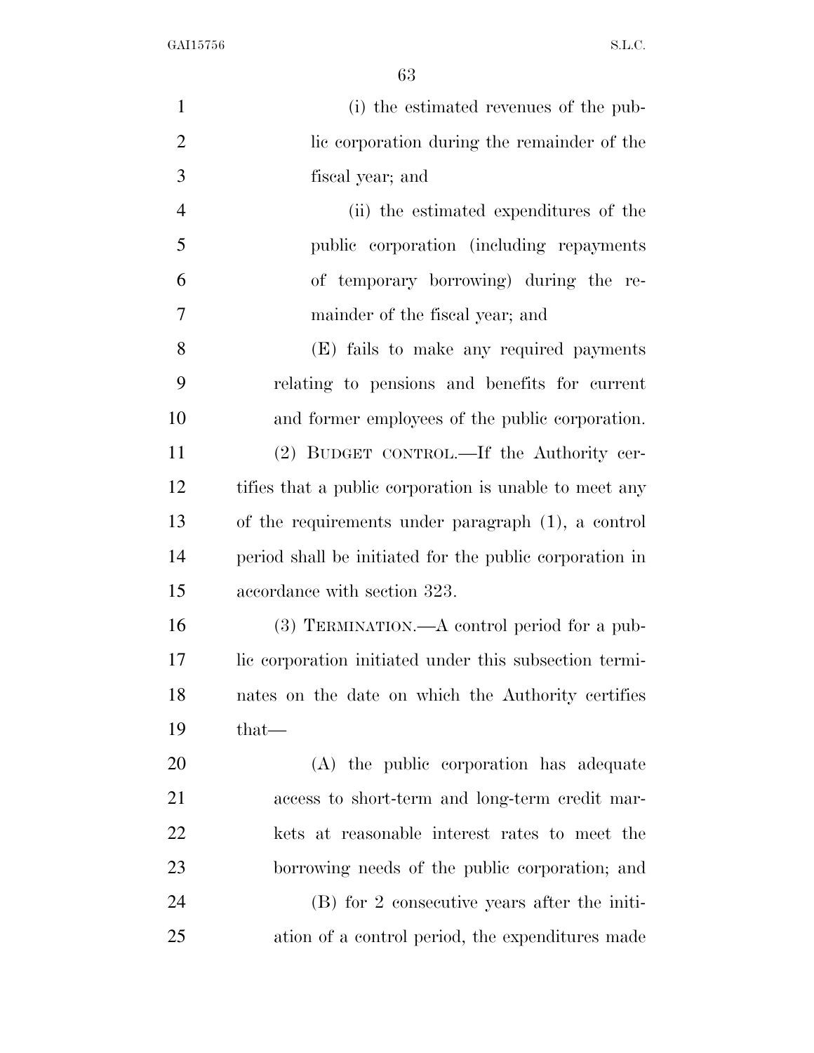(i) the estimated revenues of the public corporation during the remainder of the fiscal year; and

(ii) the estimated expenditures of the public corporation (including repayments of temporary borrowing) during the remainder of the fiscal year; and

(E) fails to make any required payments relating to pensions and benefits for current and former employees of the public corporation.

(2) BUDGET CONTROL.—If the Authority certifies that a public corporation is unable to meet any of the requirements under paragraph (1), a control period shall be initiated for the public corporation in accordance with section 323.

(3) TERMINATION.—A control period for a public corporation initiated under this subsection terminates on the date on which the Authority certifies that—

(A) the public corporation has adequate access to short-term and long-term credit markets at reasonable interest rates to meet the borrowing needs of the public corporation; and

(B) for 2 consecutive years after the initiation of a control period, the expenditures made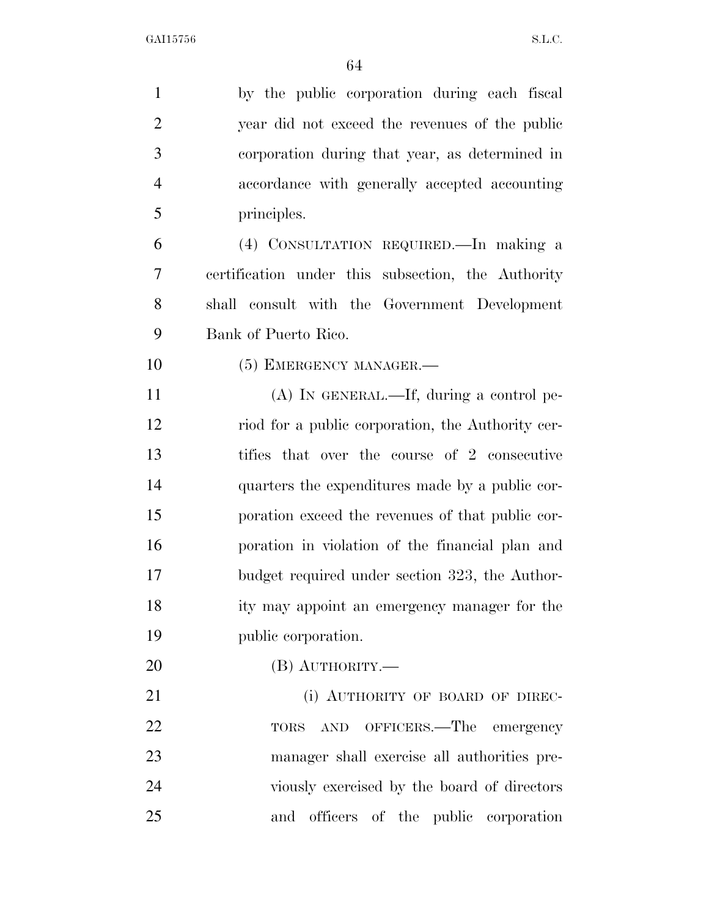by the public corporation during each fiscal year did not exceed the revenues of the public corporation during that year, as determined in accordance with generally accepted accounting principles.

(4) CONSULTATION REQUIRED.—In making a certification under this subsection, the Authority shall consult with the Government Development Bank of Puerto Rico.

(5) EMERGENCY MANAGER.—

(A) IN GENERAL.—If, during a control period for a public corporation, the Authority certifies that over the course of 2 consecutive quarters the expenditures made by a public corporation exceed the revenues of that public corporation in violation of the financial plan and budget required under section 323, the Authority may appoint an emergency manager for the public corporation.

(B) AUTHORITY.—

(i) AUTHORITY OF BOARD OF DIRECTORS AND OFFICERS.—The emergency manager shall exercise all authorities previously exercised by the board of directors and officers of the public corporation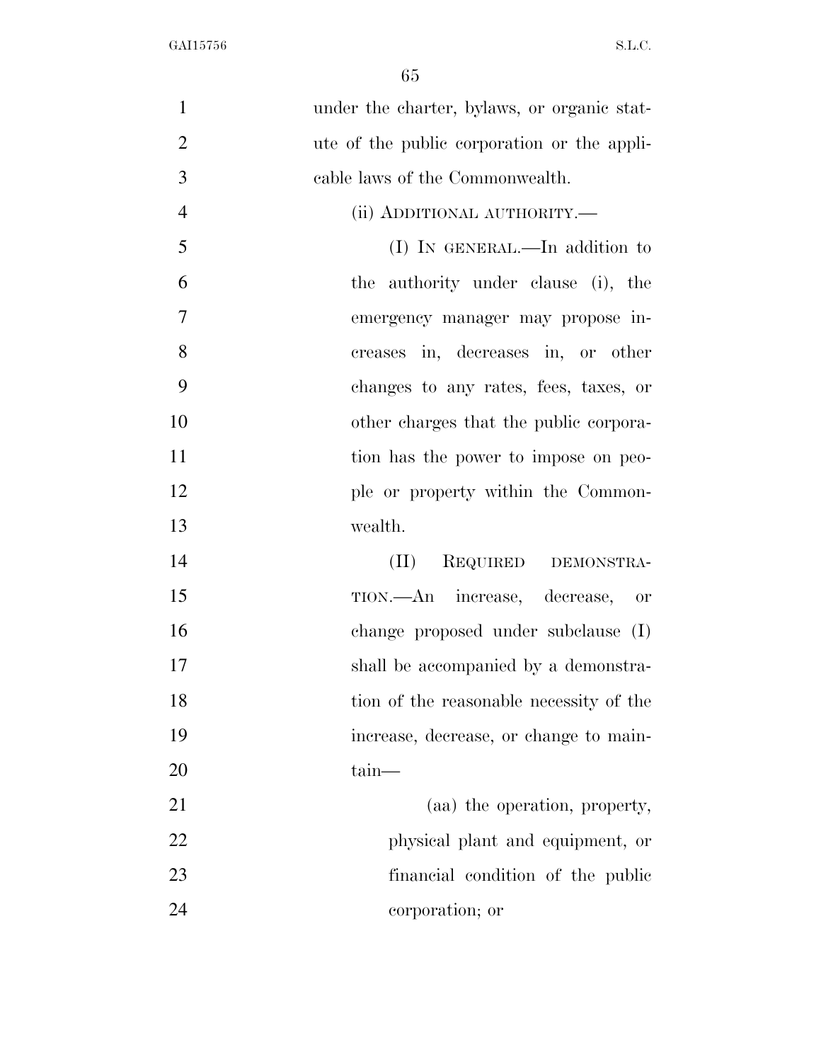under the charter, bylaws, or organic statute of the public corporation or the applicable laws of the Commonwealth.

(ii) ADDITIONAL AUTHORITY.—

(I) IN GENERAL.—In addition to the authority under clause (i), the emergency manager may propose increases in, decreases in, or other changes to any rates, fees, taxes, or other charges that the public corporation has the power to impose on people or property within the Commonwealth.

(II) REQUIRED DEMONSTRATION.—An increase, decrease, or change proposed under subclause (I) shall be accompanied by a demonstration of the reasonable necessity of the increase, decrease, or change to maintain—

(aa) the operation, property, physical plant and equipment, or financial condition of the public corporation; or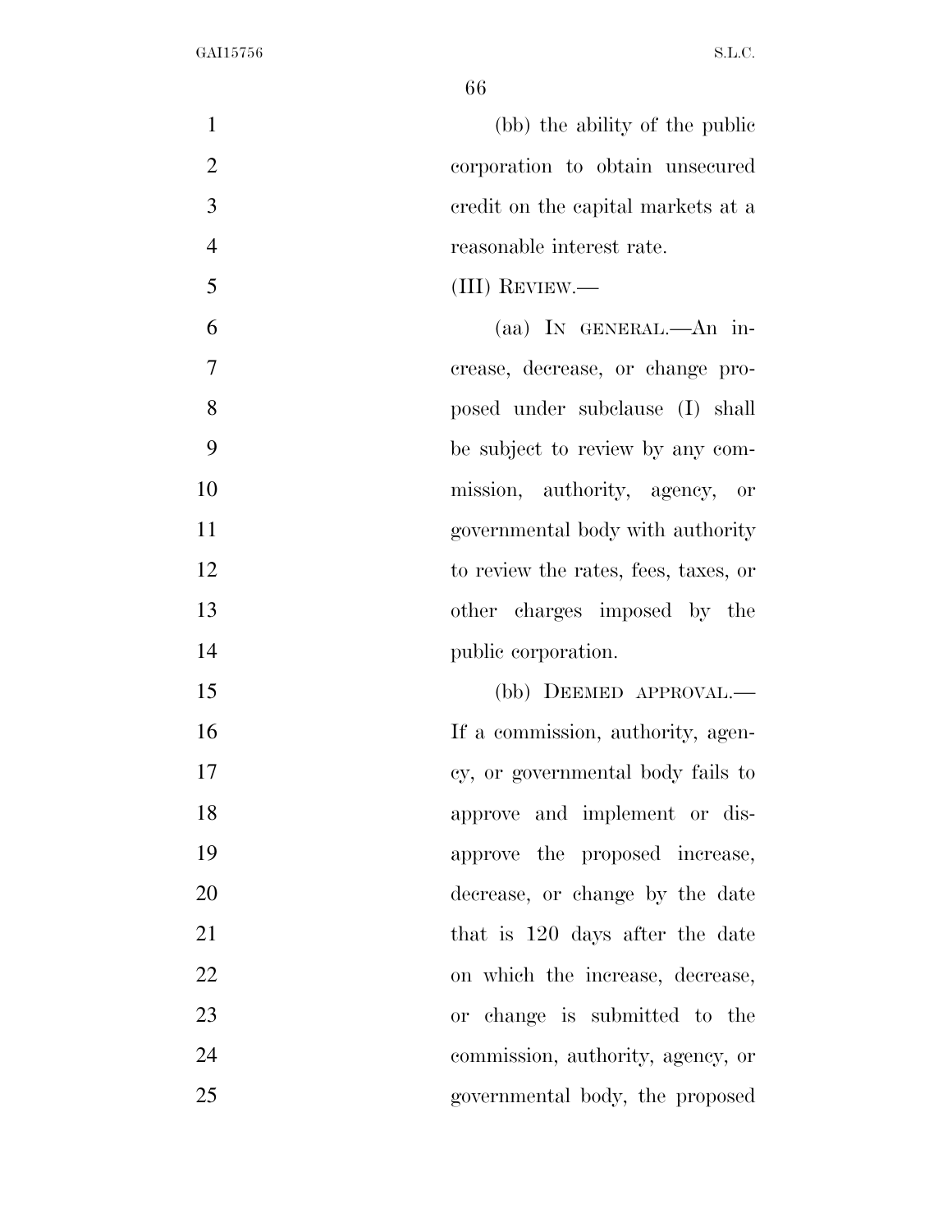(bb) the ability of the public corporation to obtain unsecured credit on the capital markets at a reasonable interest rate.

(III) REVIEW.—

(aa) IN GENERAL.—An increase, decrease, or change proposed under subclause (I) shall be subject to review by any commission, authority, agency, or governmental body with authority to review the rates, fees, taxes, or other charges imposed by the public corporation.

(bb) DEEMED APPROVAL.—If a commission, authority, agency, or governmental body fails to approve and implement or disapprove the proposed increase, decrease, or change by the date that is 120 days after the date on which the increase, decrease, or change is submitted to the commission, authority, agency, or governmental body, the proposed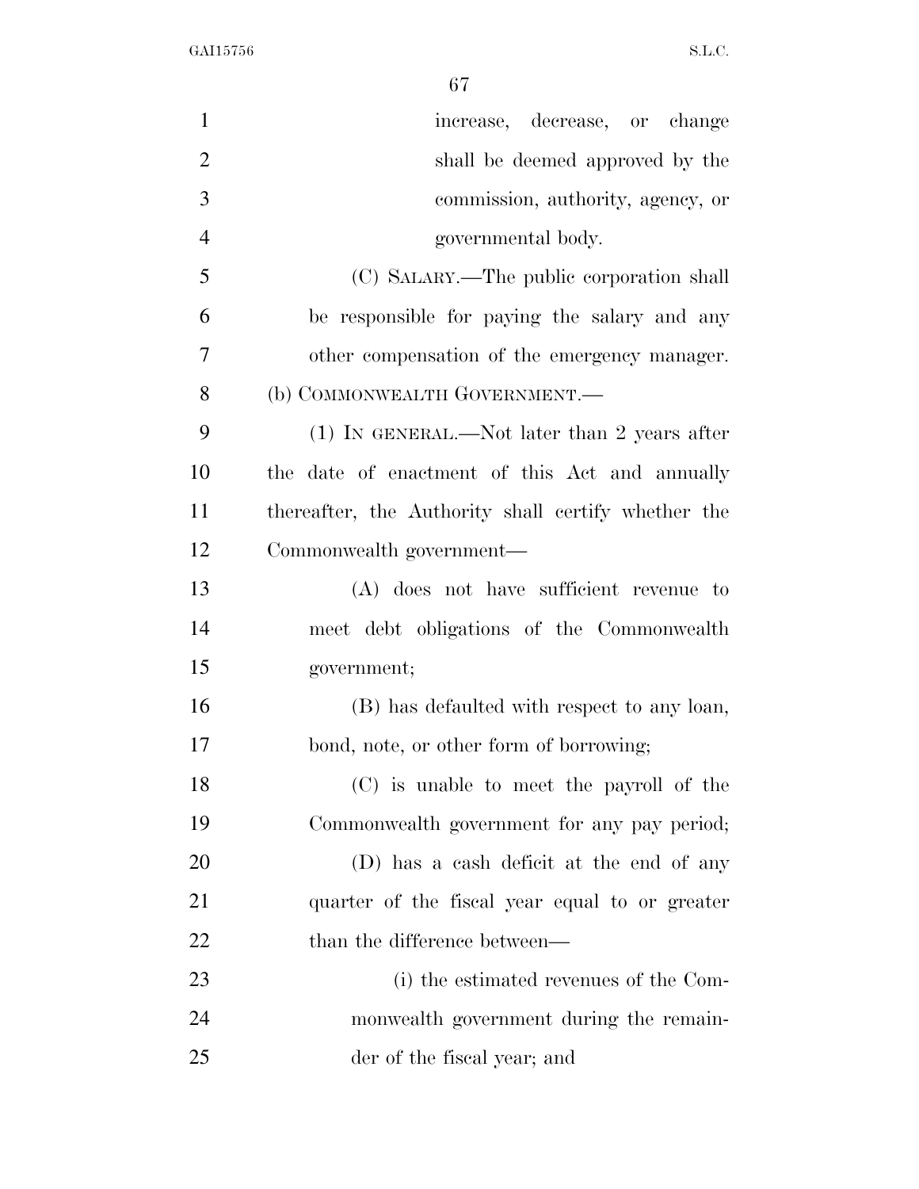increase, decrease, or change shall be deemed approved by the commission, authority, agency, or governmental body.

(C) SALARY.—The public corporation shall be responsible for paying the salary and any other compensation of the emergency manager.

(b) COMMONWEALTH GOVERNMENT.—

(1) IN GENERAL.—Not later than 2 years after the date of enactment of this Act and annually thereafter, the Authority shall certify whether the Commonwealth government—

(A) does not have sufficient revenue to meet debt obligations of the Commonwealth government;

(B) has defaulted with respect to any loan, bond, note, or other form of borrowing;

(C) is unable to meet the payroll of the Commonwealth government for any pay period;

(D) has a cash deficit at the end of any quarter of the fiscal year equal to or greater than the difference between—

(i) the estimated revenues of the Commonwealth government during the remainder of the fiscal year; and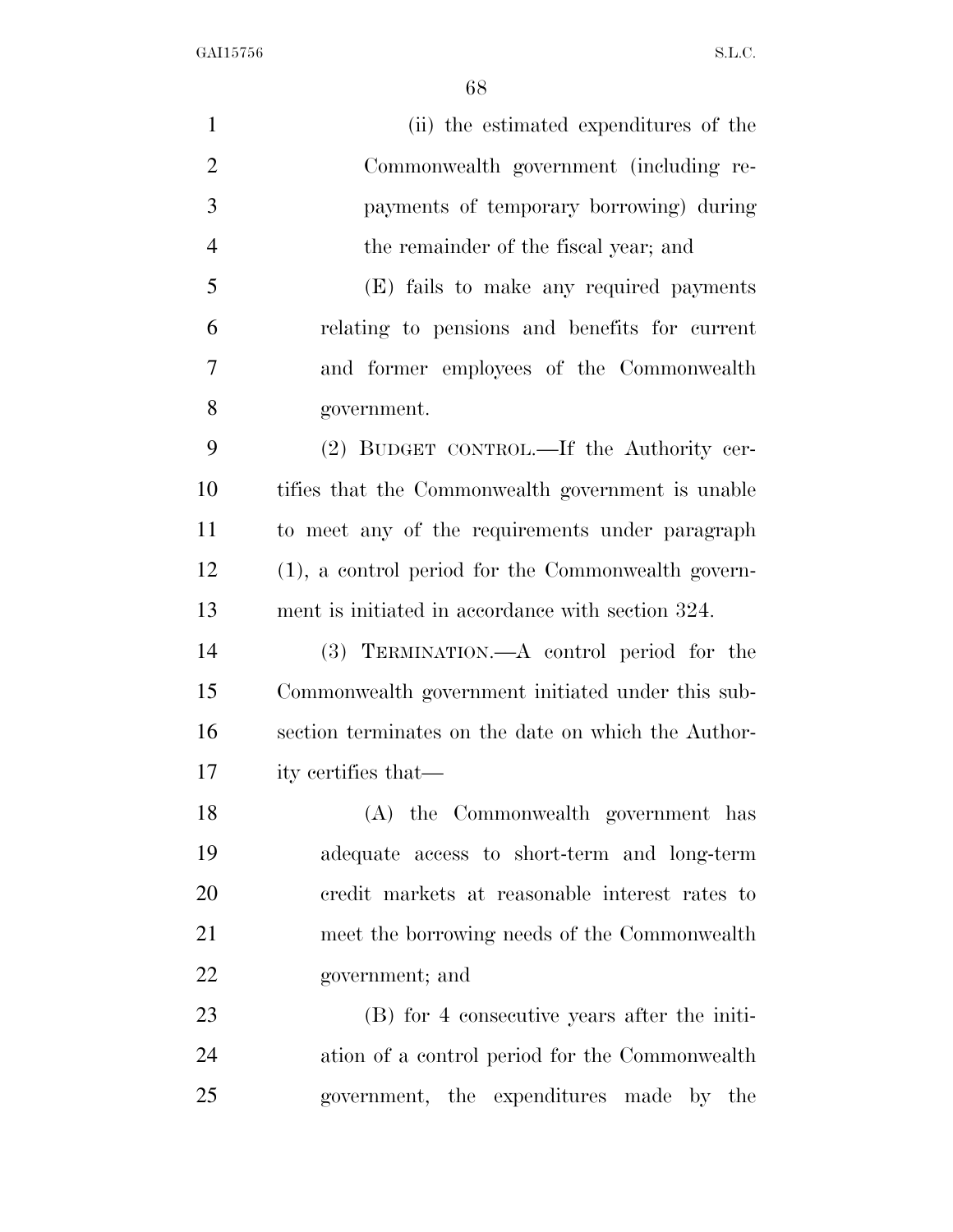(ii) the estimated expenditures of the Commonwealth government (including repayments of temporary borrowing) during the remainder of the fiscal year; and

(E) fails to make any required payments relating to pensions and benefits for current and former employees of the Commonwealth government.

(2) BUDGET CONTROL.—If the Authority certifies that the Commonwealth government is unable to meet any of the requirements under paragraph (1), a control period for the Commonwealth government is initiated in accordance with section 324.

(3) TERMINATION.—A control period for the Commonwealth government initiated under this subsection terminates on the date on which the Authority certifies that—

(A) the Commonwealth government has adequate access to short-term and long-term credit markets at reasonable interest rates to meet the borrowing needs of the Commonwealth government; and

(B) for 4 consecutive years after the initiation of a control period for the Commonwealth government, the expenditures made by the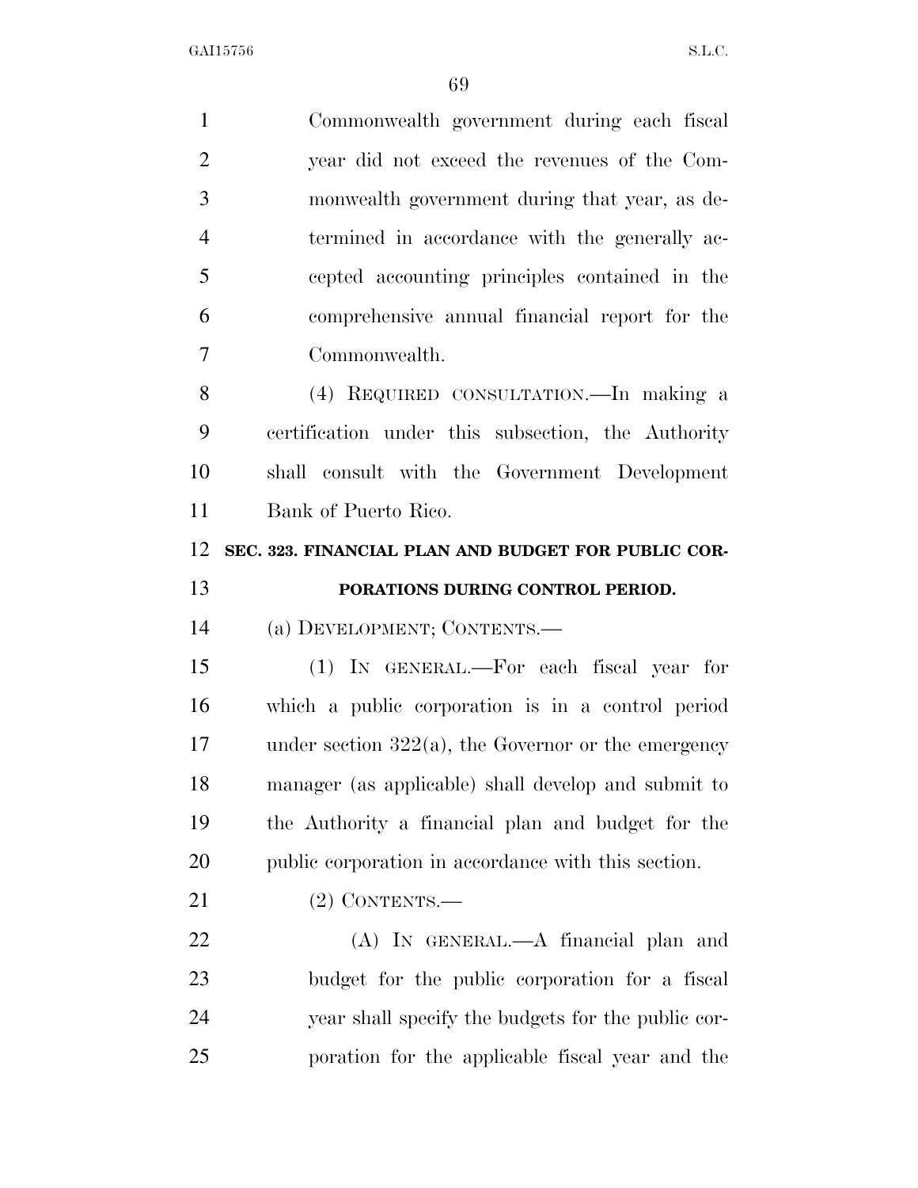Commonwealth government during each fiscal year did not exceed the revenues of the Commonwealth government during that year, as determined in accordance with the generally accepted accounting principles contained in the comprehensive annual financial report for the Commonwealth.

(4) REQUIRED CONSULTATION.—In making a certification under this subsection, the Authority shall consult with the Government Development Bank of Puerto Rico.

**SEC. 323. FINANCIAL PLAN AND BUDGET FOR PUBLIC CORPORATIONS DURING CONTROL PERIOD.**

(a) DEVELOPMENT; CONTENTS.—

(1) IN GENERAL.—For each fiscal year for which a public corporation is in a control period under section 322(a), the Governor or the emergency manager (as applicable) shall develop and submit to the Authority a financial plan and budget for the public corporation in accordance with this section.

(2) CONTENTS.—

(A) IN GENERAL.—A financial plan and budget for the public corporation for a fiscal year shall specify the budgets for the public corporation for the applicable fiscal year and the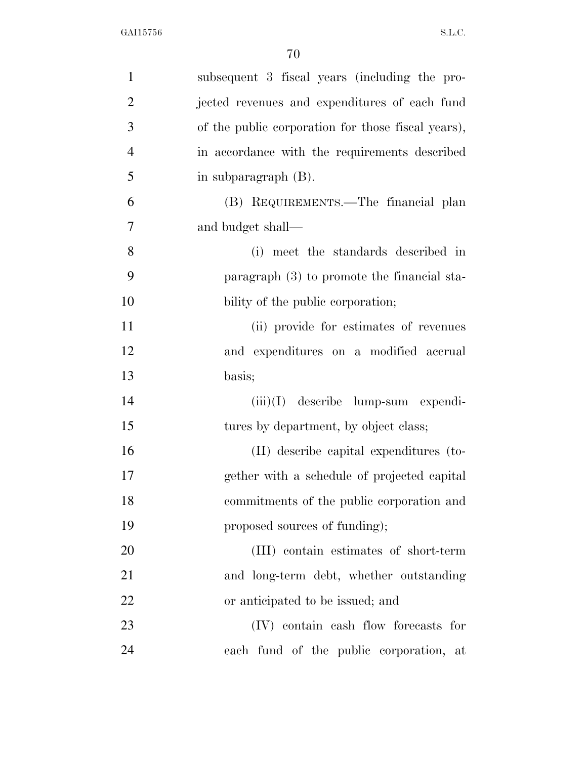subsequent 3 fiscal years (including the projected revenues and expenditures of each fund of the public corporation for those fiscal years), in accordance with the requirements described in subparagraph (B).

(B) REQUIREMENTS.—The financial plan and budget shall—

(i) meet the standards described in paragraph (3) to promote the financial stability of the public corporation;

(ii) provide for estimates of revenues and expenditures on a modified accrual basis;

(iii)(I) describe lump-sum expenditures by department, by object class;

(II) describe capital expenditures (together with a schedule of projected capital commitments of the public corporation and proposed sources of funding);

(III) contain estimates of short-term and long-term debt, whether outstanding or anticipated to be issued; and

(IV) contain cash flow forecasts for each fund of the public corporation, at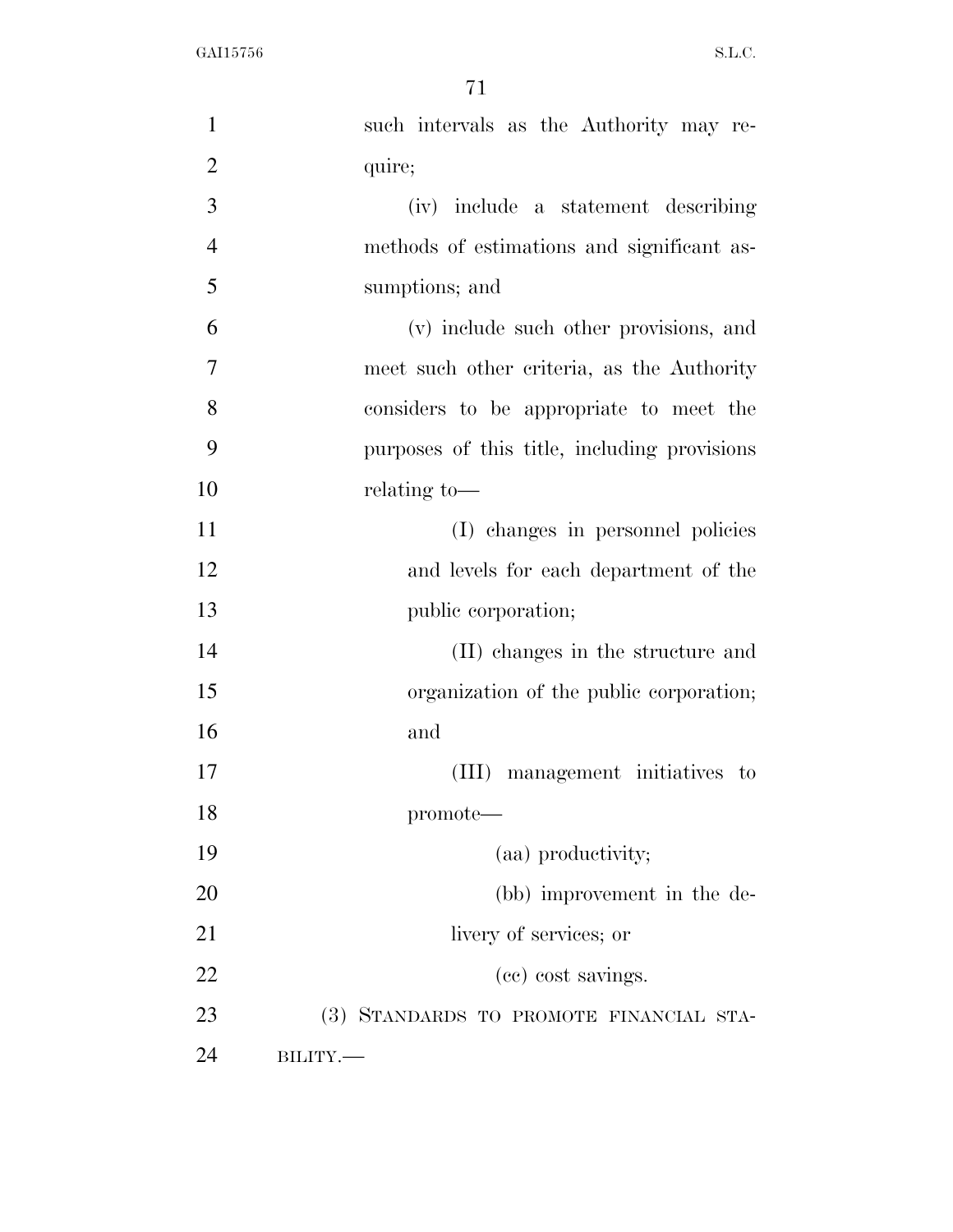such intervals as the Authority may require;

(iv) include a statement describing methods of estimations and significant assumptions; and

(v) include such other provisions, and meet such other criteria, as the Authority considers to be appropriate to meet the purposes of this title, including provisions relating to—

(I) changes in personnel policies and levels for each department of the public corporation;

(II) changes in the structure and organization of the public corporation; and

(III) management initiatives to promote—

(aa) productivity;

(bb) improvement in the delivery of services; or

(cc) cost savings.

(3) STANDARDS TO PROMOTE FINANCIAL STABILITY.—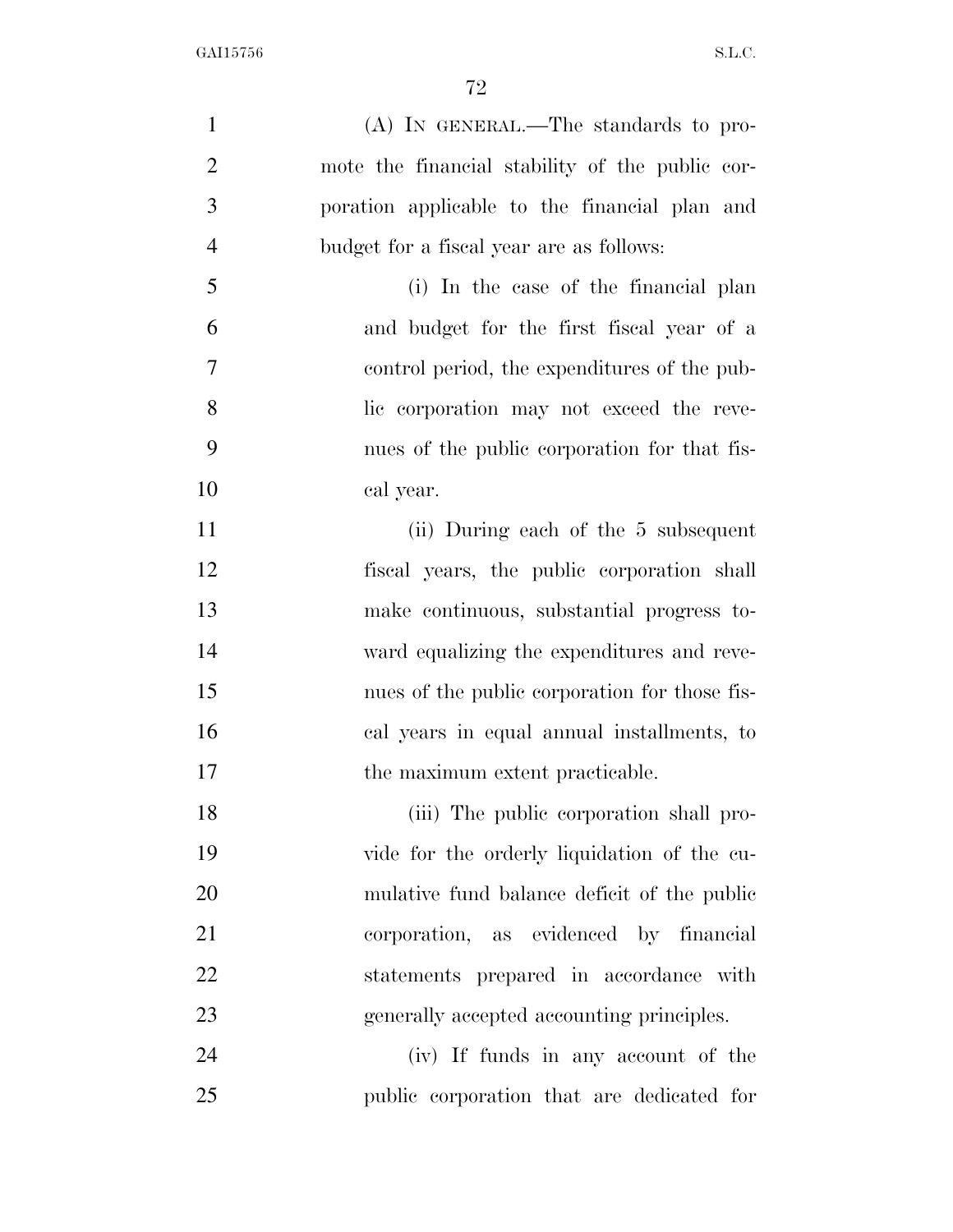(A) IN GENERAL.—The standards to promote the financial stability of the public corporation applicable to the financial plan and budget for a fiscal year are as follows:

(i) In the case of the financial plan and budget for the first fiscal year of a control period, the expenditures of the public corporation may not exceed the revenues of the public corporation for that fiscal year.

(ii) During each of the 5 subsequent fiscal years, the public corporation shall make continuous, substantial progress toward equalizing the expenditures and revenues of the public corporation for those fiscal years in equal annual installments, to the maximum extent practicable.

(iii) The public corporation shall provide for the orderly liquidation of the cumulative fund balance deficit of the public corporation, as evidenced by financial statements prepared in accordance with generally accepted accounting principles.

(iv) If funds in any account of the public corporation that are dedicated for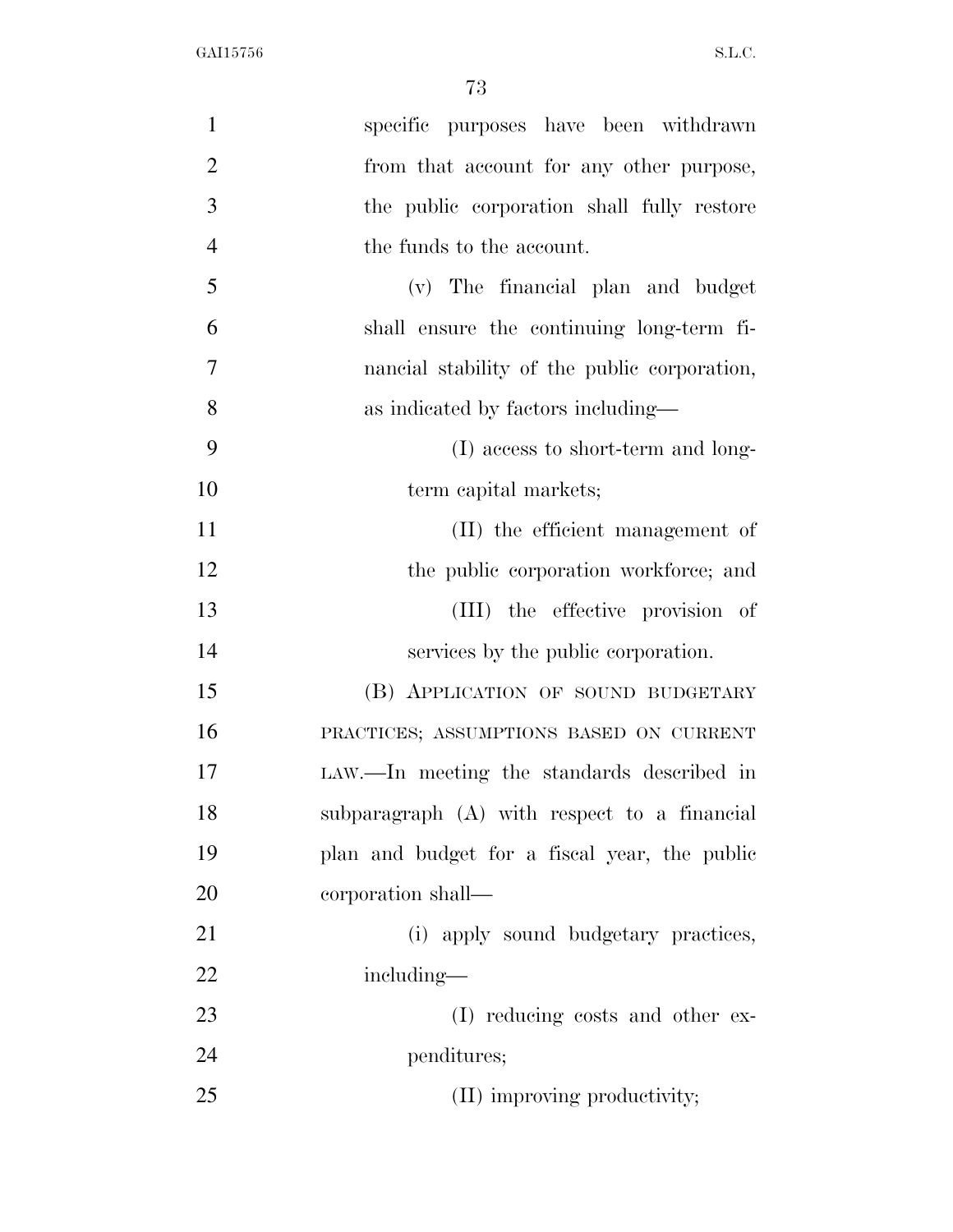specific purposes have been withdrawn from that account for any other purpose, the public corporation shall fully restore the funds to the account.

(v) The financial plan and budget shall ensure the continuing long-term financial stability of the public corporation, as indicated by factors including—

(I) access to short-term and long-term capital markets;

(II) the efficient management of the public corporation workforce; and

(III) the effective provision of services by the public corporation.

(B) APPLICATION OF SOUND BUDGETARY PRACTICES; ASSUMPTIONS BASED ON CURRENT LAW.—In meeting the standards described in subparagraph (A) with respect to a financial plan and budget for a fiscal year, the public corporation shall—

(i) apply sound budgetary practices, including—

(I) reducing costs and other expenditures;

(II) improving productivity;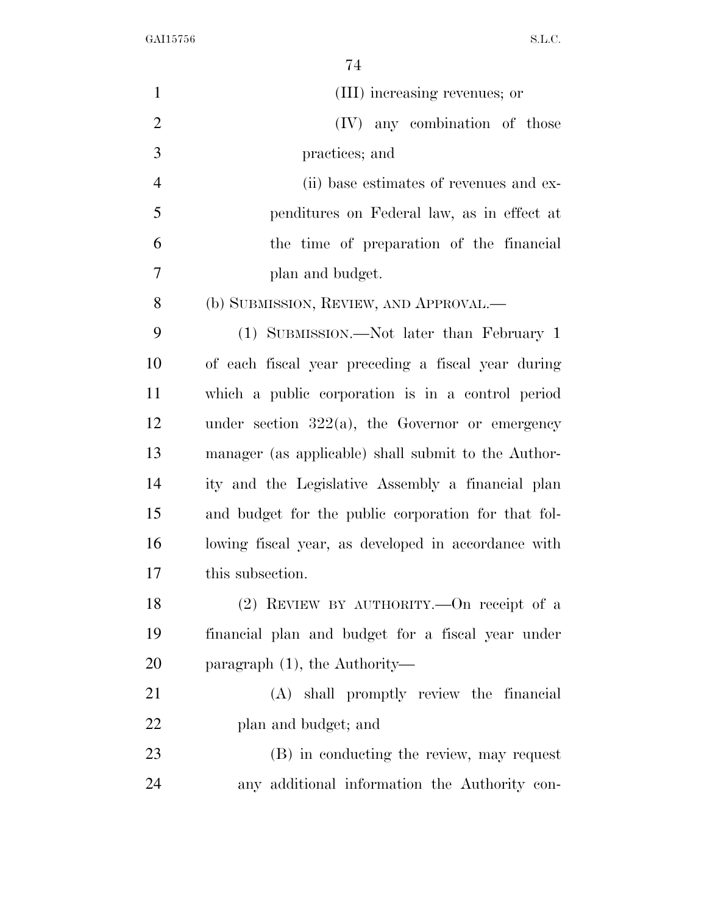(III) increasing revenues; or

(IV) any combination of those practices; and

(ii) base estimates of revenues and expenditures on Federal law, as in effect at the time of preparation of the financial plan and budget.

(b) SUBMISSION, REVIEW, AND APPROVAL.—

(1) SUBMISSION.—Not later than February 1 of each fiscal year preceding a fiscal year during which a public corporation is in a control period under section 322(a), the Governor or emergency manager (as applicable) shall submit to the Authority and the Legislative Assembly a financial plan and budget for the public corporation for that following fiscal year, as developed in accordance with this subsection.

(2) REVIEW BY AUTHORITY.—On receipt of a financial plan and budget for a fiscal year under paragraph (1), the Authority—

(A) shall promptly review the financial plan and budget; and

(B) in conducting the review, may request any additional information the Authority con-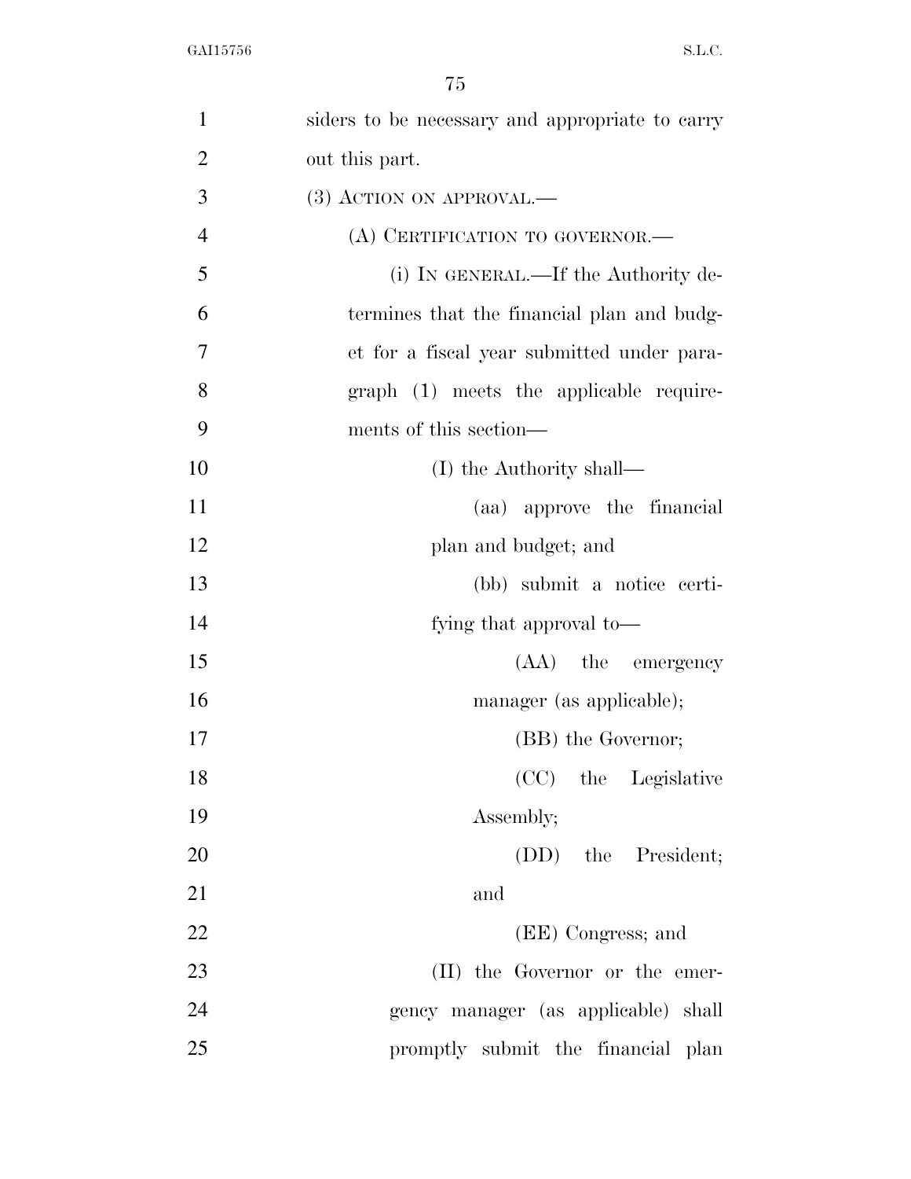siders to be necessary and appropriate to carry out this part.

(3) ACTION ON APPROVAL.—

(A) CERTIFICATION TO GOVERNOR.—

(i) IN GENERAL.—If the Authority determines that the financial plan and budget for a fiscal year submitted under paragraph (1) meets the applicable requirements of this section—

(I) the Authority shall—

(aa) approve the financial plan and budget; and

(bb) submit a notice certifying that approval to—

(AA) the emergency manager (as applicable);

(BB) the Governor;

(CC) the Legislative Assembly;

(DD) the President; and

(EE) Congress; and

(II) the Governor or the emergency manager (as applicable) shall promptly submit the financial plan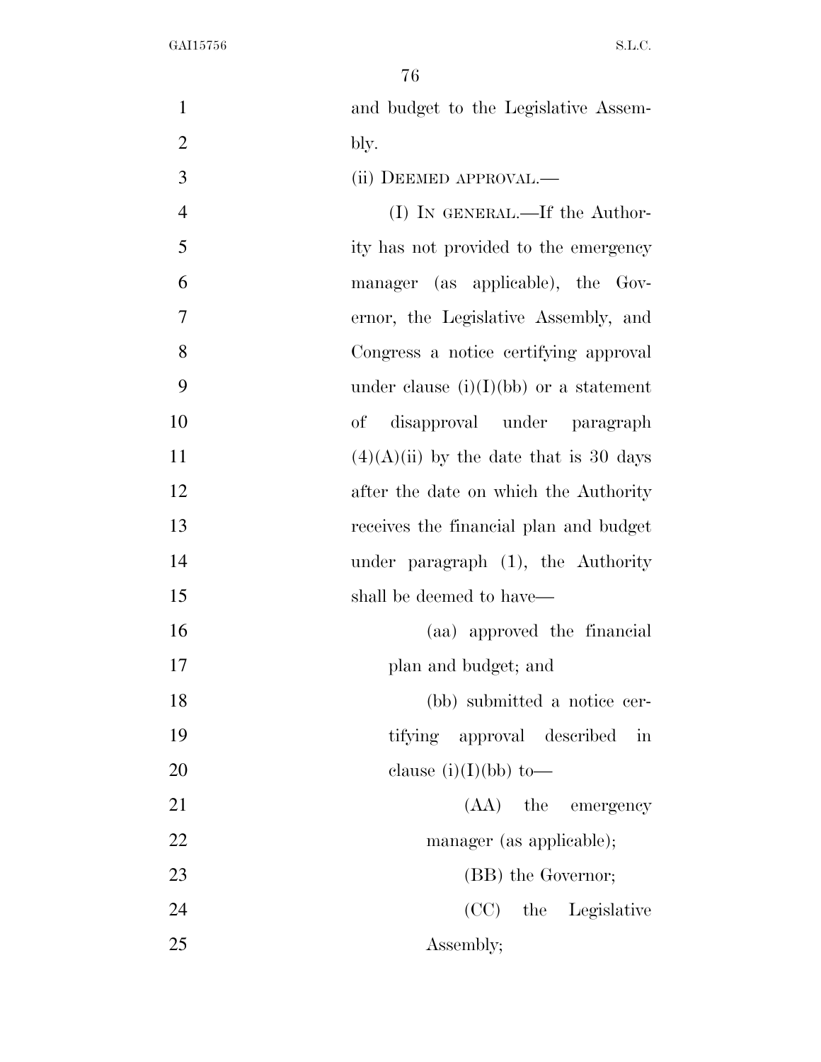and budget to the Legislative Assembly.

(ii) DEEMED APPROVAL.—

(I) IN GENERAL.—If the Authority has not provided to the emergency manager (as applicable), the Governor, the Legislative Assembly, and Congress a notice certifying approval under clause (i)(I)(bb) or a statement of disapproval under paragraph (4)(A)(ii) by the date that is 30 days after the date on which the Authority receives the financial plan and budget under paragraph (1), the Authority shall be deemed to have—

(aa) approved the financial plan and budget; and

(bb) submitted a notice certifying approval described in clause (i)(I)(bb) to—

(AA) the emergency manager (as applicable);

(BB) the Governor;

(CC) the Legislative Assembly;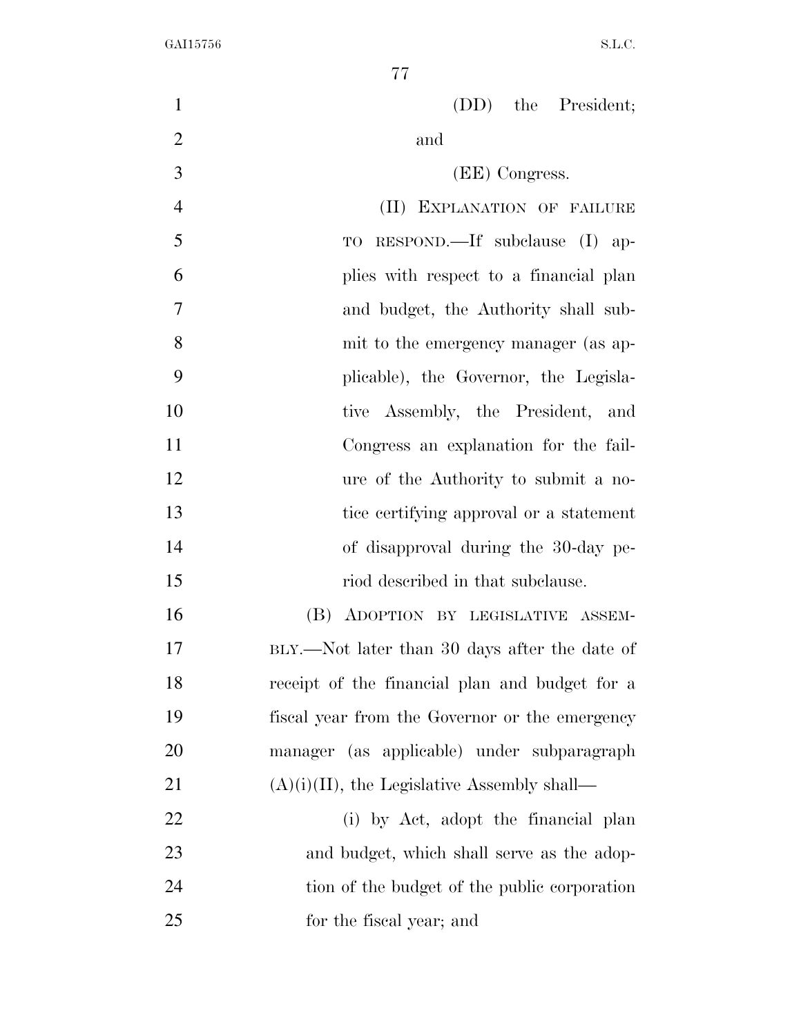(DD) the President; and

(EE) Congress.

(II) EXPLANATION OF FAILURE TO RESPOND.—If subclause (I) applies with respect to a financial plan and budget, the Authority shall submit to the emergency manager (as applicable), the Governor, the Legislative Assembly, the President, and Congress an explanation for the failure of the Authority to submit a notice certifying approval or a statement of disapproval during the 30-day period described in that subclause.

(B) ADOPTION BY LEGISLATIVE ASSEMBLY.—Not later than 30 days after the date of receipt of the financial plan and budget for a fiscal year from the Governor or the emergency manager (as applicable) under subparagraph (A)(i)(II), the Legislative Assembly shall—

(i) by Act, adopt the financial plan and budget, which shall serve as the adoption of the budget of the public corporation for the fiscal year; and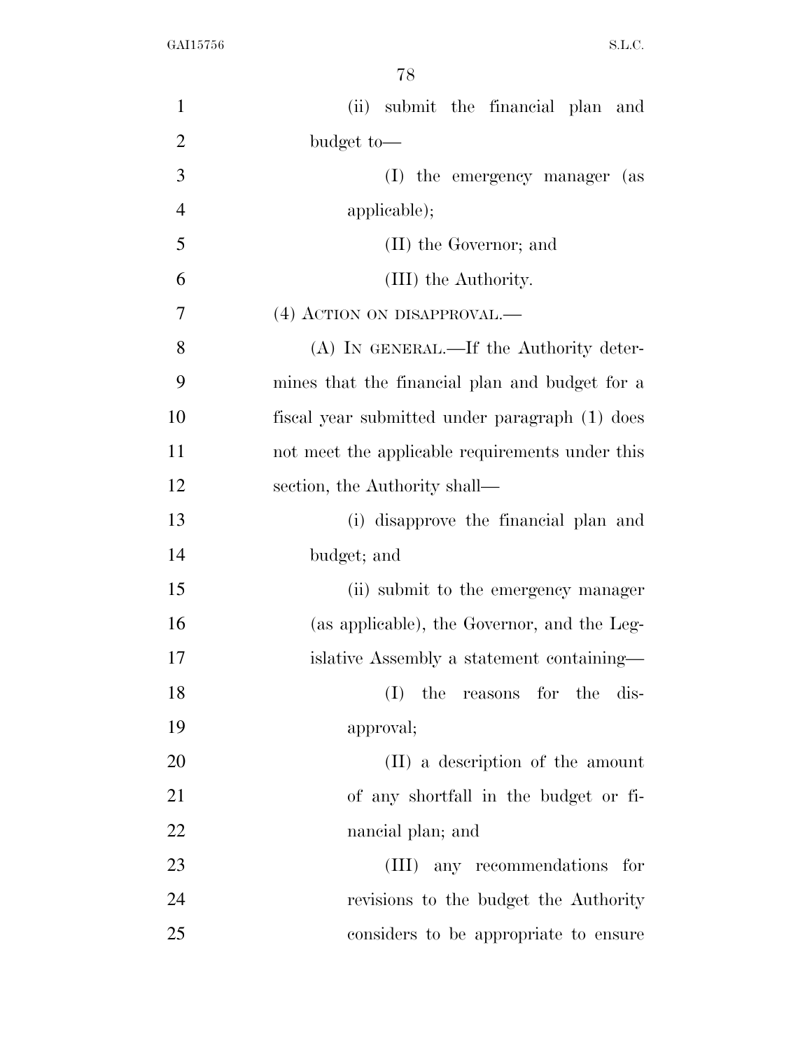(ii) submit the financial plan and budget to—

(I) the emergency manager (as applicable);

(II) the Governor; and

(III) the Authority.

(4) ACTION ON DISAPPROVAL.—

(A) IN GENERAL.—If the Authority determines that the financial plan and budget for a fiscal year submitted under paragraph (1) does not meet the applicable requirements under this section, the Authority shall—

(i) disapprove the financial plan and budget; and

(ii) submit to the emergency manager (as applicable), the Governor, and the Legislative Assembly a statement containing—

(I) the reasons for the disapproval;

(II) a description of the amount of any shortfall in the budget or financial plan; and

(III) any recommendations for revisions to the budget the Authority considers to be appropriate to ensure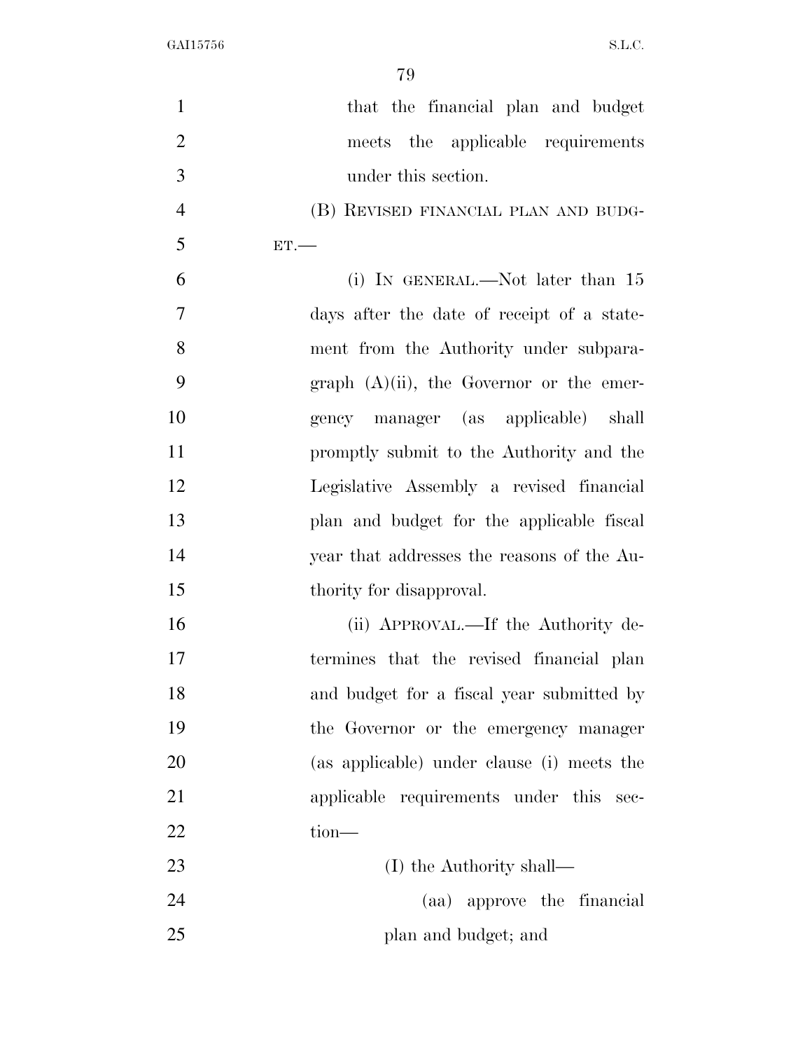that the financial plan and budget meets the applicable requirements under this section.

(B) REVISED FINANCIAL PLAN AND BUDGET.—

(i) IN GENERAL.—Not later than 15 days after the date of receipt of a statement from the Authority under subparagraph (A)(ii), the Governor or the emergency manager (as applicable) shall promptly submit to the Authority and the Legislative Assembly a revised financial plan and budget for the applicable fiscal year that addresses the reasons of the Authority for disapproval.

(ii) APPROVAL.—If the Authority determines that the revised financial plan and budget for a fiscal year submitted by the Governor or the emergency manager (as applicable) under clause (i) meets the applicable requirements under this section—

(I) the Authority shall—

(aa) approve the financial plan and budget; and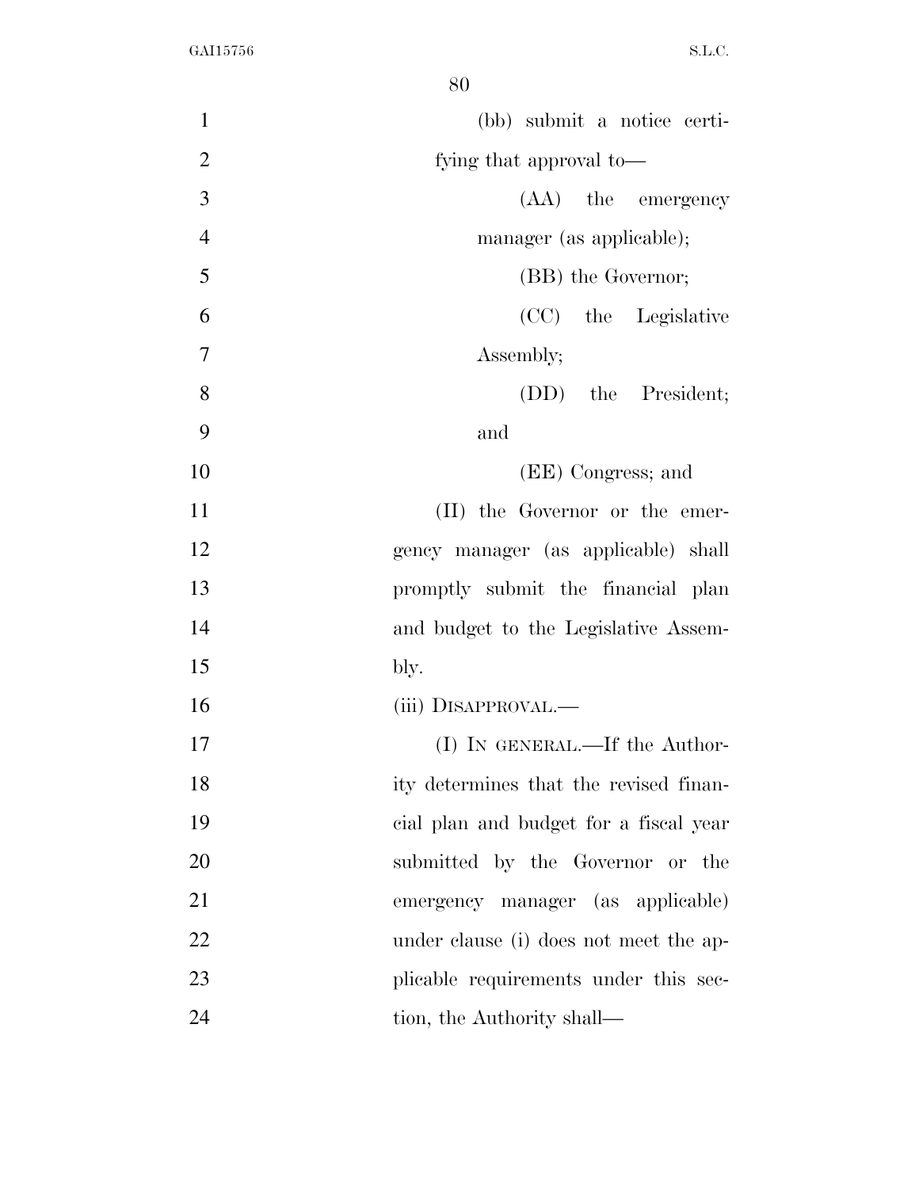(bb) submit a notice certifying that approval to—

(AA) the emergency manager (as applicable);

(BB) the Governor;

(CC) the Legislative Assembly;

(DD) the President; and

(EE) Congress; and

(II) the Governor or the emergency manager (as applicable) shall promptly submit the financial plan and budget to the Legislative Assembly.

(iii) DISAPPROVAL.—

(I) IN GENERAL.—If the Authority determines that the revised financial plan and budget for a fiscal year submitted by the Governor or the emergency manager (as applicable) under clause (i) does not meet the applicable requirements under this section, the Authority shall—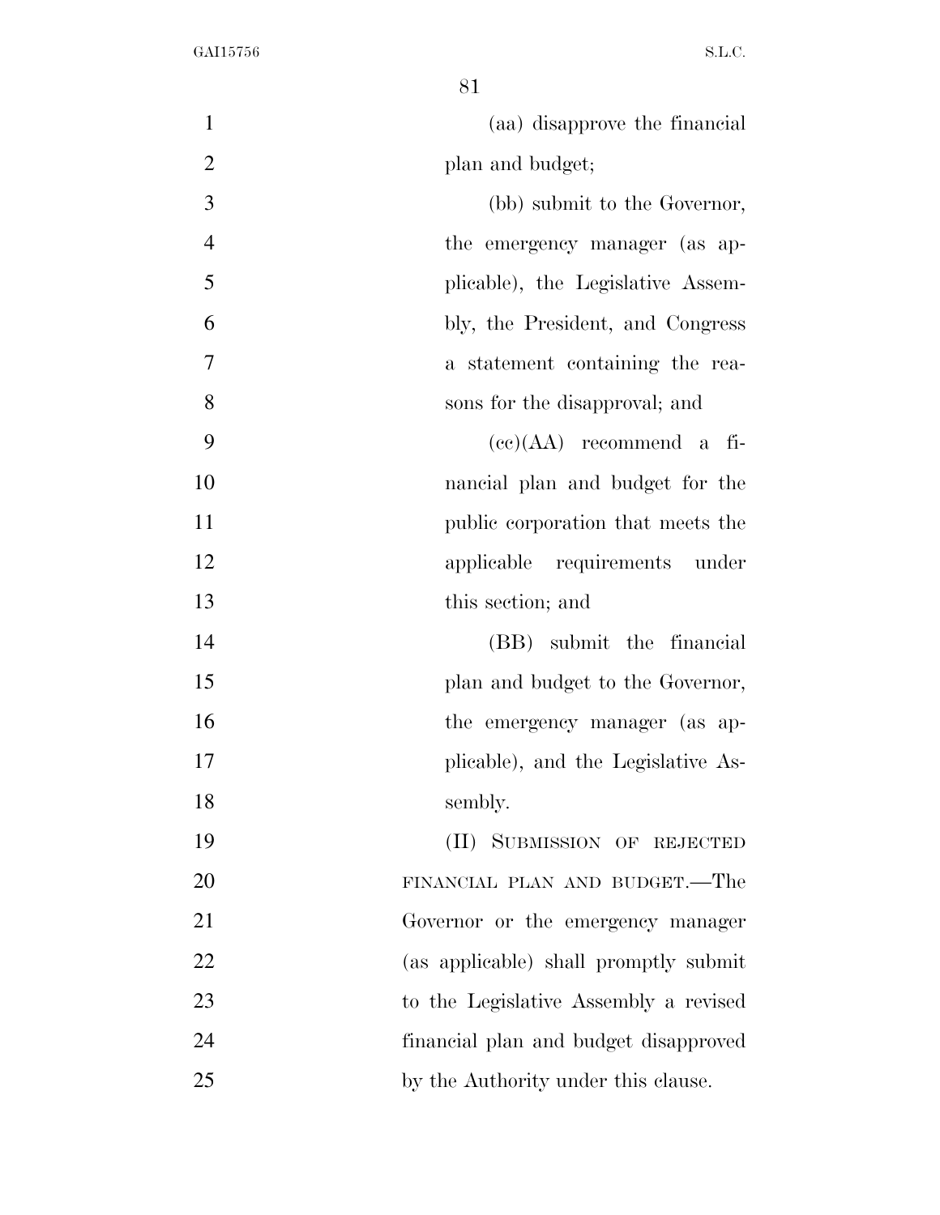(aa) disapprove the financial plan and budget;

(bb) submit to the Governor, the emergency manager (as applicable), the Legislative Assembly, the President, and Congress a statement containing the reasons for the disapproval; and

(cc)(AA) recommend a financial plan and budget for the public corporation that meets the applicable requirements under this section; and

(BB) submit the financial plan and budget to the Governor, the emergency manager (as applicable), and the Legislative Assembly.

(II) SUBMISSION OF REJECTED FINANCIAL PLAN AND BUDGET.—The Governor or the emergency manager (as applicable) shall promptly submit to the Legislative Assembly a revised financial plan and budget disapproved by the Authority under this clause.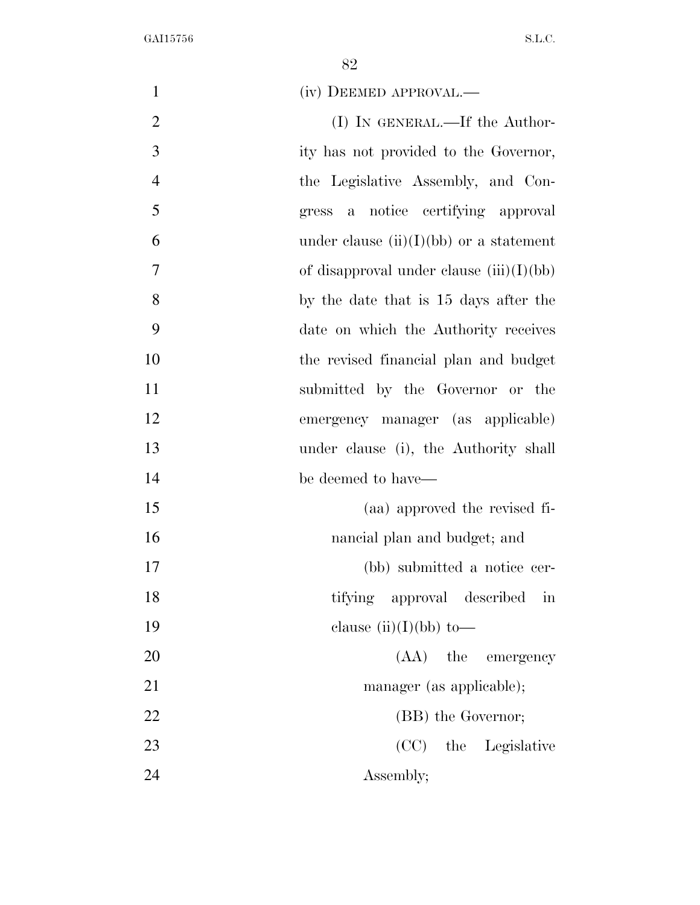(iv) DEEMED APPROVAL.—

(I) IN GENERAL.—If the Authority has not provided to the Governor, the Legislative Assembly, and Congress a notice certifying approval under clause (ii)(I)(bb) or a statement of disapproval under clause (iii)(I)(bb) by the date that is 15 days after the date on which the Authority receives the revised financial plan and budget submitted by the Governor or the emergency manager (as applicable) under clause (i), the Authority shall be deemed to have—

(aa) approved the revised financial plan and budget; and

(bb) submitted a notice certifying approval described in clause (ii)(I)(bb) to—

(AA) the emergency manager (as applicable);

(BB) the Governor;

(CC) the Legislative Assembly;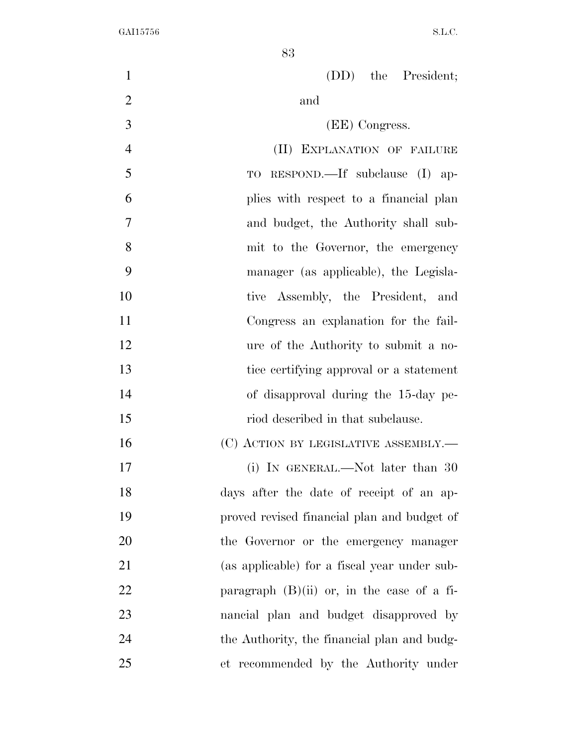(DD) the President; and

(EE) Congress.

(II) EXPLANATION OF FAILURE TO RESPOND.—If subclause (I) applies with respect to a financial plan and budget, the Authority shall submit to the Governor, the emergency manager (as applicable), the Legislative Assembly, the President, and Congress an explanation for the failure of the Authority to submit a notice certifying approval or a statement of disapproval during the 15-day period described in that subclause.

(C) ACTION BY LEGISLATIVE ASSEMBLY.—

(i) IN GENERAL.—Not later than 30 days after the date of receipt of an approved revised financial plan and budget of the Governor or the emergency manager (as applicable) for a fiscal year under subparagraph (B)(ii) or, in the case of a financial plan and budget disapproved by the Authority, the financial plan and budget recommended by the Authority under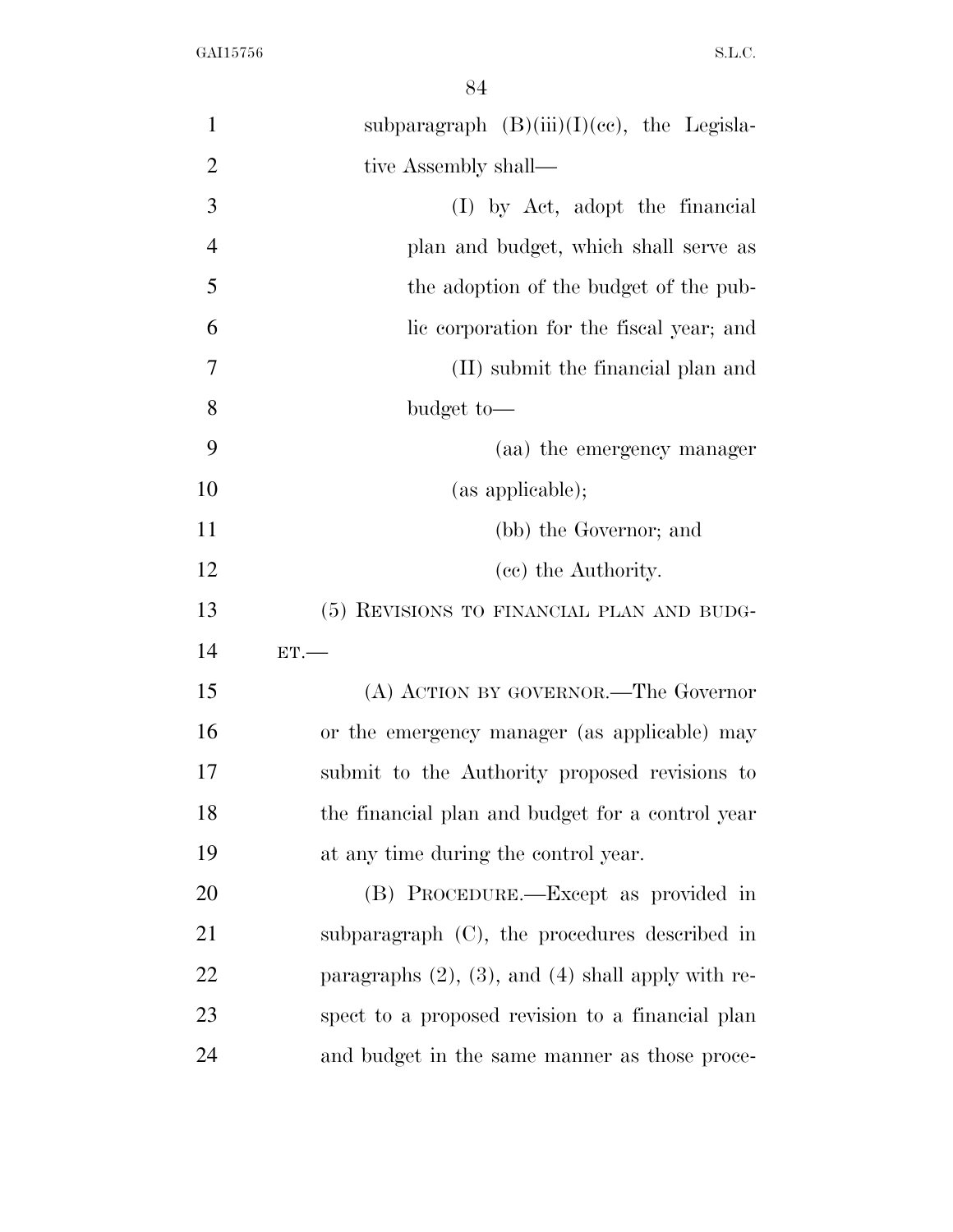subparagraph (B)(iii)(I)(cc), the Legislative Assembly shall—

(I) by Act, adopt the financial plan and budget, which shall serve as the adoption of the budget of the public corporation for the fiscal year; and

(II) submit the financial plan and budget to—

(aa) the emergency manager (as applicable);

(bb) the Governor; and

(cc) the Authority.

(5) REVISIONS TO FINANCIAL PLAN AND BUDGET.—

(A) ACTION BY GOVERNOR.—The Governor or the emergency manager (as applicable) may submit to the Authority proposed revisions to the financial plan and budget for a control year at any time during the control year.

(B) PROCEDURE.—Except as provided in subparagraph (C), the procedures described in paragraphs (2), (3), and (4) shall apply with respect to a proposed revision to a financial plan and budget in the same manner as those proce-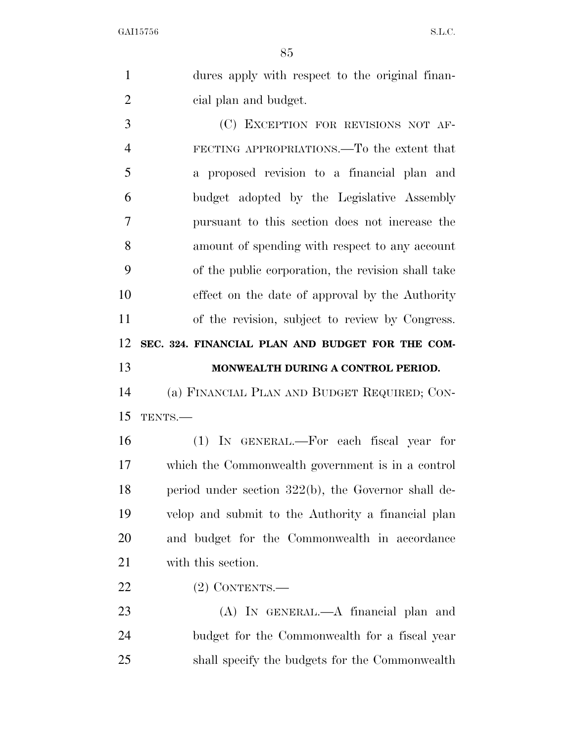dures apply with respect to the original financial plan and budget.

(C) EXCEPTION FOR REVISIONS NOT AFFECTING APPROPRIATIONS.—To the extent that a proposed revision to a financial plan and budget adopted by the Legislative Assembly pursuant to this section does not increase the amount of spending with respect to any account of the public corporation, the revision shall take effect on the date of approval by the Authority of the revision, subject to review by Congress.

**SEC. 324. FINANCIAL PLAN AND BUDGET FOR THE COMMONWEALTH DURING A CONTROL PERIOD.**

(a) FINANCIAL PLAN AND BUDGET REQUIRED; CONTENTS.—

(1) IN GENERAL.—For each fiscal year for which the Commonwealth government is in a control period under section 322(b), the Governor shall develop and submit to the Authority a financial plan and budget for the Commonwealth in accordance with this section.

(2) CONTENTS.—

(A) IN GENERAL.—A financial plan and budget for the Commonwealth for a fiscal year shall specify the budgets for the Commonwealth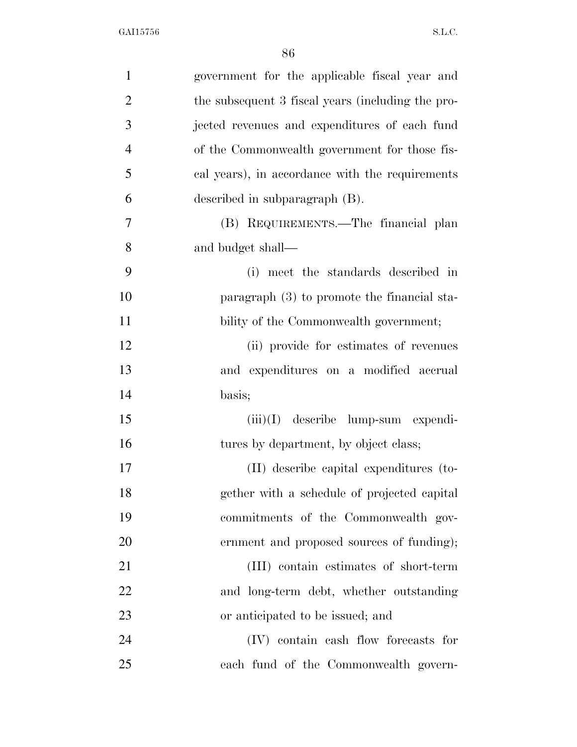government for the applicable fiscal year and the subsequent 3 fiscal years (including the projected revenues and expenditures of each fund of the Commonwealth government for those fiscal years), in accordance with the requirements described in subparagraph (B).

(B) REQUIREMENTS.—The financial plan and budget shall—

(i) meet the standards described in paragraph (3) to promote the financial stability of the Commonwealth government;

(ii) provide for estimates of revenues and expenditures on a modified accrual basis;

(iii)(I) describe lump-sum expenditures by department, by object class;

(II) describe capital expenditures (together with a schedule of projected capital commitments of the Commonwealth government and proposed sources of funding);

(III) contain estimates of short-term and long-term debt, whether outstanding or anticipated to be issued; and

(IV) contain cash flow forecasts for each fund of the Commonwealth govern-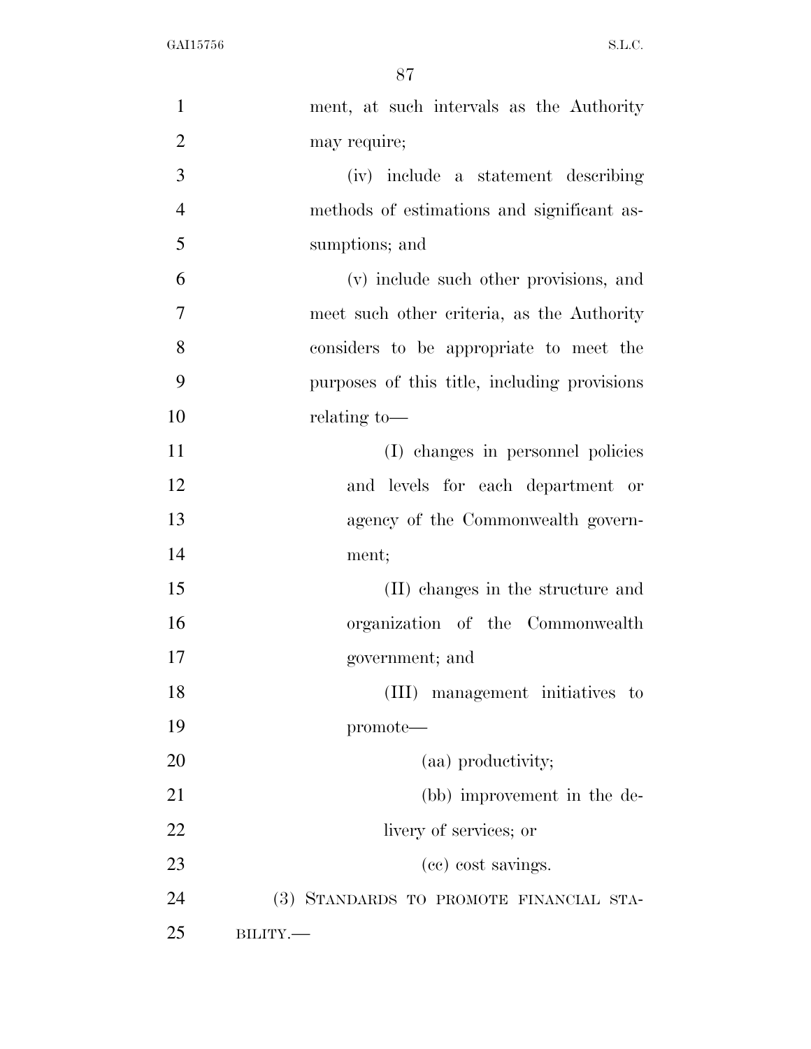ment, at such intervals as the Authority may require;

(iv) include a statement describing methods of estimations and significant assumptions; and

(v) include such other provisions, and meet such other criteria, as the Authority considers to be appropriate to meet the purposes of this title, including provisions relating to—

(I) changes in personnel policies and levels for each department or agency of the Commonwealth government;

(II) changes in the structure and organization of the Commonwealth government; and

(III) management initiatives to promote—

(aa) productivity;

(bb) improvement in the delivery of services; or

(cc) cost savings.

(3) STANDARDS TO PROMOTE FINANCIAL STABILITY.—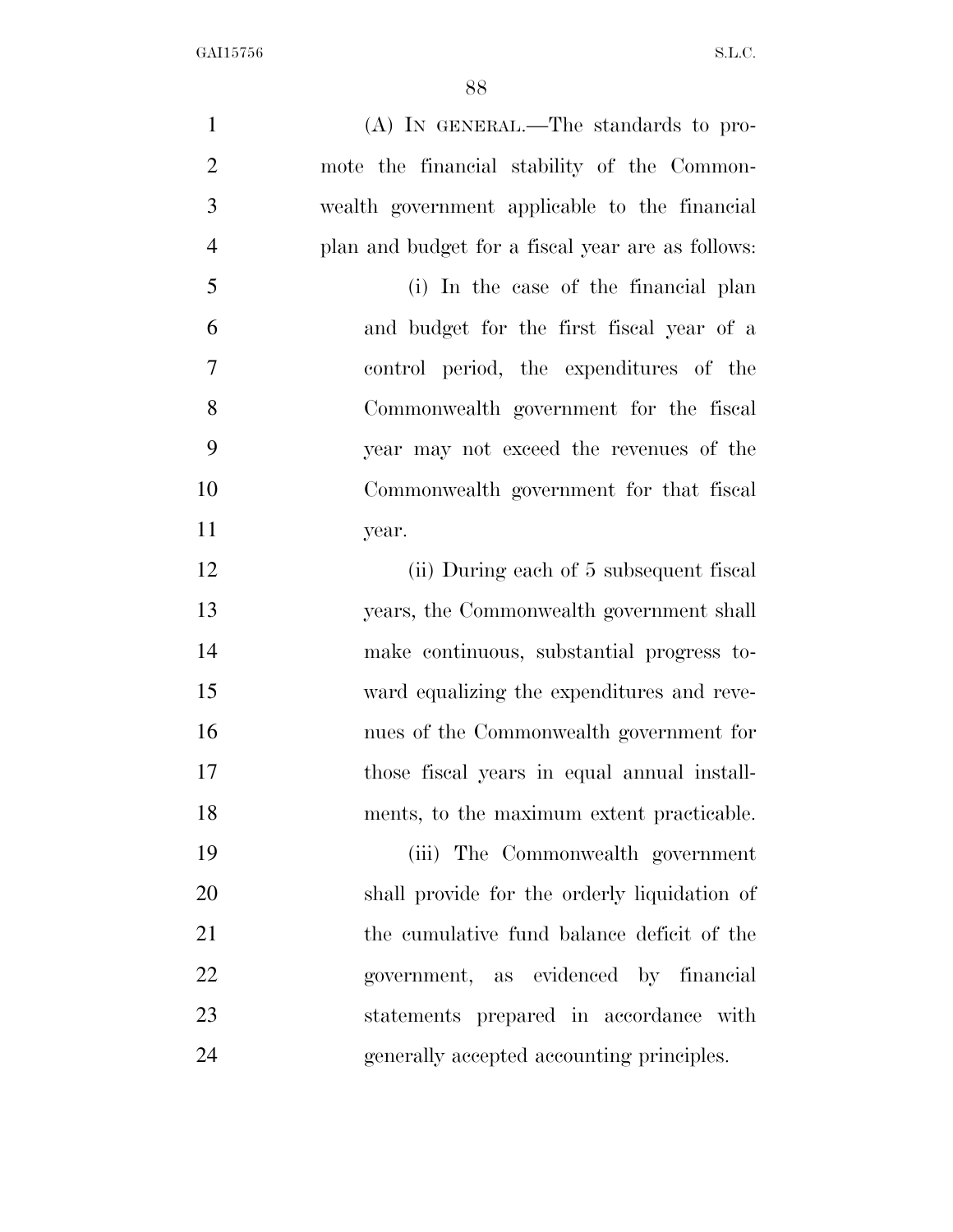(A) IN GENERAL.—The standards to promote the financial stability of the Commonwealth government applicable to the financial plan and budget for a fiscal year are as follows:

(i) In the case of the financial plan and budget for the first fiscal year of a control period, the expenditures of the Commonwealth government for the fiscal year may not exceed the revenues of the Commonwealth government for that fiscal year.

(ii) During each of 5 subsequent fiscal years, the Commonwealth government shall make continuous, substantial progress toward equalizing the expenditures and revenues of the Commonwealth government for those fiscal years in equal annual installments, to the maximum extent practicable.

(iii) The Commonwealth government shall provide for the orderly liquidation of the cumulative fund balance deficit of the government, as evidenced by financial statements prepared in accordance with generally accepted accounting principles.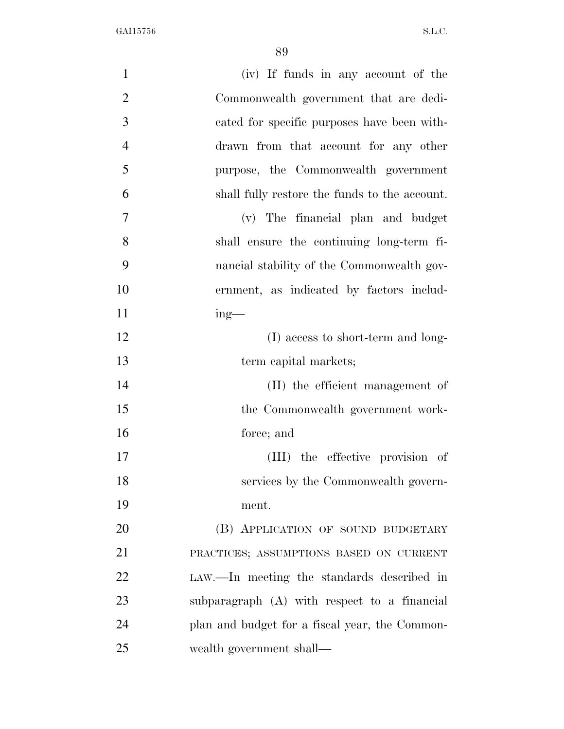(iv) If funds in any account of the Commonwealth government that are dedicated for specific purposes have been withdrawn from that account for any other purpose, the Commonwealth government shall fully restore the funds to the account.

(v) The financial plan and budget shall ensure the continuing long-term financial stability of the Commonwealth government, as indicated by factors including—

(I) access to short-term and long-term capital markets;

(II) the efficient management of the Commonwealth government workforce; and

(III) the effective provision of services by the Commonwealth government.

(B) APPLICATION OF SOUND BUDGETARY PRACTICES; ASSUMPTIONS BASED ON CURRENT LAW.—In meeting the standards described in subparagraph (A) with respect to a financial plan and budget for a fiscal year, the Commonwealth government shall—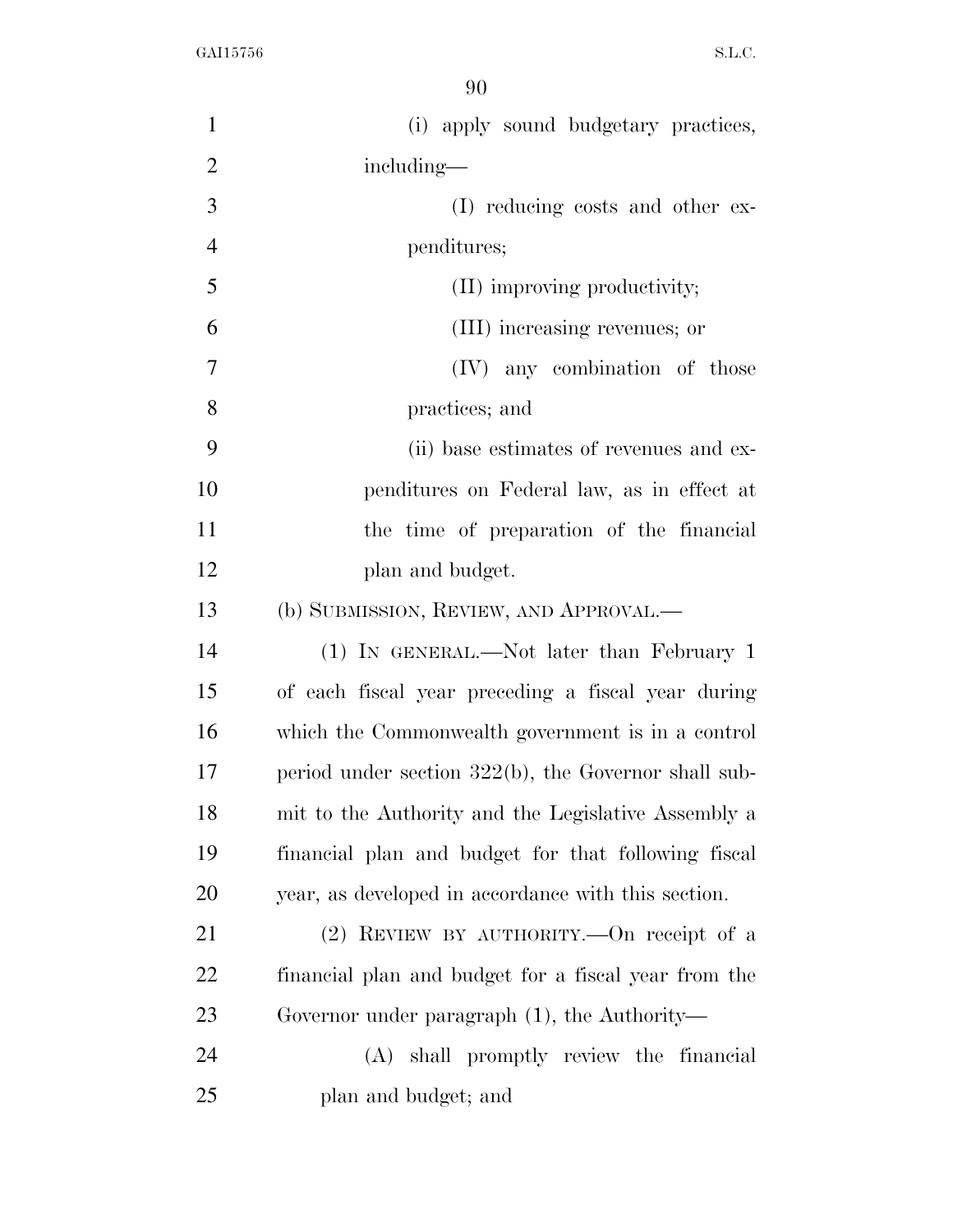(i) apply sound budgetary practices, including—

(I) reducing costs and other expenditures;

(II) improving productivity;

(III) increasing revenues; or

(IV) any combination of those practices; and

(ii) base estimates of revenues and expenditures on Federal law, as in effect at the time of preparation of the financial plan and budget.

(b) SUBMISSION, REVIEW, AND APPROVAL.—

(1) IN GENERAL.—Not later than February 1 of each fiscal year preceding a fiscal year during which the Commonwealth government is in a control period under section 322(b), the Governor shall submit to the Authority and the Legislative Assembly a financial plan and budget for that following fiscal year, as developed in accordance with this section.

(2) REVIEW BY AUTHORITY.—On receipt of a financial plan and budget for a fiscal year from the Governor under paragraph (1), the Authority—

(A) shall promptly review the financial plan and budget; and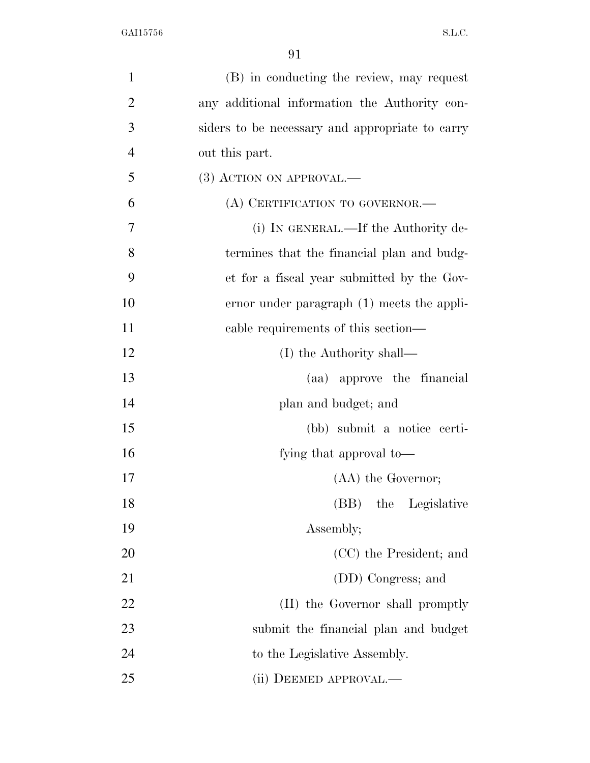(B) in conducting the review, may request any additional information the Authority considers to be necessary and appropriate to carry out this part.

(3) ACTION ON APPROVAL.—

(A) CERTIFICATION TO GOVERNOR.—

(i) IN GENERAL.—If the Authority determines that the financial plan and budget for a fiscal year submitted by the Governor under paragraph (1) meets the applicable requirements of this section—

(I) the Authority shall—

(aa) approve the financial plan and budget; and

(bb) submit a notice certifying that approval to—

(AA) the Governor;

(BB) the Legislative Assembly;

(CC) the President; and

(DD) Congress; and

(II) the Governor shall promptly submit the financial plan and budget to the Legislative Assembly.

(ii) DEEMED APPROVAL.—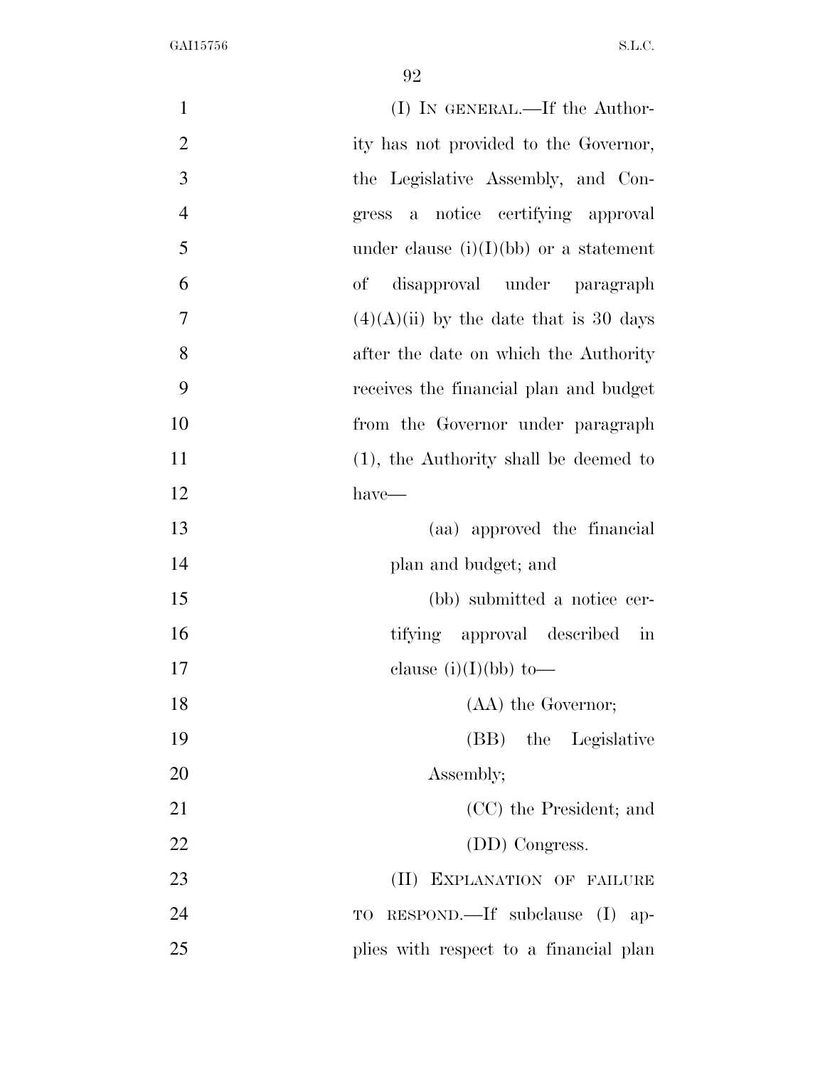(I) IN GENERAL.—If the Authority has not provided to the Governor, the Legislative Assembly, and Congress a notice certifying approval under clause (i)(I)(bb) or a statement of disapproval under paragraph (4)(A)(ii) by the date that is 30 days after the date on which the Authority receives the financial plan and budget from the Governor under paragraph (1), the Authority shall be deemed to have—

(aa) approved the financial plan and budget; and

(bb) submitted a notice certifying approval described in clause (i)(I)(bb) to—

(AA) the Governor;

(BB) the Legislative Assembly;

(CC) the President; and

(DD) Congress.

(II) EXPLANATION OF FAILURE TO RESPOND.—If subclause (I) applies with respect to a financial plan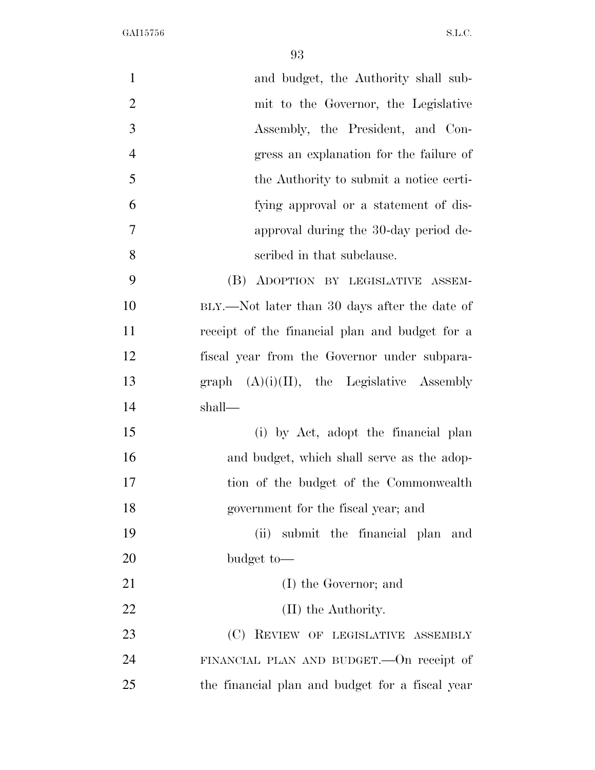and budget, the Authority shall submit to the Governor, the Legislative Assembly, the President, and Congress an explanation for the failure of the Authority to submit a notice certifying approval or a statement of disapproval during the 30-day period described in that subclause.

(B) ADOPTION BY LEGISLATIVE ASSEMBLY.—Not later than 30 days after the date of receipt of the financial plan and budget for a fiscal year from the Governor under subparagraph (A)(i)(II), the Legislative Assembly shall—

(i) by Act, adopt the financial plan and budget, which shall serve as the adoption of the budget of the Commonwealth government for the fiscal year; and

(ii) submit the financial plan and budget to—

(I) the Governor; and

(II) the Authority.

(C) REVIEW OF LEGISLATIVE ASSEMBLY FINANCIAL PLAN AND BUDGET.—On receipt of the financial plan and budget for a fiscal year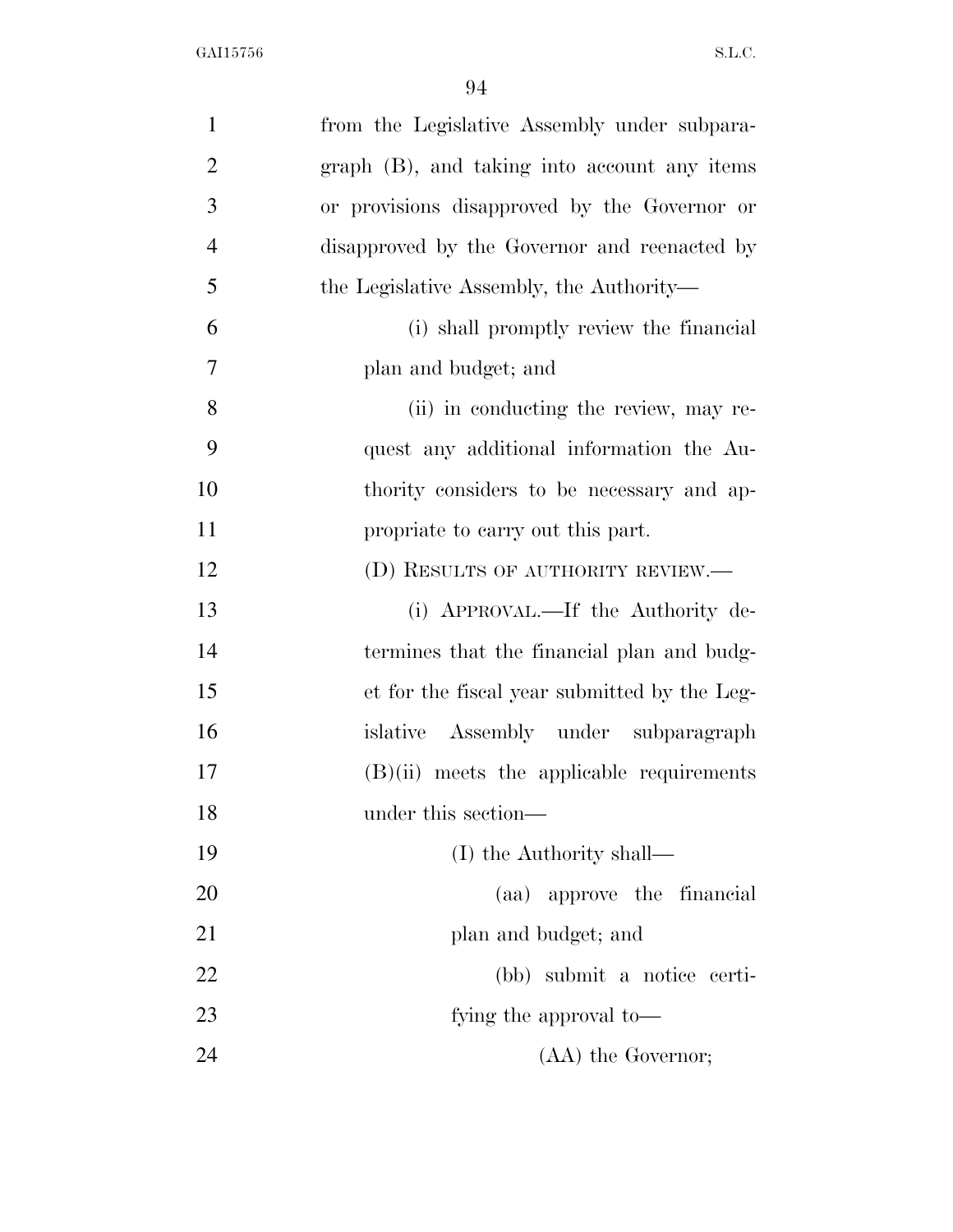from the Legislative Assembly under subparagraph (B), and taking into account any items or provisions disapproved by the Governor or disapproved by the Governor and reenacted by the Legislative Assembly, the Authority—

(i) shall promptly review the financial plan and budget; and

(ii) in conducting the review, may request any additional information the Authority considers to be necessary and appropriate to carry out this part.

(D) RESULTS OF AUTHORITY REVIEW.—

(i) APPROVAL.—If the Authority determines that the financial plan and budget for the fiscal year submitted by the Legislative Assembly under subparagraph (B)(ii) meets the applicable requirements under this section—

(I) the Authority shall—

(aa) approve the financial plan and budget; and

(bb) submit a notice certifying the approval to—

(AA) the Governor;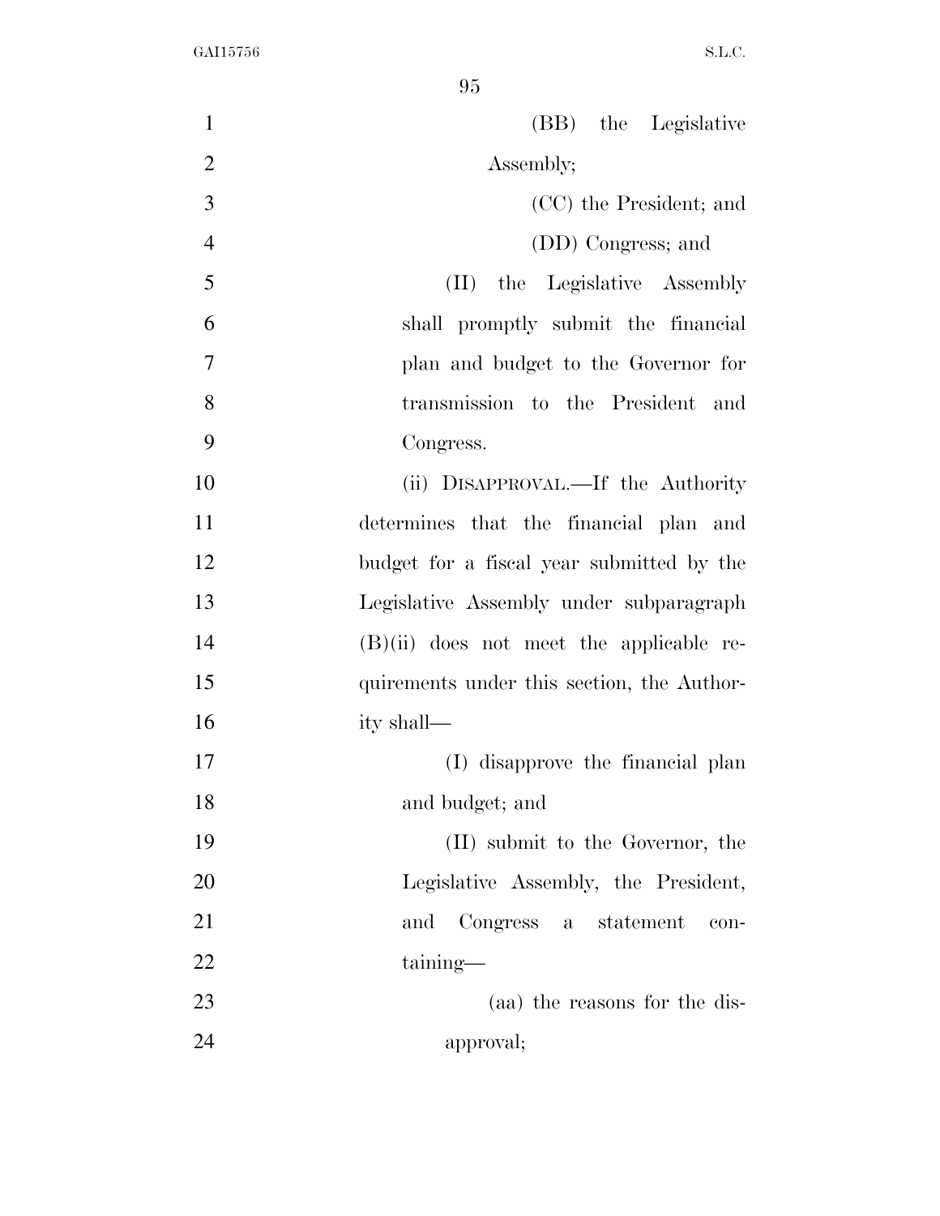(BB) the Legislative Assembly;

(CC) the President; and

(DD) Congress; and

(II) the Legislative Assembly shall promptly submit the financial plan and budget to the Governor for transmission to the President and Congress.

(ii) DISAPPROVAL.—If the Authority determines that the financial plan and budget for a fiscal year submitted by the Legislative Assembly under subparagraph (B)(ii) does not meet the applicable requirements under this section, the Authority shall—

(I) disapprove the financial plan and budget; and

(II) submit to the Governor, the Legislative Assembly, the President, and Congress a statement containing—

(aa) the reasons for the disapproval;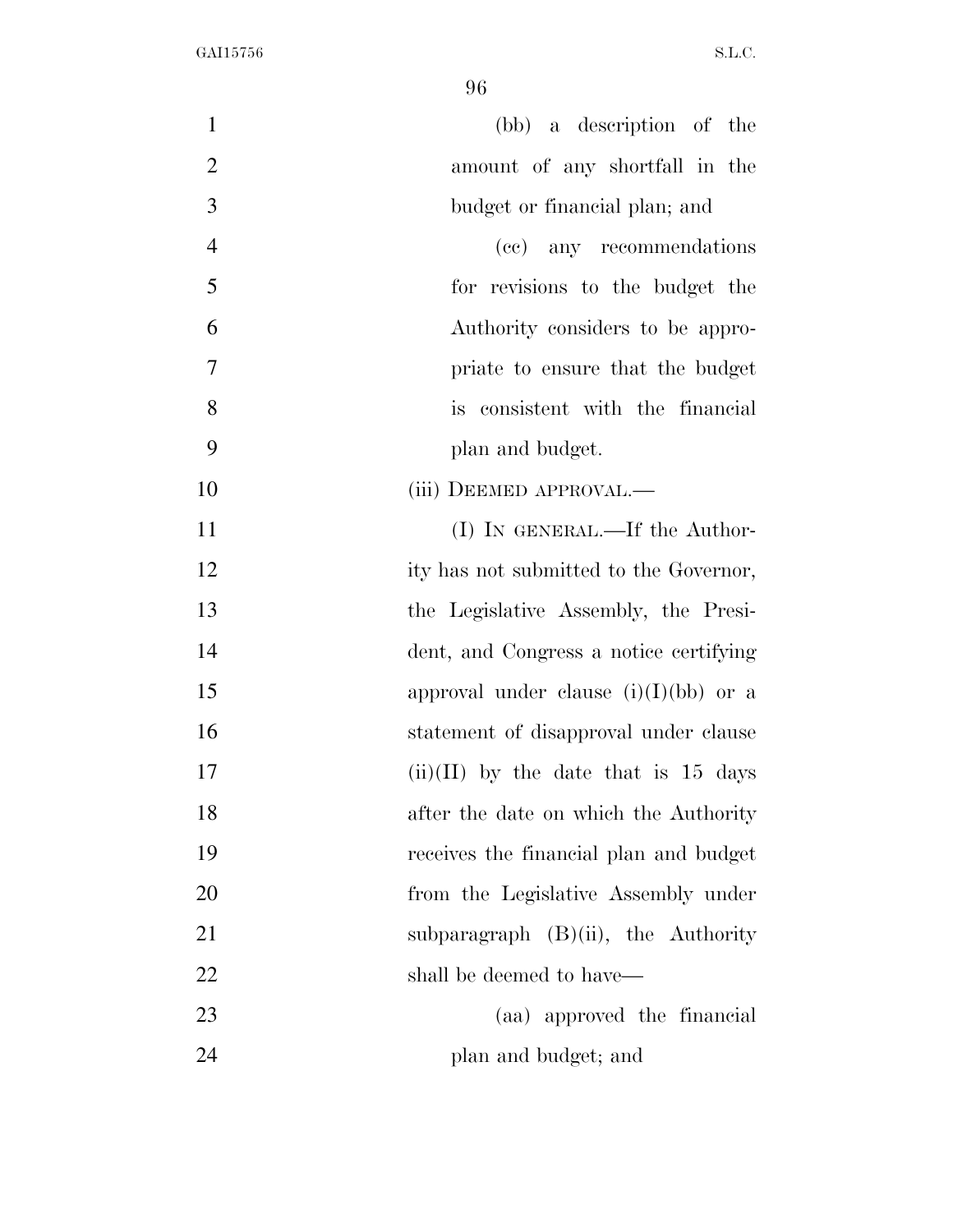(bb) a description of the amount of any shortfall in the budget or financial plan; and

(cc) any recommendations for revisions to the budget the Authority considers to be appropriate to ensure that the budget is consistent with the financial plan and budget.

(iii) DEEMED APPROVAL.—

(I) IN GENERAL.—If the Authority has not submitted to the Governor, the Legislative Assembly, the President, and Congress a notice certifying approval under clause (i)(I)(bb) or a statement of disapproval under clause (ii)(II) by the date that is 15 days after the date on which the Authority receives the financial plan and budget from the Legislative Assembly under subparagraph (B)(ii), the Authority shall be deemed to have—

(aa) approved the financial plan and budget; and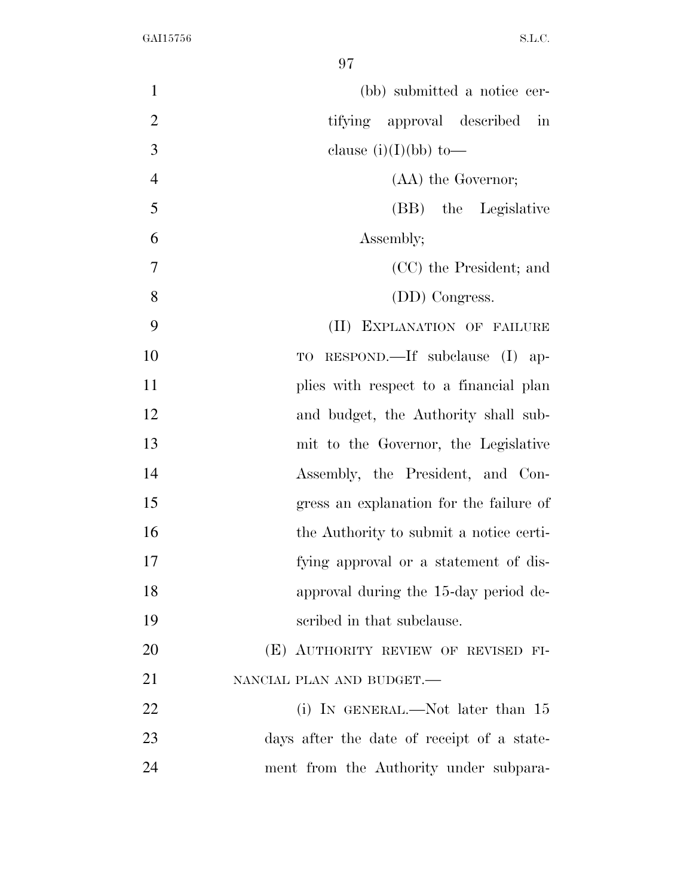(bb) submitted a notice certifying approval described in clause (i)(I)(bb) to—

(AA) the Governor;

(BB) the Legislative Assembly;

(CC) the President; and

(DD) Congress.

(II) EXPLANATION OF FAILURE TO RESPOND.—If subclause (I) applies with respect to a financial plan and budget, the Authority shall submit to the Governor, the Legislative Assembly, the President, and Congress an explanation for the failure of the Authority to submit a notice certifying approval or a statement of disapproval during the 15-day period described in that subclause.

(E) AUTHORITY REVIEW OF REVISED FINANCIAL PLAN AND BUDGET.—

(i) IN GENERAL.—Not later than 15 days after the date of receipt of a statement from the Authority under subpara-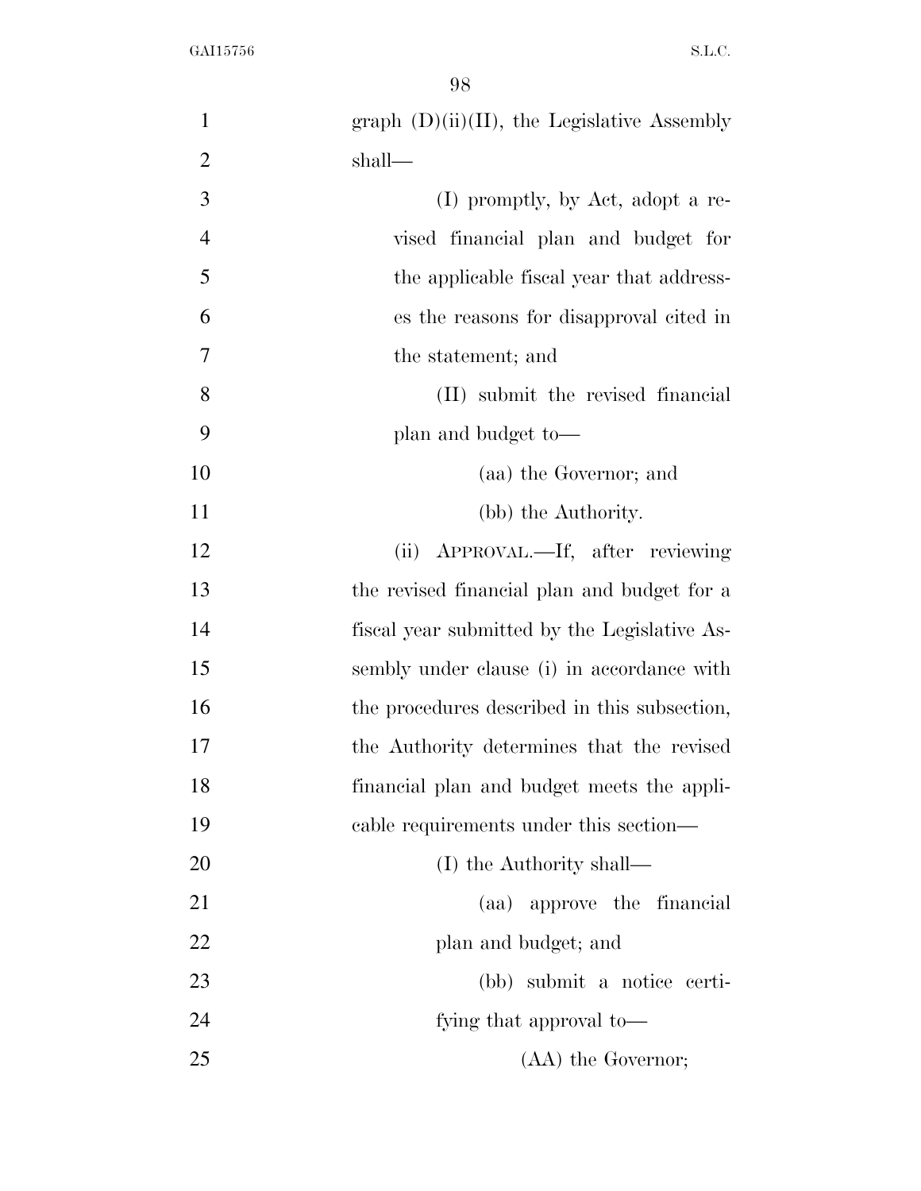graph (D)(ii)(II), the Legislative Assembly shall—

(I) promptly, by Act, adopt a revised financial plan and budget for the applicable fiscal year that addresses the reasons for disapproval cited in the statement; and

(II) submit the revised financial plan and budget to—

(aa) the Governor; and

(bb) the Authority.

(ii) APPROVAL.—If, after reviewing the revised financial plan and budget for a fiscal year submitted by the Legislative Assembly under clause (i) in accordance with the procedures described in this subsection, the Authority determines that the revised financial plan and budget meets the applicable requirements under this section—

(I) the Authority shall—

(aa) approve the financial plan and budget; and

(bb) submit a notice certifying that approval to—

(AA) the Governor;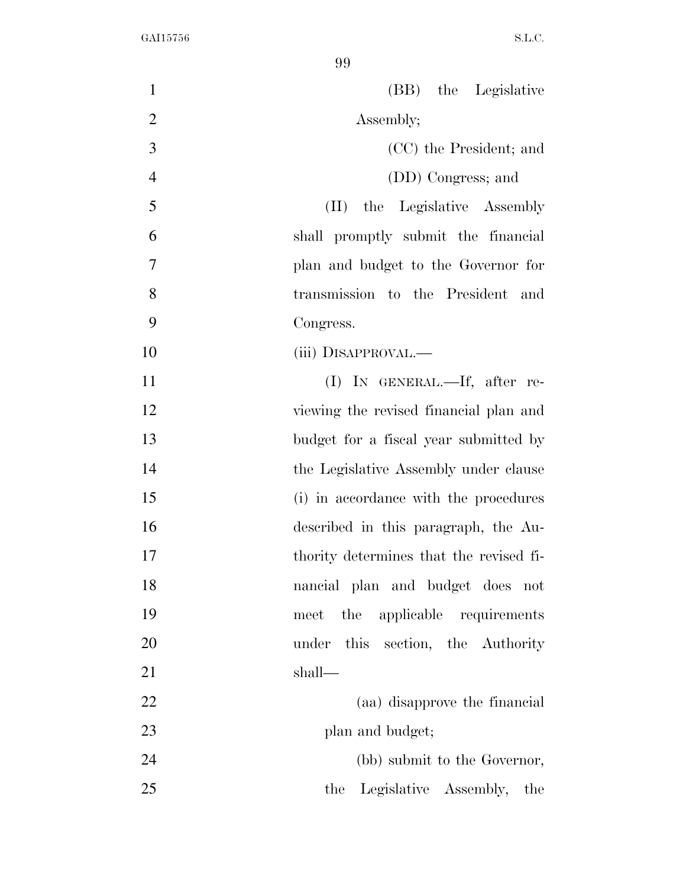(BB) the Legislative Assembly;

(CC) the President; and

(DD) Congress; and

(II) the Legislative Assembly shall promptly submit the financial plan and budget to the Governor for transmission to the President and Congress.

(iii) DISAPPROVAL.—

(I) IN GENERAL.—If, after reviewing the revised financial plan and budget for a fiscal year submitted by the Legislative Assembly under clause (i) in accordance with the procedures described in this paragraph, the Authority determines that the revised financial plan and budget does not meet the applicable requirements under this section, the Authority shall—

(aa) disapprove the financial plan and budget;

(bb) submit to the Governor, the Legislative Assembly, the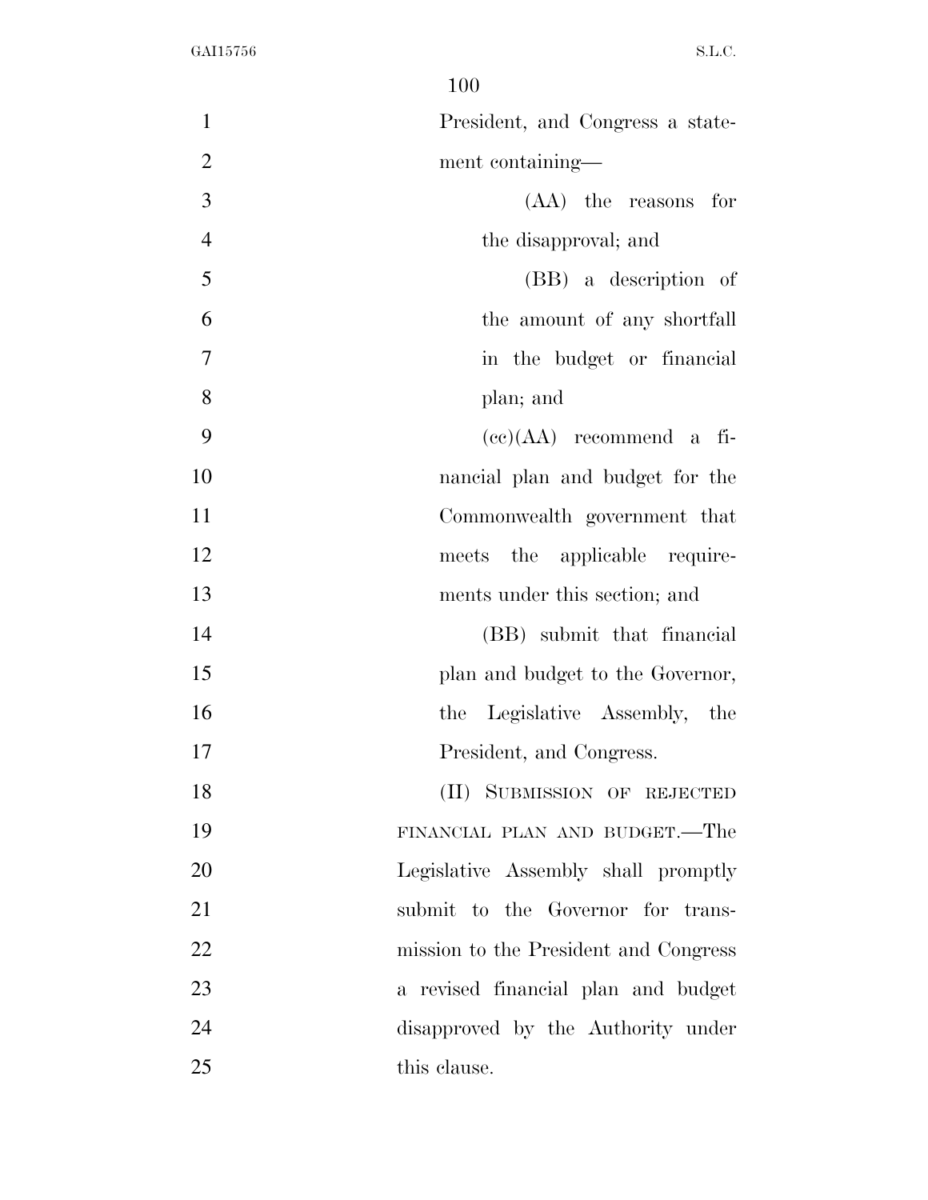President, and Congress a statement containing—

(AA) the reasons for the disapproval; and

(BB) a description of the amount of any shortfall in the budget or financial plan; and

(cc)(AA) recommend a financial plan and budget for the Commonwealth government that meets the applicable requirements under this section; and

(BB) submit that financial plan and budget to the Governor, the Legislative Assembly, the President, and Congress.

(II) SUBMISSION OF REJECTED FINANCIAL PLAN AND BUDGET.—The Legislative Assembly shall promptly submit to the Governor for transmission to the President and Congress a revised financial plan and budget disapproved by the Authority under this clause.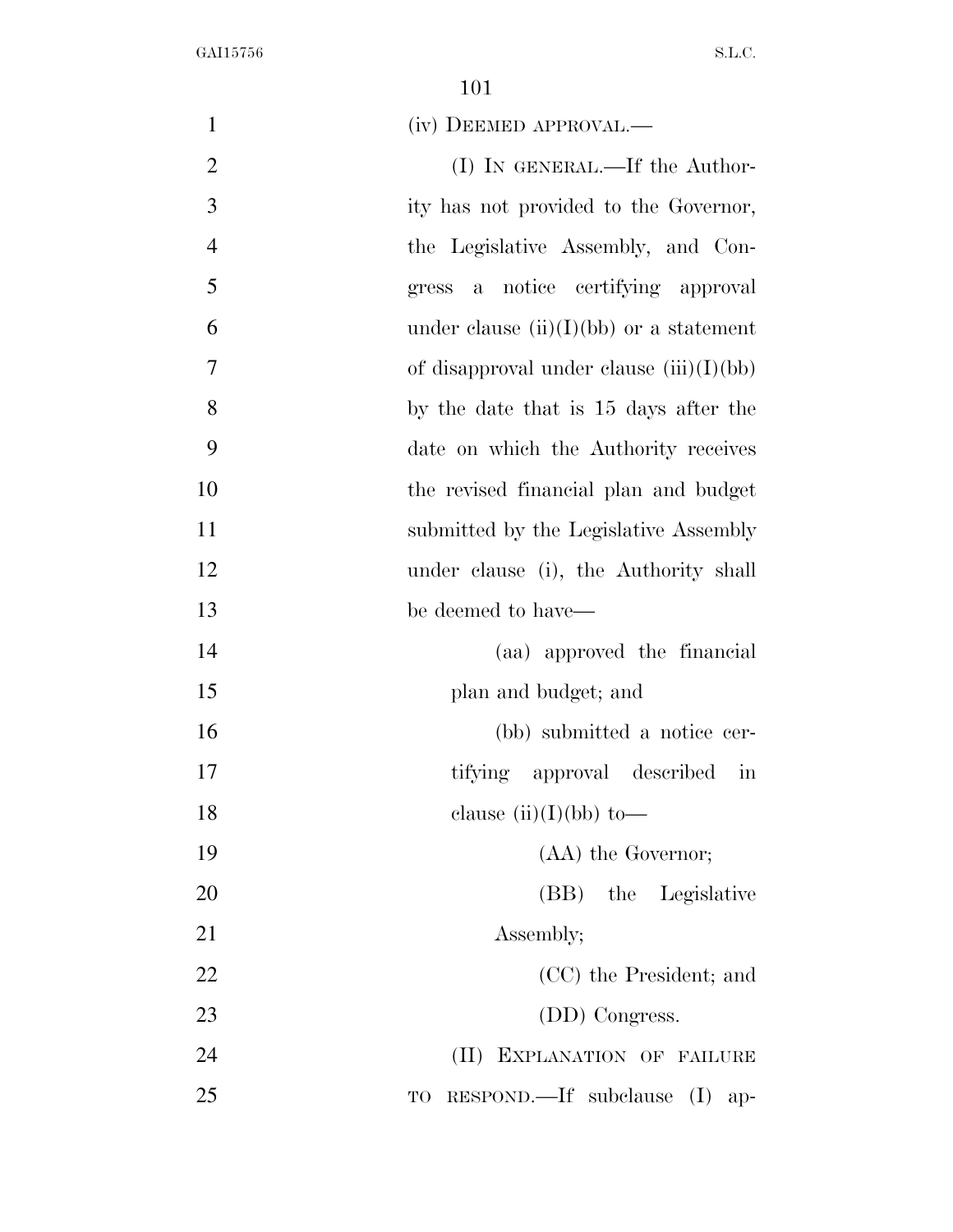(iv) DEEMED APPROVAL.—

(I) IN GENERAL.—If the Authority has not provided to the Governor, the Legislative Assembly, and Congress a notice certifying approval under clause (ii)(I)(bb) or a statement of disapproval under clause (iii)(I)(bb) by the date that is 15 days after the date on which the Authority receives the revised financial plan and budget submitted by the Legislative Assembly under clause (i), the Authority shall be deemed to have—

(aa) approved the financial plan and budget; and

(bb) submitted a notice certifying approval described in clause (ii)(I)(bb) to—

(AA) the Governor;

(BB) the Legislative Assembly;

(CC) the President; and

(DD) Congress.

(II) EXPLANATION OF FAILURE TO RESPOND.—If subclause (I) ap-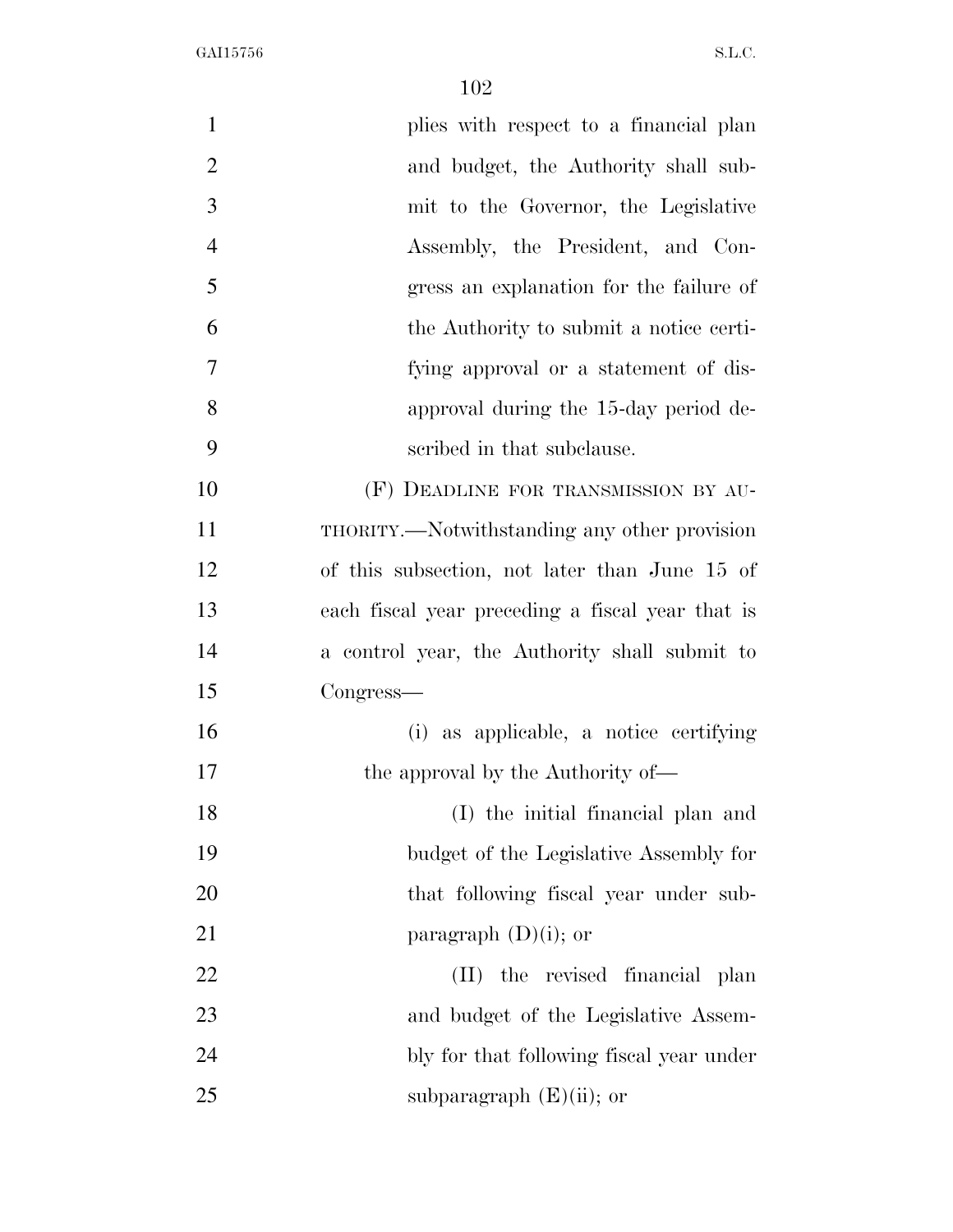plies with respect to a financial plan and budget, the Authority shall submit to the Governor, the Legislative Assembly, the President, and Congress an explanation for the failure of the Authority to submit a notice certifying approval or a statement of disapproval during the 15-day period described in that subclause.

(F) DEADLINE FOR TRANSMISSION BY AUTHORITY.—Notwithstanding any other provision of this subsection, not later than June 15 of each fiscal year preceding a fiscal year that is a control year, the Authority shall submit to Congress—

(i) as applicable, a notice certifying the approval by the Authority of—

(I) the initial financial plan and budget of the Legislative Assembly for that following fiscal year under subparagraph (D)(i); or

(II) the revised financial plan and budget of the Legislative Assembly for that following fiscal year under subparagraph (E)(ii); or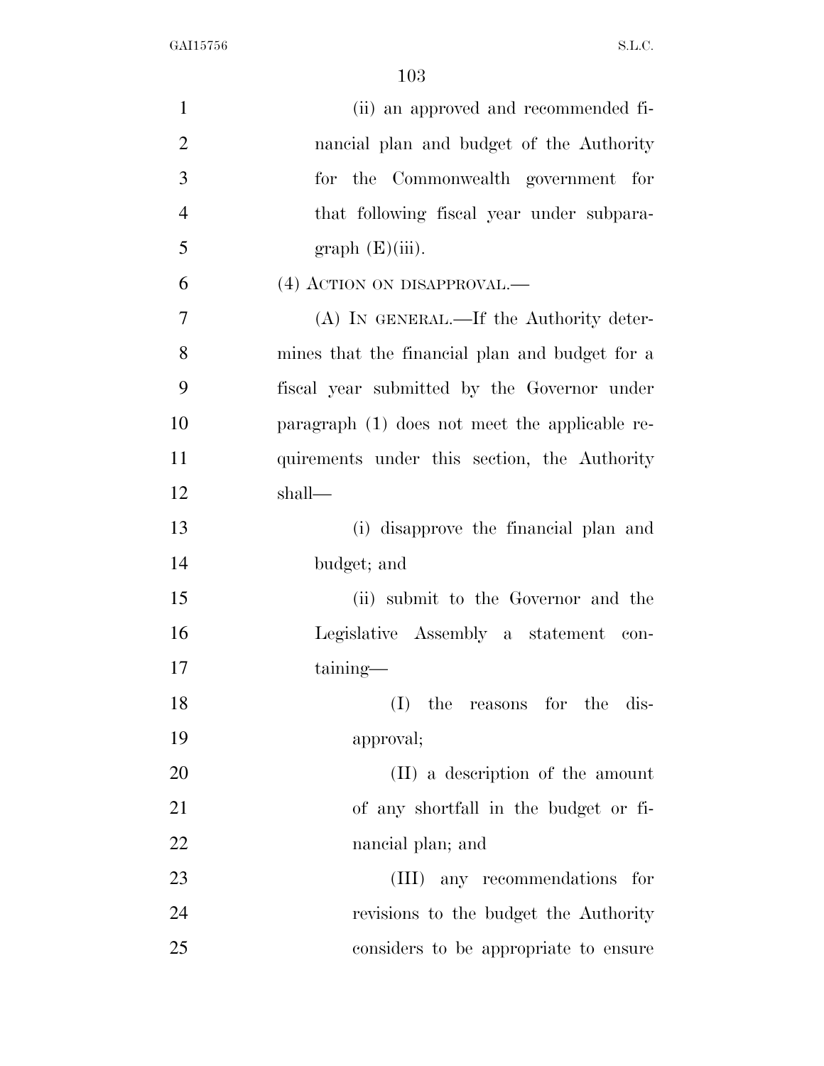(ii) an approved and recommended financial plan and budget of the Authority for the Commonwealth government for that following fiscal year under subparagraph (E)(iii).

(4) ACTION ON DISAPPROVAL.—

(A) IN GENERAL.—If the Authority determines that the financial plan and budget for a fiscal year submitted by the Governor under paragraph (1) does not meet the applicable requirements under this section, the Authority shall—

(i) disapprove the financial plan and budget; and

(ii) submit to the Governor and the Legislative Assembly a statement containing—

(I) the reasons for the disapproval;

(II) a description of the amount of any shortfall in the budget or financial plan; and

(III) any recommendations for revisions to the budget the Authority considers to be appropriate to ensure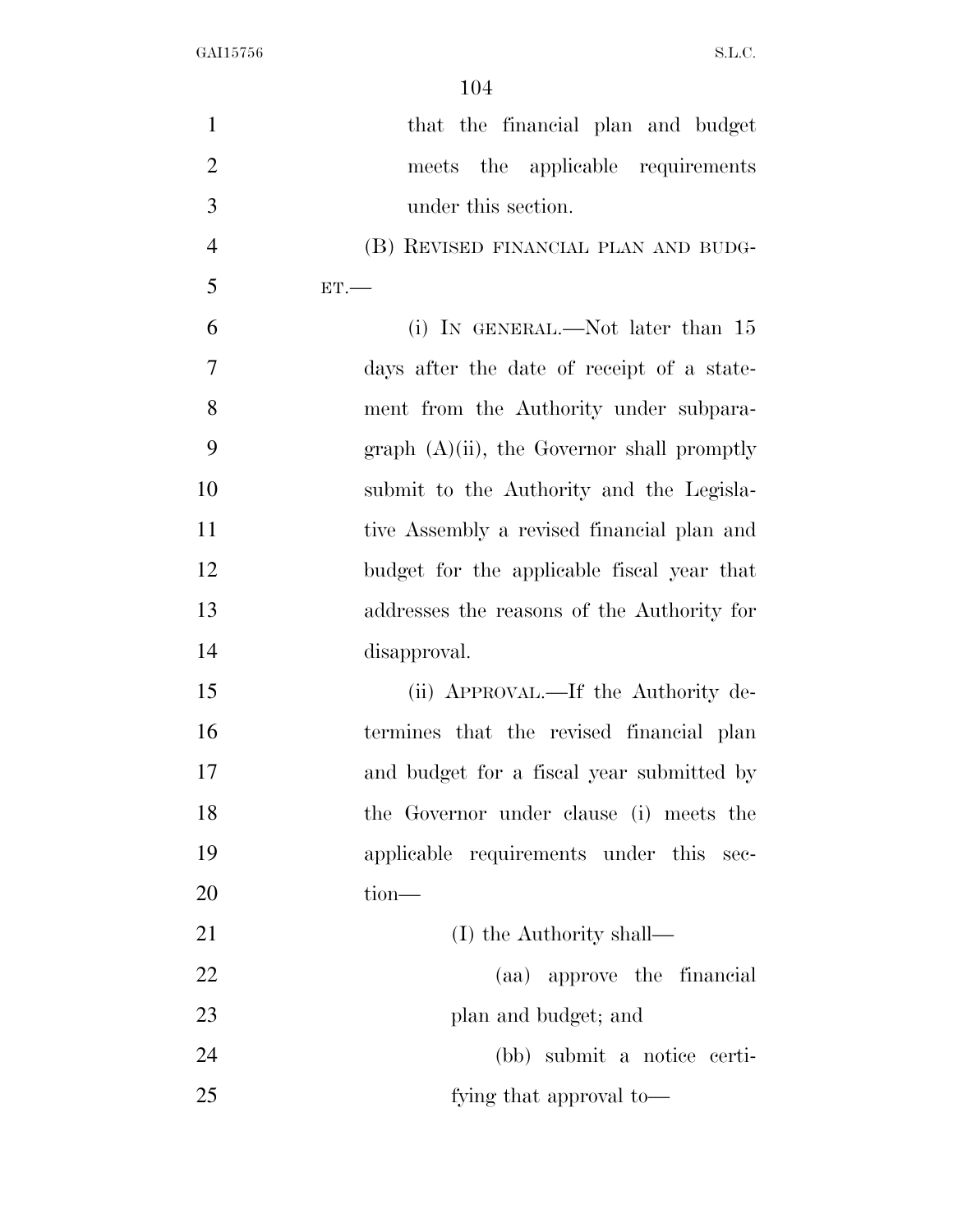that the financial plan and budget meets the applicable requirements under this section.

(B) REVISED FINANCIAL PLAN AND BUDGET.—

(i) IN GENERAL.—Not later than 15 days after the date of receipt of a statement from the Authority under subparagraph (A)(ii), the Governor shall promptly submit to the Authority and the Legislative Assembly a revised financial plan and budget for the applicable fiscal year that addresses the reasons of the Authority for disapproval.

(ii) APPROVAL.—If the Authority determines that the revised financial plan and budget for a fiscal year submitted by the Governor under clause (i) meets the applicable requirements under this section—

(I) the Authority shall—

(aa) approve the financial plan and budget; and

(bb) submit a notice certifying that approval to—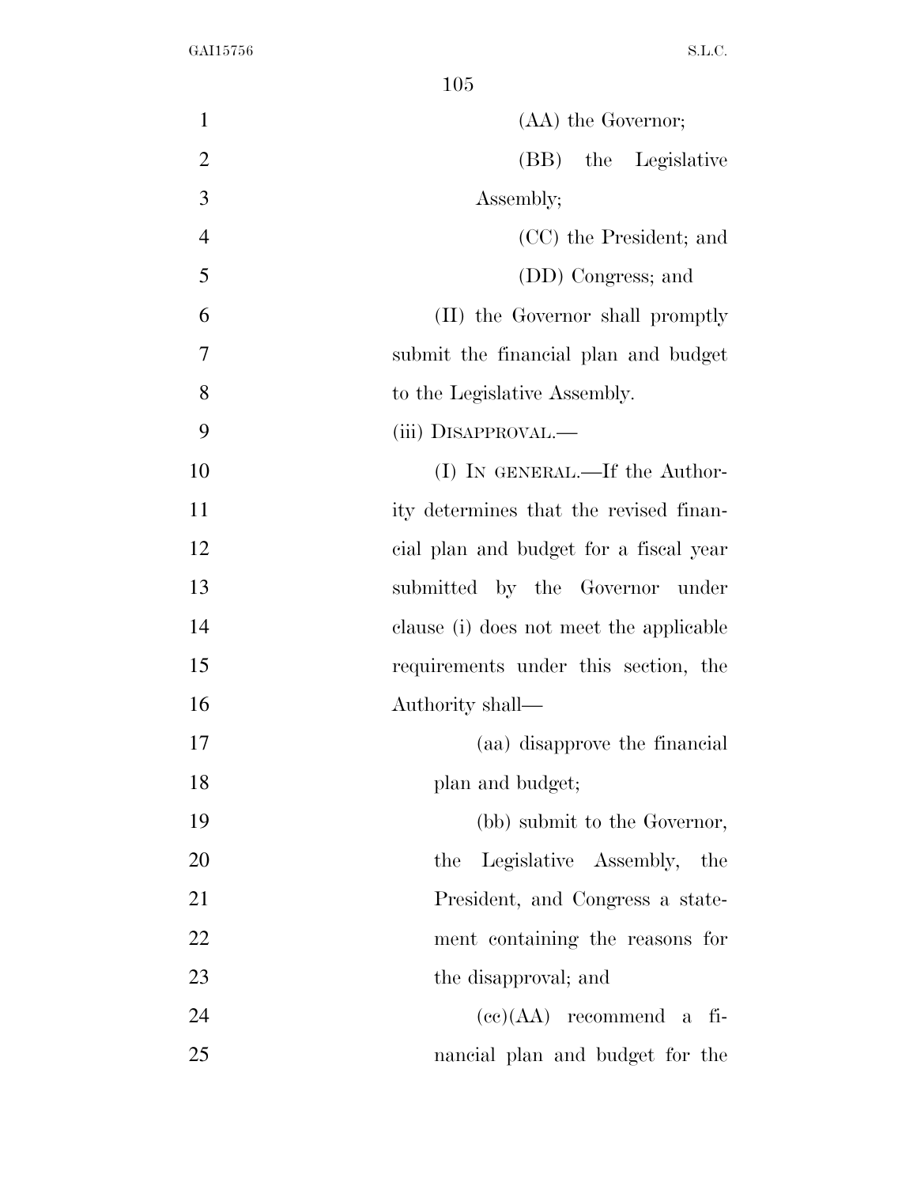(AA) the Governor;

(BB) the Legislative Assembly;

(CC) the President; and

(DD) Congress; and

(II) the Governor shall promptly submit the financial plan and budget to the Legislative Assembly.

(iii) DISAPPROVAL.—

(I) IN GENERAL.—If the Authority determines that the revised financial plan and budget for a fiscal year submitted by the Governor under clause (i) does not meet the applicable requirements under this section, the Authority shall—

(aa) disapprove the financial plan and budget;

(bb) submit to the Governor, the Legislative Assembly, the President, and Congress a statement containing the reasons for the disapproval; and

(cc)(AA) recommend a financial plan and budget for the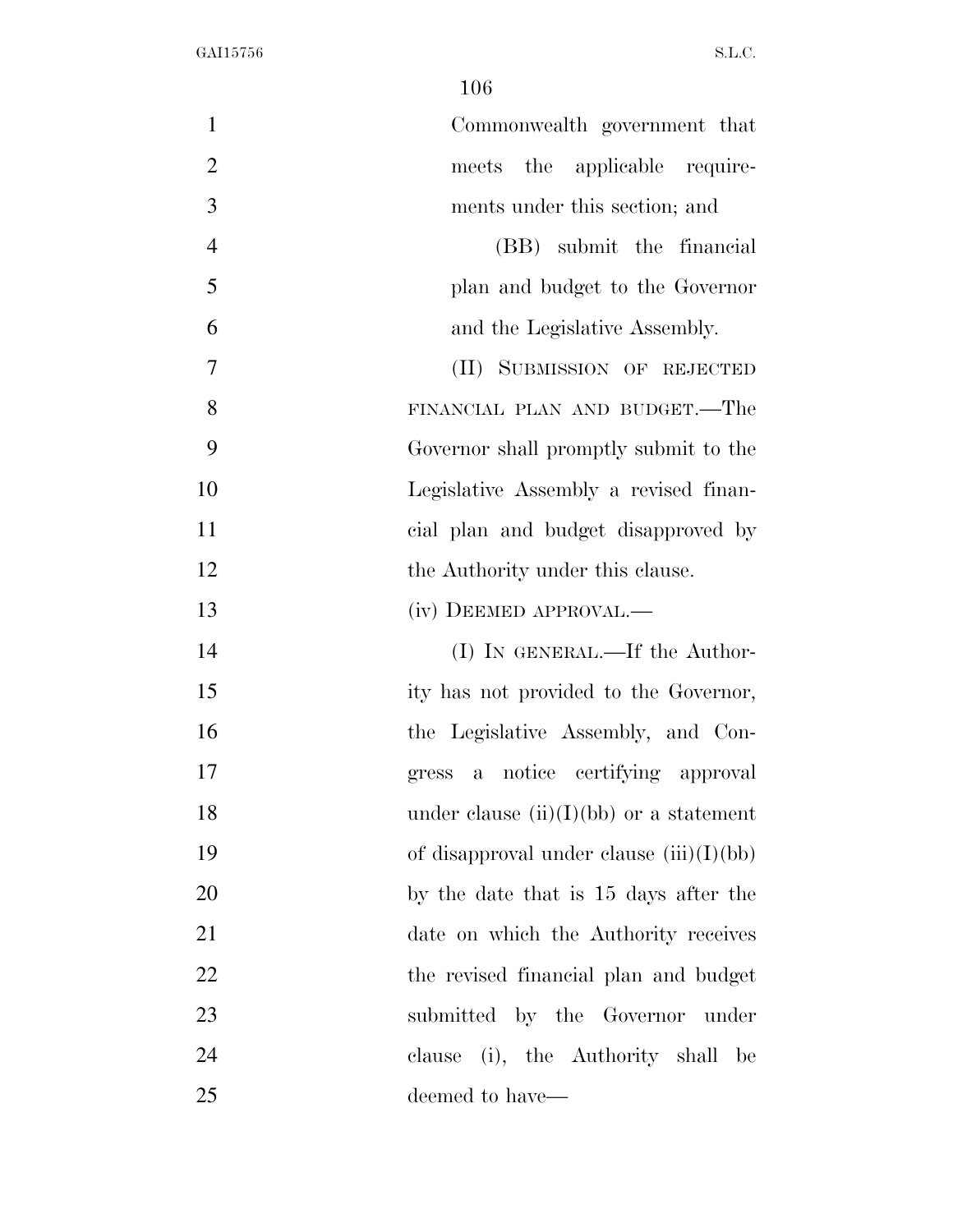Commonwealth government that meets the applicable requirements under this section; and

(BB) submit the financial plan and budget to the Governor and the Legislative Assembly.

(II) SUBMISSION OF REJECTED FINANCIAL PLAN AND BUDGET.—The Governor shall promptly submit to the Legislative Assembly a revised financial plan and budget disapproved by the Authority under this clause.

(iv) DEEMED APPROVAL.—

(I) IN GENERAL.—If the Authority has not provided to the Governor, the Legislative Assembly, and Congress a notice certifying approval under clause (ii)(I)(bb) or a statement of disapproval under clause (iii)(I)(bb) by the date that is 15 days after the date on which the Authority receives the revised financial plan and budget submitted by the Governor under clause (i), the Authority shall be deemed to have—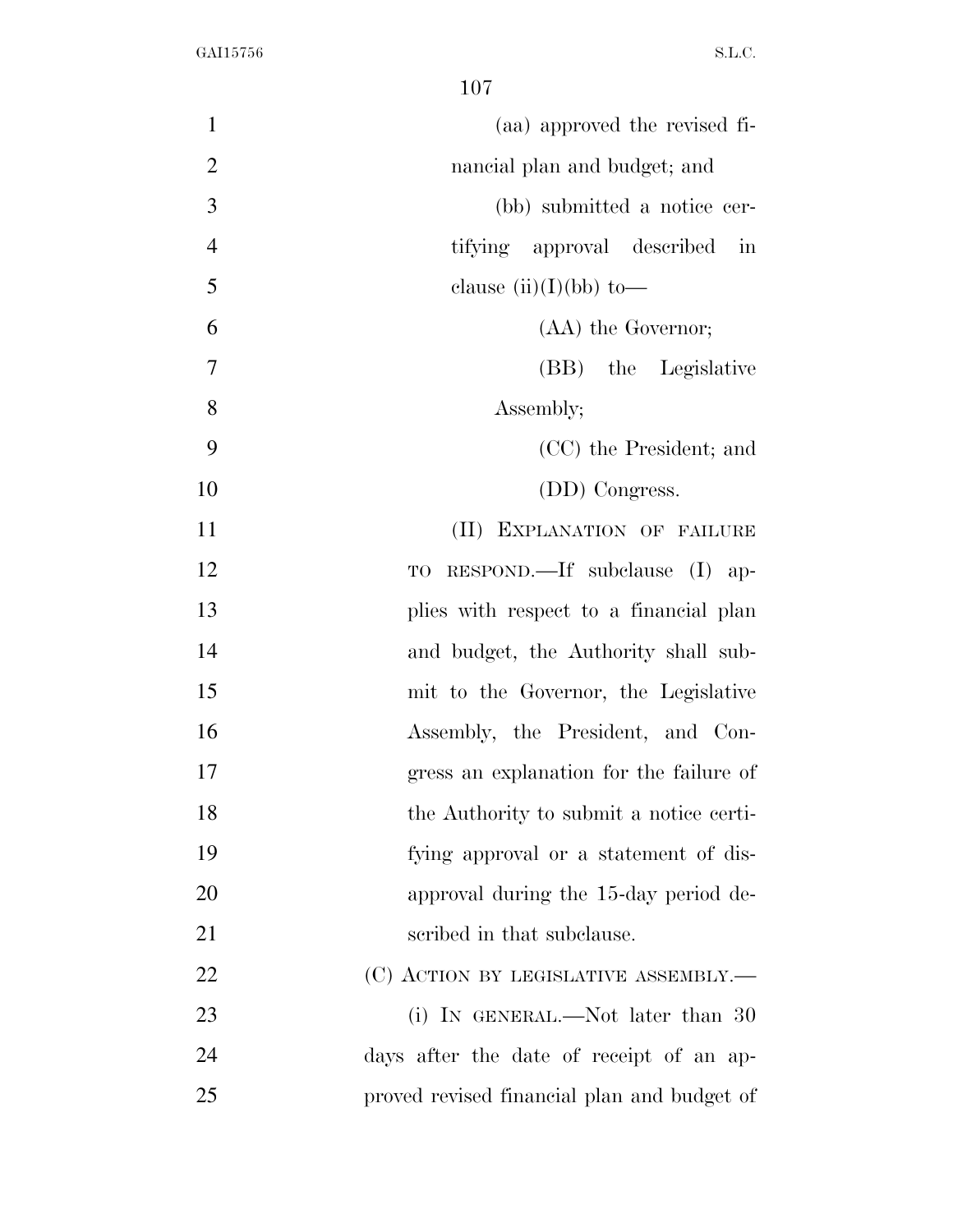(aa) approved the revised financial plan and budget; and

(bb) submitted a notice certifying approval described in clause (ii)(I)(bb) to—

(AA) the Governor;

(BB) the Legislative Assembly;

(CC) the President; and

(DD) Congress.

(II) EXPLANATION OF FAILURE TO RESPOND.—If subclause (I) applies with respect to a financial plan and budget, the Authority shall submit to the Governor, the Legislative Assembly, the President, and Congress an explanation for the failure of the Authority to submit a notice certifying approval or a statement of disapproval during the 15-day period described in that subclause.

(C) ACTION BY LEGISLATIVE ASSEMBLY.—

(i) IN GENERAL.—Not later than 30 days after the date of receipt of an approved revised financial plan and budget of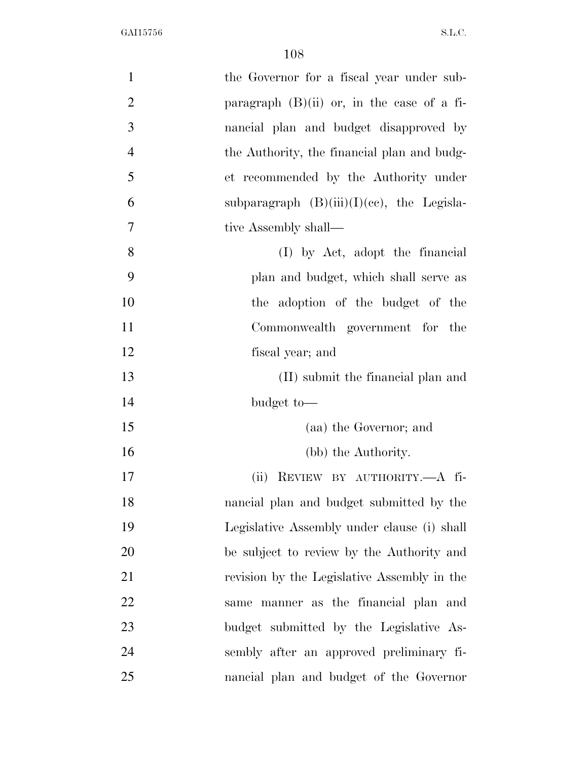the Governor for a fiscal year under subparagraph (B)(ii) or, in the case of a financial plan and budget disapproved by the Authority, the financial plan and budget recommended by the Authority under subparagraph (B)(iii)(I)(cc), the Legislative Assembly shall—

(I) by Act, adopt the financial plan and budget, which shall serve as the adoption of the budget of the Commonwealth government for the fiscal year; and

(II) submit the financial plan and budget to—

(aa) the Governor; and

(bb) the Authority.

(ii) REVIEW BY AUTHORITY.—A financial plan and budget submitted by the Legislative Assembly under clause (i) shall be subject to review by the Authority and revision by the Legislative Assembly in the same manner as the financial plan and budget submitted by the Legislative Assembly after an approved preliminary financial plan and budget of the Governor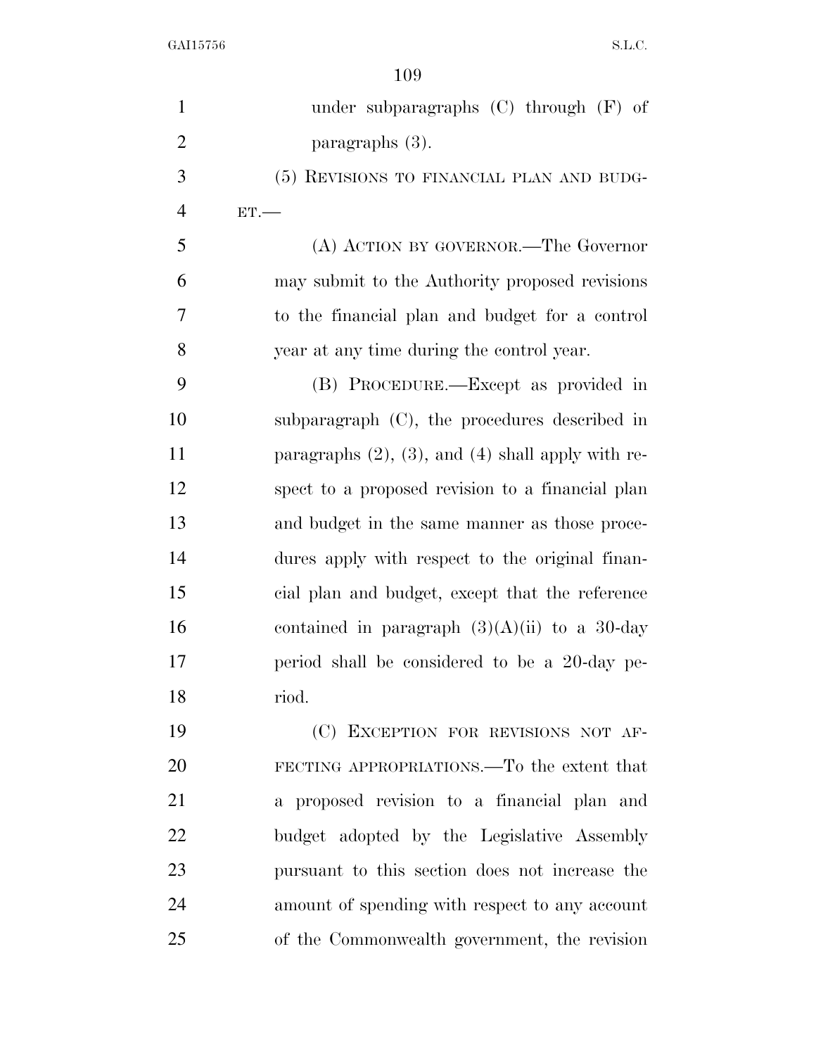under subparagraphs (C) through (F) of paragraphs (3).

(5) REVISIONS TO FINANCIAL PLAN AND BUDGET.—

(A) ACTION BY GOVERNOR.—The Governor may submit to the Authority proposed revisions to the financial plan and budget for a control year at any time during the control year.

(B) PROCEDURE.—Except as provided in subparagraph (C), the procedures described in paragraphs (2), (3), and (4) shall apply with respect to a proposed revision to a financial plan and budget in the same manner as those procedures apply with respect to the original financial plan and budget, except that the reference contained in paragraph (3)(A)(ii) to a 30-day period shall be considered to be a 20-day period.

(C) EXCEPTION FOR REVISIONS NOT AFFECTING APPROPRIATIONS.—To the extent that a proposed revision to a financial plan and budget adopted by the Legislative Assembly pursuant to this section does not increase the amount of spending with respect to any account of the Commonwealth government, the revision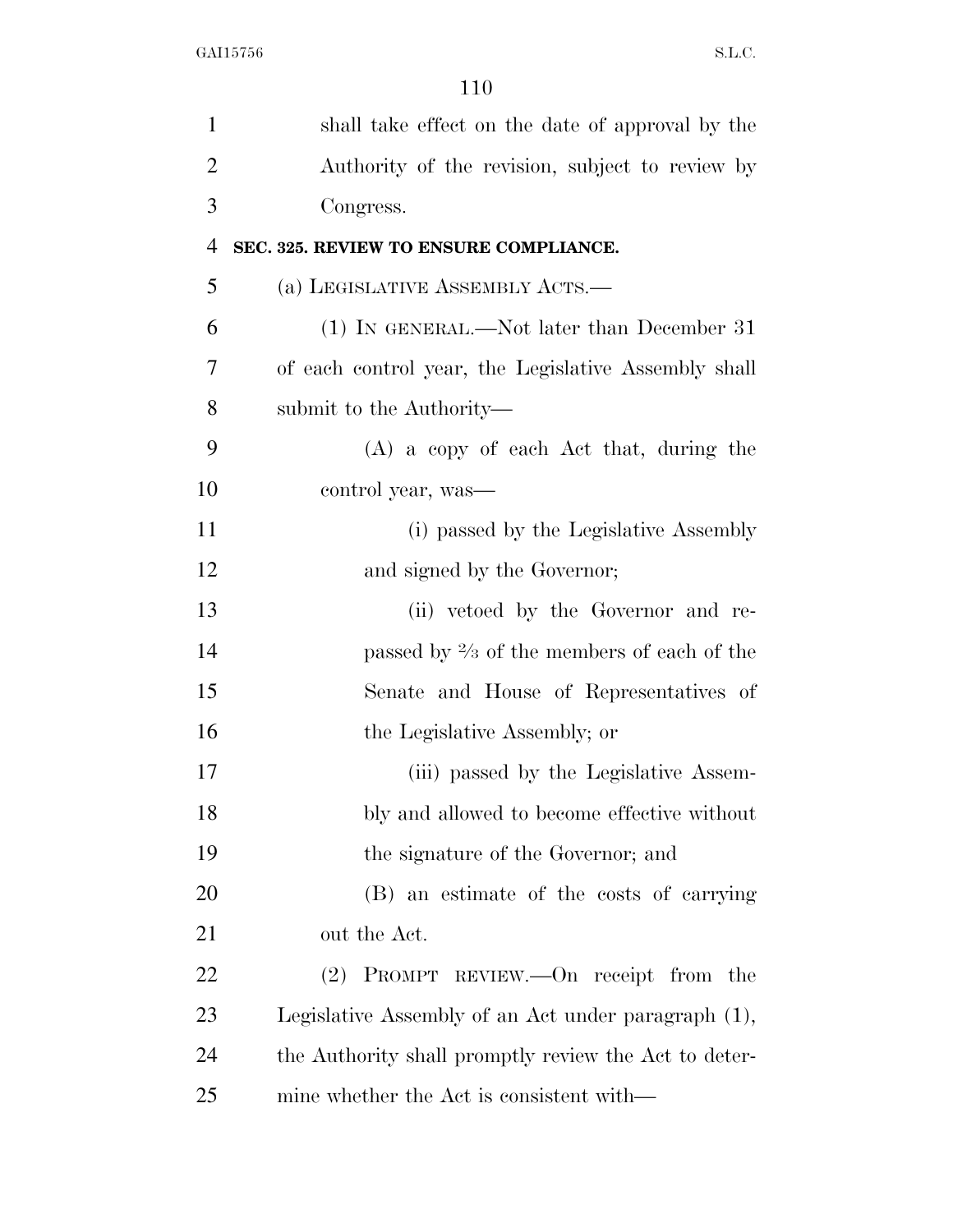shall take effect on the date of approval by the Authority of the revision, subject to review by Congress.

**SEC. 325. REVIEW TO ENSURE COMPLIANCE.**

(a) LEGISLATIVE ASSEMBLY ACTS.—

(1) IN GENERAL.—Not later than December 31 of each control year, the Legislative Assembly shall submit to the Authority—

(A) a copy of each Act that, during the control year, was—

(i) passed by the Legislative Assembly and signed by the Governor;

(ii) vetoed by the Governor and repassed by ⅔ of the members of each of the Senate and House of Representatives of the Legislative Assembly; or

(iii) passed by the Legislative Assembly and allowed to become effective without the signature of the Governor; and

(B) an estimate of the costs of carrying out the Act.

(2) PROMPT REVIEW.—On receipt from the Legislative Assembly of an Act under paragraph (1), the Authority shall promptly review the Act to determine whether the Act is consistent with—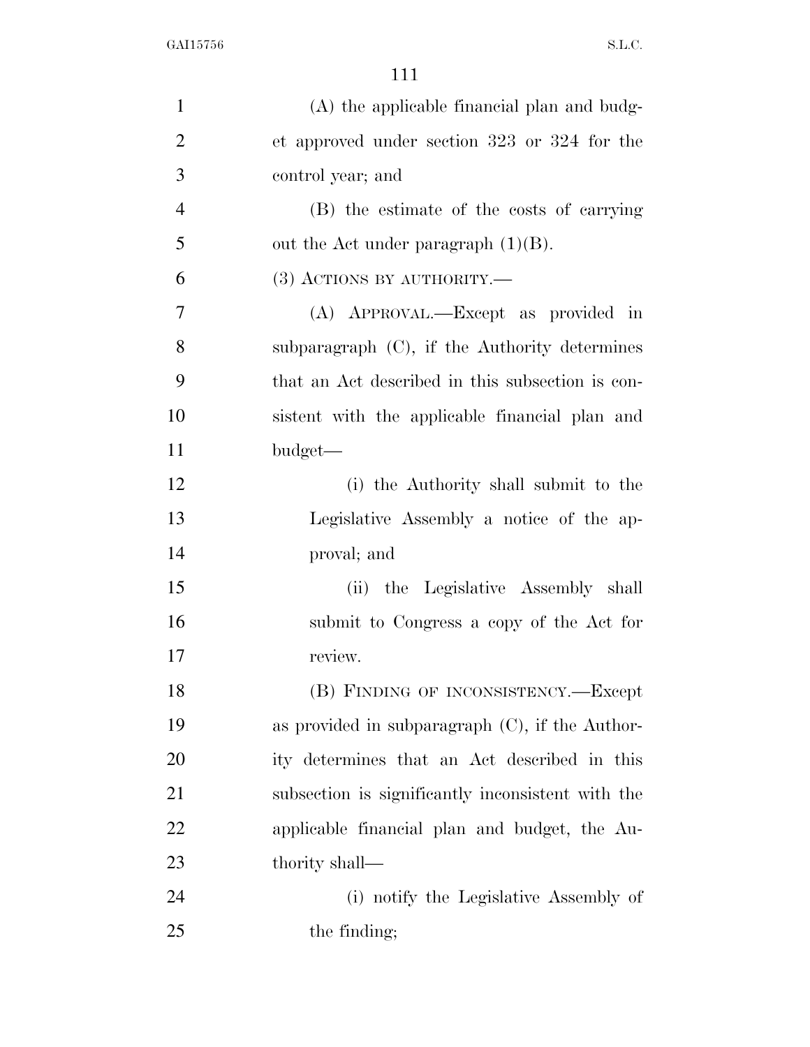(A) the applicable financial plan and budget approved under section 323 or 324 for the control year; and

(B) the estimate of the costs of carrying out the Act under paragraph (1)(B).

(3) ACTIONS BY AUTHORITY.—

(A) APPROVAL.—Except as provided in subparagraph (C), if the Authority determines that an Act described in this subsection is consistent with the applicable financial plan and budget—

(i) the Authority shall submit to the Legislative Assembly a notice of the approval; and

(ii) the Legislative Assembly shall submit to Congress a copy of the Act for review.

(B) FINDING OF INCONSISTENCY.—Except as provided in subparagraph (C), if the Authority determines that an Act described in this subsection is significantly inconsistent with the applicable financial plan and budget, the Authority shall—

(i) notify the Legislative Assembly of the finding;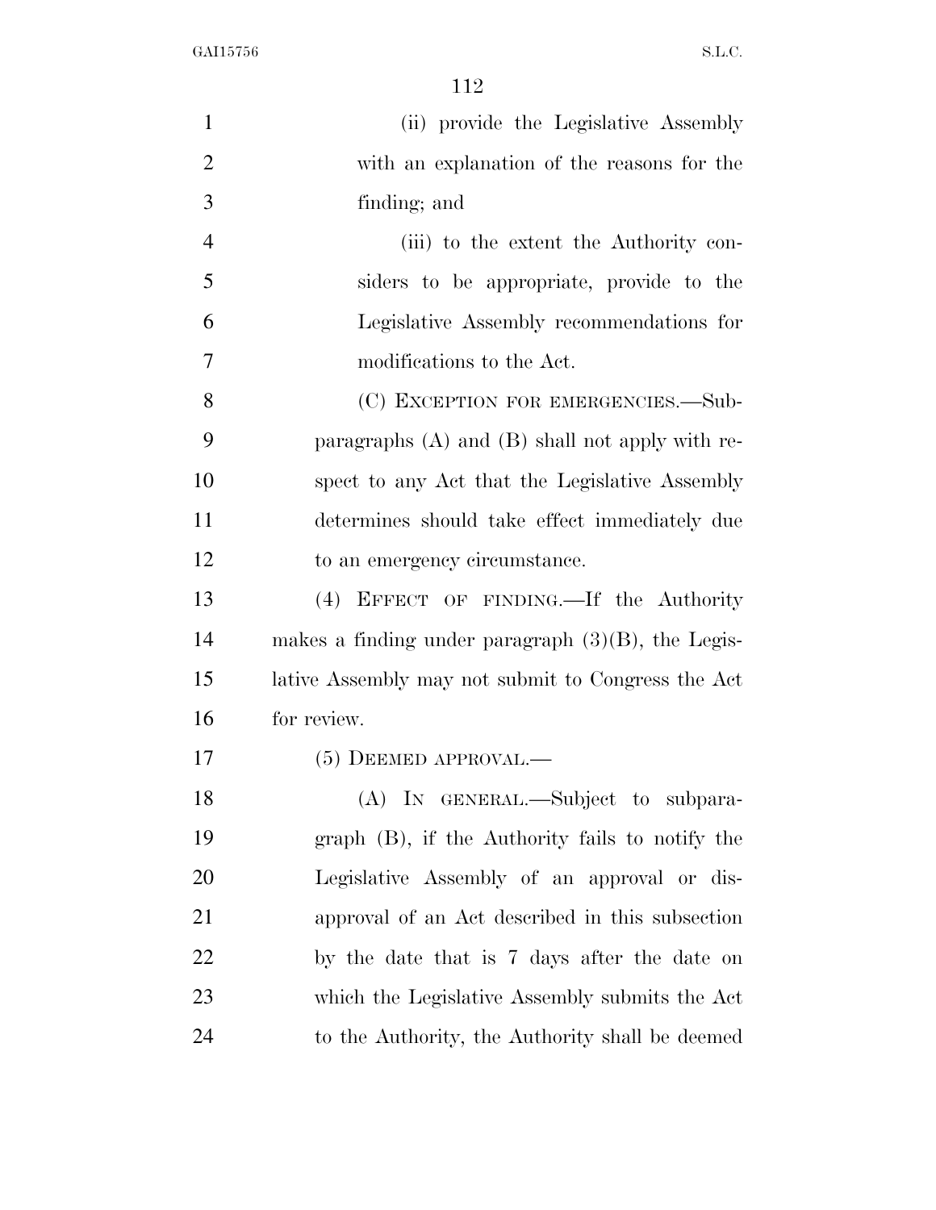(ii) provide the Legislative Assembly with an explanation of the reasons for the finding; and

(iii) to the extent the Authority considers to be appropriate, provide to the Legislative Assembly recommendations for modifications to the Act.

(C) EXCEPTION FOR EMERGENCIES.—Subparagraphs (A) and (B) shall not apply with respect to any Act that the Legislative Assembly determines should take effect immediately due to an emergency circumstance.

(4) EFFECT OF FINDING.—If the Authority makes a finding under paragraph (3)(B), the Legislative Assembly may not submit to Congress the Act for review.

(5) DEEMED APPROVAL.—

(A) IN GENERAL.—Subject to subparagraph (B), if the Authority fails to notify the Legislative Assembly of an approval or disapproval of an Act described in this subsection by the date that is 7 days after the date on which the Legislative Assembly submits the Act to the Authority, the Authority shall be deemed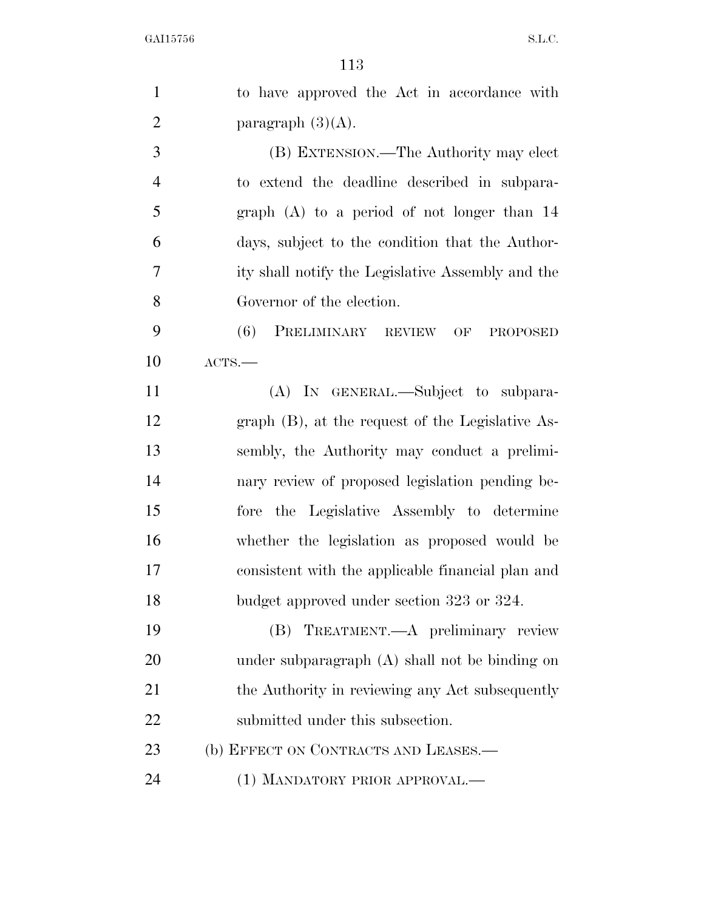to have approved the Act in accordance with paragraph (3)(A).

(B) EXTENSION.—The Authority may elect to extend the deadline described in subparagraph (A) to a period of not longer than 14 days, subject to the condition that the Authority shall notify the Legislative Assembly and the Governor of the election.

(6) PRELIMINARY REVIEW OF PROPOSED ACTS.—

(A) IN GENERAL.—Subject to subparagraph (B), at the request of the Legislative Assembly, the Authority may conduct a preliminary review of proposed legislation pending before the Legislative Assembly to determine whether the legislation as proposed would be consistent with the applicable financial plan and budget approved under section 323 or 324.

(B) TREATMENT.—A preliminary review under subparagraph (A) shall not be binding on the Authority in reviewing any Act subsequently submitted under this subsection.

(b) EFFECT ON CONTRACTS AND LEASES.—

(1) MANDATORY PRIOR APPROVAL.—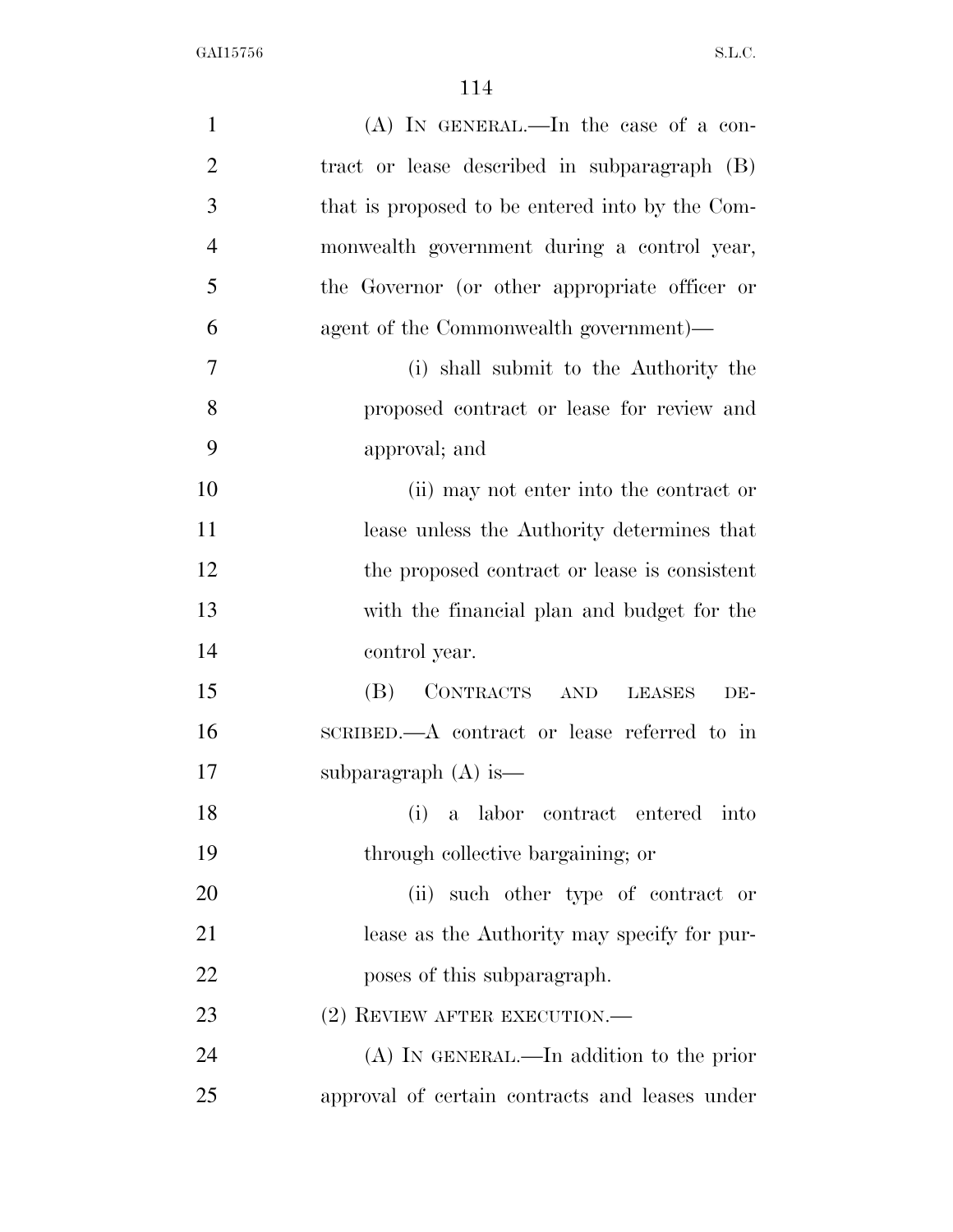(A) IN GENERAL.—In the case of a contract or lease described in subparagraph (B) that is proposed to be entered into by the Commonwealth government during a control year, the Governor (or other appropriate officer or agent of the Commonwealth government)—

(i) shall submit to the Authority the proposed contract or lease for review and approval; and

(ii) may not enter into the contract or lease unless the Authority determines that the proposed contract or lease is consistent with the financial plan and budget for the control year.

(B) CONTRACTS AND LEASES DESCRIBED.—A contract or lease referred to in subparagraph (A) is—

(i) a labor contract entered into through collective bargaining; or

(ii) such other type of contract or lease as the Authority may specify for purposes of this subparagraph.

(2) REVIEW AFTER EXECUTION.—

(A) IN GENERAL.—In addition to the prior approval of certain contracts and leases under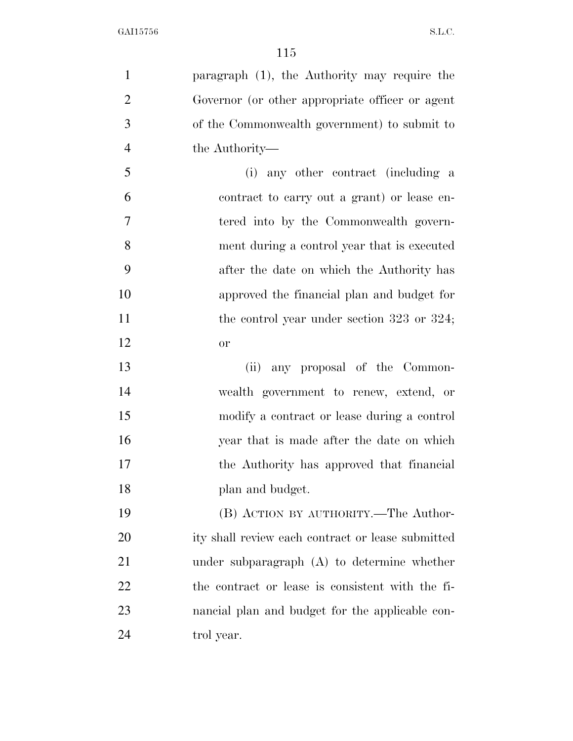paragraph (1), the Authority may require the Governor (or other appropriate officer or agent of the Commonwealth government) to submit to the Authority—

(i) any other contract (including a contract to carry out a grant) or lease entered into by the Commonwealth government during a control year that is executed after the date on which the Authority has approved the financial plan and budget for the control year under section 323 or 324; or

(ii) any proposal of the Commonwealth government to renew, extend, or modify a contract or lease during a control year that is made after the date on which the Authority has approved that financial plan and budget.

(B) ACTION BY AUTHORITY.—The Authority shall review each contract or lease submitted under subparagraph (A) to determine whether the contract or lease is consistent with the financial plan and budget for the applicable control year.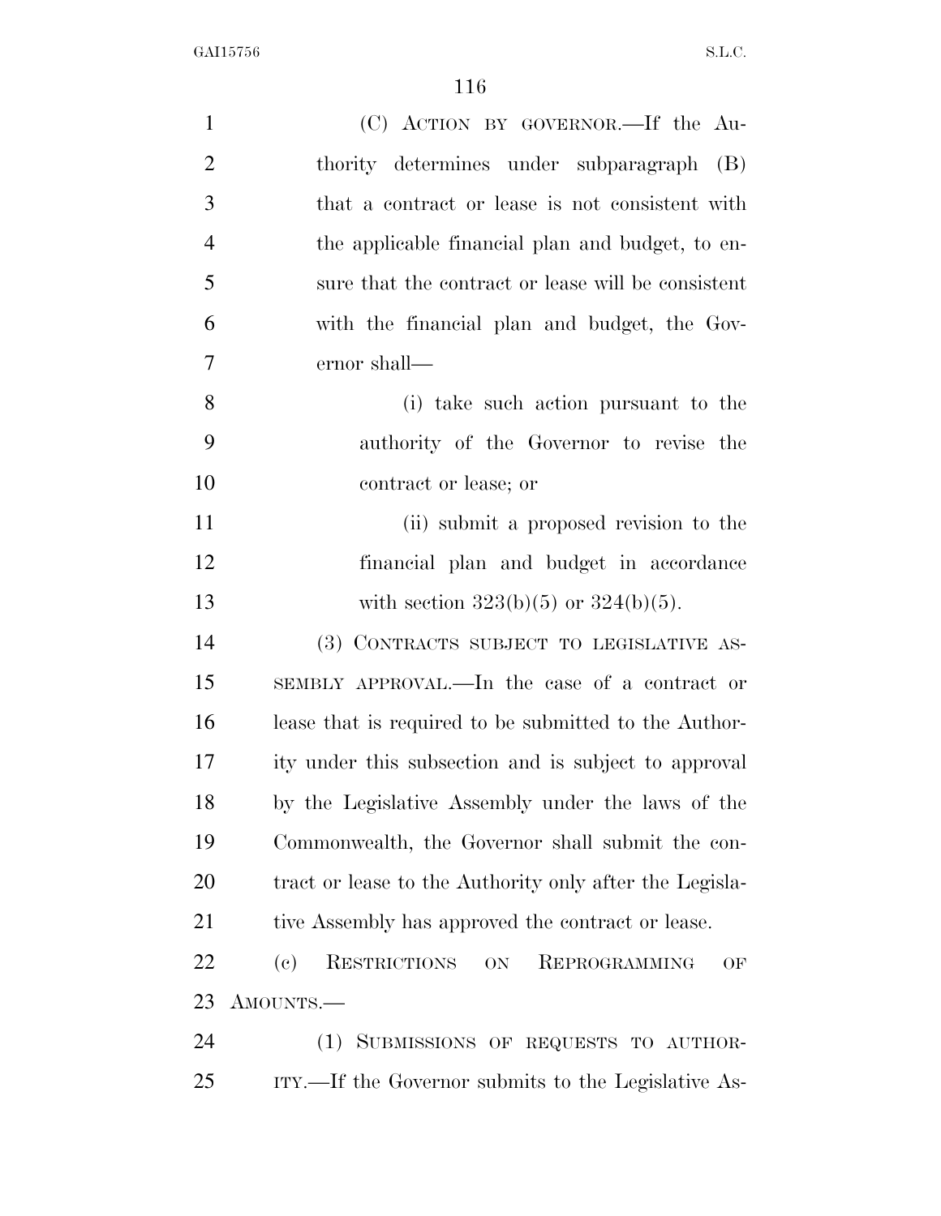(C) ACTION BY GOVERNOR.—If the Authority determines under subparagraph (B) that a contract or lease is not consistent with the applicable financial plan and budget, to ensure that the contract or lease will be consistent with the financial plan and budget, the Governor shall—

(i) take such action pursuant to the authority of the Governor to revise the contract or lease; or

(ii) submit a proposed revision to the financial plan and budget in accordance with section 323(b)(5) or 324(b)(5).

(3) CONTRACTS SUBJECT TO LEGISLATIVE ASSEMBLY APPROVAL.—In the case of a contract or lease that is required to be submitted to the Authority under this subsection and is subject to approval by the Legislative Assembly under the laws of the Commonwealth, the Governor shall submit the contract or lease to the Authority only after the Legislative Assembly has approved the contract or lease.

(c) RESTRICTIONS ON REPROGRAMMING OF AMOUNTS.—

(1) SUBMISSIONS OF REQUESTS TO AUTHORITY.—If the Governor submits to the Legislative As-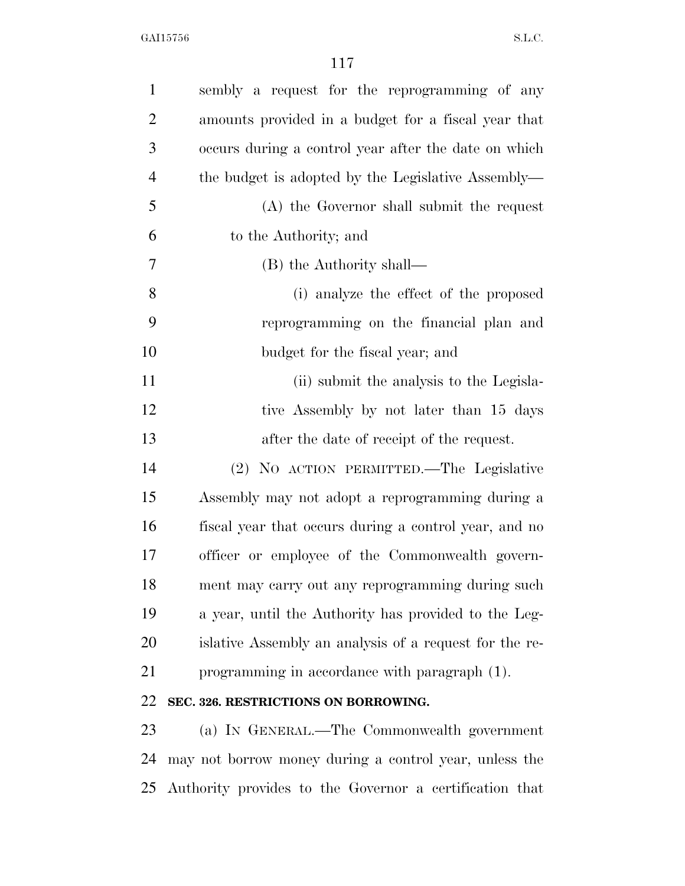sembly a request for the reprogramming of any amounts provided in a budget for a fiscal year that occurs during a control year after the date on which the budget is adopted by the Legislative Assembly—

(A) the Governor shall submit the request to the Authority; and

(B) the Authority shall—

(i) analyze the effect of the proposed reprogramming on the financial plan and budget for the fiscal year; and

(ii) submit the analysis to the Legislative Assembly by not later than 15 days after the date of receipt of the request.

(2) NO ACTION PERMITTED.—The Legislative Assembly may not adopt a reprogramming during a fiscal year that occurs during a control year, and no officer or employee of the Commonwealth government may carry out any reprogramming during such a year, until the Authority has provided to the Legislative Assembly an analysis of a request for the reprogramming in accordance with paragraph (1).

**SEC. 326. RESTRICTIONS ON BORROWING.**

(a) IN GENERAL.—The Commonwealth government may not borrow money during a control year, unless the Authority provides to the Governor a certification that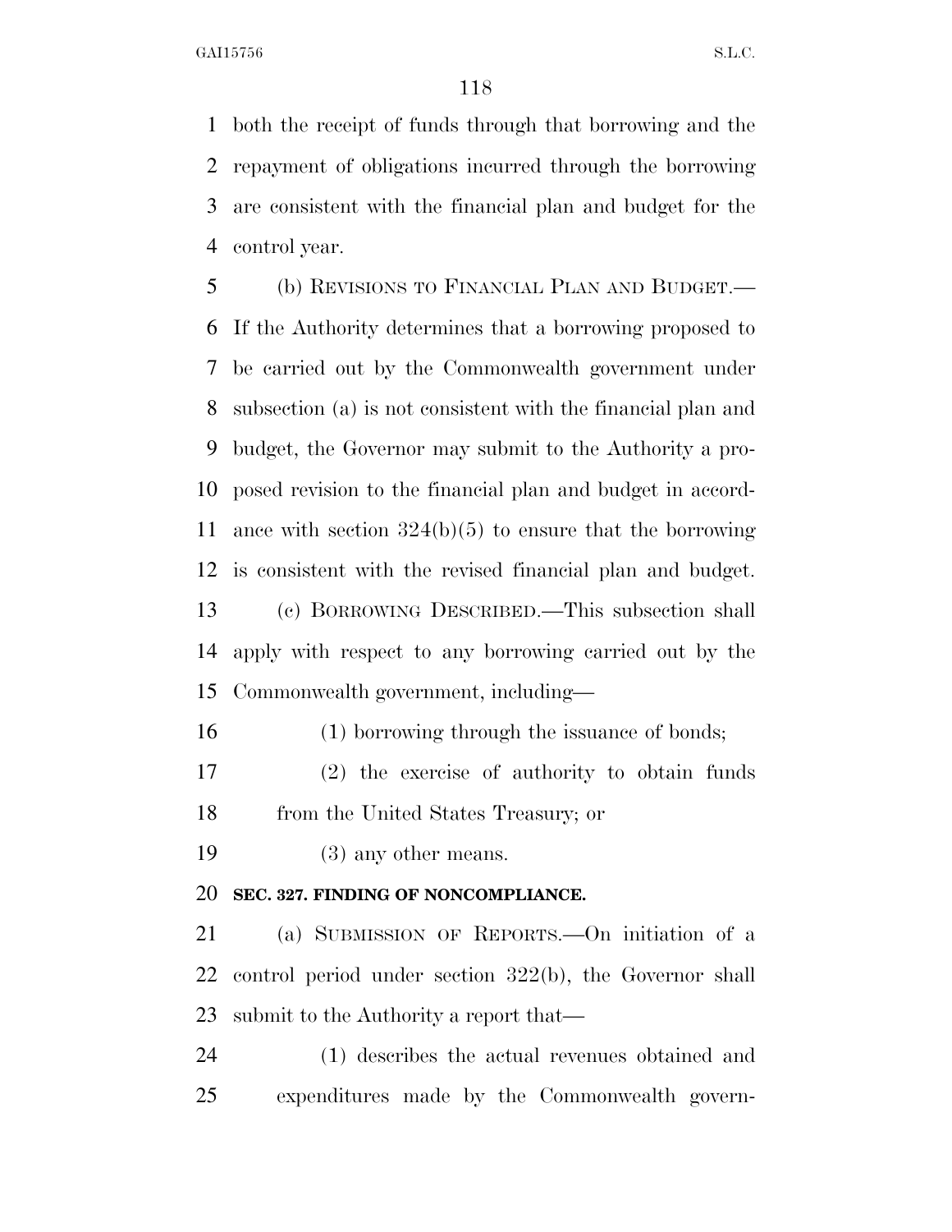both the receipt of funds through that borrowing and the repayment of obligations incurred through the borrowing are consistent with the financial plan and budget for the control year.

(b) REVISIONS TO FINANCIAL PLAN AND BUDGET.—If the Authority determines that a borrowing proposed to be carried out by the Commonwealth government under subsection (a) is not consistent with the financial plan and budget, the Governor may submit to the Authority a proposed revision to the financial plan and budget in accordance with section 324(b)(5) to ensure that the borrowing is consistent with the revised financial plan and budget.

(c) BORROWING DESCRIBED.—This subsection shall apply with respect to any borrowing carried out by the Commonwealth government, including—

(1) borrowing through the issuance of bonds;

(2) the exercise of authority to obtain funds from the United States Treasury; or

(3) any other means.

**SEC. 327. FINDING OF NONCOMPLIANCE.**

(a) SUBMISSION OF REPORTS.—On initiation of a control period under section 322(b), the Governor shall submit to the Authority a report that—

(1) describes the actual revenues obtained and expenditures made by the Commonwealth govern-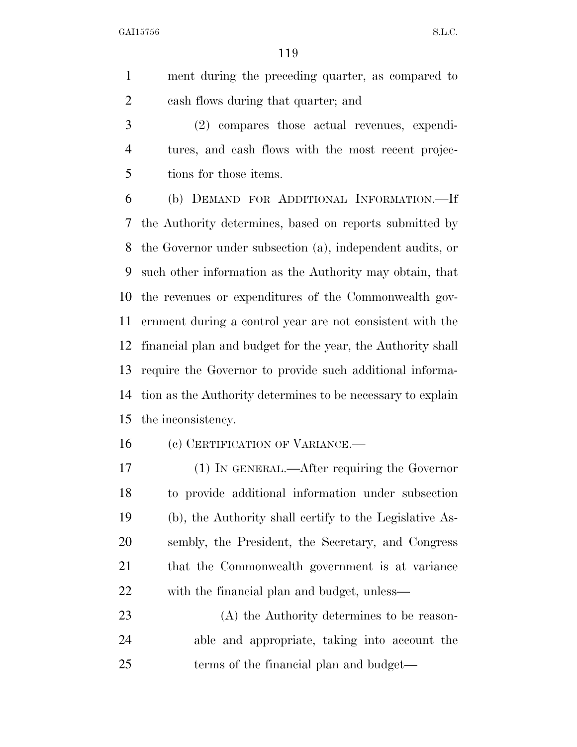ment during the preceding quarter, as compared to cash flows during that quarter; and

(2) compares those actual revenues, expenditures, and cash flows with the most recent projections for those items.

(b) DEMAND FOR ADDITIONAL INFORMATION.—If the Authority determines, based on reports submitted by the Governor under subsection (a), independent audits, or such other information as the Authority may obtain, that the revenues or expenditures of the Commonwealth government during a control year are not consistent with the financial plan and budget for the year, the Authority shall require the Governor to provide such additional information as the Authority determines to be necessary to explain the inconsistency.

(c) CERTIFICATION OF VARIANCE.—

(1) IN GENERAL.—After requiring the Governor to provide additional information under subsection (b), the Authority shall certify to the Legislative Assembly, the President, the Secretary, and Congress that the Commonwealth government is at variance with the financial plan and budget, unless—

(A) the Authority determines to be reasonable and appropriate, taking into account the terms of the financial plan and budget—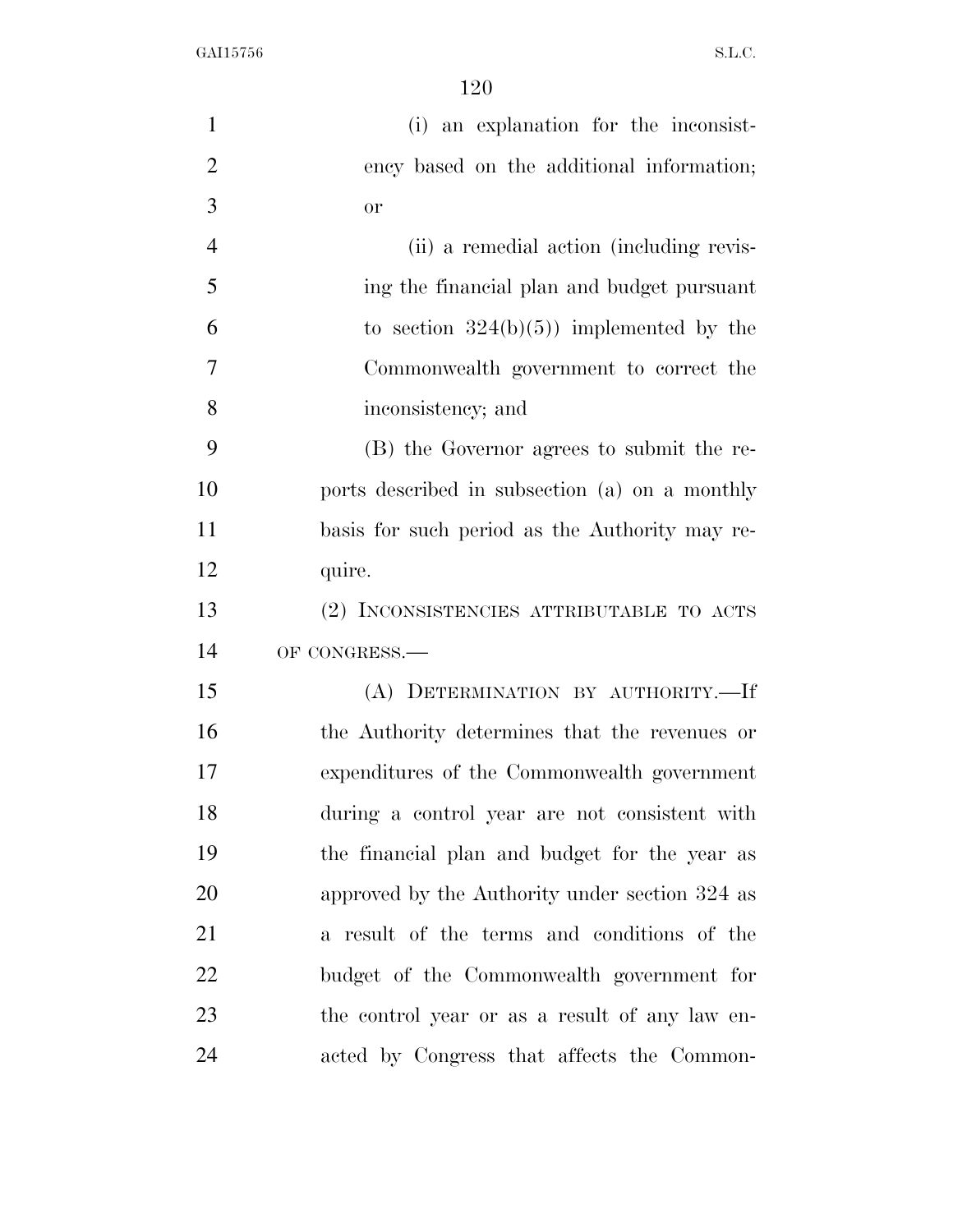(i) an explanation for the inconsistency based on the additional information; or

(ii) a remedial action (including revising the financial plan and budget pursuant to section 324(b)(5)) implemented by the Commonwealth government to correct the inconsistency; and

(B) the Governor agrees to submit the reports described in subsection (a) on a monthly basis for such period as the Authority may require.

(2) INCONSISTENCIES ATTRIBUTABLE TO ACTS OF CONGRESS.—

(A) DETERMINATION BY AUTHORITY.—If the Authority determines that the revenues or expenditures of the Commonwealth government during a control year are not consistent with the financial plan and budget for the year as approved by the Authority under section 324 as a result of the terms and conditions of the budget of the Commonwealth government for the control year or as a result of any law enacted by Congress that affects the Common-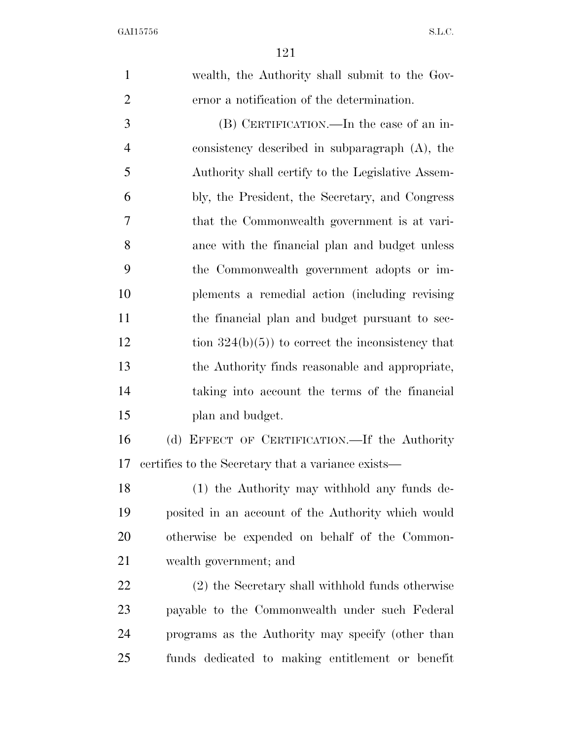wealth, the Authority shall submit to the Governor a notification of the determination.

(B) CERTIFICATION.—In the case of an inconsistency described in subparagraph (A), the Authority shall certify to the Legislative Assembly, the President, the Secretary, and Congress that the Commonwealth government is at variance with the financial plan and budget unless the Commonwealth government adopts or implements a remedial action (including revising the financial plan and budget pursuant to section 324(b)(5)) to correct the inconsistency that the Authority finds reasonable and appropriate, taking into account the terms of the financial plan and budget.

(d) EFFECT OF CERTIFICATION.—If the Authority certifies to the Secretary that a variance exists—

(1) the Authority may withhold any funds deposited in an account of the Authority which would otherwise be expended on behalf of the Commonwealth government; and

(2) the Secretary shall withhold funds otherwise payable to the Commonwealth under such Federal programs as the Authority may specify (other than funds dedicated to making entitlement or benefit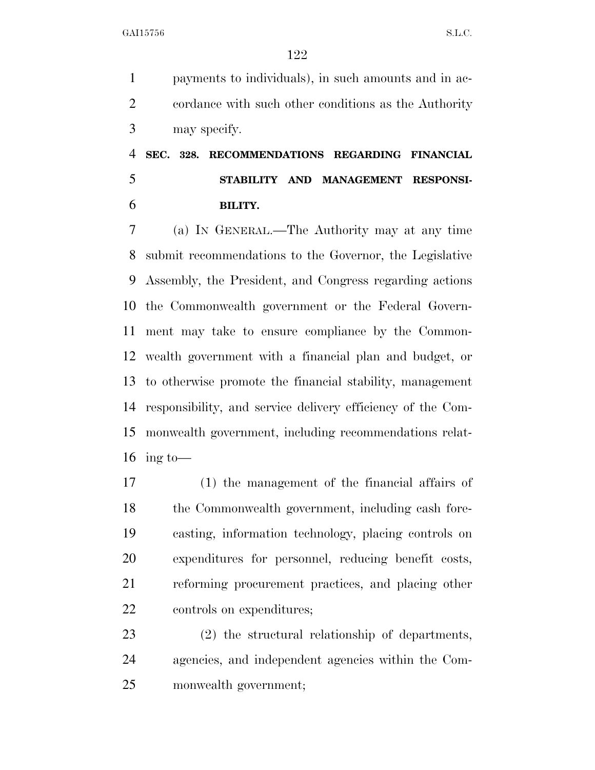payments to individuals), in such amounts and in accordance with such other conditions as the Authority may specify.

## SEC. 328. RECOMMENDATIONS REGARDING FINANCIAL STABILITY AND MANAGEMENT RESPONSIBILITY.

(a) IN GENERAL.—The Authority may at any time submit recommendations to the Governor, the Legislative Assembly, the President, and Congress regarding actions the Commonwealth government or the Federal Government may take to ensure compliance by the Commonwealth government with a financial plan and budget, or to otherwise promote the financial stability, management responsibility, and service delivery efficiency of the Commonwealth government, including recommendations relating to—

(1) the management of the financial affairs of the Commonwealth government, including cash forecasting, information technology, placing controls on expenditures for personnel, reducing benefit costs, reforming procurement practices, and placing other controls on expenditures;

(2) the structural relationship of departments, agencies, and independent agencies within the Commonwealth government;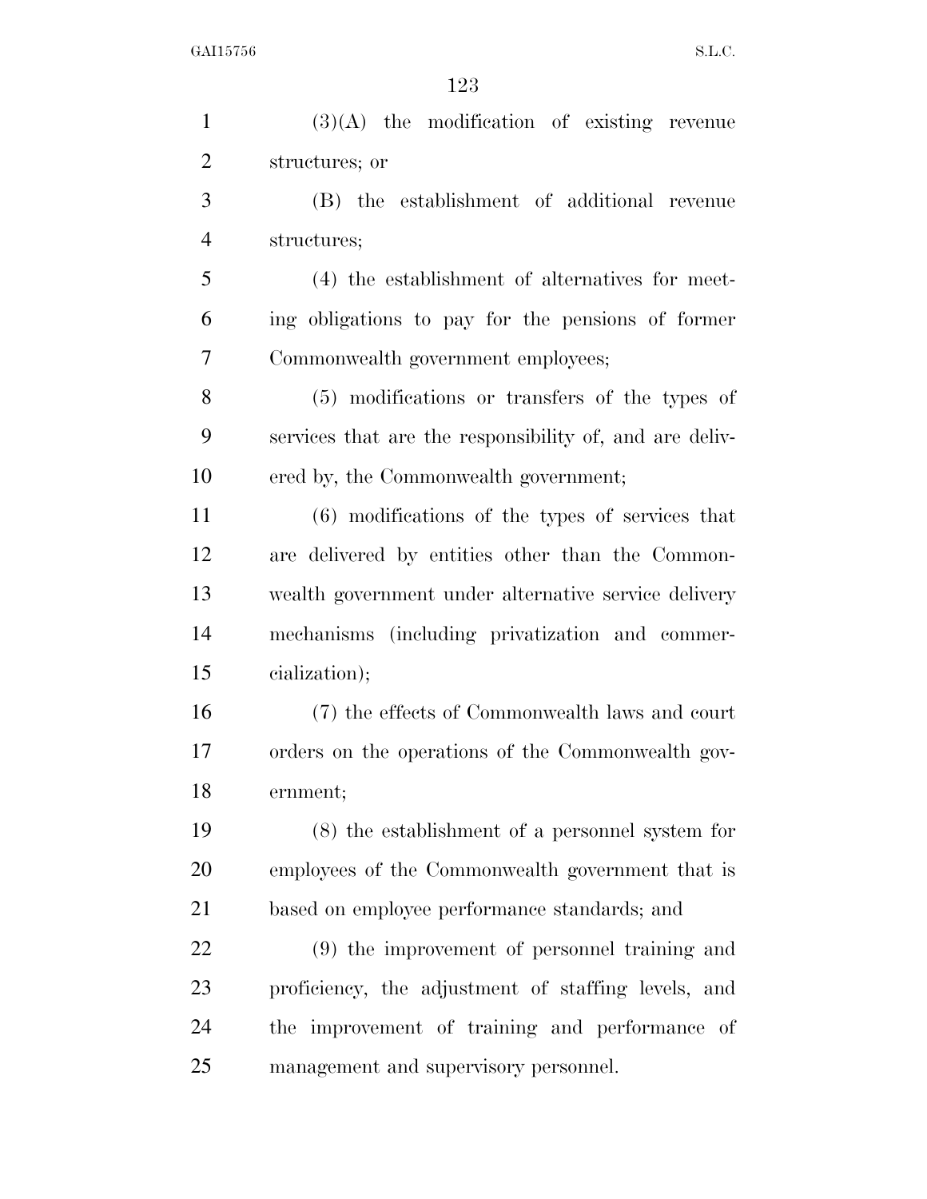(3)(A) the modification of existing revenue structures; or

(B) the establishment of additional revenue structures;

(4) the establishment of alternatives for meeting obligations to pay for the pensions of former Commonwealth government employees;

(5) modifications or transfers of the types of services that are the responsibility of, and are delivered by, the Commonwealth government;

(6) modifications of the types of services that are delivered by entities other than the Commonwealth government under alternative service delivery mechanisms (including privatization and commercialization);

(7) the effects of Commonwealth laws and court orders on the operations of the Commonwealth government;

(8) the establishment of a personnel system for employees of the Commonwealth government that is based on employee performance standards; and

(9) the improvement of personnel training and proficiency, the adjustment of staffing levels, and the improvement of training and performance of management and supervisory personnel.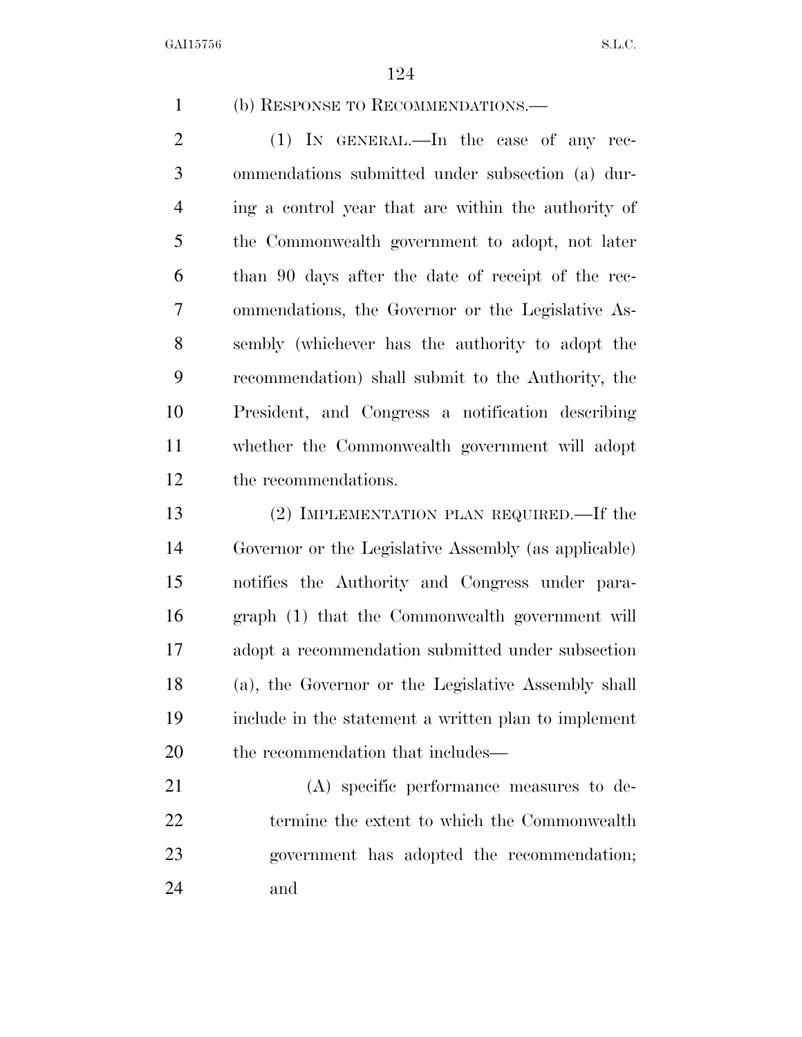(b) RESPONSE TO RECOMMENDATIONS.—

(1) IN GENERAL.—In the case of any recommendations submitted under subsection (a) during a control year that are within the authority of the Commonwealth government to adopt, not later than 90 days after the date of receipt of the recommendations, the Governor or the Legislative Assembly (whichever has the authority to adopt the recommendation) shall submit to the Authority, the President, and Congress a notification describing whether the Commonwealth government will adopt the recommendations.

(2) IMPLEMENTATION PLAN REQUIRED.—If the Governor or the Legislative Assembly (as applicable) notifies the Authority and Congress under paragraph (1) that the Commonwealth government will adopt a recommendation submitted under subsection (a), the Governor or the Legislative Assembly shall include in the statement a written plan to implement the recommendation that includes—

(A) specific performance measures to determine the extent to which the Commonwealth government has adopted the recommendation; and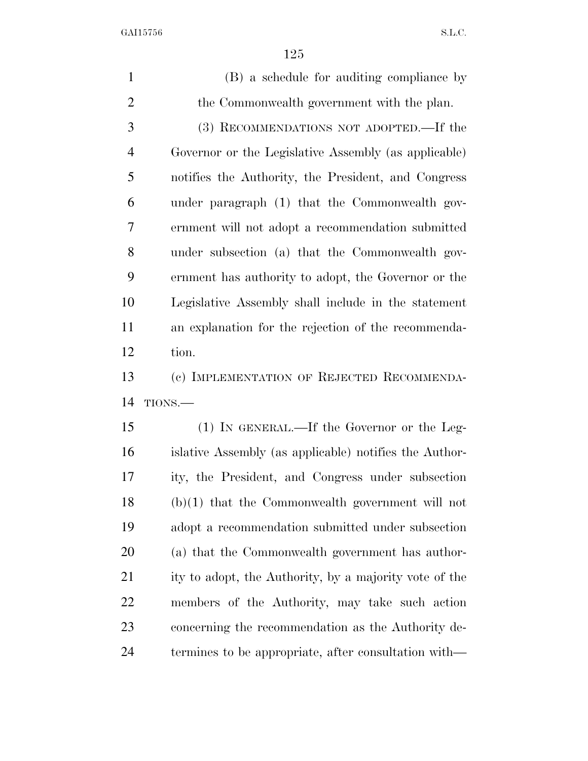(B) a schedule for auditing compliance by the Commonwealth government with the plan.

(3) RECOMMENDATIONS NOT ADOPTED.—If the Governor or the Legislative Assembly (as applicable) notifies the Authority, the President, and Congress under paragraph (1) that the Commonwealth government will not adopt a recommendation submitted under subsection (a) that the Commonwealth government has authority to adopt, the Governor or the Legislative Assembly shall include in the statement an explanation for the rejection of the recommendation.

(c) IMPLEMENTATION OF REJECTED RECOMMENDATIONS.—

(1) IN GENERAL.—If the Governor or the Legislative Assembly (as applicable) notifies the Authority, the President, and Congress under subsection (b)(1) that the Commonwealth government will not adopt a recommendation submitted under subsection (a) that the Commonwealth government has authority to adopt, the Authority, by a majority vote of the members of the Authority, may take such action concerning the recommendation as the Authority determines to be appropriate, after consultation with—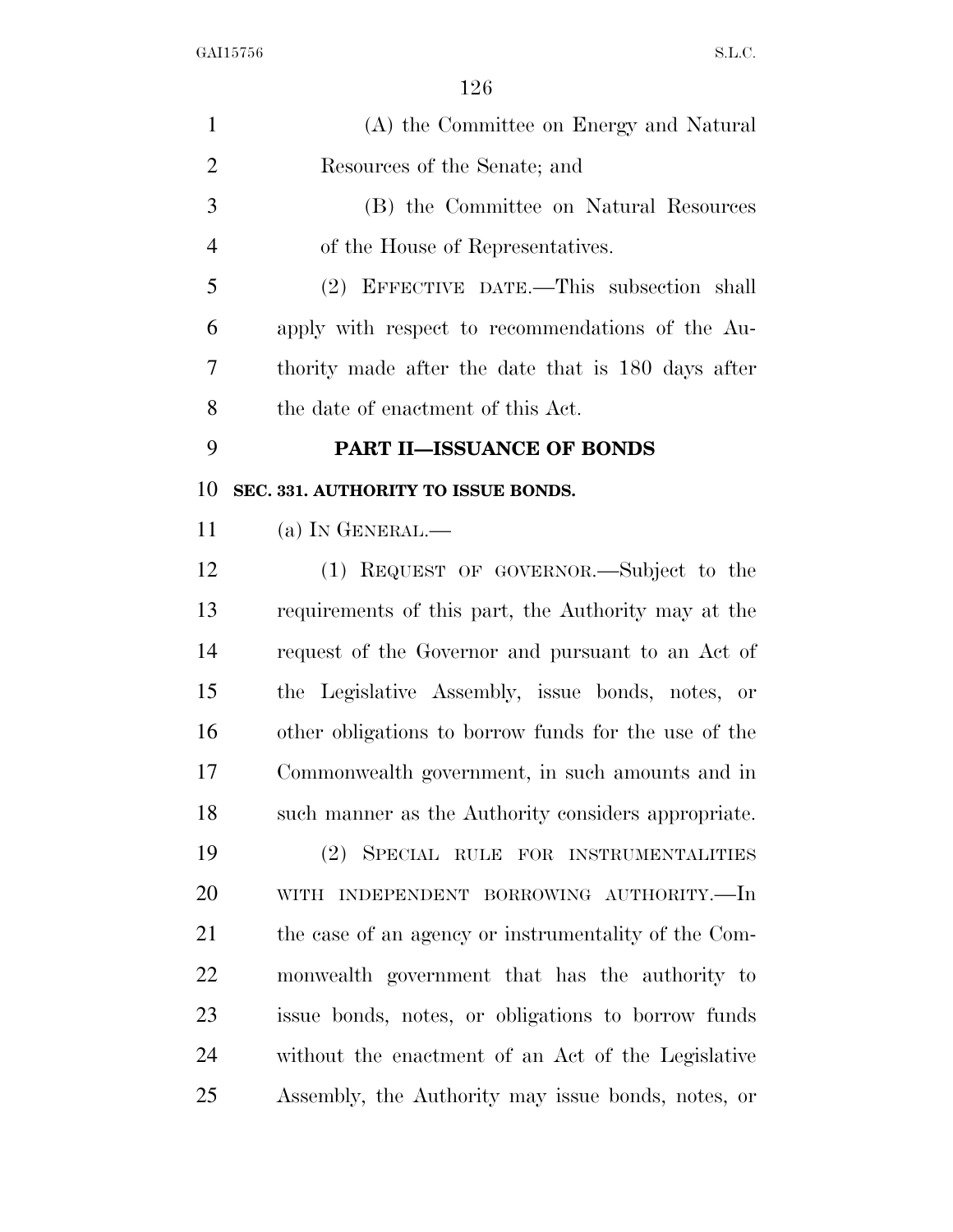(A) the Committee on Energy and Natural Resources of the Senate; and

(B) the Committee on Natural Resources of the House of Representatives.

(2) EFFECTIVE DATE.—This subsection shall apply with respect to recommendations of the Authority made after the date that is 180 days after the date of enactment of this Act.

## PART II—ISSUANCE OF BONDS

### SEC. 331. AUTHORITY TO ISSUE BONDS.

(a) IN GENERAL.—

(1) REQUEST OF GOVERNOR.—Subject to the requirements of this part, the Authority may at the request of the Governor and pursuant to an Act of the Legislative Assembly, issue bonds, notes, or other obligations to borrow funds for the use of the Commonwealth government, in such amounts and in such manner as the Authority considers appropriate.

(2) SPECIAL RULE FOR INSTRUMENTALITIES WITH INDEPENDENT BORROWING AUTHORITY.—In the case of an agency or instrumentality of the Commonwealth government that has the authority to issue bonds, notes, or obligations to borrow funds without the enactment of an Act of the Legislative Assembly, the Authority may issue bonds, notes, or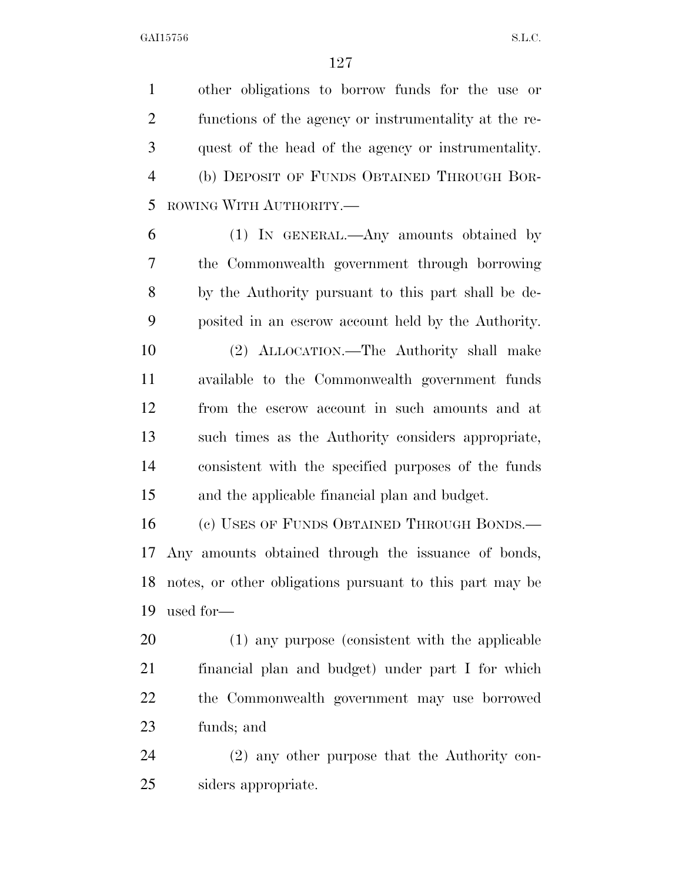other obligations to borrow funds for the use or functions of the agency or instrumentality at the request of the head of the agency or instrumentality.

(b) DEPOSIT OF FUNDS OBTAINED THROUGH BORROWING WITH AUTHORITY.—

(1) IN GENERAL.—Any amounts obtained by the Commonwealth government through borrowing by the Authority pursuant to this part shall be deposited in an escrow account held by the Authority.

(2) ALLOCATION.—The Authority shall make available to the Commonwealth government funds from the escrow account in such amounts and at such times as the Authority considers appropriate, consistent with the specified purposes of the funds and the applicable financial plan and budget.

(c) USES OF FUNDS OBTAINED THROUGH BONDS.—Any amounts obtained through the issuance of bonds, notes, or other obligations pursuant to this part may be used for—

(1) any purpose (consistent with the applicable financial plan and budget) under part I for which the Commonwealth government may use borrowed funds; and

(2) any other purpose that the Authority considers appropriate.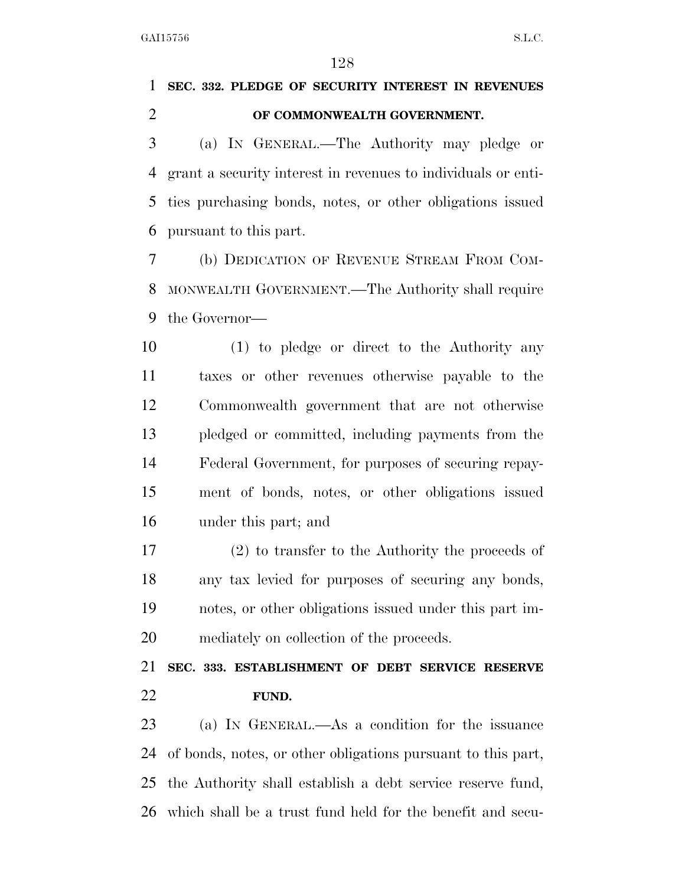**SEC. 332. PLEDGE OF SECURITY INTEREST IN REVENUES OF COMMONWEALTH GOVERNMENT.**

(a) IN GENERAL.—The Authority may pledge or grant a security interest in revenues to individuals or entities purchasing bonds, notes, or other obligations issued pursuant to this part.

(b) DEDICATION OF REVENUE STREAM FROM COMMONWEALTH GOVERNMENT.—The Authority shall require the Governor—

(1) to pledge or direct to the Authority any taxes or other revenues otherwise payable to the Commonwealth government that are not otherwise pledged or committed, including payments from the Federal Government, for purposes of securing repayment of bonds, notes, or other obligations issued under this part; and

(2) to transfer to the Authority the proceeds of any tax levied for purposes of securing any bonds, notes, or other obligations issued under this part immediately on collection of the proceeds.

**SEC. 333. ESTABLISHMENT OF DEBT SERVICE RESERVE FUND.**

(a) IN GENERAL.—As a condition for the issuance of bonds, notes, or other obligations pursuant to this part, the Authority shall establish a debt service reserve fund, which shall be a trust fund held for the benefit and secu-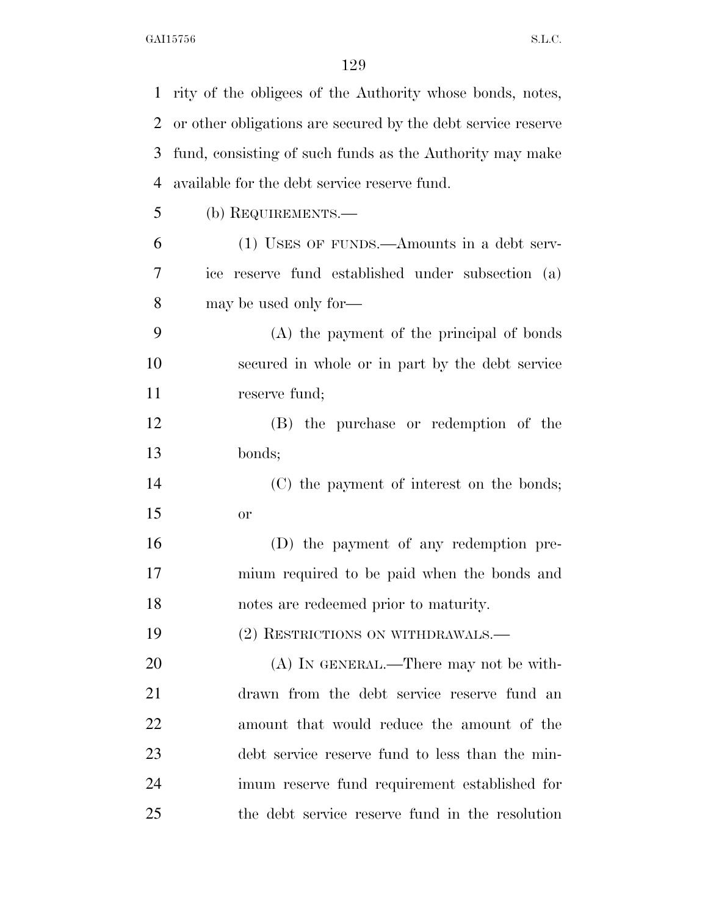rity of the obligees of the Authority whose bonds, notes, or other obligations are secured by the debt service reserve fund, consisting of such funds as the Authority may make available for the debt service reserve fund.

(b) REQUIREMENTS.—

(1) USES OF FUNDS.—Amounts in a debt service reserve fund established under subsection (a) may be used only for—

(A) the payment of the principal of bonds secured in whole or in part by the debt service reserve fund;

(B) the purchase or redemption of the bonds;

(C) the payment of interest on the bonds; or

(D) the payment of any redemption premium required to be paid when the bonds and notes are redeemed prior to maturity.

(2) RESTRICTIONS ON WITHDRAWALS.—

(A) IN GENERAL.—There may not be withdrawn from the debt service reserve fund an amount that would reduce the amount of the debt service reserve fund to less than the minimum reserve fund requirement established for the debt service reserve fund in the resolution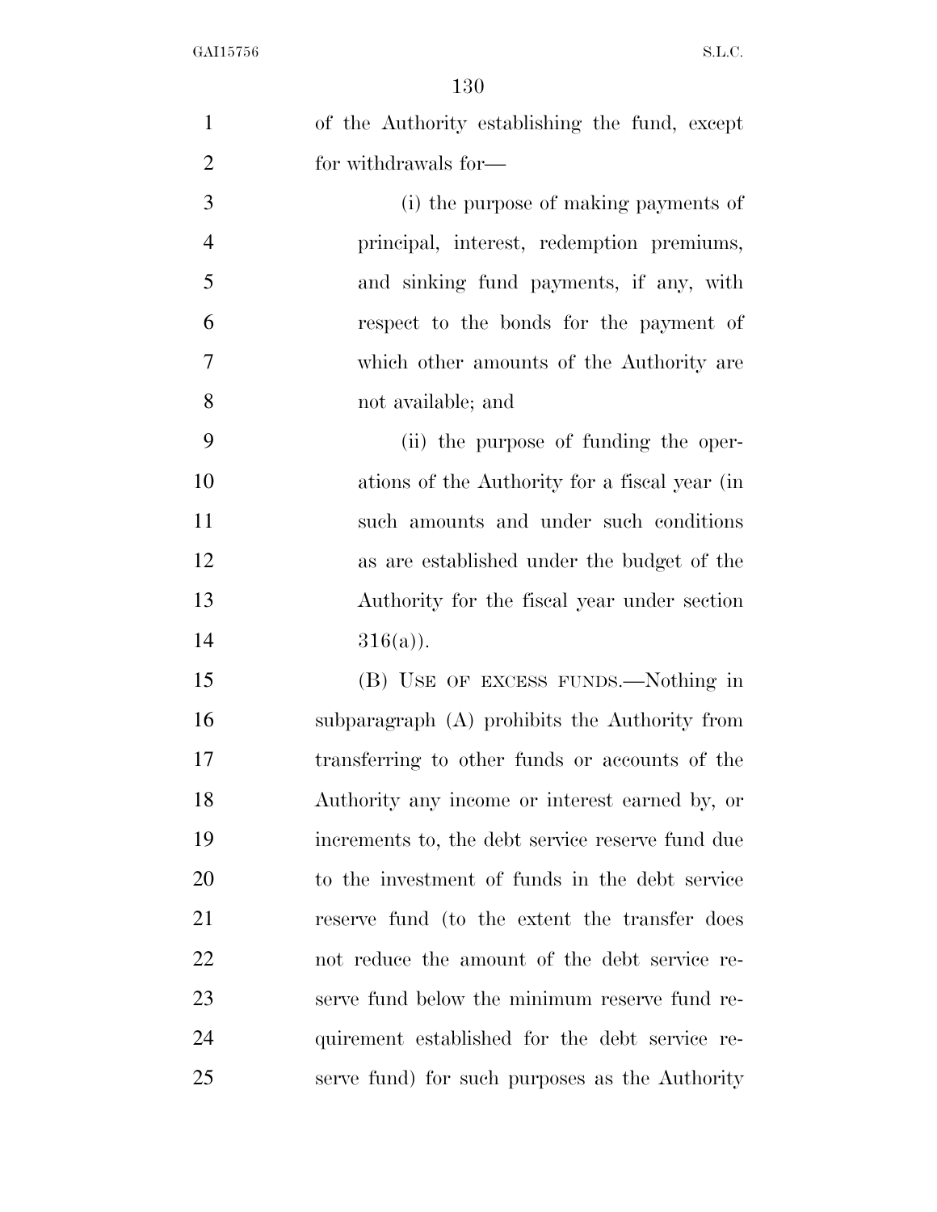of the Authority establishing the fund, except for withdrawals for—

(i) the purpose of making payments of principal, interest, redemption premiums, and sinking fund payments, if any, with respect to the bonds for the payment of which other amounts of the Authority are not available; and

(ii) the purpose of funding the operations of the Authority for a fiscal year (in such amounts and under such conditions as are established under the budget of the Authority for the fiscal year under section 316(a)).

(B) USE OF EXCESS FUNDS.—Nothing in subparagraph (A) prohibits the Authority from transferring to other funds or accounts of the Authority any income or interest earned by, or increments to, the debt service reserve fund due to the investment of funds in the debt service reserve fund (to the extent the transfer does not reduce the amount of the debt service reserve fund below the minimum reserve fund requirement established for the debt service reserve fund) for such purposes as the Authority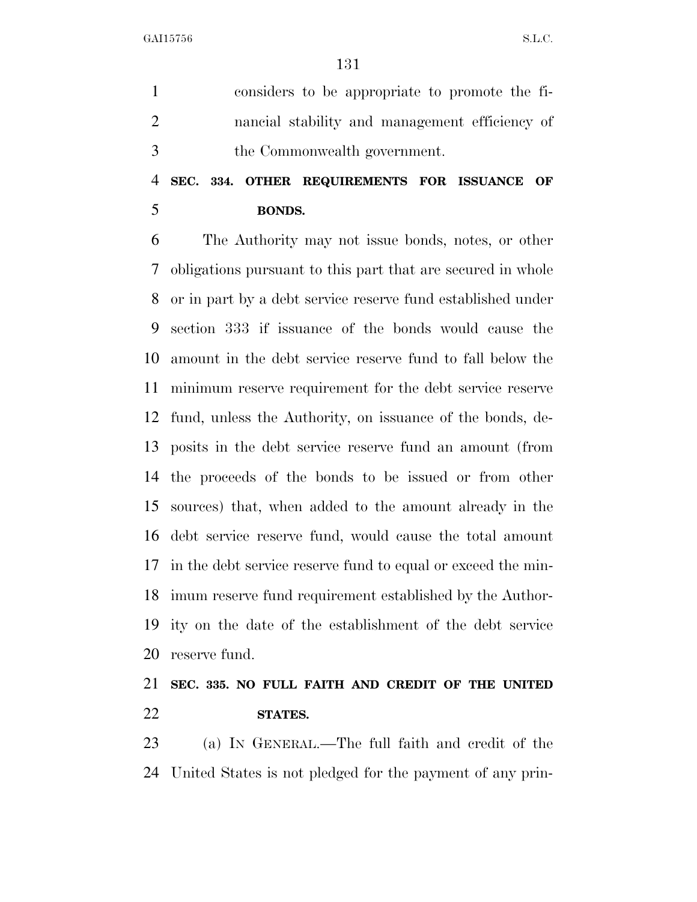considers to be appropriate to promote the financial stability and management efficiency of the Commonwealth government.

### SEC. 334. OTHER REQUIREMENTS FOR ISSUANCE OF BONDS.

The Authority may not issue bonds, notes, or other obligations pursuant to this part that are secured in whole or in part by a debt service reserve fund established under section 333 if issuance of the bonds would cause the amount in the debt service reserve fund to fall below the minimum reserve requirement for the debt service reserve fund, unless the Authority, on issuance of the bonds, deposits in the debt service reserve fund an amount (from the proceeds of the bonds to be issued or from other sources) that, when added to the amount already in the debt service reserve fund, would cause the total amount in the debt service reserve fund to equal or exceed the minimum reserve fund requirement established by the Authority on the date of the establishment of the debt service reserve fund.

### SEC. 335. NO FULL FAITH AND CREDIT OF THE UNITED STATES.

(a) IN GENERAL.—The full faith and credit of the United States is not pledged for the payment of any prin-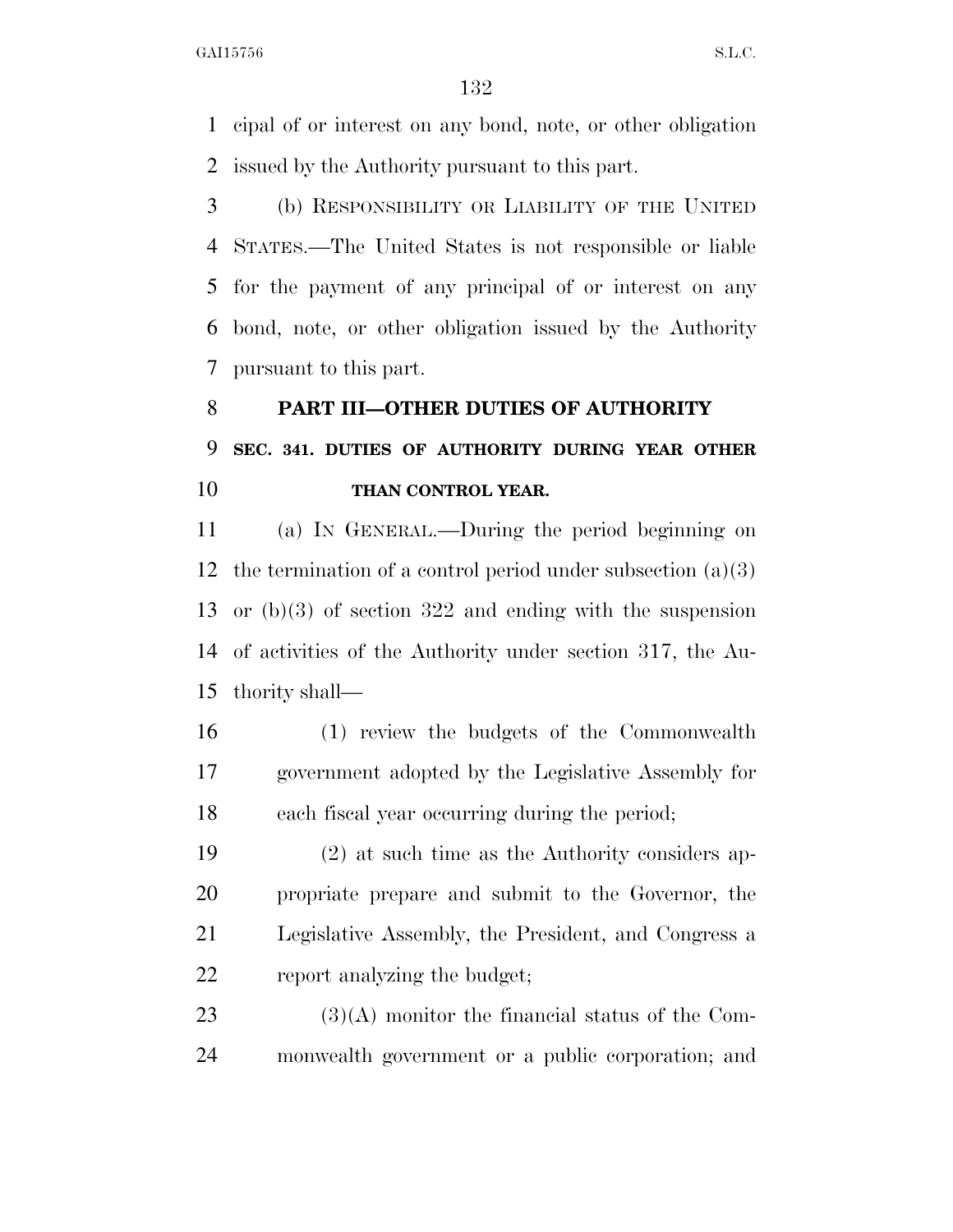cipal of or interest on any bond, note, or other obligation issued by the Authority pursuant to this part.

(b) RESPONSIBILITY OR LIABILITY OF THE UNITED STATES.—The United States is not responsible or liable for the payment of any principal of or interest on any bond, note, or other obligation issued by the Authority pursuant to this part.

## PART III—OTHER DUTIES OF AUTHORITY

### SEC. 341. DUTIES OF AUTHORITY DURING YEAR OTHER THAN CONTROL YEAR.

(a) IN GENERAL.—During the period beginning on the termination of a control period under subsection (a)(3) or (b)(3) of section 322 and ending with the suspension of activities of the Authority under section 317, the Authority shall—

(1) review the budgets of the Commonwealth government adopted by the Legislative Assembly for each fiscal year occurring during the period;

(2) at such time as the Authority considers appropriate prepare and submit to the Governor, the Legislative Assembly, the President, and Congress a report analyzing the budget;

(3)(A) monitor the financial status of the Commonwealth government or a public corporation; and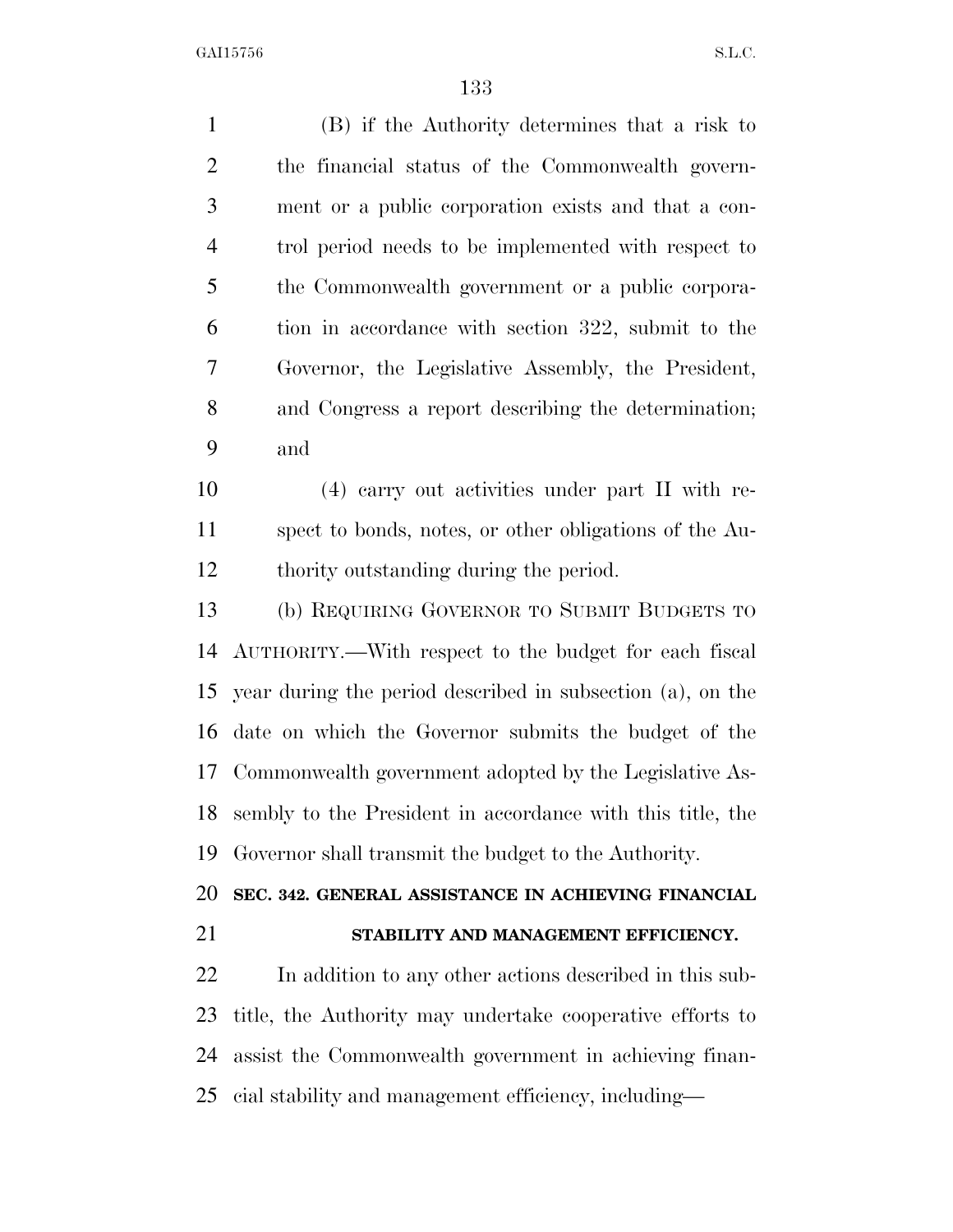(B) if the Authority determines that a risk to the financial status of the Commonwealth government or a public corporation exists and that a control period needs to be implemented with respect to the Commonwealth government or a public corporation in accordance with section 322, submit to the Governor, the Legislative Assembly, the President, and Congress a report describing the determination; and

(4) carry out activities under part II with respect to bonds, notes, or other obligations of the Authority outstanding during the period.

(b) REQUIRING GOVERNOR TO SUBMIT BUDGETS TO AUTHORITY.—With respect to the budget for each fiscal year during the period described in subsection (a), on the date on which the Governor submits the budget of the Commonwealth government adopted by the Legislative Assembly to the President in accordance with this title, the Governor shall transmit the budget to the Authority.

### SEC. 342. GENERAL ASSISTANCE IN ACHIEVING FINANCIAL STABILITY AND MANAGEMENT EFFICIENCY.

In addition to any other actions described in this subtitle, the Authority may undertake cooperative efforts to assist the Commonwealth government in achieving financial stability and management efficiency, including—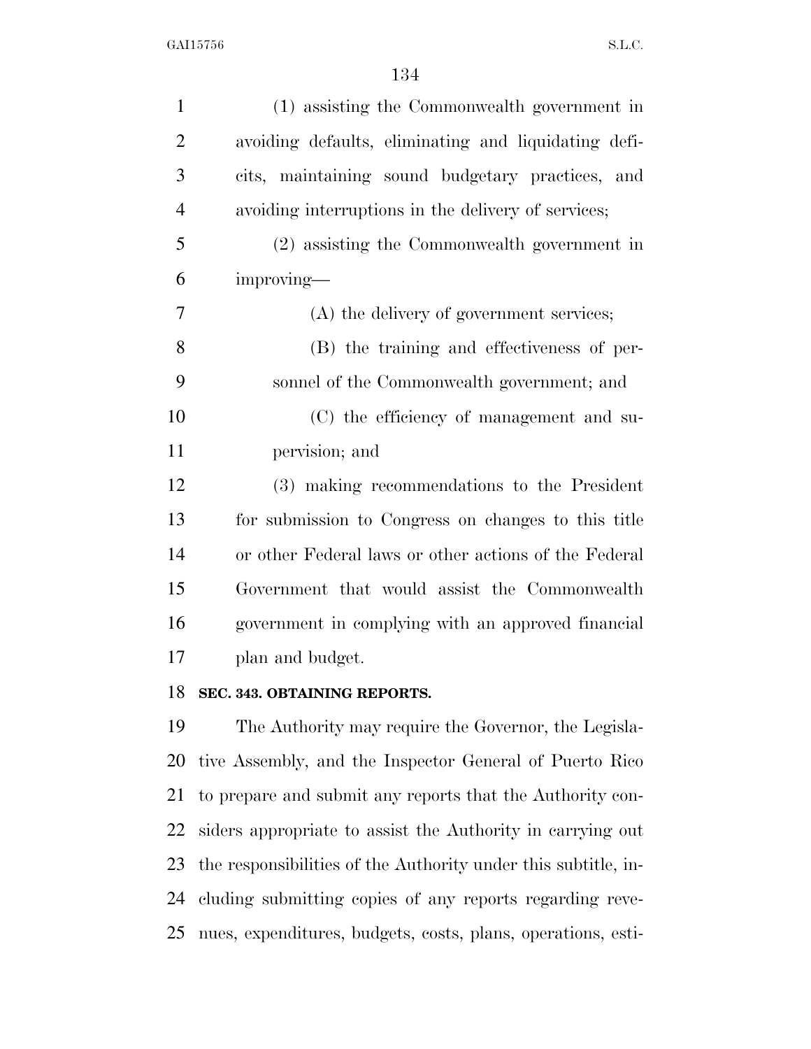(1) assisting the Commonwealth government in avoiding defaults, eliminating and liquidating deficits, maintaining sound budgetary practices, and avoiding interruptions in the delivery of services;

(2) assisting the Commonwealth government in improving—

(A) the delivery of government services;

(B) the training and effectiveness of personnel of the Commonwealth government; and

(C) the efficiency of management and supervision; and

(3) making recommendations to the President for submission to Congress on changes to this title or other Federal laws or other actions of the Federal Government that would assist the Commonwealth government in complying with an approved financial plan and budget.

**SEC. 343. OBTAINING REPORTS.**

The Authority may require the Governor, the Legislative Assembly, and the Inspector General of Puerto Rico to prepare and submit any reports that the Authority considers appropriate to assist the Authority in carrying out the responsibilities of the Authority under this subtitle, including submitting copies of any reports regarding revenues, expenditures, budgets, costs, plans, operations, esti-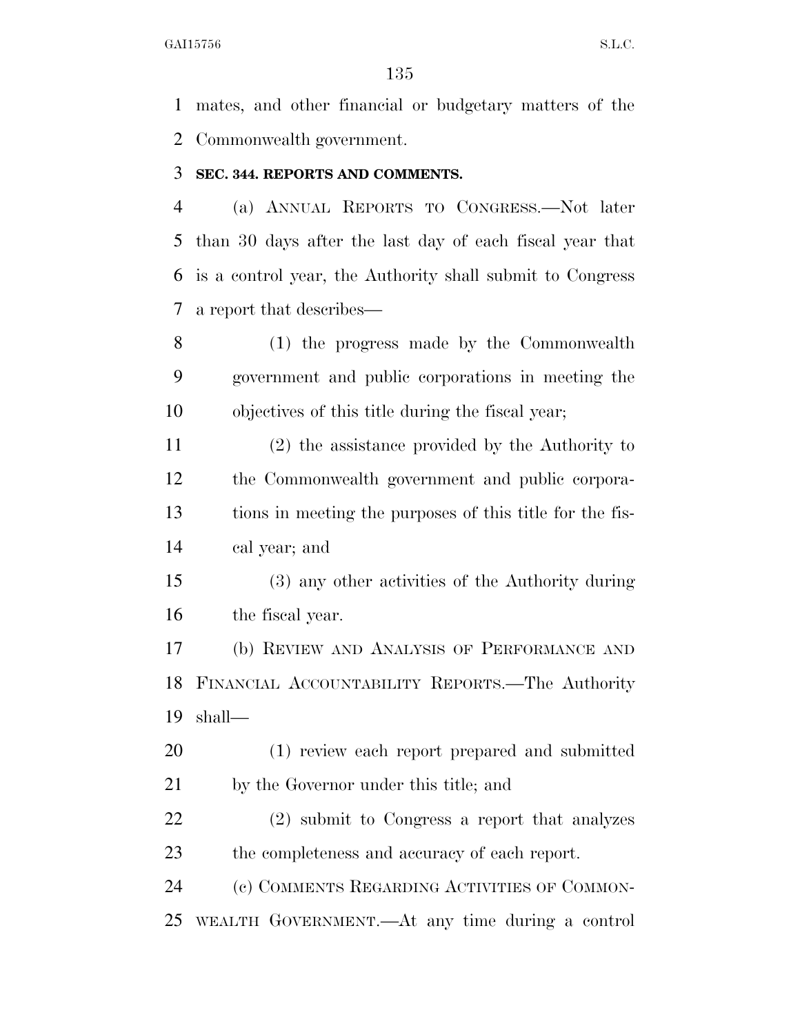mates, and other financial or budgetary matters of the Commonwealth government.

**SEC. 344. REPORTS AND COMMENTS.**

(a) ANNUAL REPORTS TO CONGRESS.—Not later than 30 days after the last day of each fiscal year that is a control year, the Authority shall submit to Congress a report that describes—

(1) the progress made by the Commonwealth government and public corporations in meeting the objectives of this title during the fiscal year;

(2) the assistance provided by the Authority to the Commonwealth government and public corporations in meeting the purposes of this title for the fiscal year; and

(3) any other activities of the Authority during the fiscal year.

(b) REVIEW AND ANALYSIS OF PERFORMANCE AND FINANCIAL ACCOUNTABILITY REPORTS.—The Authority shall—

(1) review each report prepared and submitted by the Governor under this title; and

(2) submit to Congress a report that analyzes the completeness and accuracy of each report.

(c) COMMENTS REGARDING ACTIVITIES OF COMMONWEALTH GOVERNMENT.—At any time during a control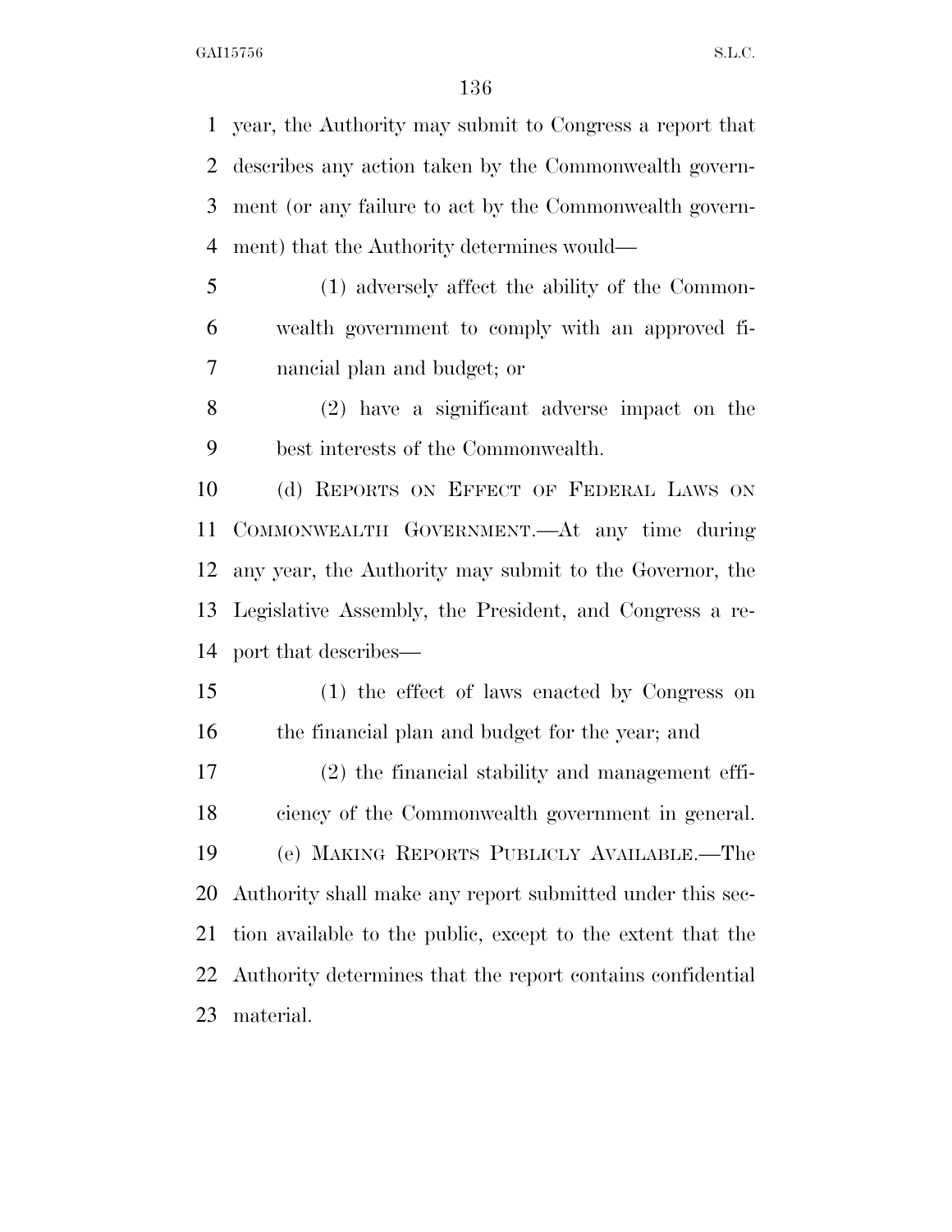year, the Authority may submit to Congress a report that describes any action taken by the Commonwealth government (or any failure to act by the Commonwealth government) that the Authority determines would—

(1) adversely affect the ability of the Commonwealth government to comply with an approved financial plan and budget; or

(2) have a significant adverse impact on the best interests of the Commonwealth.

(d) REPORTS ON EFFECT OF FEDERAL LAWS ON COMMONWEALTH GOVERNMENT.—At any time during any year, the Authority may submit to the Governor, the Legislative Assembly, the President, and Congress a report that describes—

(1) the effect of laws enacted by Congress on the financial plan and budget for the year; and

(2) the financial stability and management efficiency of the Commonwealth government in general.

(e) MAKING REPORTS PUBLICLY AVAILABLE.—The Authority shall make any report submitted under this section available to the public, except to the extent that the Authority determines that the report contains confidential material.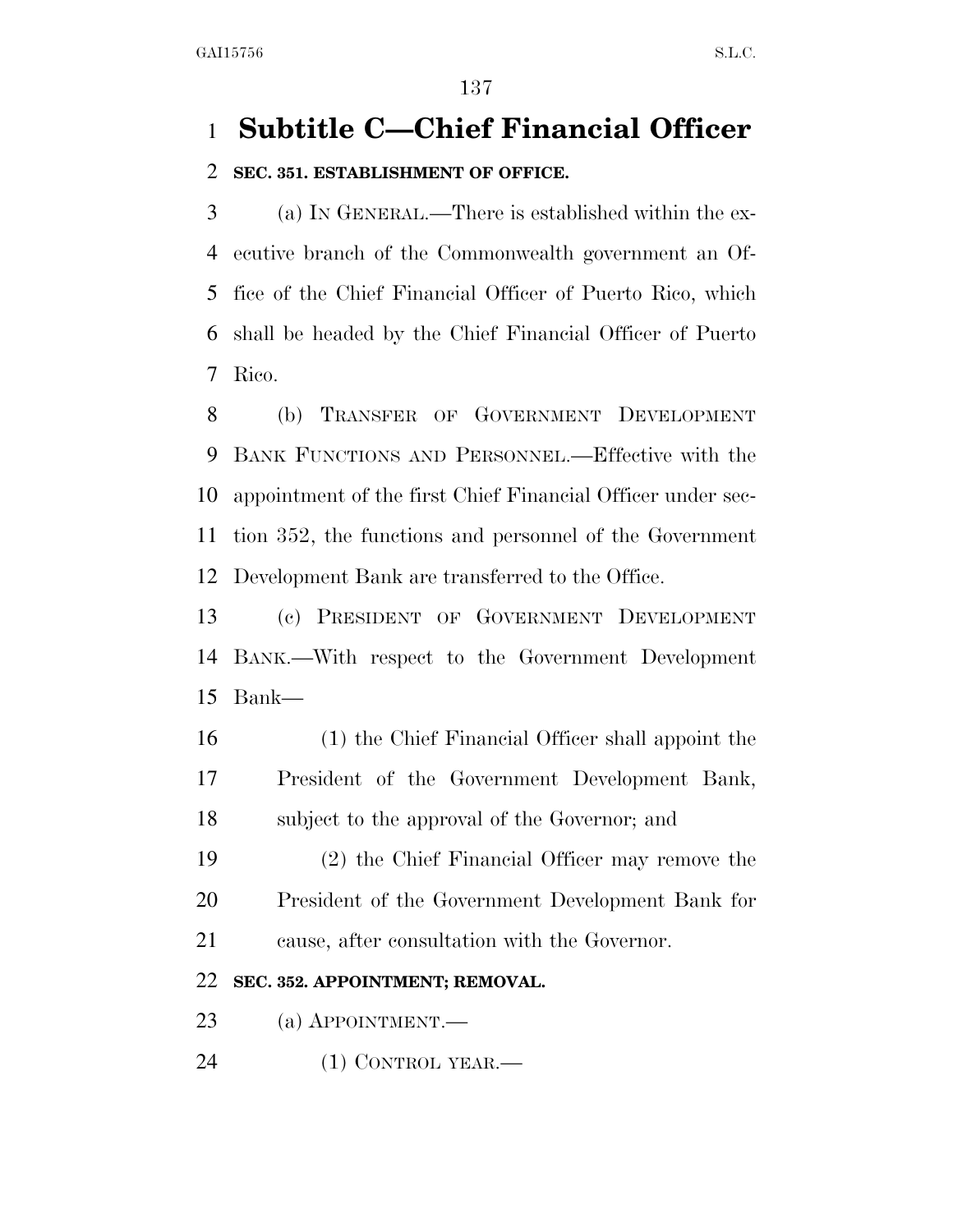# Subtitle C—Chief Financial Officer

**SEC. 351. ESTABLISHMENT OF OFFICE.**

(a) IN GENERAL.—There is established within the executive branch of the Commonwealth government an Office of the Chief Financial Officer of Puerto Rico, which shall be headed by the Chief Financial Officer of Puerto Rico.

(b) TRANSFER OF GOVERNMENT DEVELOPMENT BANK FUNCTIONS AND PERSONNEL.—Effective with the appointment of the first Chief Financial Officer under section 352, the functions and personnel of the Government Development Bank are transferred to the Office.

(c) PRESIDENT OF GOVERNMENT DEVELOPMENT BANK.—With respect to the Government Development Bank—

(1) the Chief Financial Officer shall appoint the President of the Government Development Bank, subject to the approval of the Governor; and

(2) the Chief Financial Officer may remove the President of the Government Development Bank for cause, after consultation with the Governor.

**SEC. 352. APPOINTMENT; REMOVAL.**

(a) APPOINTMENT.—

(1) CONTROL YEAR.—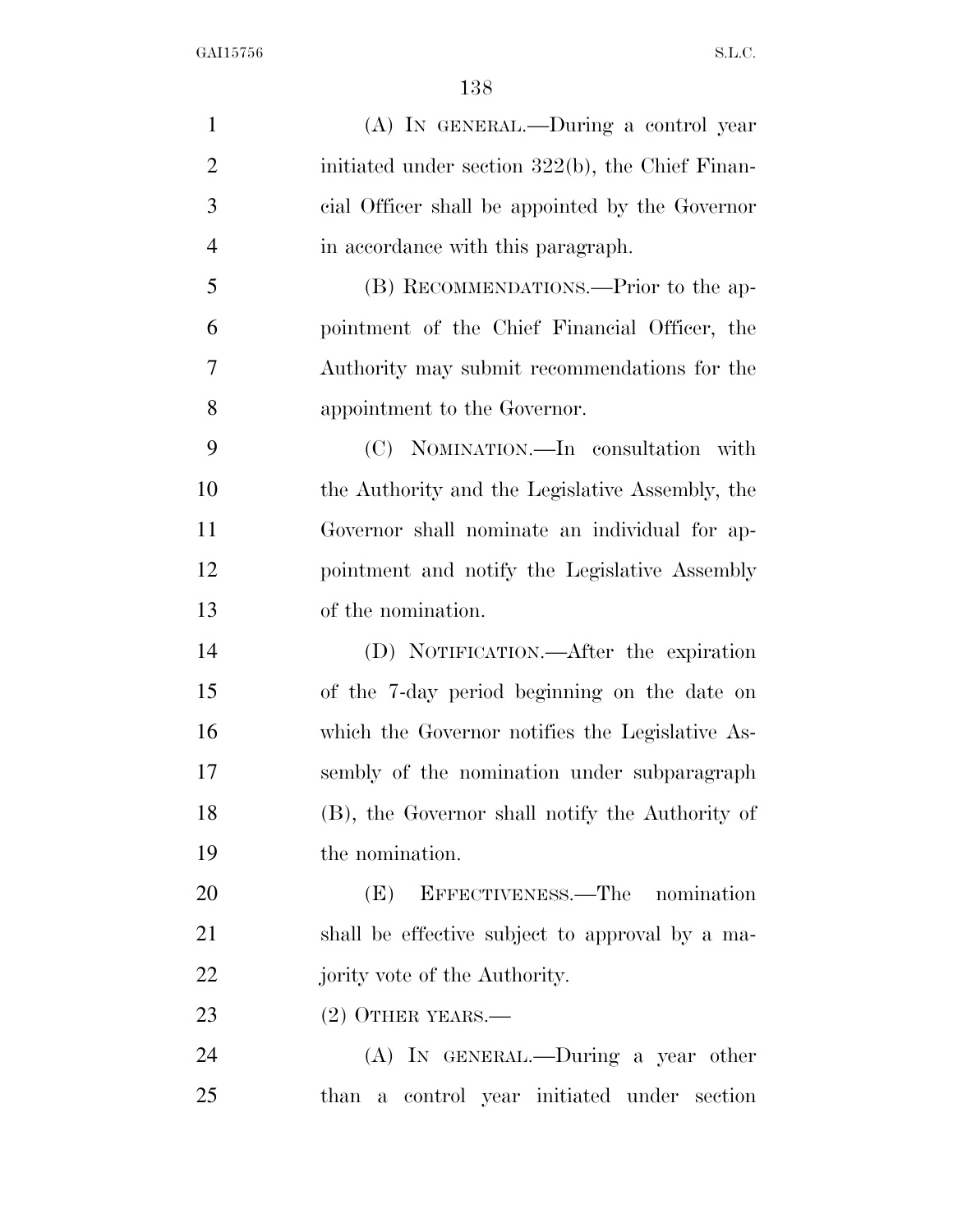(A) IN GENERAL.—During a control year initiated under section 322(b), the Chief Financial Officer shall be appointed by the Governor in accordance with this paragraph.

(B) RECOMMENDATIONS.—Prior to the appointment of the Chief Financial Officer, the Authority may submit recommendations for the appointment to the Governor.

(C) NOMINATION.—In consultation with the Authority and the Legislative Assembly, the Governor shall nominate an individual for appointment and notify the Legislative Assembly of the nomination.

(D) NOTIFICATION.—After the expiration of the 7-day period beginning on the date on which the Governor notifies the Legislative Assembly of the nomination under subparagraph (B), the Governor shall notify the Authority of the nomination.

(E) EFFECTIVENESS.—The nomination shall be effective subject to approval by a majority vote of the Authority.

(2) OTHER YEARS.—

(A) IN GENERAL.—During a year other than a control year initiated under section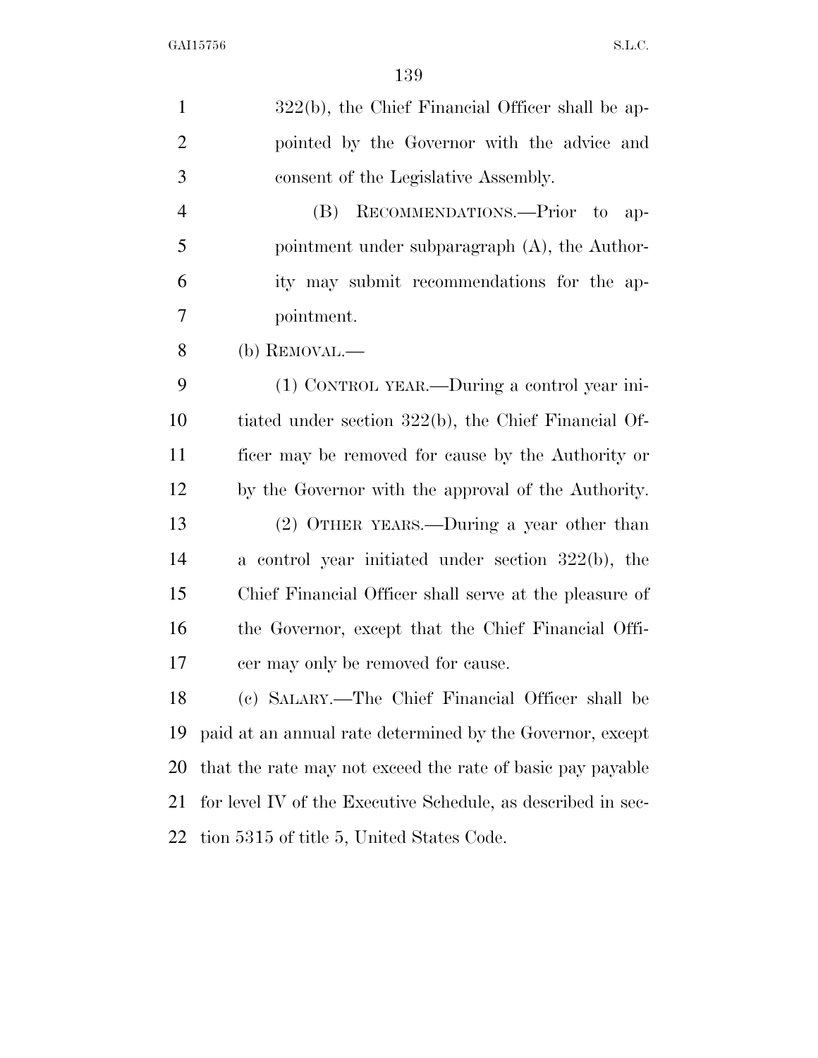322(b), the Chief Financial Officer shall be appointed by the Governor with the advice and consent of the Legislative Assembly.

(B) RECOMMENDATIONS.—Prior to appointment under subparagraph (A), the Authority may submit recommendations for the appointment.

(b) REMOVAL.—

(1) CONTROL YEAR.—During a control year initiated under section 322(b), the Chief Financial Officer may be removed for cause by the Authority or by the Governor with the approval of the Authority.

(2) OTHER YEARS.—During a year other than a control year initiated under section 322(b), the Chief Financial Officer shall serve at the pleasure of the Governor, except that the Chief Financial Officer may only be removed for cause.

(c) SALARY.—The Chief Financial Officer shall be paid at an annual rate determined by the Governor, except that the rate may not exceed the rate of basic pay payable for level IV of the Executive Schedule, as described in section 5315 of title 5, United States Code.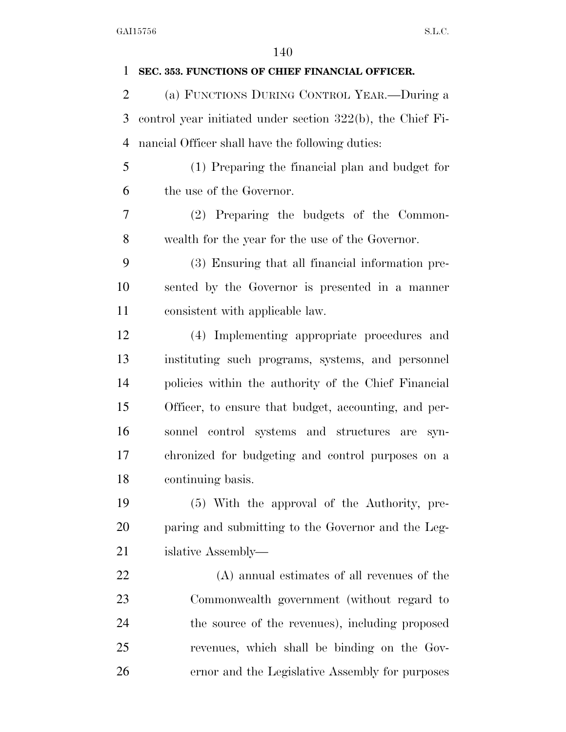**SEC. 353. FUNCTIONS OF CHIEF FINANCIAL OFFICER.**

(a) FUNCTIONS DURING CONTROL YEAR.—During a control year initiated under section 322(b), the Chief Financial Officer shall have the following duties:

(1) Preparing the financial plan and budget for the use of the Governor.

(2) Preparing the budgets of the Commonwealth for the year for the use of the Governor.

(3) Ensuring that all financial information presented by the Governor is presented in a manner consistent with applicable law.

(4) Implementing appropriate procedures and instituting such programs, systems, and personnel policies within the authority of the Chief Financial Officer, to ensure that budget, accounting, and personnel control systems and structures are synchronized for budgeting and control purposes on a continuing basis.

(5) With the approval of the Authority, preparing and submitting to the Governor and the Legislative Assembly—

(A) annual estimates of all revenues of the Commonwealth government (without regard to the source of the revenues), including proposed revenues, which shall be binding on the Governor and the Legislative Assembly for purposes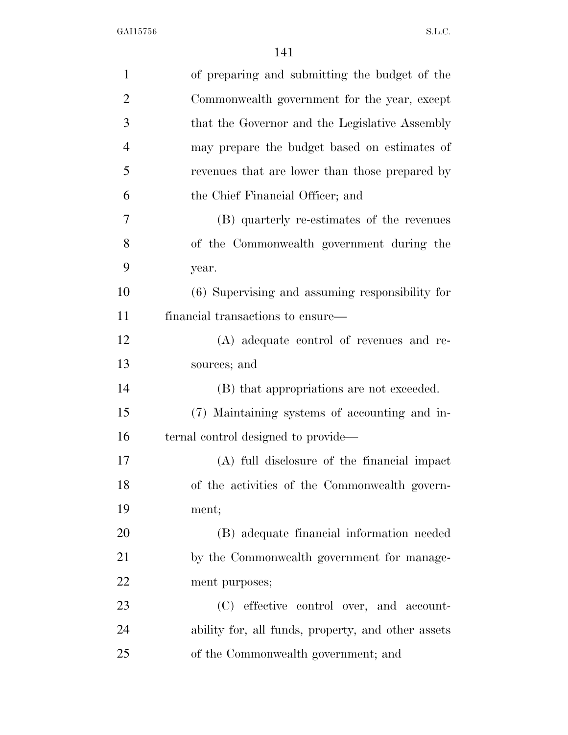of preparing and submitting the budget of the Commonwealth government for the year, except that the Governor and the Legislative Assembly may prepare the budget based on estimates of revenues that are lower than those prepared by the Chief Financial Officer; and

(B) quarterly re-estimates of the revenues of the Commonwealth government during the year.

(6) Supervising and assuming responsibility for financial transactions to ensure—

(A) adequate control of revenues and resources; and

(B) that appropriations are not exceeded.

(7) Maintaining systems of accounting and internal control designed to provide—

(A) full disclosure of the financial impact of the activities of the Commonwealth government;

(B) adequate financial information needed by the Commonwealth government for management purposes;

(C) effective control over, and accountability for, all funds, property, and other assets of the Commonwealth government; and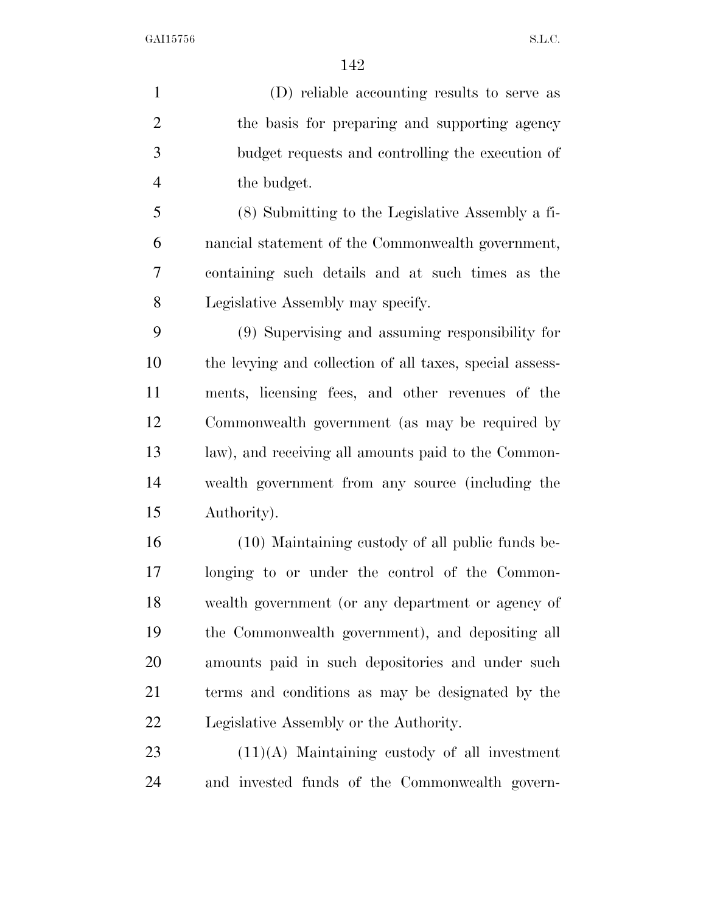(D) reliable accounting results to serve as the basis for preparing and supporting agency budget requests and controlling the execution of the budget.

(8) Submitting to the Legislative Assembly a financial statement of the Commonwealth government, containing such details and at such times as the Legislative Assembly may specify.

(9) Supervising and assuming responsibility for the levying and collection of all taxes, special assessments, licensing fees, and other revenues of the Commonwealth government (as may be required by law), and receiving all amounts paid to the Commonwealth government from any source (including the Authority).

(10) Maintaining custody of all public funds belonging to or under the control of the Commonwealth government (or any department or agency of the Commonwealth government), and depositing all amounts paid in such depositories and under such terms and conditions as may be designated by the Legislative Assembly or the Authority.

(11)(A) Maintaining custody of all investment and invested funds of the Commonwealth govern-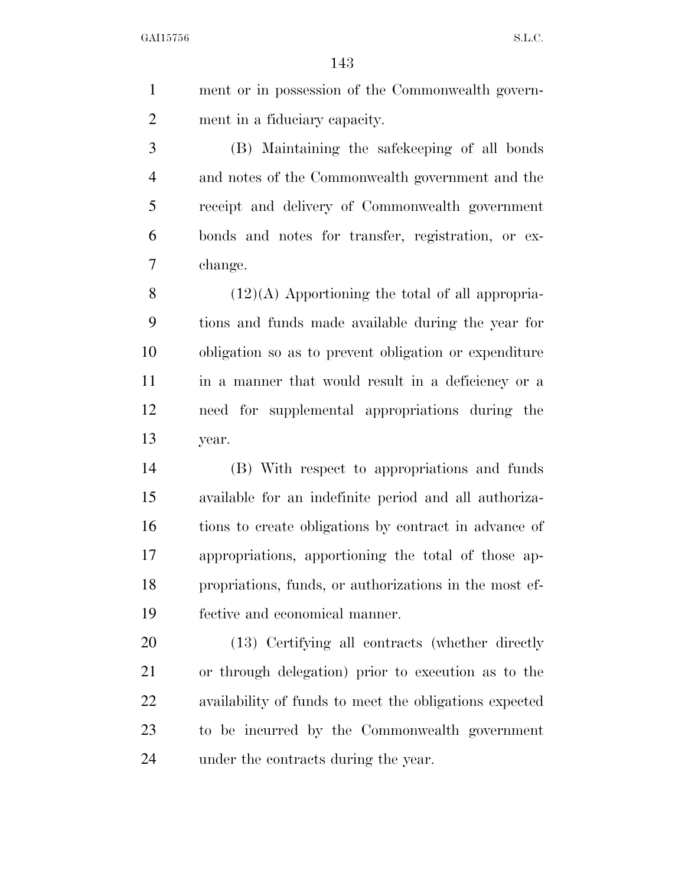ment or in possession of the Commonwealth government in a fiduciary capacity.

(B) Maintaining the safekeeping of all bonds and notes of the Commonwealth government and the receipt and delivery of Commonwealth government bonds and notes for transfer, registration, or exchange.

(12)(A) Apportioning the total of all appropriations and funds made available during the year for obligation so as to prevent obligation or expenditure in a manner that would result in a deficiency or a need for supplemental appropriations during the year.

(B) With respect to appropriations and funds available for an indefinite period and all authorizations to create obligations by contract in advance of appropriations, apportioning the total of those appropriations, funds, or authorizations in the most effective and economical manner.

(13) Certifying all contracts (whether directly or through delegation) prior to execution as to the availability of funds to meet the obligations expected to be incurred by the Commonwealth government under the contracts during the year.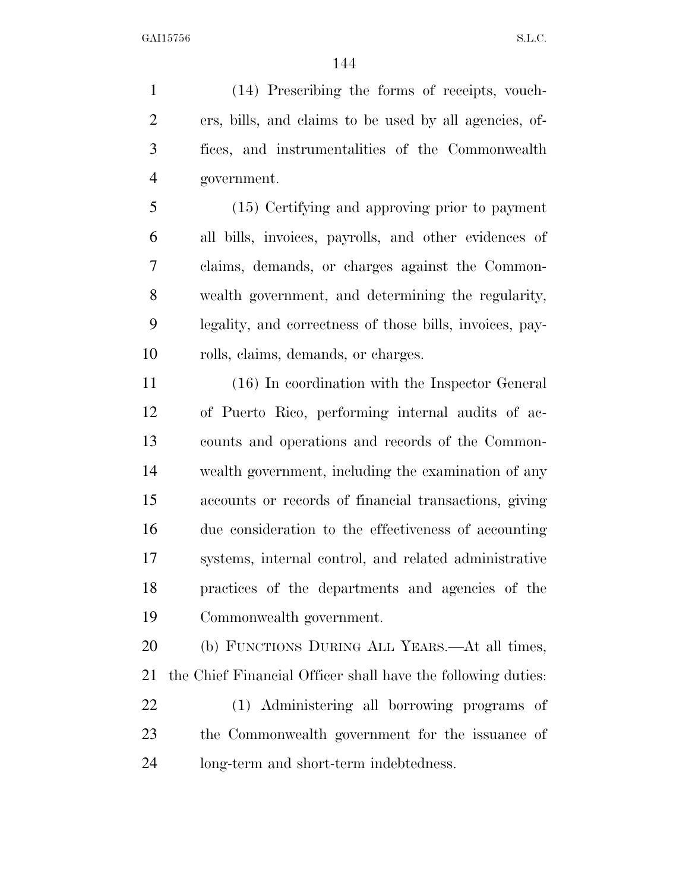(14) Prescribing the forms of receipts, vouchers, bills, and claims to be used by all agencies, offices, and instrumentalities of the Commonwealth government.

(15) Certifying and approving prior to payment all bills, invoices, payrolls, and other evidences of claims, demands, or charges against the Commonwealth government, and determining the regularity, legality, and correctness of those bills, invoices, payrolls, claims, demands, or charges.

(16) In coordination with the Inspector General of Puerto Rico, performing internal audits of accounts and operations and records of the Commonwealth government, including the examination of any accounts or records of financial transactions, giving due consideration to the effectiveness of accounting systems, internal control, and related administrative practices of the departments and agencies of the Commonwealth government.

(b) FUNCTIONS DURING ALL YEARS.—At all times, the Chief Financial Officer shall have the following duties:

(1) Administering all borrowing programs of the Commonwealth government for the issuance of long-term and short-term indebtedness.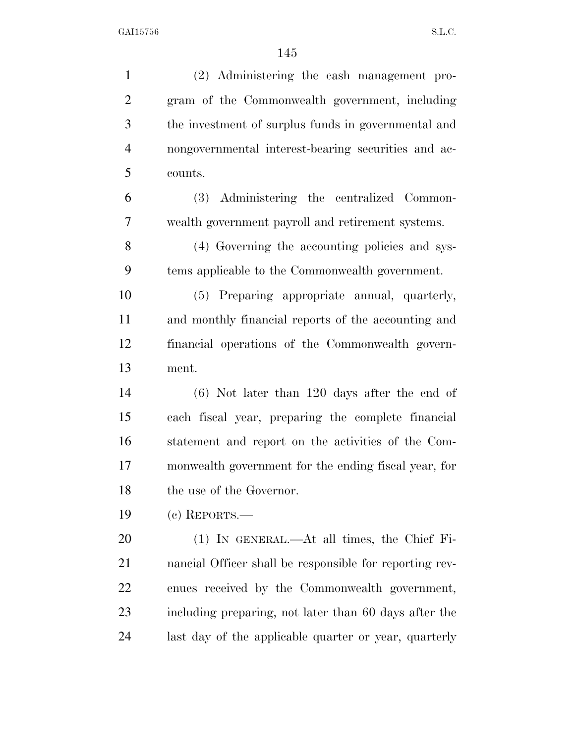(2) Administering the cash management program of the Commonwealth government, including the investment of surplus funds in governmental and nongovernmental interest-bearing securities and accounts.

(3) Administering the centralized Commonwealth government payroll and retirement systems.

(4) Governing the accounting policies and systems applicable to the Commonwealth government.

(5) Preparing appropriate annual, quarterly, and monthly financial reports of the accounting and financial operations of the Commonwealth government.

(6) Not later than 120 days after the end of each fiscal year, preparing the complete financial statement and report on the activities of the Commonwealth government for the ending fiscal year, for the use of the Governor.

(c) REPORTS.—

(1) IN GENERAL.—At all times, the Chief Financial Officer shall be responsible for reporting revenues received by the Commonwealth government, including preparing, not later than 60 days after the last day of the applicable quarter or year, quarterly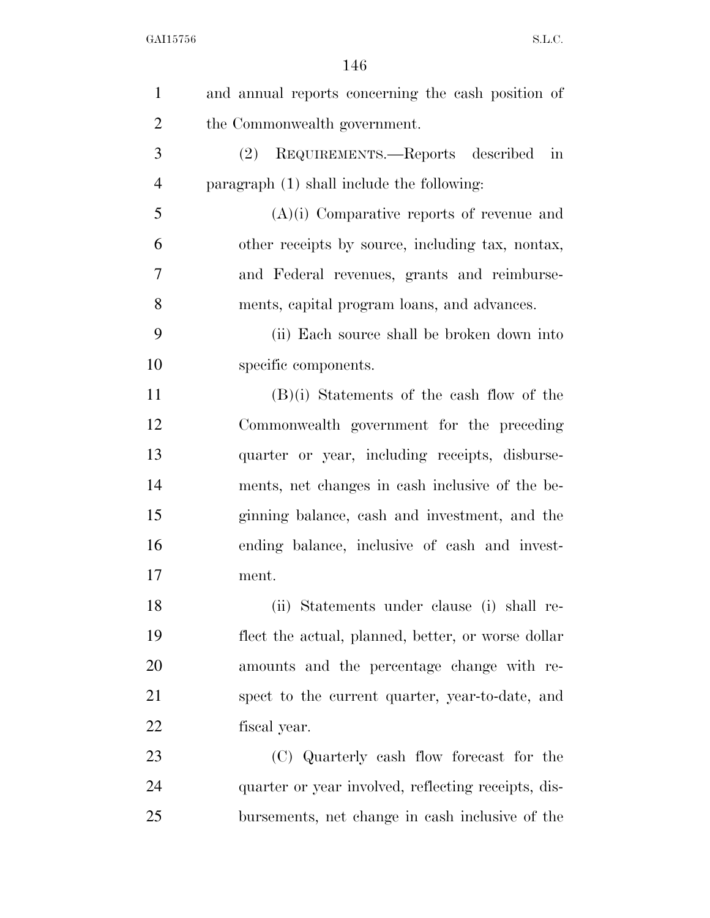and annual reports concerning the cash position of the Commonwealth government.

(2) REQUIREMENTS.—Reports described in paragraph (1) shall include the following:

(A)(i) Comparative reports of revenue and other receipts by source, including tax, nontax, and Federal revenues, grants and reimbursements, capital program loans, and advances.

(ii) Each source shall be broken down into specific components.

(B)(i) Statements of the cash flow of the Commonwealth government for the preceding quarter or year, including receipts, disbursements, net changes in cash inclusive of the beginning balance, cash and investment, and the ending balance, inclusive of cash and investment.

(ii) Statements under clause (i) shall reflect the actual, planned, better, or worse dollar amounts and the percentage change with respect to the current quarter, year-to-date, and fiscal year.

(C) Quarterly cash flow forecast for the quarter or year involved, reflecting receipts, disbursements, net change in cash inclusive of the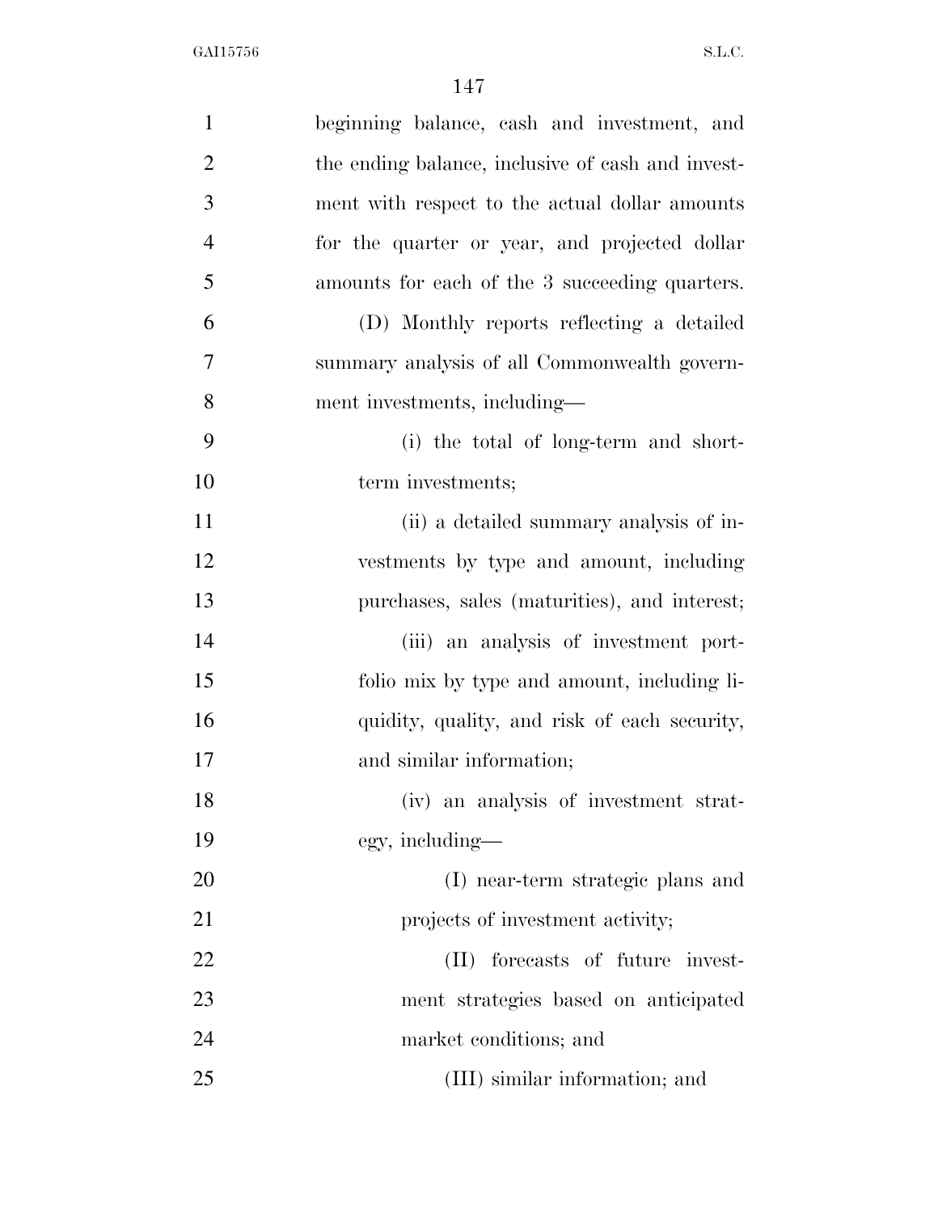beginning balance, cash and investment, and the ending balance, inclusive of cash and investment with respect to the actual dollar amounts for the quarter or year, and projected dollar amounts for each of the 3 succeeding quarters.

(D) Monthly reports reflecting a detailed summary analysis of all Commonwealth government investments, including—

(i) the total of long-term and short-term investments;

(ii) a detailed summary analysis of investments by type and amount, including purchases, sales (maturities), and interest;

(iii) an analysis of investment portfolio mix by type and amount, including liquidity, quality, and risk of each security, and similar information;

(iv) an analysis of investment strategy, including—

(I) near-term strategic plans and projects of investment activity;

(II) forecasts of future investment strategies based on anticipated market conditions; and

(III) similar information; and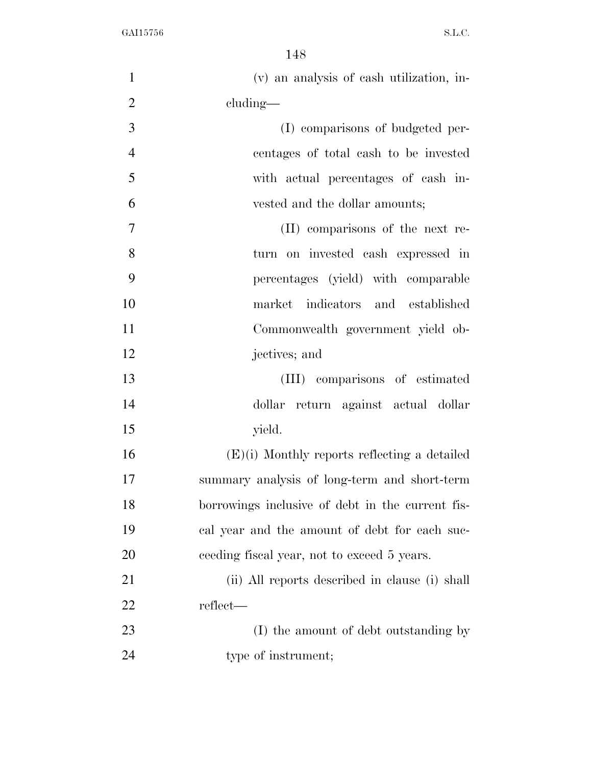(v) an analysis of cash utilization, including—

(I) comparisons of budgeted percentages of total cash to be invested with actual percentages of cash invested and the dollar amounts;

(II) comparisons of the next return on invested cash expressed in percentages (yield) with comparable market indicators and established Commonwealth government yield objectives; and

(III) comparisons of estimated dollar return against actual dollar yield.

(E)(i) Monthly reports reflecting a detailed summary analysis of long-term and short-term borrowings inclusive of debt in the current fiscal year and the amount of debt for each succeeding fiscal year, not to exceed 5 years.

(ii) All reports described in clause (i) shall reflect—

(I) the amount of debt outstanding by type of instrument;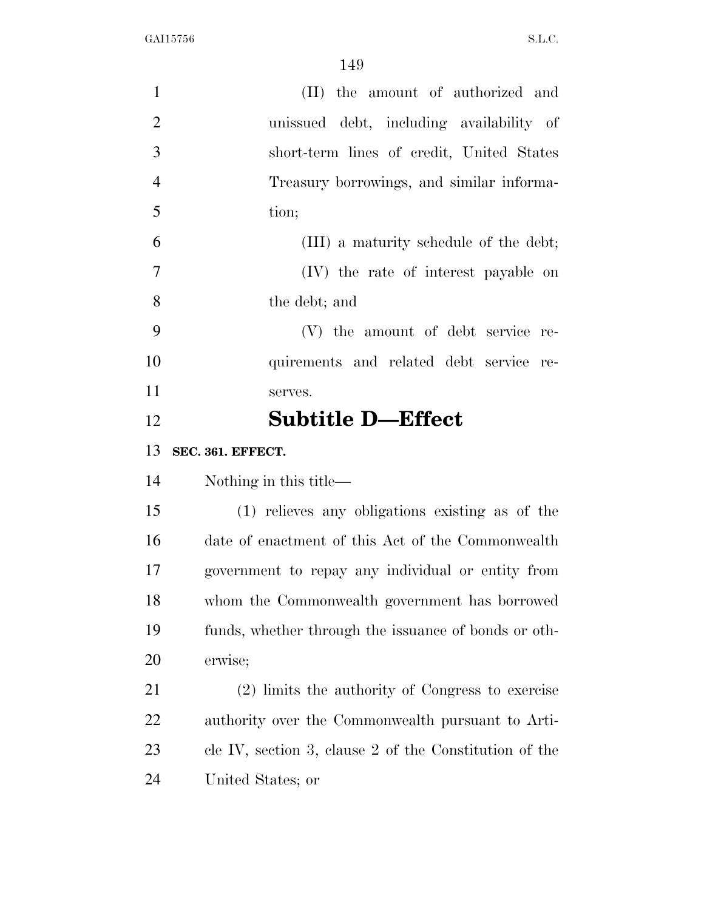(II) the amount of authorized and unissued debt, including availability of short-term lines of credit, United States Treasury borrowings, and similar information;

(III) a maturity schedule of the debt;

(IV) the rate of interest payable on the debt; and

(V) the amount of debt service requirements and related debt service reserves.

## Subtitle D—Effect

**SEC. 361. EFFECT.**

Nothing in this title—

(1) relieves any obligations existing as of the date of enactment of this Act of the Commonwealth government to repay any individual or entity from whom the Commonwealth government has borrowed funds, whether through the issuance of bonds or otherwise;

(2) limits the authority of Congress to exercise authority over the Commonwealth pursuant to Article IV, section 3, clause 2 of the Constitution of the United States; or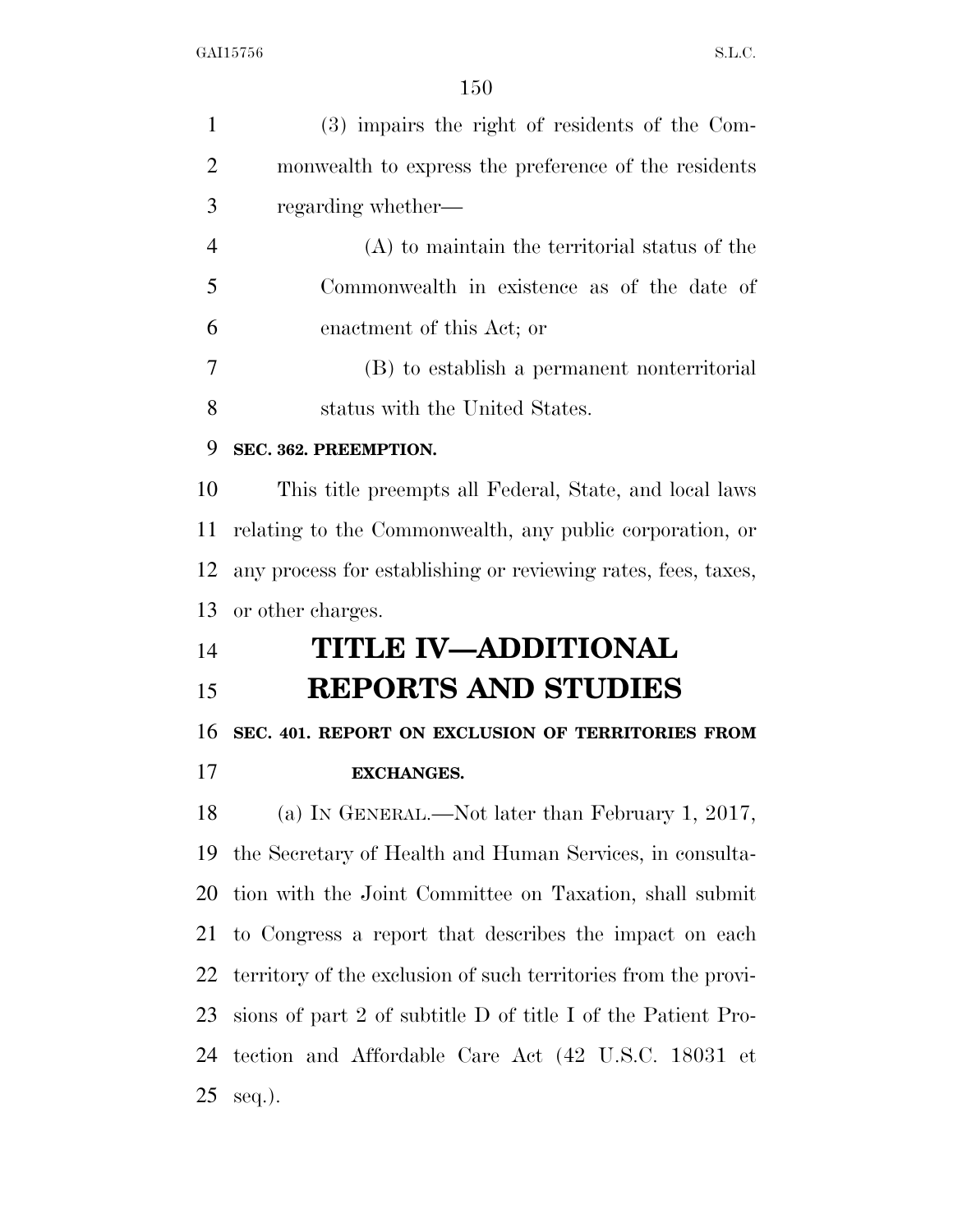(3) impairs the right of residents of the Commonwealth to express the preference of the residents regarding whether—

(A) to maintain the territorial status of the Commonwealth in existence as of the date of enactment of this Act; or

(B) to establish a permanent nonterritorial status with the United States.

**SEC. 362. PREEMPTION.**

This title preempts all Federal, State, and local laws relating to the Commonwealth, any public corporation, or any process for establishing or reviewing rates, fees, taxes, or other charges.

# TITLE IV—ADDITIONAL REPORTS AND STUDIES

**SEC. 401. REPORT ON EXCLUSION OF TERRITORIES FROM EXCHANGES.**

(a) IN GENERAL.—Not later than February 1, 2017, the Secretary of Health and Human Services, in consultation with the Joint Committee on Taxation, shall submit to Congress a report that describes the impact on each territory of the exclusion of such territories from the provisions of part 2 of subtitle D of title I of the Patient Protection and Affordable Care Act (42 U.S.C. 18031 et seq.).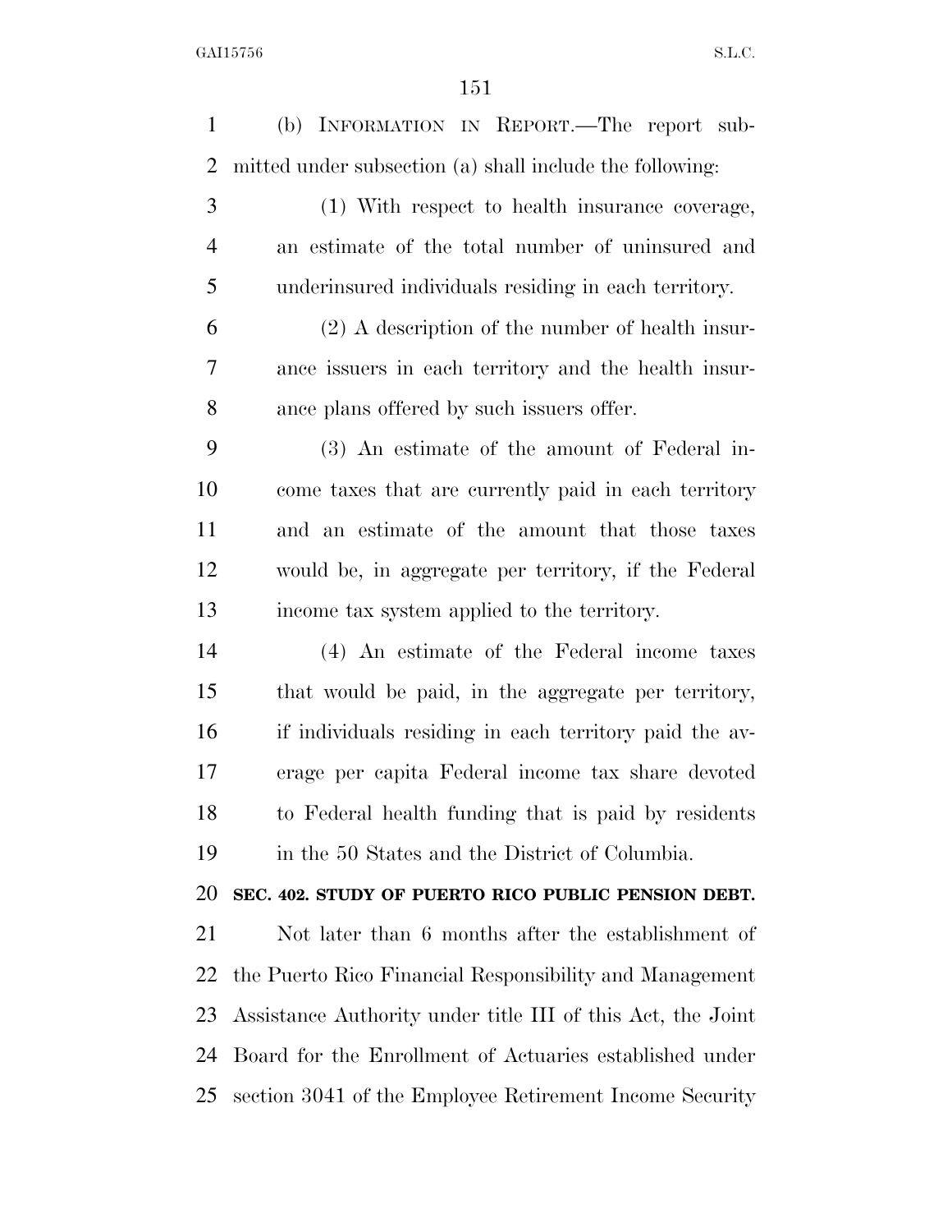(b) INFORMATION IN REPORT.—The report submitted under subsection (a) shall include the following:

(1) With respect to health insurance coverage, an estimate of the total number of uninsured and underinsured individuals residing in each territory.

(2) A description of the number of health insurance issuers in each territory and the health insurance plans offered by such issuers offer.

(3) An estimate of the amount of Federal income taxes that are currently paid in each territory and an estimate of the amount that those taxes would be, in aggregate per territory, if the Federal income tax system applied to the territory.

(4) An estimate of the Federal income taxes that would be paid, in the aggregate per territory, if individuals residing in each territory paid the average per capita Federal income tax share devoted to Federal health funding that is paid by residents in the 50 States and the District of Columbia.

**SEC. 402. STUDY OF PUERTO RICO PUBLIC PENSION DEBT.**

Not later than 6 months after the establishment of the Puerto Rico Financial Responsibility and Management Assistance Authority under title III of this Act, the Joint Board for the Enrollment of Actuaries established under section 3041 of the Employee Retirement Income Security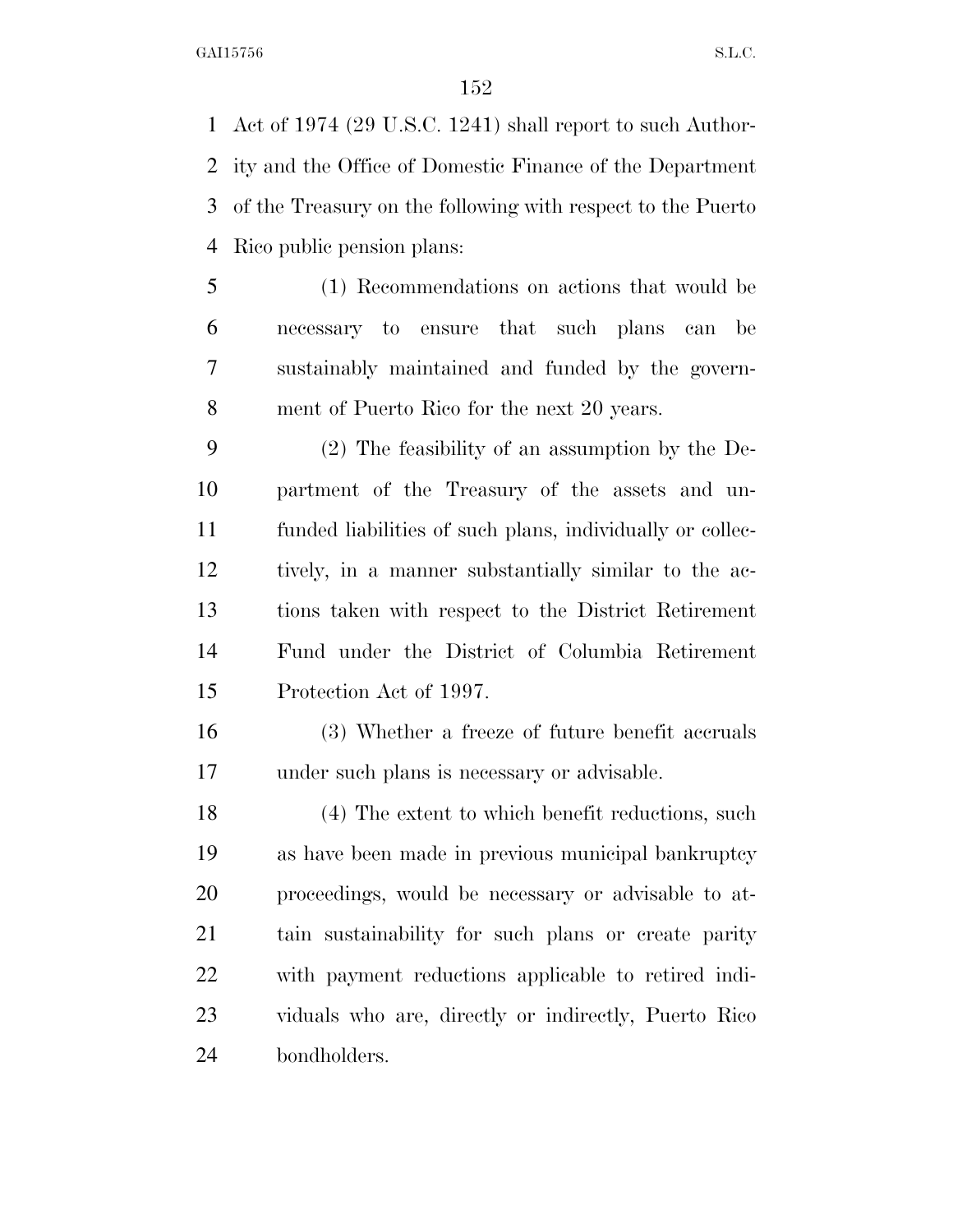Act of 1974 (29 U.S.C. 1241) shall report to such Authority and the Office of Domestic Finance of the Department of the Treasury on the following with respect to the Puerto Rico public pension plans:

(1) Recommendations on actions that would be necessary to ensure that such plans can be sustainably maintained and funded by the government of Puerto Rico for the next 20 years.

(2) The feasibility of an assumption by the Department of the Treasury of the assets and unfunded liabilities of such plans, individually or collectively, in a manner substantially similar to the actions taken with respect to the District Retirement Fund under the District of Columbia Retirement Protection Act of 1997.

(3) Whether a freeze of future benefit accruals under such plans is necessary or advisable.

(4) The extent to which benefit reductions, such as have been made in previous municipal bankruptcy proceedings, would be necessary or advisable to attain sustainability for such plans or create parity with payment reductions applicable to retired individuals who are, directly or indirectly, Puerto Rico bondholders.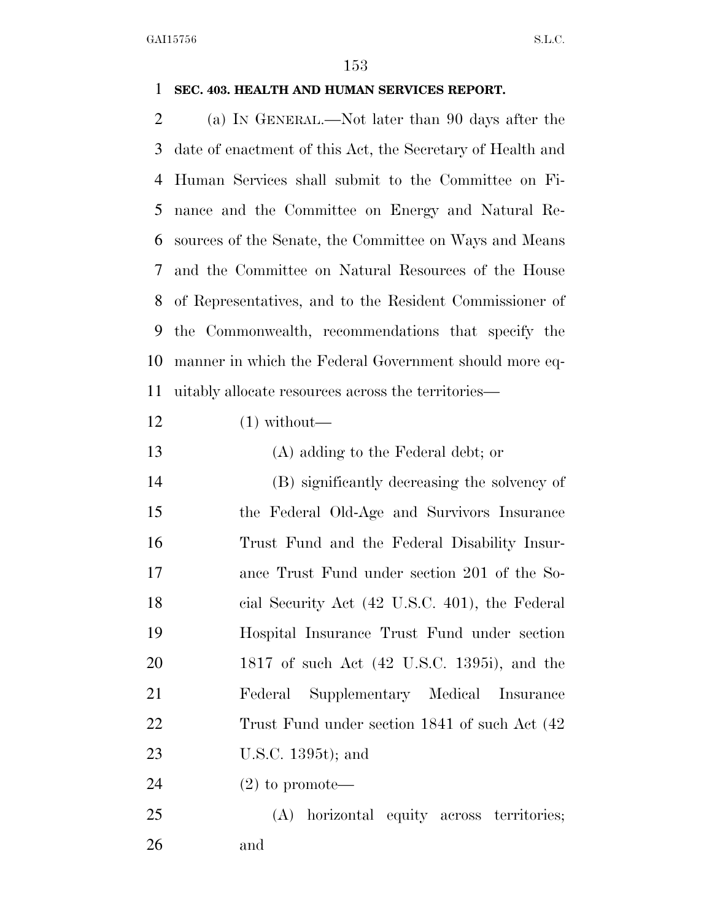**SEC. 403. HEALTH AND HUMAN SERVICES REPORT.**

(a) IN GENERAL.—Not later than 90 days after the date of enactment of this Act, the Secretary of Health and Human Services shall submit to the Committee on Finance and the Committee on Energy and Natural Resources of the Senate, the Committee on Ways and Means and the Committee on Natural Resources of the House of Representatives, and to the Resident Commissioner of the Commonwealth, recommendations that specify the manner in which the Federal Government should more equitably allocate resources across the territories—

(1) without—

(A) adding to the Federal debt; or

(B) significantly decreasing the solvency of the Federal Old-Age and Survivors Insurance Trust Fund and the Federal Disability Insurance Trust Fund under section 201 of the Social Security Act (42 U.S.C. 401), the Federal Hospital Insurance Trust Fund under section 1817 of such Act (42 U.S.C. 1395i), and the Federal Supplementary Medical Insurance Trust Fund under section 1841 of such Act (42 U.S.C. 1395t); and

(2) to promote—

(A) horizontal equity across territories; and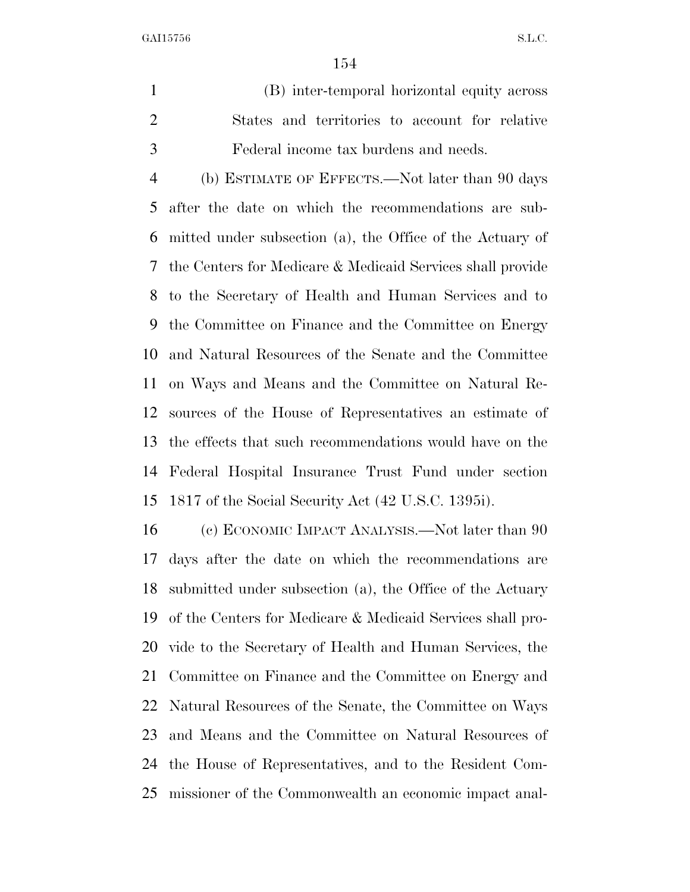(B) inter-temporal horizontal equity across States and territories to account for relative Federal income tax burdens and needs.

(b) ESTIMATE OF EFFECTS.—Not later than 90 days after the date on which the recommendations are submitted under subsection (a), the Office of the Actuary of the Centers for Medicare & Medicaid Services shall provide to the Secretary of Health and Human Services and to the Committee on Finance and the Committee on Energy and Natural Resources of the Senate and the Committee on Ways and Means and the Committee on Natural Resources of the House of Representatives an estimate of the effects that such recommendations would have on the Federal Hospital Insurance Trust Fund under section 1817 of the Social Security Act (42 U.S.C. 1395i).

(c) ECONOMIC IMPACT ANALYSIS.—Not later than 90 days after the date on which the recommendations are submitted under subsection (a), the Office of the Actuary of the Centers for Medicare & Medicaid Services shall provide to the Secretary of Health and Human Services, the Committee on Finance and the Committee on Energy and Natural Resources of the Senate, the Committee on Ways and Means and the Committee on Natural Resources of the House of Representatives, and to the Resident Commissioner of the Commonwealth an economic impact anal-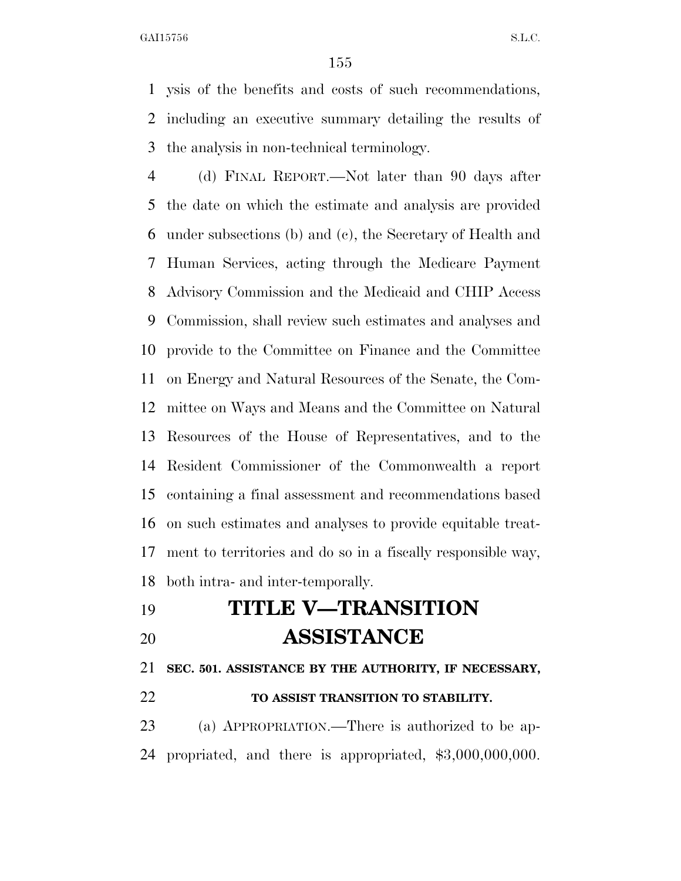ysis of the benefits and costs of such recommendations, including an executive summary detailing the results of the analysis in non-technical terminology.

(d) FINAL REPORT.—Not later than 90 days after the date on which the estimate and analysis are provided under subsections (b) and (c), the Secretary of Health and Human Services, acting through the Medicare Payment Advisory Commission and the Medicaid and CHIP Access Commission, shall review such estimates and analyses and provide to the Committee on Finance and the Committee on Energy and Natural Resources of the Senate, the Committee on Ways and Means and the Committee on Natural Resources of the House of Representatives, and to the Resident Commissioner of the Commonwealth a report containing a final assessment and recommendations based on such estimates and analyses to provide equitable treatment to territories and do so in a fiscally responsible way, both intra- and inter-temporally.

# TITLE V—TRANSITION ASSISTANCE

### SEC. 501. ASSISTANCE BY THE AUTHORITY, IF NECESSARY, TO ASSIST TRANSITION TO STABILITY.

(a) APPROPRIATION.—There is authorized to be appropriated, and there is appropriated, $3,000,000,000.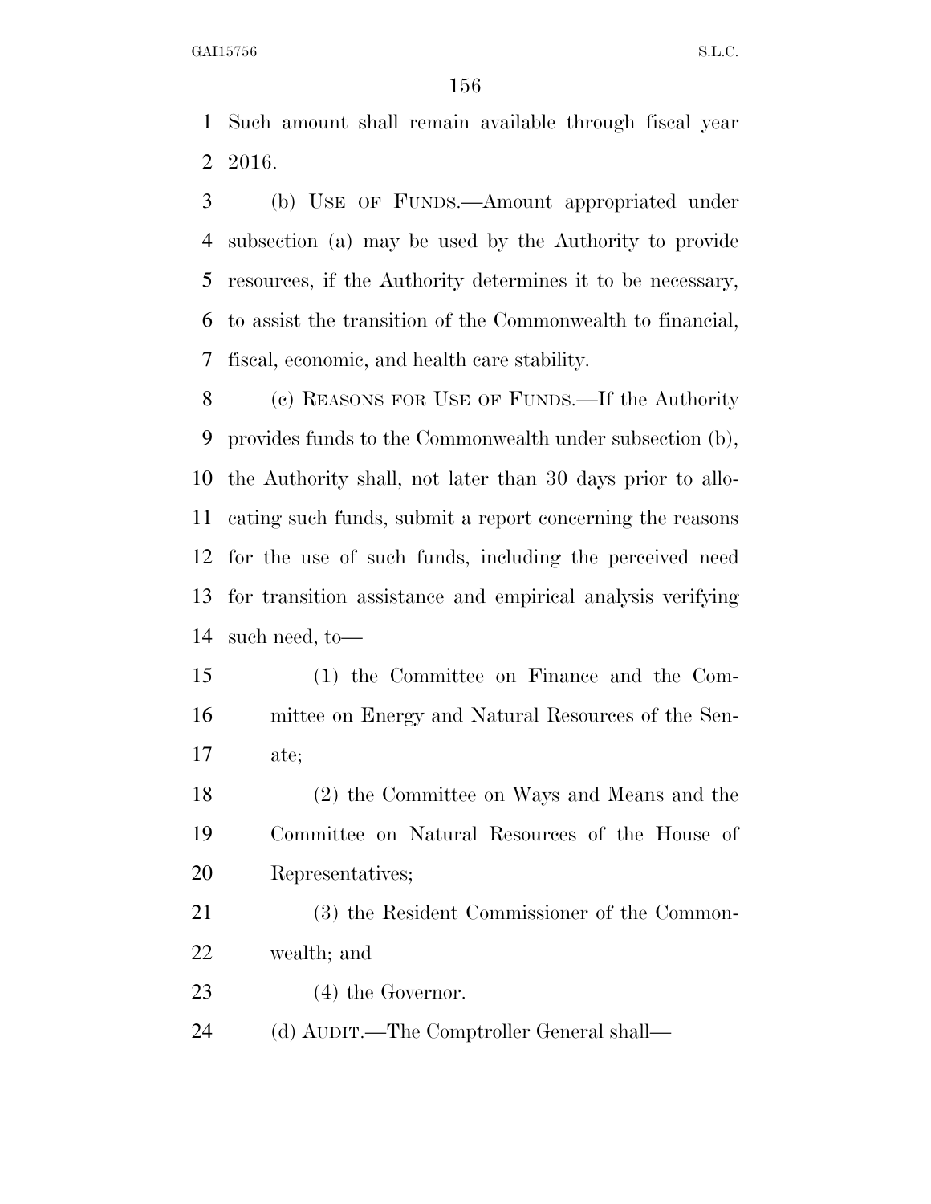Such amount shall remain available through fiscal year 2016.

(b) USE OF FUNDS.—Amount appropriated under subsection (a) may be used by the Authority to provide resources, if the Authority determines it to be necessary, to assist the transition of the Commonwealth to financial, fiscal, economic, and health care stability.

(c) REASONS FOR USE OF FUNDS.—If the Authority provides funds to the Commonwealth under subsection (b), the Authority shall, not later than 30 days prior to allocating such funds, submit a report concerning the reasons for the use of such funds, including the perceived need for transition assistance and empirical analysis verifying such need, to—

(1) the Committee on Finance and the Committee on Energy and Natural Resources of the Senate;

(2) the Committee on Ways and Means and the Committee on Natural Resources of the House of Representatives;

(3) the Resident Commissioner of the Commonwealth; and

(4) the Governor.

(d) AUDIT.—The Comptroller General shall—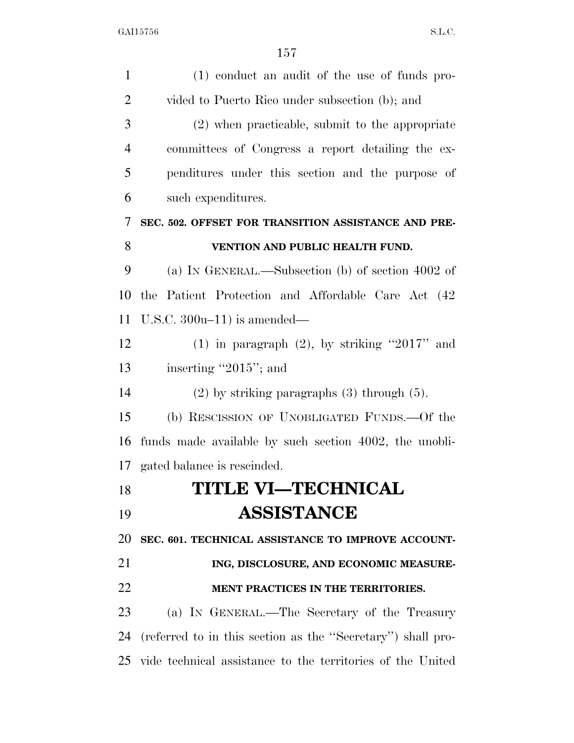(1) conduct an audit of the use of funds provided to Puerto Rico under subsection (b); and

(2) when practicable, submit to the appropriate committees of Congress a report detailing the expenditures under this section and the purpose of such expenditures.

**SEC. 502. OFFSET FOR TRANSITION ASSISTANCE AND PREVENTION AND PUBLIC HEALTH FUND.**

(a) IN GENERAL.—Subsection (b) of section 4002 of the Patient Protection and Affordable Care Act (42 U.S.C. 300u–11) is amended—

(1) in paragraph (2), by striking ''2017'' and inserting ''2015''; and

(2) by striking paragraphs (3) through (5).

(b) RESCISSION OF UNOBLIGATED FUNDS.—Of the funds made available by such section 4002, the unobligated balance is rescinded.

# TITLE VI—TECHNICAL ASSISTANCE

**SEC. 601. TECHNICAL ASSISTANCE TO IMPROVE ACCOUNTING, DISCLOSURE, AND ECONOMIC MEASUREMENT PRACTICES IN THE TERRITORIES.**

(a) IN GENERAL.—The Secretary of the Treasury (referred to in this section as the ''Secretary'') shall provide technical assistance to the territories of the United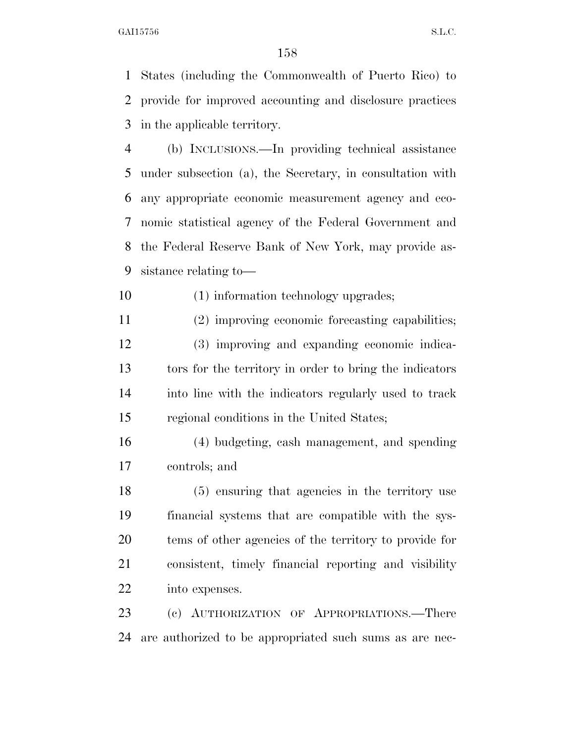States (including the Commonwealth of Puerto Rico) to provide for improved accounting and disclosure practices in the applicable territory.

(b) INCLUSIONS.—In providing technical assistance under subsection (a), the Secretary, in consultation with any appropriate economic measurement agency and economic statistical agency of the Federal Government and the Federal Reserve Bank of New York, may provide assistance relating to—

(1) information technology upgrades;

(2) improving economic forecasting capabilities;

(3) improving and expanding economic indicators for the territory in order to bring the indicators into line with the indicators regularly used to track regional conditions in the United States;

(4) budgeting, cash management, and spending controls; and

(5) ensuring that agencies in the territory use financial systems that are compatible with the systems of other agencies of the territory to provide for consistent, timely financial reporting and visibility into expenses.

(c) AUTHORIZATION OF APPROPRIATIONS.—There are authorized to be appropriated such sums as are nec-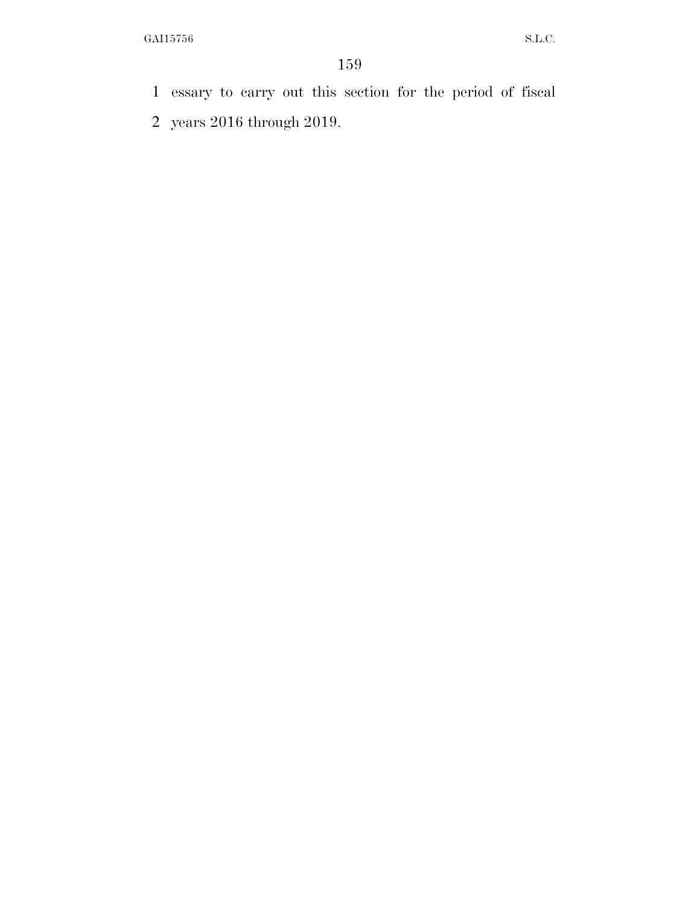essary to carry out this section for the period of fiscal years 2016 through 2019.